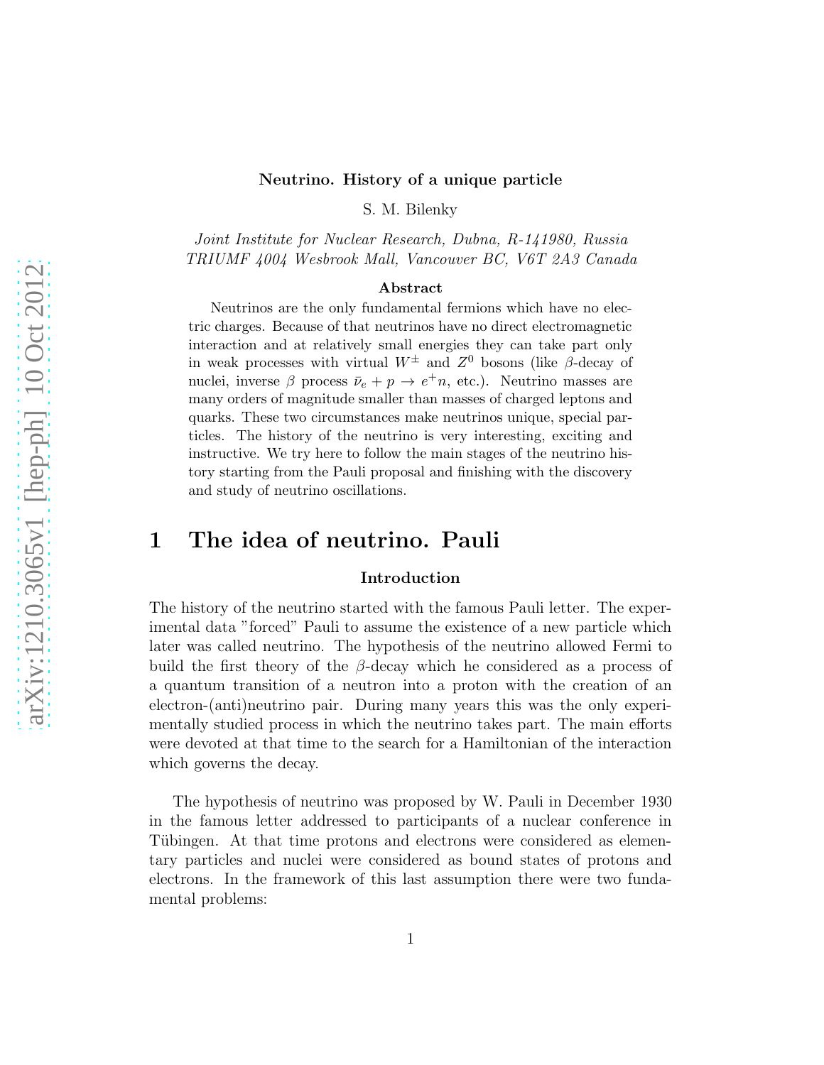**Neutrino. History of a unique particle**

S. M. Bilenky

*Joint Institute for Nuclear Research, Dubna, R-141980, Russia*
*TRIUMF 4004 Wesbrook Mall, Vancouver BC, V6T 2A3 Canada*

**Abstract**

Neutrinos are the only fundamental fermions which have no electric charges. Because of that neutrinos have no direct electromagnetic interaction and at relatively small energies they can take part only in weak processes with virtual $W^{\pm}$ and $Z^{0}$ bosons (like $\beta$-decay of nuclei, inverse $\beta$ process $\bar{\nu}_e + p \to e^{+}n$, etc.). Neutrino masses are many orders of magnitude smaller than masses of charged leptons and quarks. These two circumstances make neutrinos unique, special particles. The history of the neutrino is very interesting, exciting and instructive. We try here to follow the main stages of the neutrino history starting from the Pauli proposal and finishing with the discovery and study of neutrino oscillations.

# 1 The idea of neutrino. Pauli

### Introduction

The history of the neutrino started with the famous Pauli letter. The experimental data "forced" Pauli to assume the existence of a new particle which later was called neutrino. The hypothesis of the neutrino allowed Fermi to build the first theory of the $\beta$-decay which he considered as a process of a quantum transition of a neutron into a proton with the creation of an electron-(anti)neutrino pair. During many years this was the only experimentally studied process in which the neutrino takes part. The main efforts were devoted at that time to the search for a Hamiltonian of the interaction which governs the decay.

The hypothesis of neutrino was proposed by W. Pauli in December 1930 in the famous letter addressed to participants of a nuclear conference in Tübingen. At that time protons and electrons were considered as elementary particles and nuclei were considered as bound states of protons and electrons. In the framework of this last assumption there were two fundamental problems: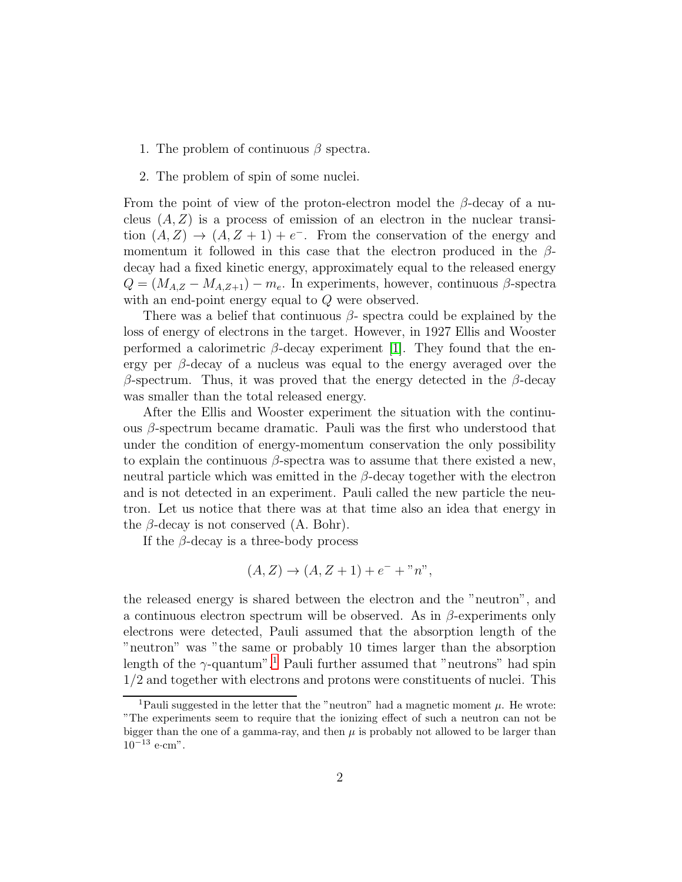1. The problem of continuous $\beta$ spectra.

2. The problem of spin of some nuclei.

From the point of view of the proton-electron model the $\beta$-decay of a nucleus $(A, Z)$ is a process of emission of an electron in the nuclear transition $(A, Z) \to (A, Z+1) + e^-$. From the conservation of the energy and momentum it followed in this case that the electron produced in the $\beta$-decay had a fixed kinetic energy, approximately equal to the released energy $Q = (M_{A,Z} - M_{A,Z+1}) - m_e$. In experiments, however, continuous $\beta$-spectra with an end-point energy equal to $Q$ were observed.

There was a belief that continuous $\beta$- spectra could be explained by the loss of energy of electrons in the target. However, in 1927 Ellis and Wooster performed a calorimetric $\beta$-decay experiment [1]. They found that the energy per $\beta$-decay of a nucleus was equal to the energy averaged over the $\beta$-spectrum. Thus, it was proved that the energy detected in the $\beta$-decay was smaller than the total released energy.

After the Ellis and Wooster experiment the situation with the continuous $\beta$-spectrum became dramatic. Pauli was the first who understood that under the condition of energy-momentum conservation the only possibility to explain the continuous $\beta$-spectra was to assume that there existed a new, neutral particle which was emitted in the $\beta$-decay together with the electron and is not detected in an experiment. Pauli called the new particle the neutron. Let us notice that there was at that time also an idea that energy in the $\beta$-decay is not conserved (A. Bohr).

If the $\beta$-decay is a three-body process

$$(A, Z) \to (A, Z+1) + e^- + "n",$$

the released energy is shared between the electron and the "neutron", and a continuous electron spectrum will be observed. As in $\beta$-experiments only electrons were detected, Pauli assumed that the absorption length of the "neutron" was "the same or probably 10 times larger than the absorption length of the $\gamma$-quantum".[1] Pauli further assumed that "neutrons" had spin 1/2 and together with electrons and protons were constituents of nuclei. This

[1] Pauli suggested in the letter that the "neutron" had a magnetic moment $\mu$. He wrote: "The experiments seem to require that the ionizing effect of such a neutron can not be bigger than the one of a gamma-ray, and then $\mu$ is probably not allowed to be larger than $10^{-13}$ e·cm".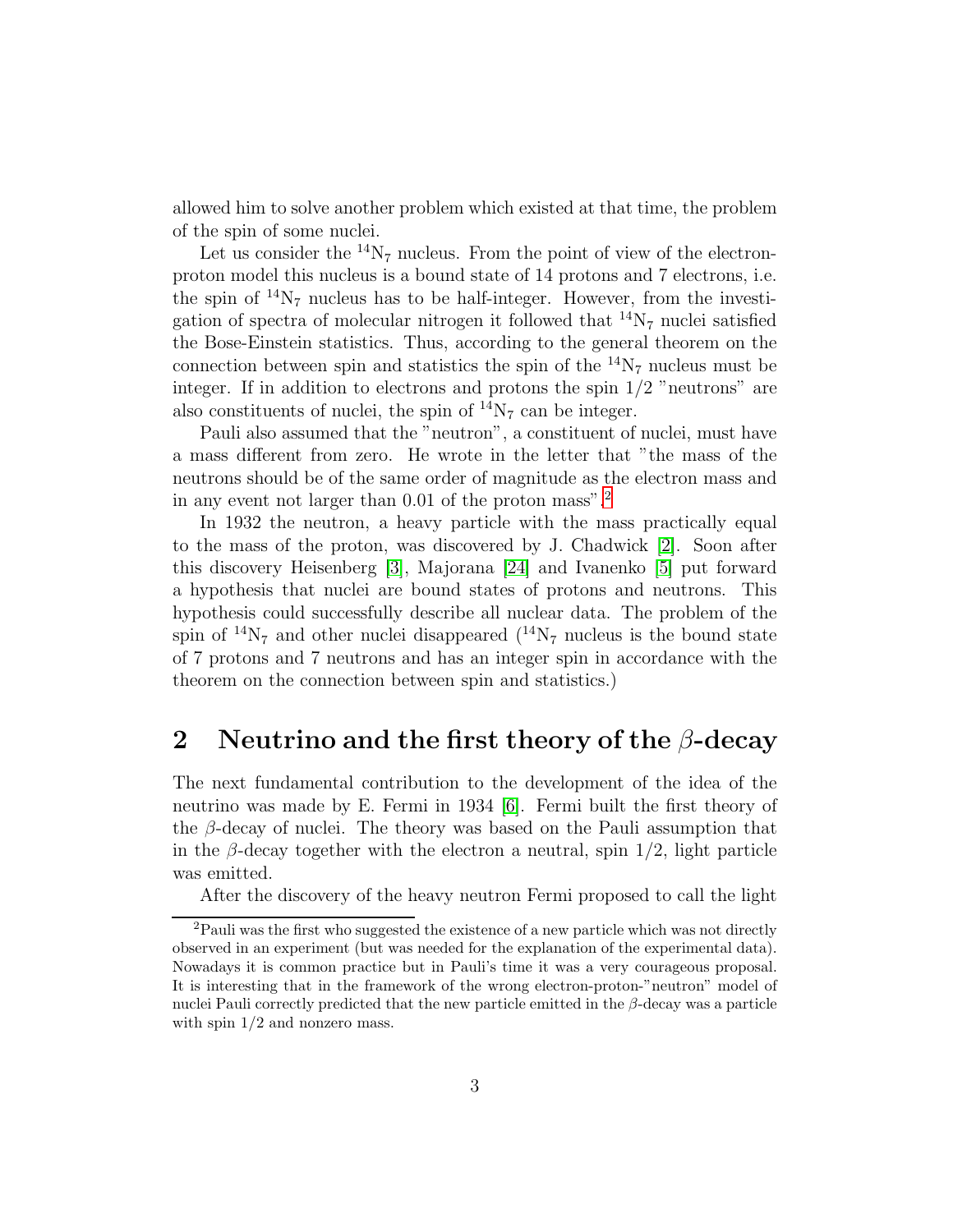allowed him to solve another problem which existed at that time, the problem of the spin of some nuclei.

Let us consider the $^{14}N_7$ nucleus. From the point of view of the electron-proton model this nucleus is a bound state of 14 protons and 7 electrons, i.e. the spin of $^{14}N_7$ nucleus has to be half-integer. However, from the investigation of spectra of molecular nitrogen it followed that $^{14}N_7$ nuclei satisfied the Bose-Einstein statistics. Thus, according to the general theorem on the connection between spin and statistics the spin of the $^{14}N_7$ nucleus must be integer. If in addition to electrons and protons the spin 1/2 "neutrons" are also constituents of nuclei, the spin of $^{14}N_7$ can be integer.

Pauli also assumed that the "neutron", a constituent of nuclei, must have a mass different from zero. He wrote in the letter that "the mass of the neutrons should be of the same order of magnitude as the electron mass and in any event not larger than 0.01 of the proton mass".[2]

In 1932 the neutron, a heavy particle with the mass practically equal to the mass of the proton, was discovered by J. Chadwick [2]. Soon after this discovery Heisenberg [3], Majorana [24] and Ivanenko [5] put forward a hypothesis that nuclei are bound states of protons and neutrons. This hypothesis could successfully describe all nuclear data. The problem of the spin of $^{14}N_7$ and other nuclei disappeared ($^{14}N_7$ nucleus is the bound state of 7 protons and 7 neutrons and has an integer spin in accordance with the theorem on the connection between spin and statistics.)

## 2 Neutrino and the first theory of the $\beta$-decay

The next fundamental contribution to the development of the idea of the neutrino was made by E. Fermi in 1934 [6]. Fermi built the first theory of the $\beta$-decay of nuclei. The theory was based on the Pauli assumption that in the $\beta$-decay together with the electron a neutral, spin 1/2, light particle was emitted.

After the discovery of the heavy neutron Fermi proposed to call the light

---

[2] Pauli was the first who suggested the existence of a new particle which was not directly observed in an experiment (but was needed for the explanation of the experimental data). Nowadays it is common practice but in Pauli's time it was a very courageous proposal. It is interesting that in the framework of the wrong electron-proton-"neutron" model of nuclei Pauli correctly predicted that the new particle emitted in the $\beta$-decay was a particle with spin 1/2 and nonzero mass.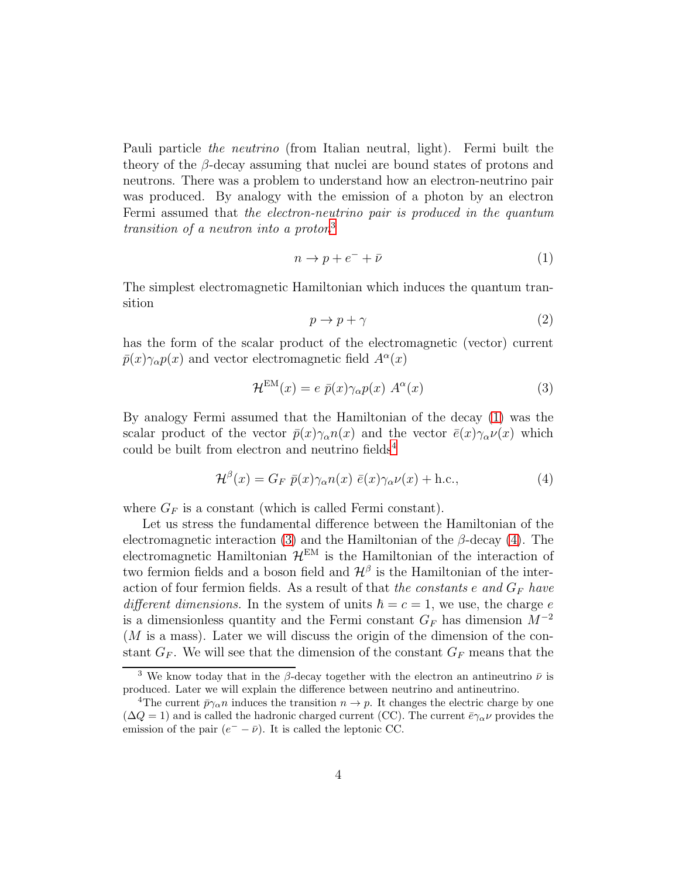Pauli particle *the neutrino* (from Italian neutral, light). Fermi built the theory of the $\beta$-decay assuming that nuclei are bound states of protons and neutrons. There was a problem to understand how an electron-neutrino pair was produced. By analogy with the emission of a photon by an electron Fermi assumed that *the electron-neutrino pair is produced in the quantum transition of a neutron into a proton*[3]

$$n \to p + e^- + \bar{\nu} \tag{1}$$

The simplest electromagnetic Hamiltonian which induces the quantum transition

$$p \to p + \gamma \tag{2}$$

has the form of the scalar product of the electromagnetic (vector) current $\bar{p}(x)\gamma_\alpha p(x)$ and vector electromagnetic field $A^\alpha(x)$

$$\mathcal{H}^{\mathrm{EM}}(x) = e\ \bar{p}(x)\gamma_\alpha p(x)\ A^\alpha(x) \tag{3}$$

By analogy Fermi assumed that the Hamiltonian of the decay (1) was the scalar product of the vector $\bar{p}(x)\gamma_\alpha n(x)$ and the vector $\bar{e}(x)\gamma_\alpha \nu(x)$ which could be built from electron and neutrino fields[4]

$$\mathcal{H}^\beta(x) = G_F\ \bar{p}(x)\gamma_\alpha n(x)\ \bar{e}(x)\gamma_\alpha \nu(x) + \mathrm{h.c.}, \tag{4}$$

where $G_F$ is a constant (which is called Fermi constant).

Let us stress the fundamental difference between the Hamiltonian of the electromagnetic interaction (3) and the Hamiltonian of the $\beta$-decay (4). The electromagnetic Hamiltonian $\mathcal{H}^{\mathrm{EM}}$ is the Hamiltonian of the interaction of two fermion fields and a boson field and $\mathcal{H}^\beta$ is the Hamiltonian of the interaction of four fermion fields. As a result of that *the constants $e$ and $G_F$ have different dimensions.* In the system of units $\hbar = c = 1$, we use, the charge $e$ is a dimensionless quantity and the Fermi constant $G_F$ has dimension $M^{-2}$ ($M$ is a mass). Later we will discuss the origin of the dimension of the constant $G_F$. We will see that the dimension of the constant $G_F$ means that the

---

[3] We know today that in the $\beta$-decay together with the electron an antineutrino $\bar{\nu}$ is produced. Later we will explain the difference between neutrino and antineutrino.

[4] The current $\bar{p}\gamma_\alpha n$ induces the transition $n \to p$. It changes the electric charge by one ($\Delta Q = 1$) and is called the hadronic charged current (CC). The current $\bar{e}\gamma_\alpha \nu$ provides the emission of the pair ($e^- - \bar{\nu}$). It is called the leptonic CC.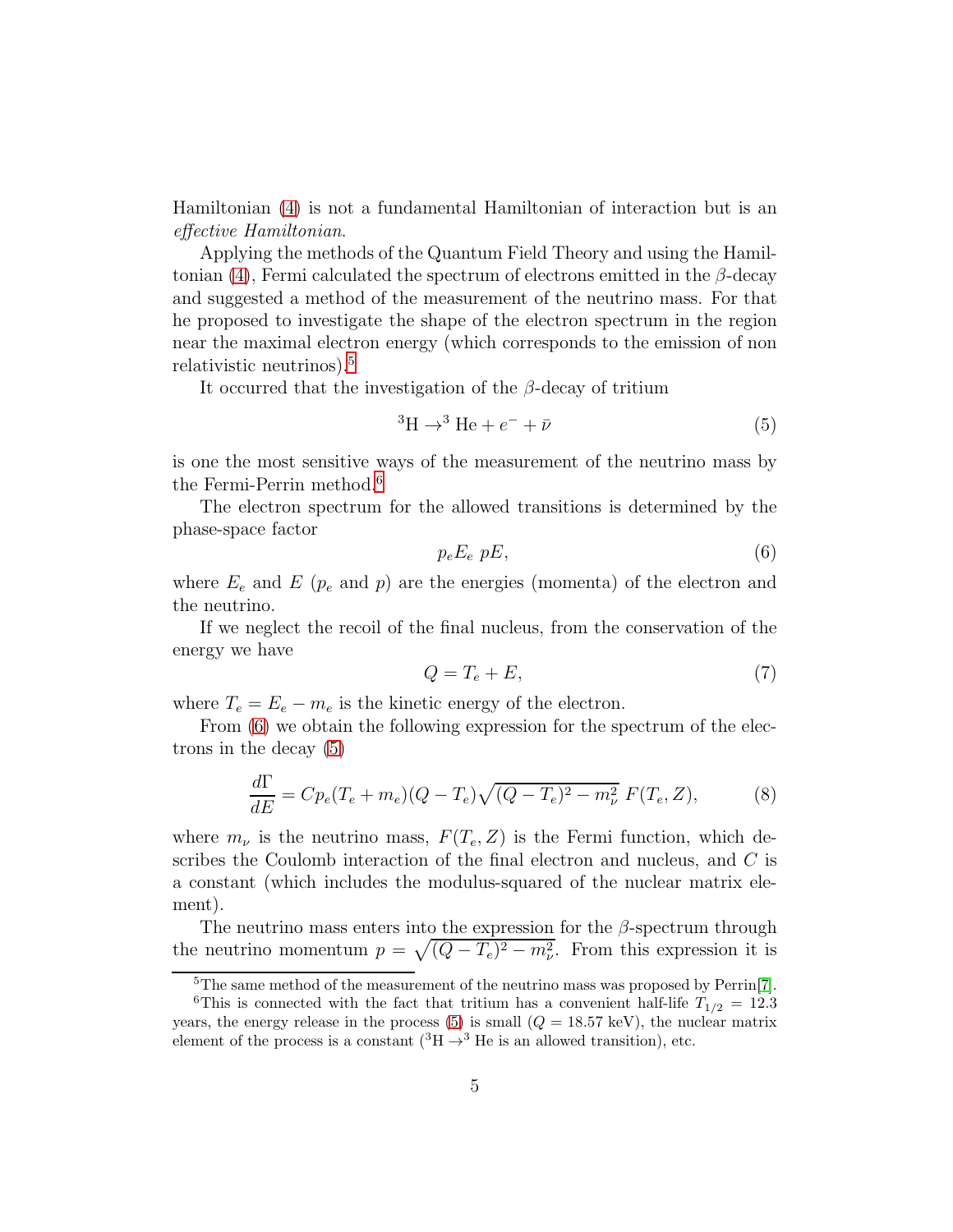Hamiltonian (4) is not a fundamental Hamiltonian of interaction but is an *effective Hamiltonian.*

Applying the methods of the Quantum Field Theory and using the Hamiltonian (4), Fermi calculated the spectrum of electrons emitted in the $\beta$-decay and suggested a method of the measurement of the neutrino mass. For that he proposed to investigate the shape of the electron spectrum in the region near the maximal electron energy (which corresponds to the emission of non relativistic neutrinos).[5]

It occurred that the investigation of the $\beta$-decay of tritium

$$ {}^3\mathrm{H} \to {}^3\mathrm{He} + e^- + \bar{\nu} \tag{5} $$

is one the most sensitive ways of the measurement of the neutrino mass by the Fermi-Perrin method.[6]

The electron spectrum for the allowed transitions is determined by the phase-space factor

$$ p_e E_e \; p E, \tag{6} $$

where $E_e$ and $E$ ($p_e$ and $p$) are the energies (momenta) of the electron and the neutrino.

If we neglect the recoil of the final nucleus, from the conservation of the energy we have

$$ Q = T_e + E, \tag{7} $$

where $T_e = E_e - m_e$ is the kinetic energy of the electron.

From (6) we obtain the following expression for the spectrum of the electrons in the decay (5)

$$ \frac{d\Gamma}{dE} = C p_e (T_e + m_e)(Q - T_e)\sqrt{(Q - T_e)^2 - m_\nu^2}\; F(T_e, Z), \tag{8} $$

where $m_\nu$ is the neutrino mass, $F(T_e, Z)$ is the Fermi function, which describes the Coulomb interaction of the final electron and nucleus, and $C$ is a constant (which includes the modulus-squared of the nuclear matrix element).

The neutrino mass enters into the expression for the $\beta$-spectrum through the neutrino momentum $p = \sqrt{(Q - T_e)^2 - m_\nu^2}$. From this expression it is

---

[5] The same method of the measurement of the neutrino mass was proposed by Perrin[7].

[6] This is connected with the fact that tritium has a convenient half-life $T_{1/2} = 12.3$ years, the energy release in the process (5) is small ($Q = 18.57$ keV), the nuclear matrix element of the process is a constant (${}^3\mathrm{H} \to {}^3\mathrm{He}$ is an allowed transition), etc.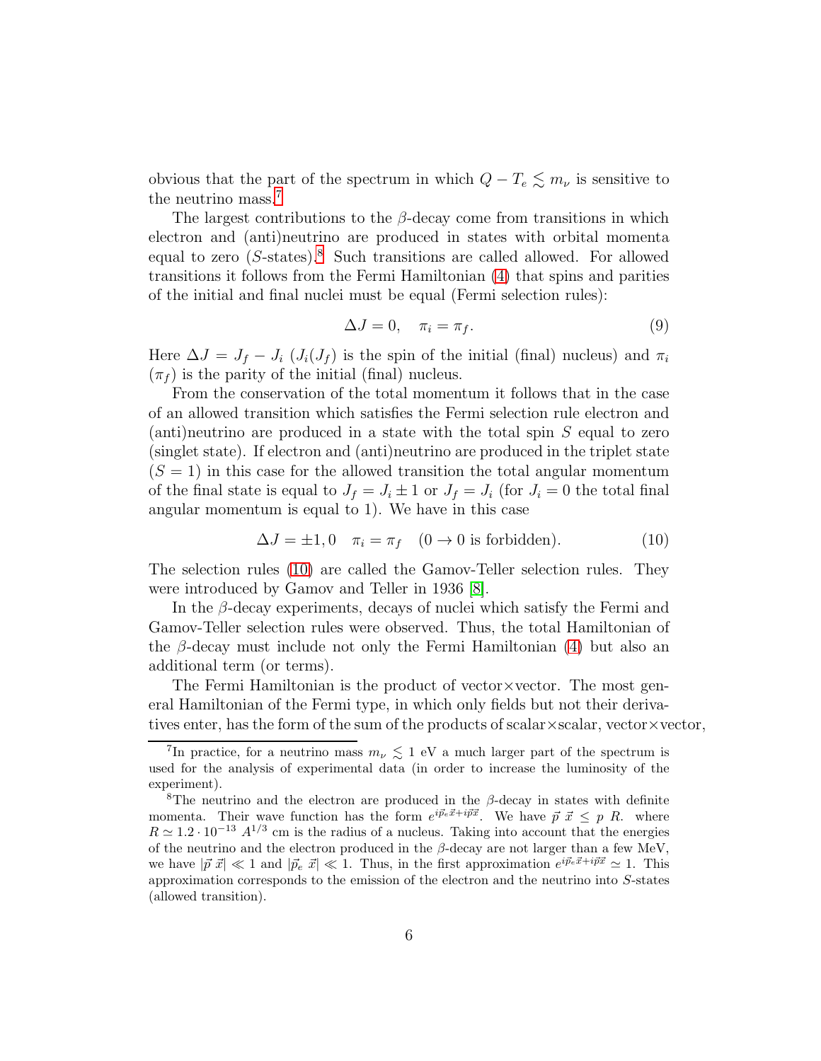obvious that the part of the spectrum in which $Q - T_e \lesssim m_\nu$ is sensitive to the neutrino mass.[7]

The largest contributions to the $\beta$-decay come from transitions in which electron and (anti)neutrino are produced in states with orbital momenta equal to zero ($S$-states).[8] Such transitions are called allowed. For allowed transitions it follows from the Fermi Hamiltonian (4) that spins and parities of the initial and final nuclei must be equal (Fermi selection rules):

$$\Delta J = 0, \quad \pi_i = \pi_f. \tag{9}$$

Here $\Delta J = J_f - J_i$ ($J_i(J_f)$ is the spin of the initial (final) nucleus) and $\pi_i$ ($\pi_f$) is the parity of the initial (final) nucleus.

From the conservation of the total momentum it follows that in the case of an allowed transition which satisfies the Fermi selection rule electron and (anti)neutrino are produced in a state with the total spin $S$ equal to zero (singlet state). If electron and (anti)neutrino are produced in the triplet state ($S = 1$) in this case for the allowed transition the total angular momentum of the final state is equal to $J_f = J_i \pm 1$ or $J_f = J_i$ (for $J_i = 0$ the total final angular momentum is equal to 1). We have in this case

$$\Delta J = \pm 1, 0 \quad \pi_i = \pi_f \quad (0 \to 0 \text{ is forbidden}). \tag{10}$$

The selection rules (10) are called the Gamov-Teller selection rules. They were introduced by Gamov and Teller in 1936 [8].

In the $\beta$-decay experiments, decays of nuclei which satisfy the Fermi and Gamov-Teller selection rules were observed. Thus, the total Hamiltonian of the $\beta$-decay must include not only the Fermi Hamiltonian (4) but also an additional term (or terms).

The Fermi Hamiltonian is the product of vector×vector. The most general Hamiltonian of the Fermi type, in which only fields but not their derivatives enter, has the form of the sum of the products of scalar×scalar, vector×vector,

---

[7] In practice, for a neutrino mass $m_\nu \lesssim 1$ eV a much larger part of the spectrum is used for the analysis of experimental data (in order to increase the luminosity of the experiment).

[8] The neutrino and the electron are produced in the $\beta$-decay in states with definite momenta. Their wave function has the form $e^{i\vec{p}_e\vec{x}+i\vec{p}\vec{x}}$. We have $\vec{p}\ \vec{x} \leq p\ R$. where $R \simeq 1.2 \cdot 10^{-13}\ A^{1/3}$ cm is the radius of a nucleus. Taking into account that the energies of the neutrino and the electron produced in the $\beta$-decay are not larger than a few MeV, we have $|\vec{p}\ \vec{x}| \ll 1$ and $|\vec{p}_e\ \vec{x}| \ll 1$. Thus, in the first approximation $e^{i\vec{p}_e\vec{x}+i\vec{p}\vec{x}} \simeq 1$. This approximation corresponds to the emission of the electron and the neutrino into $S$-states (allowed transition).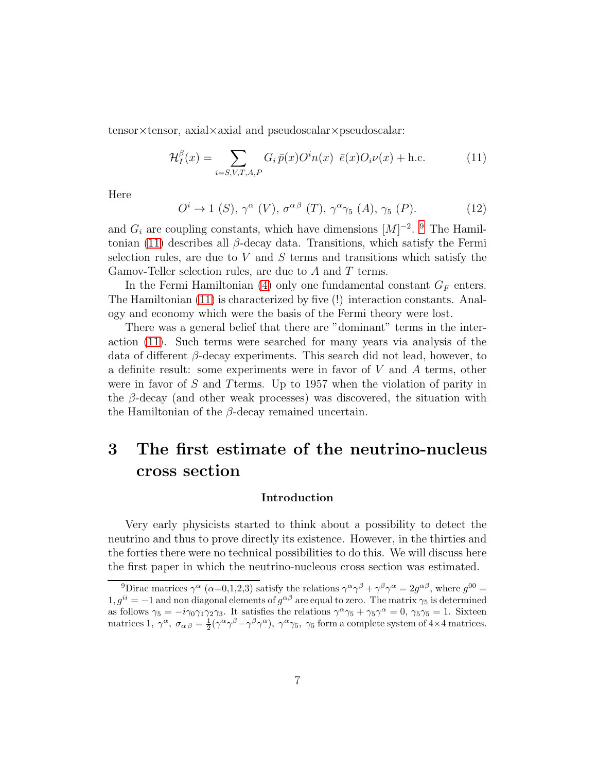tensor×tensor, axial×axial and pseudoscalar×pseudoscalar:

$$\mathcal{H}_I^{\beta}(x) = \sum_{i=S,V,T,A,P} G_i \, \bar{p}(x) O^i n(x) \;\; \bar{e}(x) O_i \nu(x) + \text{h.c.} \tag{11}$$

Here

$$O^i \to 1 \; (S), \; \gamma^{\alpha} \; (V), \; \sigma^{\alpha\beta} \; (T), \; \gamma^{\alpha}\gamma_5 \; (A), \; \gamma_5 \; (P). \tag{12}$$

and $G_i$ are coupling constants, which have dimensions $[M]^{-2}$. [9] The Hamiltonian (11) describes all $\beta$-decay data. Transitions, which satisfy the Fermi selection rules, are due to $V$ and $S$ terms and transitions which satisfy the Gamov-Teller selection rules, are due to $A$ and $T$ terms.

In the Fermi Hamiltonian (4) only one fundamental constant $G_F$ enters. The Hamiltonian (11) is characterized by five (!) interaction constants. Analogy and economy which were the basis of the Fermi theory were lost.

There was a general belief that there are "dominant" terms in the interaction (11). Such terms were searched for many years via analysis of the data of different $\beta$-decay experiments. This search did not lead, however, to a definite result: some experiments were in favor of $V$ and $A$ terms, other were in favor of $S$ and $T$terms. Up to 1957 when the violation of parity in the $\beta$-decay (and other weak processes) was discovered, the situation with the Hamiltonian of the $\beta$-decay remained uncertain.

# 3 The first estimate of the neutrino-nucleus cross section

### Introduction

Very early physicists started to think about a possibility to detect the neutrino and thus to prove directly its existence. However, in the thirties and the forties there were no technical possibilities to do this. We will discuss here the first paper in which the neutrino-nucleous cross section was estimated.

---

[9] Dirac matrices $\gamma^{\alpha}$ ($\alpha$=0,1,2,3) satisfy the relations $\gamma^{\alpha}\gamma^{\beta} + \gamma^{\beta}\gamma^{\alpha} = 2g^{\alpha\beta}$, where $g^{00} = 1, g^{ii} = -1$ and non diagonal elements of $g^{\alpha\beta}$ are equal to zero. The matrix $\gamma_5$ is determined as follows $\gamma_5 = -i\gamma_0\gamma_1\gamma_2\gamma_3$. It satisfies the relations $\gamma^{\alpha}\gamma_5 + \gamma_5\gamma^{\alpha} = 0$, $\gamma_5\gamma_5 = 1$. Sixteen matrices $1$, $\gamma^{\alpha}$, $\sigma_{\alpha\beta} = \frac{1}{2}(\gamma^{\alpha}\gamma^{\beta} - \gamma^{\beta}\gamma^{\alpha})$, $\gamma^{\alpha}\gamma_5$, $\gamma_5$ form a complete system of 4×4 matrices.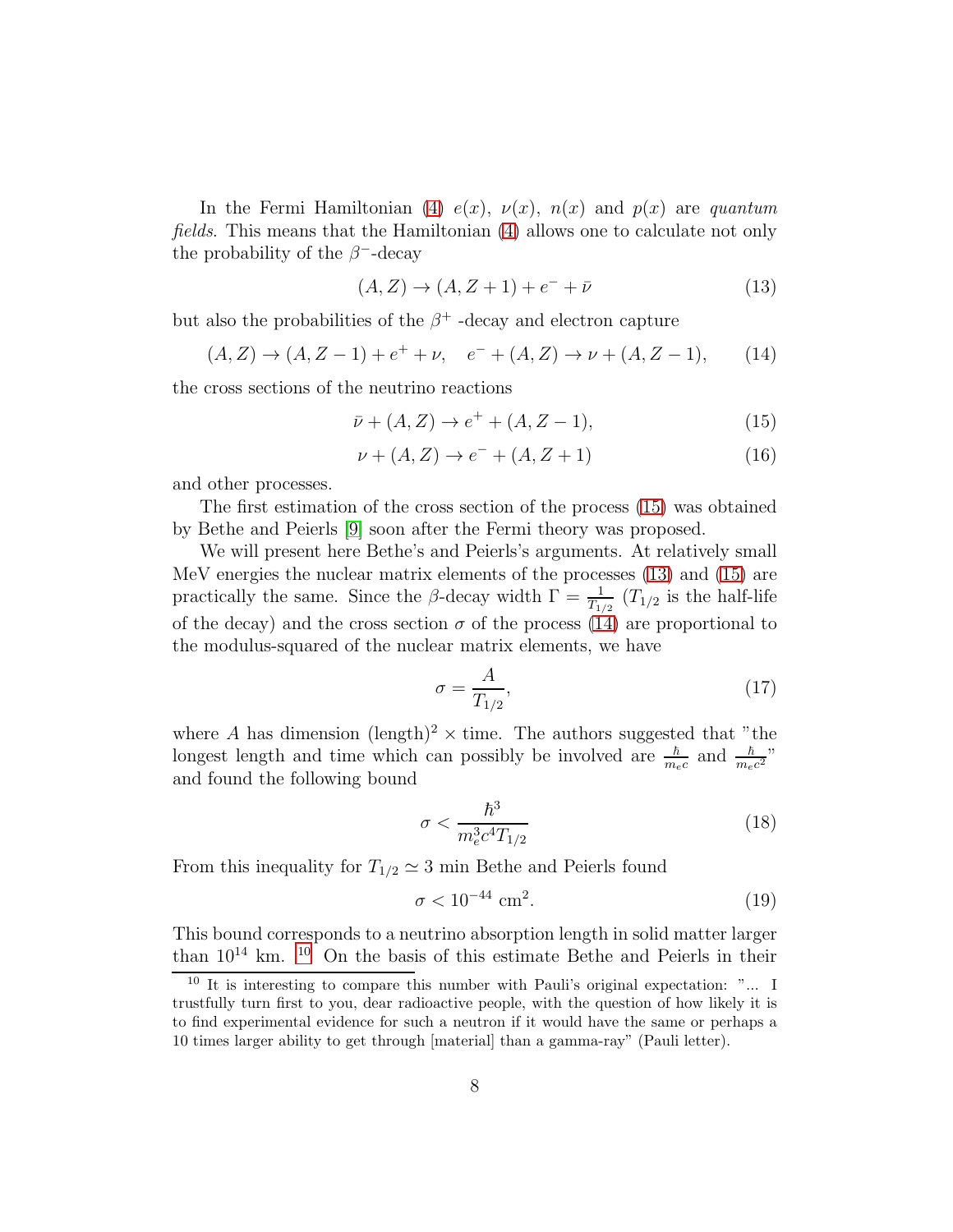In the Fermi Hamiltonian (4) $e(x)$, $\nu(x)$, $n(x)$ and $p(x)$ are *quantum fields*. This means that the Hamiltonian (4) allows one to calculate not only the probability of the $\beta^-$-decay

$$(A,Z) \to (A,Z+1) + e^- + \bar{\nu} \tag{13}$$

but also the probabilities of the $\beta^+$ -decay and electron capture

$$(A,Z) \to (A,Z-1) + e^+ + \nu, \quad e^- + (A,Z) \to \nu + (A,Z-1), \tag{14}$$

the cross sections of the neutrino reactions

$$\bar{\nu} + (A,Z) \to e^+ + (A,Z-1), \tag{15}$$

$$\nu + (A,Z) \to e^- + (A,Z+1) \tag{16}$$

and other processes.

The first estimation of the cross section of the process (15) was obtained by Bethe and Peierls [9] soon after the Fermi theory was proposed.

We will present here Bethe's and Peierls's arguments. At relatively small MeV energies the nuclear matrix elements of the processes (13) and (15) are practically the same. Since the $\beta$-decay width $\Gamma = \frac{1}{T_{1/2}}$ ($T_{1/2}$ is the half-life of the decay) and the cross section $\sigma$ of the process (14) are proportional to the modulus-squared of the nuclear matrix elements, we have

$$\sigma = \frac{A}{T_{1/2}}, \tag{17}$$

where $A$ has dimension $(\text{length})^2 \times \text{time}$. The authors suggested that "the longest length and time which can possibly be involved are $\frac{\hbar}{m_e c}$ and $\frac{\hbar}{m_e c^2}$" and found the following bound

$$\sigma < \frac{\hbar^3}{m_e^3 c^4 T_{1/2}} \tag{18}$$

From this inequality for $T_{1/2} \simeq 3$ min Bethe and Peierls found

$$\sigma < 10^{-44}\ \text{cm}^2. \tag{19}$$

This bound corresponds to a neutrino absorption length in solid matter larger than $10^{14}$ km. [10] On the basis of this estimate Bethe and Peierls in their

[10] It is interesting to compare this number with Pauli's original expectation: "... I trustfully turn first to you, dear radioactive people, with the question of how likely it is to find experimental evidence for such a neutron if it would have the same or perhaps a 10 times larger ability to get through [material] than a gamma-ray" (Pauli letter).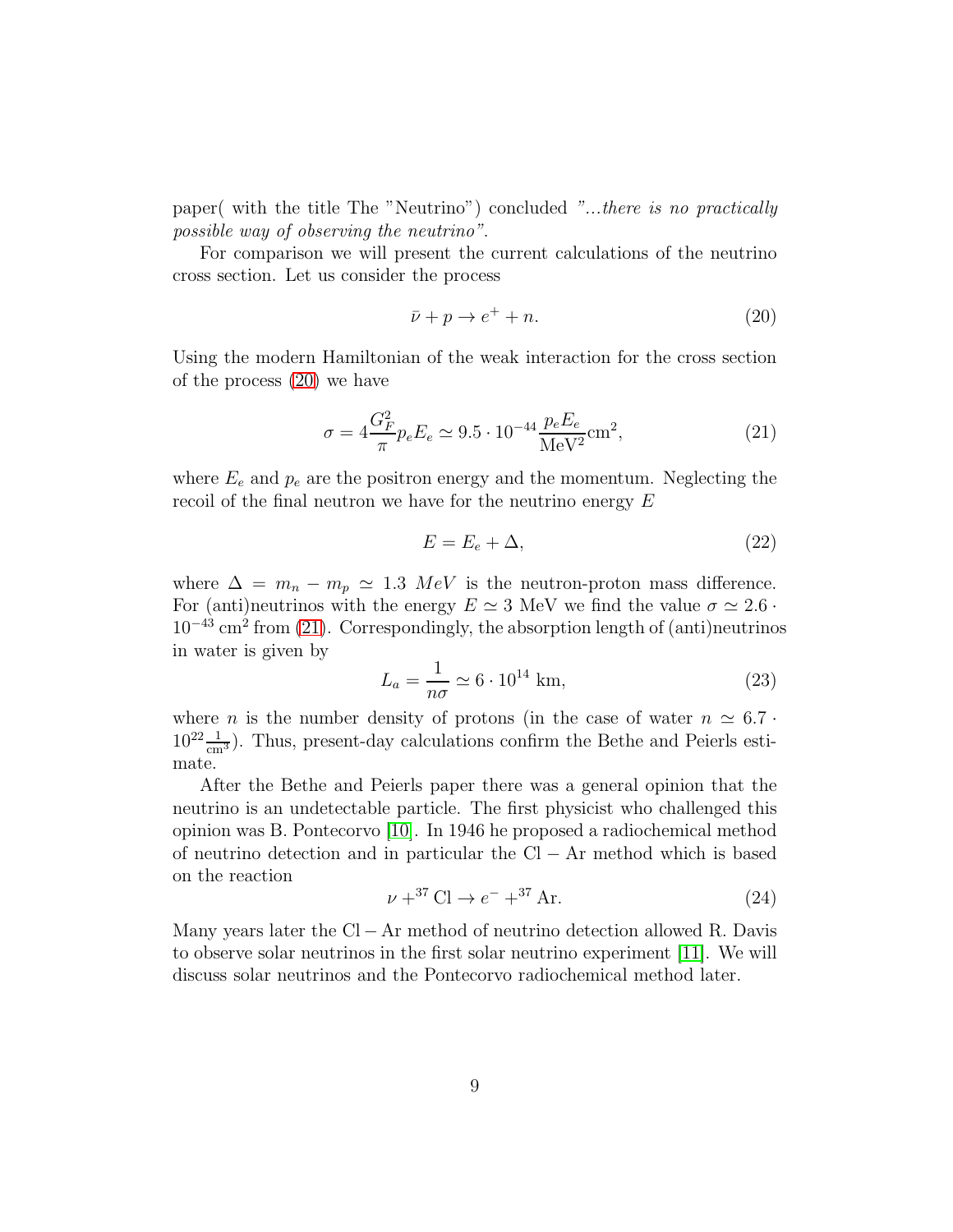paper( with the title The "Neutrino") concluded *"...there is no practically possible way of observing the neutrino"*.

For comparison we will present the current calculations of the neutrino cross section. Let us consider the process

$$\bar{\nu} + p \to e^{+} + n. \tag{20}$$

Using the modern Hamiltonian of the weak interaction for the cross section of the process (20) we have

$$\sigma = 4\frac{G_F^2}{\pi} p_e E_e \simeq 9.5 \cdot 10^{-44} \frac{p_e E_e}{\mathrm{MeV}^2} \mathrm{cm}^2, \tag{21}$$

where $E_e$ and $p_e$ are the positron energy and the momentum. Neglecting the recoil of the final neutron we have for the neutrino energy $E$

$$E = E_e + \Delta, \tag{22}$$

where $\Delta = m_n - m_p \simeq 1.3\ MeV$ is the neutron-proton mass difference. For (anti)neutrinos with the energy $E \simeq 3$ MeV we find the value $\sigma \simeq 2.6 \cdot 10^{-43}$ cm$^2$ from (21). Correspondingly, the absorption length of (anti)neutrinos in water is given by

$$L_a = \frac{1}{n\sigma} \simeq 6 \cdot 10^{14}\ \mathrm{km}, \tag{23}$$

where $n$ is the number density of protons (in the case of water $n \simeq 6.7 \cdot 10^{22} \frac{1}{\mathrm{cm}^3}$). Thus, present-day calculations confirm the Bethe and Peierls estimate.

After the Bethe and Peierls paper there was a general opinion that the neutrino is an undetectable particle. The first physicist who challenged this opinion was B. Pontecorvo [10]. In 1946 he proposed a radiochemical method of neutrino detection and in particular the $\mathrm{Cl} - \mathrm{Ar}$ method which is based on the reaction

$$\nu +^{37} \mathrm{Cl} \to e^{-} +^{37} \mathrm{Ar}. \tag{24}$$

Many years later the $\mathrm{Cl} - \mathrm{Ar}$ method of neutrino detection allowed R. Davis to observe solar neutrinos in the first solar neutrino experiment [11]. We will discuss solar neutrinos and the Pontecorvo radiochemical method later.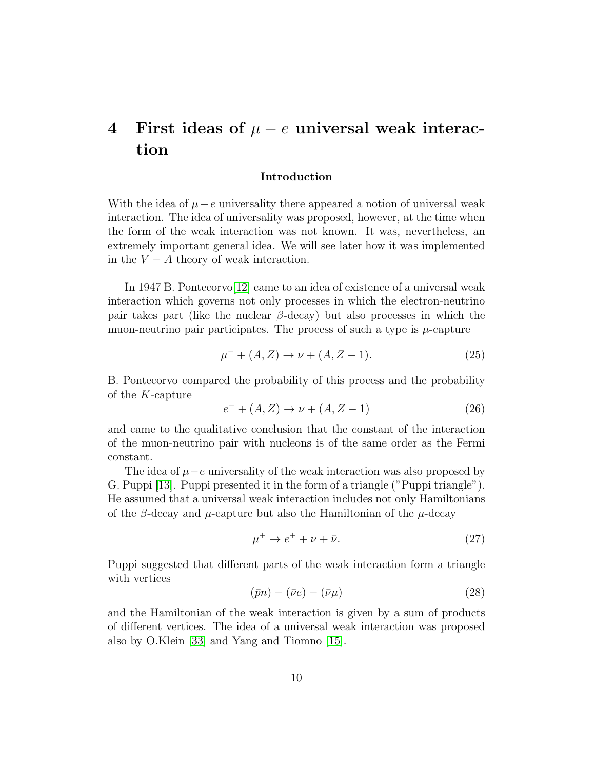# 4 First ideas of $\mu - e$ universal weak interaction

### Introduction

With the idea of $\mu - e$ universality there appeared a notion of universal weak interaction. The idea of universality was proposed, however, at the time when the form of the weak interaction was not known. It was, nevertheless, an extremely important general idea. We will see later how it was implemented in the $V - A$ theory of weak interaction.

In 1947 B. Pontecorvo[12] came to an idea of existence of a universal weak interaction which governs not only processes in which the electron-neutrino pair takes part (like the nuclear $\beta$-decay) but also processes in which the muon-neutrino pair participates. The process of such a type is $\mu$-capture

$$\mu^- + (A, Z) \to \nu + (A, Z - 1). \tag{25}$$

B. Pontecorvo compared the probability of this process and the probability of the $K$-capture

$$e^- + (A, Z) \to \nu + (A, Z - 1) \tag{26}$$

and came to the qualitative conclusion that the constant of the interaction of the muon-neutrino pair with nucleons is of the same order as the Fermi constant.

The idea of $\mu - e$ universality of the weak interaction was also proposed by G. Puppi [13]. Puppi presented it in the form of a triangle ("Puppi triangle"). He assumed that a universal weak interaction includes not only Hamiltonians of the $\beta$-decay and $\mu$-capture but also the Hamiltonian of the $\mu$-decay

$$\mu^+ \to e^+ + \nu + \bar{\nu}. \tag{27}$$

Puppi suggested that different parts of the weak interaction form a triangle with vertices

$$(\bar{p}n) - (\bar{\nu}e) - (\bar{\nu}\mu) \tag{28}$$

and the Hamiltonian of the weak interaction is given by a sum of products of different vertices. The idea of a universal weak interaction was proposed also by O.Klein [33] and Yang and Tiomno [15].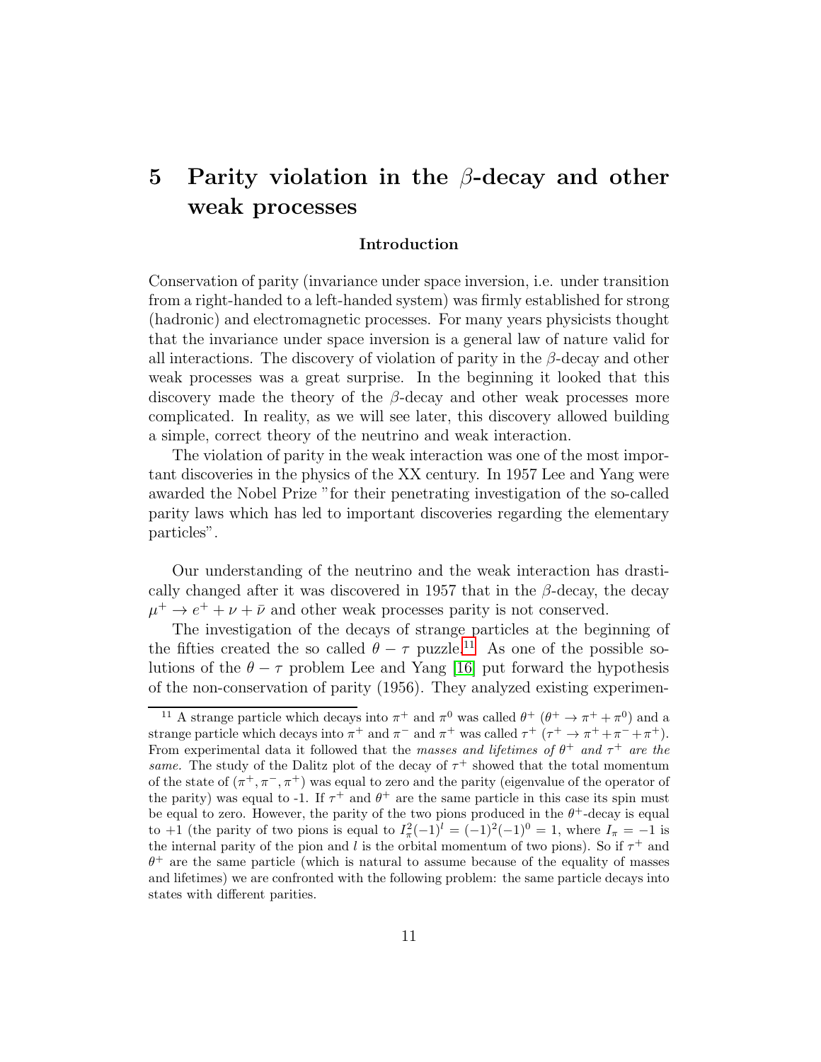# 5 Parity violation in the $\beta$-decay and other weak processes

### Introduction

Conservation of parity (invariance under space inversion, i.e. under transition from a right-handed to a left-handed system) was firmly established for strong (hadronic) and electromagnetic processes. For many years physicists thought that the invariance under space inversion is a general law of nature valid for all interactions. The discovery of violation of parity in the $\beta$-decay and other weak processes was a great surprise. In the beginning it looked that this discovery made the theory of the $\beta$-decay and other weak processes more complicated. In reality, as we will see later, this discovery allowed building a simple, correct theory of the neutrino and weak interaction.

The violation of parity in the weak interaction was one of the most important discoveries in the physics of the XX century. In 1957 Lee and Yang were awarded the Nobel Prize "for their penetrating investigation of the so-called parity laws which has led to important discoveries regarding the elementary particles".

Our understanding of the neutrino and the weak interaction has drastically changed after it was discovered in 1957 that in the $\beta$-decay, the decay $\mu^+ \to e^+ + \nu + \bar{\nu}$ and other weak processes parity is not conserved.

The investigation of the decays of strange particles at the beginning of the fifties created the so called $\theta - \tau$ puzzle.[11] As one of the possible solutions of the $\theta - \tau$ problem Lee and Yang [16] put forward the hypothesis of the non-conservation of parity (1956). They analyzed existing experimen-

---

[11] A strange particle which decays into $\pi^+$ and $\pi^0$ was called $\theta^+$ ($\theta^+ \to \pi^+ + \pi^0$) and a strange particle which decays into $\pi^+$ and $\pi^-$ and $\pi^+$ was called $\tau^+$ ($\tau^+ \to \pi^+ + \pi^- + \pi^+$). From experimental data it followed that the *masses and lifetimes of* $\theta^+$ *and* $\tau^+$ *are the same.* The study of the Dalitz plot of the decay of $\tau^+$ showed that the total momentum of the state of $(\pi^+, \pi^-, \pi^+)$ was equal to zero and the parity (eigenvalue of the operator of the parity) was equal to -1. If $\tau^+$ and $\theta^+$ are the same particle in this case its spin must be equal to zero. However, the parity of the two pions produced in the $\theta^+$-decay is equal to +1 (the parity of two pions is equal to $I_\pi^2(-1)^l = (-1)^2(-1)^0 = 1$, where $I_\pi = -1$ is the internal parity of the pion and $l$ is the orbital momentum of two pions). So if $\tau^+$ and $\theta^+$ are the same particle (which is natural to assume because of the equality of masses and lifetimes) we are confronted with the following problem: the same particle decays into states with different parities.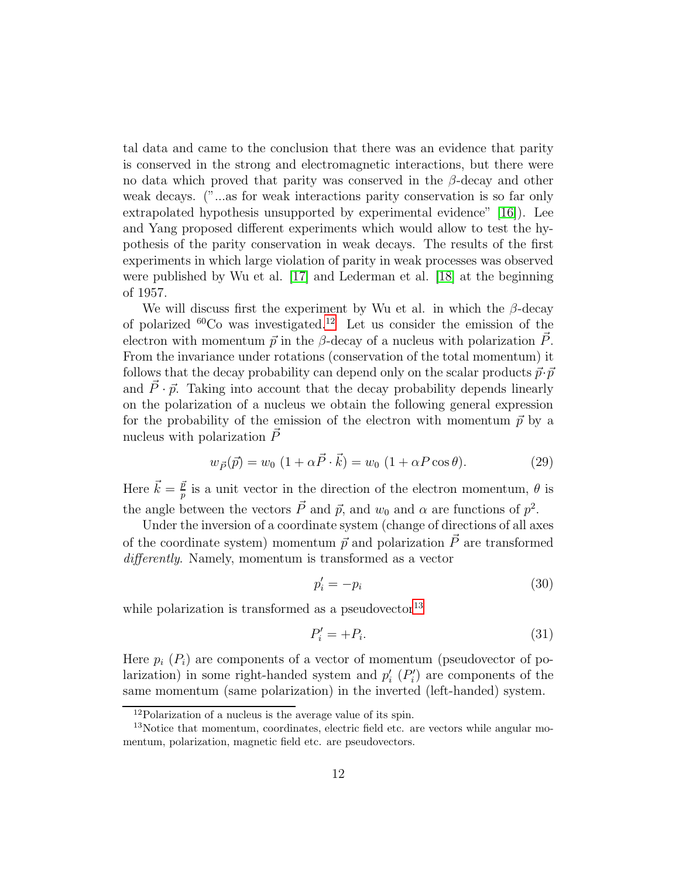tal data and came to the conclusion that there was an evidence that parity is conserved in the strong and electromagnetic interactions, but there were no data which proved that parity was conserved in the $\beta$-decay and other weak decays. ("...as for weak interactions parity conservation is so far only extrapolated hypothesis unsupported by experimental evidence" [16]). Lee and Yang proposed different experiments which would allow to test the hypothesis of the parity conservation in weak decays. The results of the first experiments in which large violation of parity in weak processes was observed were published by Wu et al. [17] and Lederman et al. [18] at the beginning of 1957.

We will discuss first the experiment by Wu et al. in which the $\beta$-decay of polarized $^{60}$Co was investigated.[12] Let us consider the emission of the electron with momentum $\vec{p}$ in the $\beta$-decay of a nucleus with polarization $\vec{P}$. From the invariance under rotations (conservation of the total momentum) it follows that the decay probability can depend only on the scalar products $\vec{p}\cdot\vec{p}$ and $\vec{P}\cdot\vec{p}$. Taking into account that the decay probability depends linearly on the polarization of a nucleus we obtain the following general expression for the probability of the emission of the electron with momentum $\vec{p}$ by a nucleus with polarization $\vec{P}$

$$w_{\vec{P}}(\vec{p}) = w_0\ (1 + \alpha \vec{P}\cdot\vec{k}) = w_0\ (1 + \alpha P \cos\theta). \tag{29}$$

Here $\vec{k} = \frac{\vec{p}}{p}$ is a unit vector in the direction of the electron momentum, $\theta$ is the angle between the vectors $\vec{P}$ and $\vec{p}$, and $w_0$ and $\alpha$ are functions of $p^2$.

Under the inversion of a coordinate system (change of directions of all axes of the coordinate system) momentum $\vec{p}$ and polarization $\vec{P}$ are transformed *differently*. Namely, momentum is transformed as a vector

$$p'_i = -p_i \tag{30}$$

while polarization is transformed as a pseudovector[13]

$$P'_i = +P_i. \tag{31}$$

Here $p_i$ ($P_i$) are components of a vector of momentum (pseudovector of polarization) in some right-handed system and $p'_i$ ($P'_i$) are components of the same momentum (same polarization) in the inverted (left-handed) system.

---

[12]Polarization of a nucleus is the average value of its spin.

[13]Notice that momentum, coordinates, electric field etc. are vectors while angular momentum, polarization, magnetic field etc. are pseudovectors.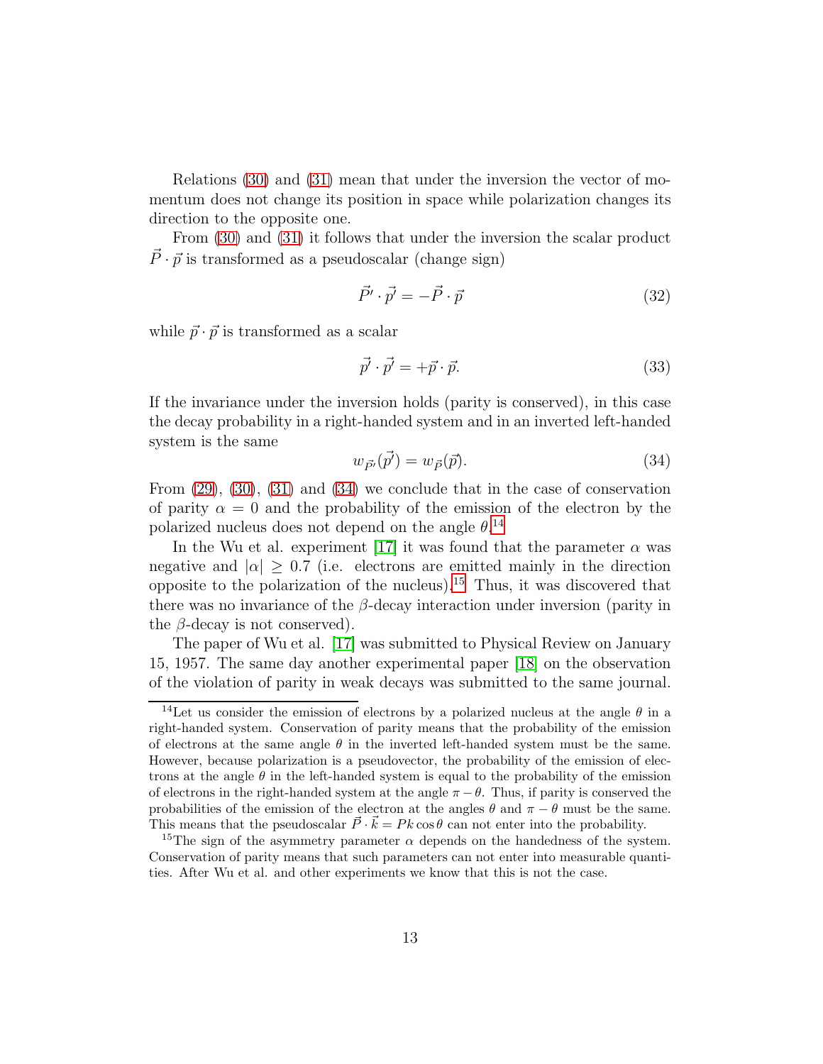Relations (30) and (31) mean that under the inversion the vector of momentum does not change its position in space while polarization changes its direction to the opposite one.

From (30) and (31) it follows that under the inversion the scalar product $\vec{P} \cdot \vec{p}$ is transformed as a pseudoscalar (change sign)

$$\vec{P'} \cdot \vec{p'} = -\vec{P} \cdot \vec{p} \tag{32}$$

while $\vec{p} \cdot \vec{p}$ is transformed as a scalar

$$\vec{p'} \cdot \vec{p'} = +\vec{p} \cdot \vec{p}. \tag{33}$$

If the invariance under the inversion holds (parity is conserved), in this case the decay probability in a right-handed system and in an inverted left-handed system is the same

$$w_{\vec{P'}}(\vec{p'}) = w_{\vec{P}}(\vec{p}). \tag{34}$$

From (29), (30), (31) and (34) we conclude that in the case of conservation of parity $\alpha = 0$ and the probability of the emission of the electron by the polarized nucleus does not depend on the angle $\theta$.[14]

In the Wu et al. experiment [17] it was found that the parameter $\alpha$ was negative and $|\alpha| \geq 0.7$ (i.e. electrons are emitted mainly in the direction opposite to the polarization of the nucleus).[15] Thus, it was discovered that there was no invariance of the $\beta$-decay interaction under inversion (parity in the $\beta$-decay is not conserved).

The paper of Wu et al. [17] was submitted to Physical Review on January 15, 1957. The same day another experimental paper [18] on the observation of the violation of parity in weak decays was submitted to the same journal.

---

[14] Let us consider the emission of electrons by a polarized nucleus at the angle $\theta$ in a right-handed system. Conservation of parity means that the probability of the emission of electrons at the same angle $\theta$ in the inverted left-handed system must be the same. However, because polarization is a pseudovector, the probability of the emission of electrons at the angle $\theta$ in the left-handed system is equal to the probability of the emission of electrons in the right-handed system at the angle $\pi - \theta$. Thus, if parity is conserved the probabilities of the emission of the electron at the angles $\theta$ and $\pi - \theta$ must be the same. This means that the pseudoscalar $\vec{P} \cdot \vec{k} = Pk\cos\theta$ can not enter into the probability.

[15] The sign of the asymmetry parameter $\alpha$ depends on the handedness of the system. Conservation of parity means that such parameters can not enter into measurable quantities. After Wu et al. and other experiments we know that this is not the case.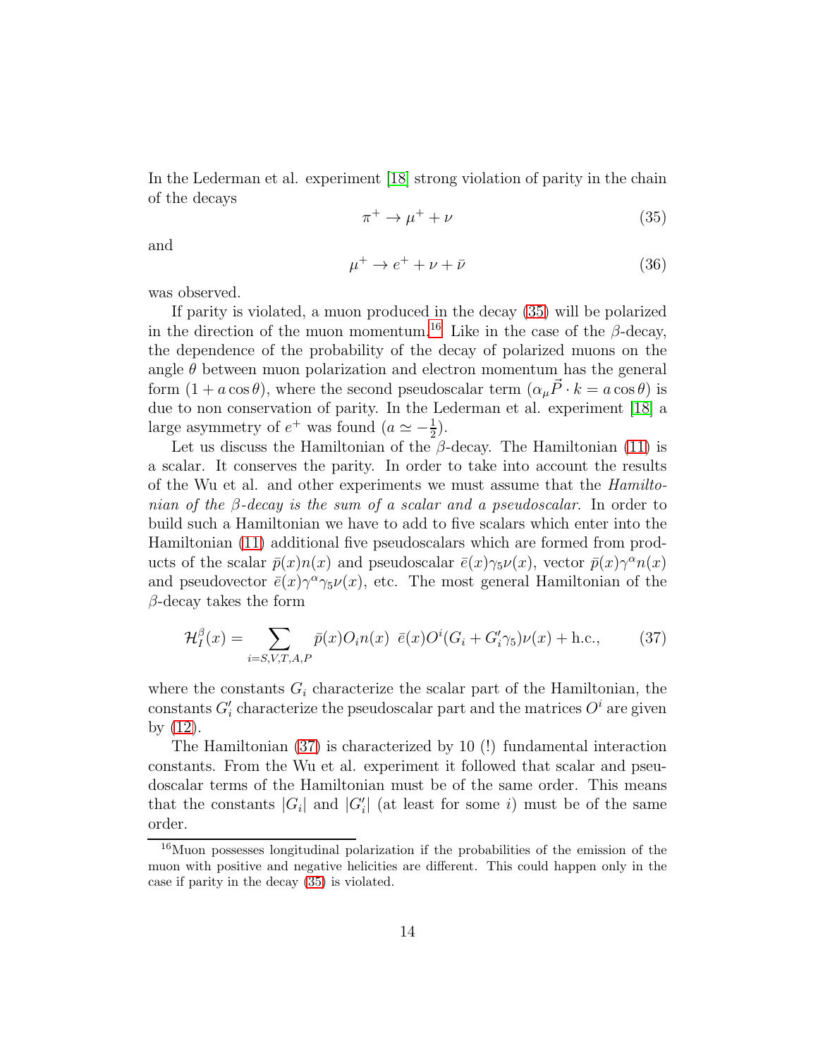In the Lederman et al. experiment [18] strong violation of parity in the chain of the decays

$$\pi^+ \to \mu^+ + \nu \tag{35}$$

and

$$\mu^+ \to e^+ + \nu + \bar{\nu} \tag{36}$$

was observed.

If parity is violated, a muon produced in the decay (35) will be polarized in the direction of the muon momentum.[16] Like in the case of the $\beta$-decay, the dependence of the probability of the decay of polarized muons on the angle $\theta$ between muon polarization and electron momentum has the general form $(1 + a\cos\theta)$, where the second pseudoscalar term $(\alpha_\mu \vec{P} \cdot k = a\cos\theta)$ is due to non conservation of parity. In the Lederman et al. experiment [18] a large asymmetry of $e^+$ was found ($a \simeq -\frac{1}{2}$).

Let us discuss the Hamiltonian of the $\beta$-decay. The Hamiltonian (11) is a scalar. It conserves the parity. In order to take into account the results of the Wu et al. and other experiments we must assume that the *Hamiltonian of the $\beta$-decay is the sum of a scalar and a pseudoscalar*. In order to build such a Hamiltonian we have to add to five scalars which enter into the Hamiltonian (11) additional five pseudoscalars which are formed from products of the scalar $\bar{p}(x)n(x)$ and pseudoscalar $\bar{e}(x)\gamma_5\nu(x)$, vector $\bar{p}(x)\gamma^\alpha n(x)$ and pseudovector $\bar{e}(x)\gamma^\alpha\gamma_5\nu(x)$, etc. The most general Hamiltonian of the $\beta$-decay takes the form

$$\mathcal{H}_I^\beta(x) = \sum_{i=S,V,T,A,P} \bar{p}(x)O_i n(x) \;\; \bar{e}(x)O^i(G_i + G_i'\gamma_5)\nu(x) + \text{h.c.}, \tag{37}$$

where the constants $G_i$ characterize the scalar part of the Hamiltonian, the constants $G_i'$ characterize the pseudoscalar part and the matrices $O^i$ are given by (12).

The Hamiltonian (37) is characterized by 10 (!) fundamental interaction constants. From the Wu et al. experiment it followed that scalar and pseudoscalar terms of the Hamiltonian must be of the same order. This means that the constants $|G_i|$ and $|G_i'|$ (at least for some $i$) must be of the same order.

[16] Muon possesses longitudinal polarization if the probabilities of the emission of the muon with positive and negative helicities are different. This could happen only in the case if parity in the decay (35) is violated.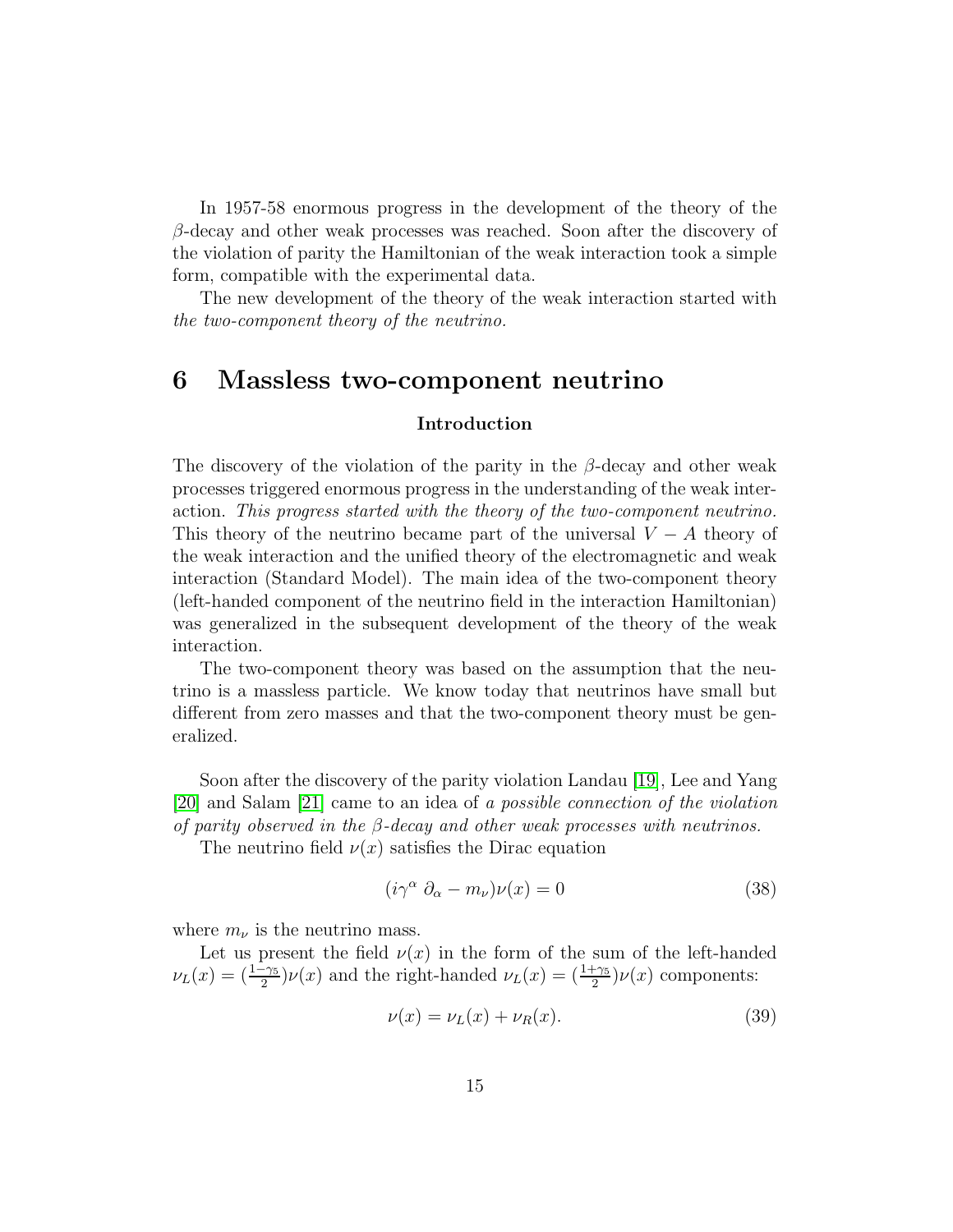In 1957-58 enormous progress in the development of the theory of the $\beta$-decay and other weak processes was reached. Soon after the discovery of the violation of parity the Hamiltonian of the weak interaction took a simple form, compatible with the experimental data.

The new development of the theory of the weak interaction started with *the two-component theory of the neutrino.*

# 6 Massless two-component neutrino

### Introduction

The discovery of the violation of the parity in the $\beta$-decay and other weak processes triggered enormous progress in the understanding of the weak interaction. *This progress started with the theory of the two-component neutrino.* This theory of the neutrino became part of the universal $V - A$ theory of the weak interaction and the unified theory of the electromagnetic and weak interaction (Standard Model). The main idea of the two-component theory (left-handed component of the neutrino field in the interaction Hamiltonian) was generalized in the subsequent development of the theory of the weak interaction.

The two-component theory was based on the assumption that the neutrino is a massless particle. We know today that neutrinos have small but different from zero masses and that the two-component theory must be generalized.

Soon after the discovery of the parity violation Landau [19], Lee and Yang [20] and Salam [21] came to an idea of *a possible connection of the violation of parity observed in the $\beta$-decay and other weak processes with neutrinos.*

The neutrino field $\nu(x)$ satisfies the Dirac equation

$$(i\gamma^{\alpha}\,\partial_{\alpha} - m_{\nu})\nu(x) = 0 \tag{38}$$

where $m_{\nu}$ is the neutrino mass.

Let us present the field $\nu(x)$ in the form of the sum of the left-handed $\nu_L(x) = (\frac{1-\gamma_5}{2})\nu(x)$ and the right-handed $\nu_L(x) = (\frac{1+\gamma_5}{2})\nu(x)$ components:

$$\nu(x) = \nu_L(x) + \nu_R(x). \tag{39}$$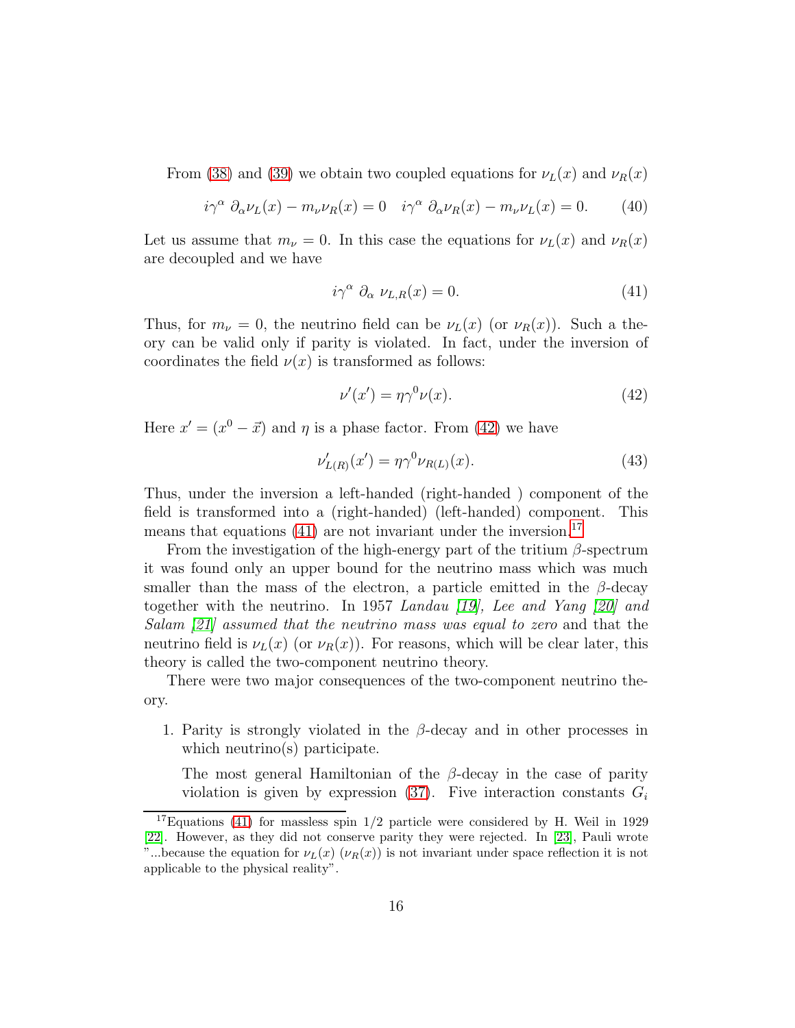From (38) and (39) we obtain two coupled equations for $\nu_L(x)$ and $\nu_R(x)$

$$i\gamma^{\alpha}\,\partial_{\alpha}\nu_L(x) - m_{\nu}\nu_R(x) = 0 \quad i\gamma^{\alpha}\,\partial_{\alpha}\nu_R(x) - m_{\nu}\nu_L(x) = 0. \tag{40}$$

Let us assume that $m_{\nu} = 0$. In this case the equations for $\nu_L(x)$ and $\nu_R(x)$ are decoupled and we have

$$i\gamma^{\alpha}\,\partial_{\alpha}\,\nu_{L,R}(x) = 0. \tag{41}$$

Thus, for $m_{\nu} = 0$, the neutrino field can be $\nu_L(x)$ (or $\nu_R(x)$). Such a theory can be valid only if parity is violated. In fact, under the inversion of coordinates the field $\nu(x)$ is transformed as follows:

$$\nu'(x') = \eta\gamma^0\nu(x). \tag{42}$$

Here $x' = (x^0 - \vec{x})$ and $\eta$ is a phase factor. From (42) we have

$$\nu'_{L(R)}(x') = \eta\gamma^0\nu_{R(L)}(x). \tag{43}$$

Thus, under the inversion a left-handed (right-handed ) component of the field is transformed into a (right-handed) (left-handed) component. This means that equations (41) are not invariant under the inversion.[17]

From the investigation of the high-energy part of the tritium $\beta$-spectrum it was found only an upper bound for the neutrino mass which was much smaller than the mass of the electron, a particle emitted in the $\beta$-decay together with the neutrino. In 1957 *Landau [19], Lee and Yang [20] and Salam [21] assumed that the neutrino mass was equal to zero* and that the neutrino field is $\nu_L(x)$ (or $\nu_R(x)$). For reasons, which will be clear later, this theory is called the two-component neutrino theory.

There were two major consequences of the two-component neutrino theory.

1. Parity is strongly violated in the $\beta$-decay and in other processes in which neutrino(s) participate.

   The most general Hamiltonian of the $\beta$-decay in the case of parity violation is given by expression (37). Five interaction constants $G_i$

[17] Equations (41) for massless spin 1/2 particle were considered by H. Weil in 1929 [22]. However, as they did not conserve parity they were rejected. In [23], Pauli wrote "...because the equation for $\nu_L(x)$ ($\nu_R(x)$) is not invariant under space reflection it is not applicable to the physical reality".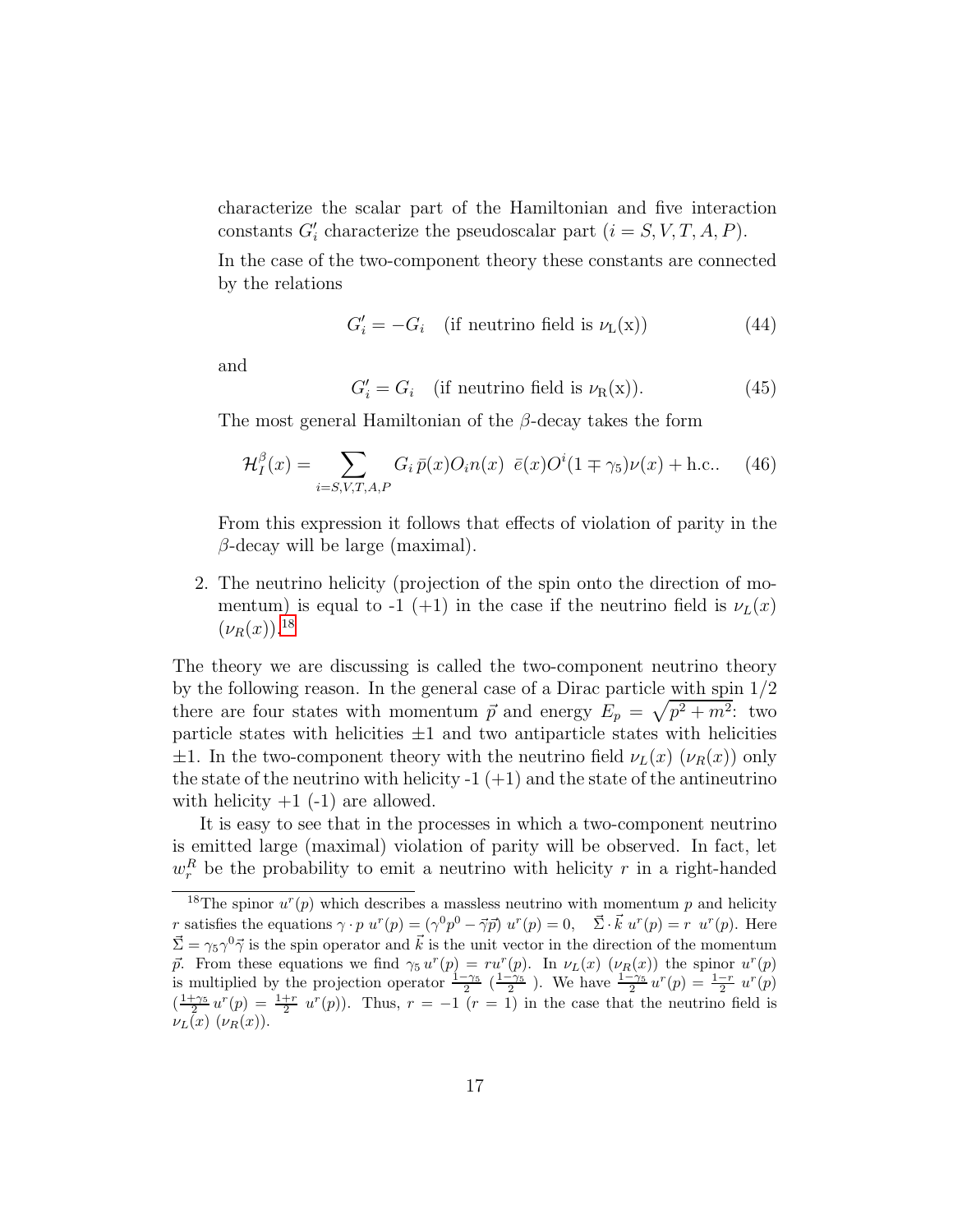characterize the scalar part of the Hamiltonian and five interaction constants $G'_i$ characterize the pseudoscalar part ($i = S, V, T, A, P$).

In the case of the two-component theory these constants are connected by the relations

$$G'_i = -G_i \quad \text{(if neutrino field is } \nu_{\rm L}(\rm x)) \tag{44}$$

and

$$G'_i = G_i \quad \text{(if neutrino field is } \nu_{\rm R}(\rm x)). \tag{45}$$

The most general Hamiltonian of the $\beta$-decay takes the form

$$\mathcal{H}_I^\beta(x) = \sum_{i=S,V,T,A,P} G_i \, \bar{p}(x) O_i n(x) \;\; \bar{e}(x) O^i (1 \mp \gamma_5) \nu(x) + \text{h.c.}. \tag{46}$$

From this expression it follows that effects of violation of parity in the $\beta$-decay will be large (maximal).

2. The neutrino helicity (projection of the spin onto the direction of momentum) is equal to -1 (+1) in the case if the neutrino field is $\nu_L(x)$ ($\nu_R(x)$).[18]

The theory we are discussing is called the two-component neutrino theory by the following reason. In the general case of a Dirac particle with spin 1/2 there are four states with momentum $\vec{p}$ and energy $E_p = \sqrt{p^2 + m^2}$: two particle states with helicities $\pm 1$ and two antiparticle states with helicities $\pm 1$. In the two-component theory with the neutrino field $\nu_L(x)$ ($\nu_R(x)$) only the state of the neutrino with helicity -1 (+1) and the state of the antineutrino with helicity +1 (-1) are allowed.

It is easy to see that in the processes in which a two-component neutrino is emitted large (maximal) violation of parity will be observed. In fact, let $w_r^R$ be the probability to emit a neutrino with helicity $r$ in a right-handed

---

[18] The spinor $u^r(p)$ which describes a massless neutrino with momentum $p$ and helicity $r$ satisfies the equations $\gamma \cdot p \; u^r(p) = (\gamma^0 p^0 - \vec{\gamma}\vec{p}) \; u^r(p) = 0, \quad \vec{\Sigma} \cdot \vec{k} \; u^r(p) = r \; u^r(p)$. Here $\vec{\Sigma} = \gamma_5 \gamma^0 \vec{\gamma}$ is the spin operator and $\vec{k}$ is the unit vector in the direction of the momentum $\vec{p}$. From these equations we find $\gamma_5 \, u^r(p) = r u^r(p)$. In $\nu_L(x)$ ($\nu_R(x)$) the spinor $u^r(p)$ is multiplied by the projection operator $\frac{1-\gamma_5}{2}$ ($\frac{1-\gamma_5}{2}$ ). We have $\frac{1-\gamma_5}{2} \, u^r(p) = \frac{1-r}{2} \; u^r(p)$ ($\frac{1+\gamma_5}{2} \, u^r(p) = \frac{1+r}{2} \; u^r(p)$). Thus, $r = -1$ ($r = 1$) in the case that the neutrino field is $\nu_L(x)$ ($\nu_R(x)$).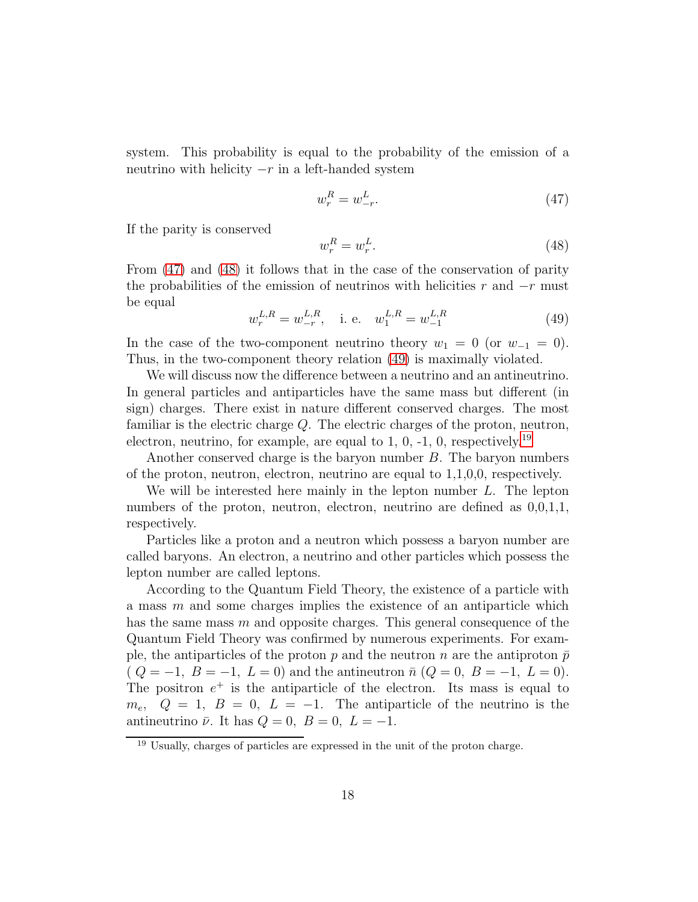system. This probability is equal to the probability of the emission of a neutrino with helicity $-r$ in a left-handed system

$$w_r^R = w_{-r}^L. \tag{47}$$

If the parity is conserved

$$w_r^R = w_r^L. \tag{48}$$

From (47) and (48) it follows that in the case of the conservation of parity the probabilities of the emission of neutrinos with helicities $r$ and $-r$ must be equal

$$w_r^{L,R} = w_{-r}^{L,R}, \quad \text{i. e.} \quad w_1^{L,R} = w_{-1}^{L,R} \tag{49}$$

In the case of the two-component neutrino theory $w_1 = 0$ (or $w_{-1} = 0$). Thus, in the two-component theory relation (49) is maximally violated.

We will discuss now the difference between a neutrino and an antineutrino. In general particles and antiparticles have the same mass but different (in sign) charges. There exist in nature different conserved charges. The most familiar is the electric charge $Q$. The electric charges of the proton, neutron, electron, neutrino, for example, are equal to 1, 0, -1, 0, respectively.[19]

Another conserved charge is the baryon number $B$. The baryon numbers of the proton, neutron, electron, neutrino are equal to 1,1,0,0, respectively.

We will be interested here mainly in the lepton number $L$. The lepton numbers of the proton, neutron, electron, neutrino are defined as 0,0,1,1, respectively.

Particles like a proton and a neutron which possess a baryon number are called baryons. An electron, a neutrino and other particles which possess the lepton number are called leptons.

According to the Quantum Field Theory, the existence of a particle with a mass $m$ and some charges implies the existence of an antiparticle which has the same mass $m$ and opposite charges. This general consequence of the Quantum Field Theory was confirmed by numerous experiments. For example, the antiparticles of the proton $p$ and the neutron $n$ are the antiproton $\bar{p}$ ( $Q = -1,\ B = -1,\ L = 0$) and the antineutron $\bar{n}$ ($Q = 0,\ B = -1,\ L = 0$). The positron $e^+$ is the antiparticle of the electron. Its mass is equal to $m_e$, $Q = 1,\ B = 0,\ L = -1$. The antiparticle of the neutrino is the antineutrino $\bar{\nu}$. It has $Q = 0,\ B = 0,\ L = -1$.

[19] Usually, charges of particles are expressed in the unit of the proton charge.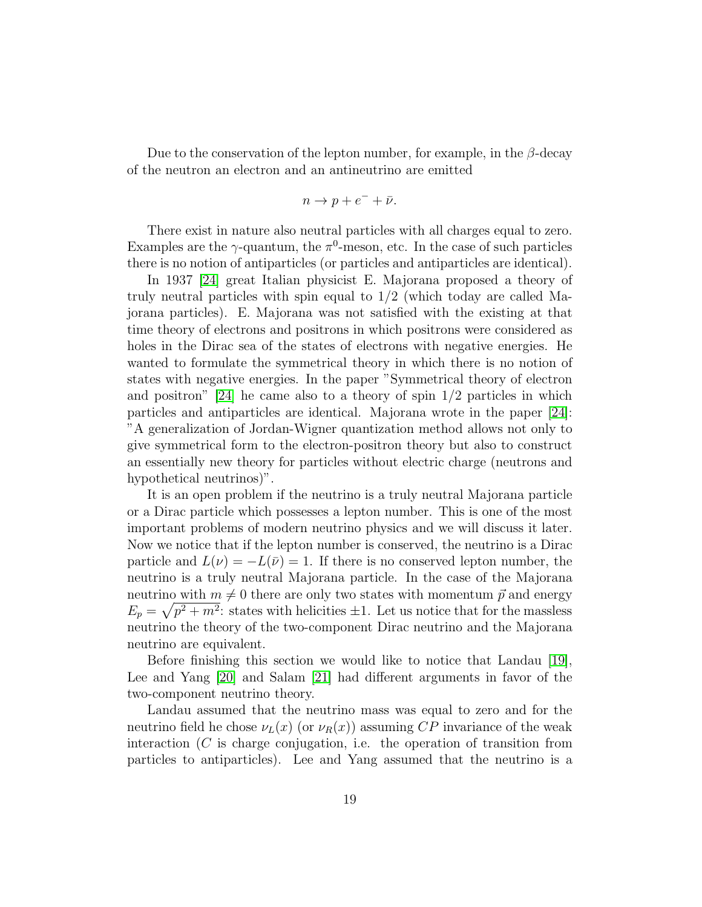Due to the conservation of the lepton number, for example, in the $\beta$-decay of the neutron an electron and an antineutrino are emitted

$$n \to p + e^- + \bar{\nu}.$$

There exist in nature also neutral particles with all charges equal to zero. Examples are the $\gamma$-quantum, the $\pi^0$-meson, etc. In the case of such particles there is no notion of antiparticles (or particles and antiparticles are identical).

In 1937 [24] great Italian physicist E. Majorana proposed a theory of truly neutral particles with spin equal to 1/2 (which today are called Majorana particles). E. Majorana was not satisfied with the existing at that time theory of electrons and positrons in which positrons were considered as holes in the Dirac sea of the states of electrons with negative energies. He wanted to formulate the symmetrical theory in which there is no notion of states with negative energies. In the paper "Symmetrical theory of electron and positron" [24] he came also to a theory of spin 1/2 particles in which particles and antiparticles are identical. Majorana wrote in the paper [24]: "A generalization of Jordan-Wigner quantization method allows not only to give symmetrical form to the electron-positron theory but also to construct an essentially new theory for particles without electric charge (neutrons and hypothetical neutrinos)".

It is an open problem if the neutrino is a truly neutral Majorana particle or a Dirac particle which possesses a lepton number. This is one of the most important problems of modern neutrino physics and we will discuss it later. Now we notice that if the lepton number is conserved, the neutrino is a Dirac particle and $L(\nu) = -L(\bar{\nu}) = 1$. If there is no conserved lepton number, the neutrino is a truly neutral Majorana particle. In the case of the Majorana neutrino with $m \neq 0$ there are only two states with momentum $\vec{p}$ and energy $E_p = \sqrt{p^2 + m^2}$: states with helicities $\pm 1$. Let us notice that for the massless neutrino the theory of the two-component Dirac neutrino and the Majorana neutrino are equivalent.

Before finishing this section we would like to notice that Landau [19], Lee and Yang [20] and Salam [21] had different arguments in favor of the two-component neutrino theory.

Landau assumed that the neutrino mass was equal to zero and for the neutrino field he chose $\nu_L(x)$ (or $\nu_R(x)$) assuming $CP$ invariance of the weak interaction ($C$ is charge conjugation, i.e. the operation of transition from particles to antiparticles). Lee and Yang assumed that the neutrino is a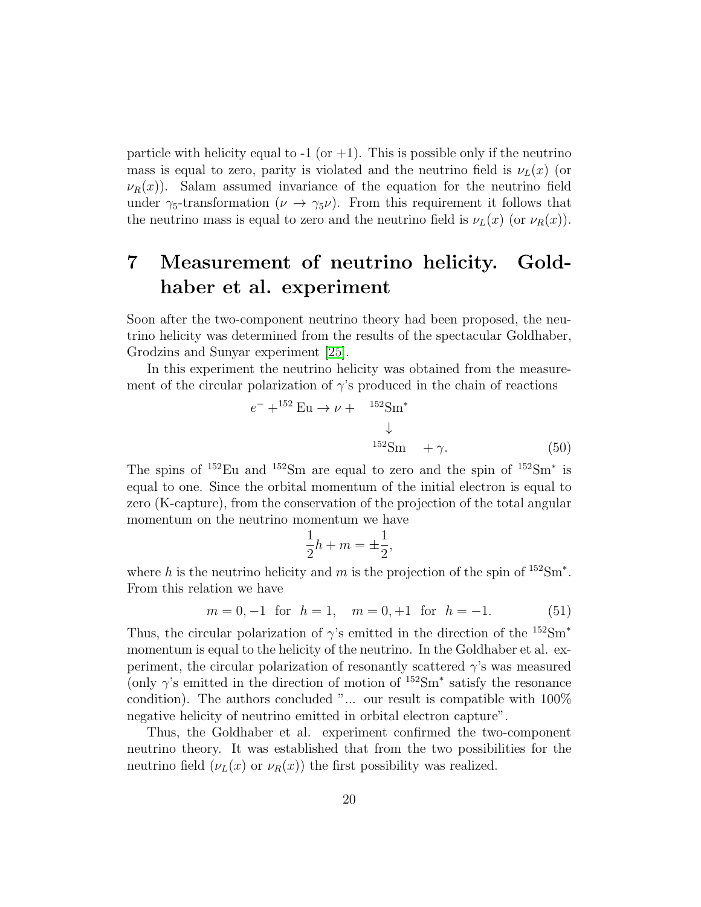particle with helicity equal to -1 (or +1). This is possible only if the neutrino mass is equal to zero, parity is violated and the neutrino field is $\nu_L(x)$ (or $\nu_R(x)$). Salam assumed invariance of the equation for the neutrino field under $\gamma_5$-transformation ($\nu \to \gamma_5 \nu$). From this requirement it follows that the neutrino mass is equal to zero and the neutrino field is $\nu_L(x)$ (or $\nu_R(x)$).

# 7 Measurement of neutrino helicity. Goldhaber et al. experiment

Soon after the two-component neutrino theory had been proposed, the neutrino helicity was determined from the results of the spectacular Goldhaber, Grodzins and Sunyar experiment [25].

In this experiment the neutrino helicity was obtained from the measurement of the circular polarization of $\gamma$'s produced in the chain of reactions

$$\begin{array}{rl} e^- + {}^{152}\mathrm{Eu} \to \nu + & {}^{152}\mathrm{Sm}^* \\ & \downarrow \\ & {}^{152}\mathrm{Sm} \quad + \gamma. \end{array} \tag{50}$$

The spins of $^{152}$Eu and $^{152}$Sm are equal to zero and the spin of $^{152}\mathrm{Sm}^*$ is equal to one. Since the orbital momentum of the initial electron is equal to zero (K-capture), from the conservation of the projection of the total angular momentum on the neutrino momentum we have

$$\frac{1}{2}h + m = \pm\frac{1}{2},$$

where $h$ is the neutrino helicity and $m$ is the projection of the spin of $^{152}\mathrm{Sm}^*$. From this relation we have

$$m = 0, -1 \ \text{ for } \ h = 1, \quad m = 0, +1 \ \text{ for } \ h = -1. \tag{51}$$

Thus, the circular polarization of $\gamma$'s emitted in the direction of the $^{152}\mathrm{Sm}^*$ momentum is equal to the helicity of the neutrino. In the Goldhaber et al. experiment, the circular polarization of resonantly scattered $\gamma$'s was measured (only $\gamma$'s emitted in the direction of motion of $^{152}\mathrm{Sm}^*$ satisfy the resonance condition). The authors concluded "... our result is compatible with 100% negative helicity of neutrino emitted in orbital electron capture".

Thus, the Goldhaber et al. experiment confirmed the two-component neutrino theory. It was established that from the two possibilities for the neutrino field ($\nu_L(x)$ or $\nu_R(x)$) the first possibility was realized.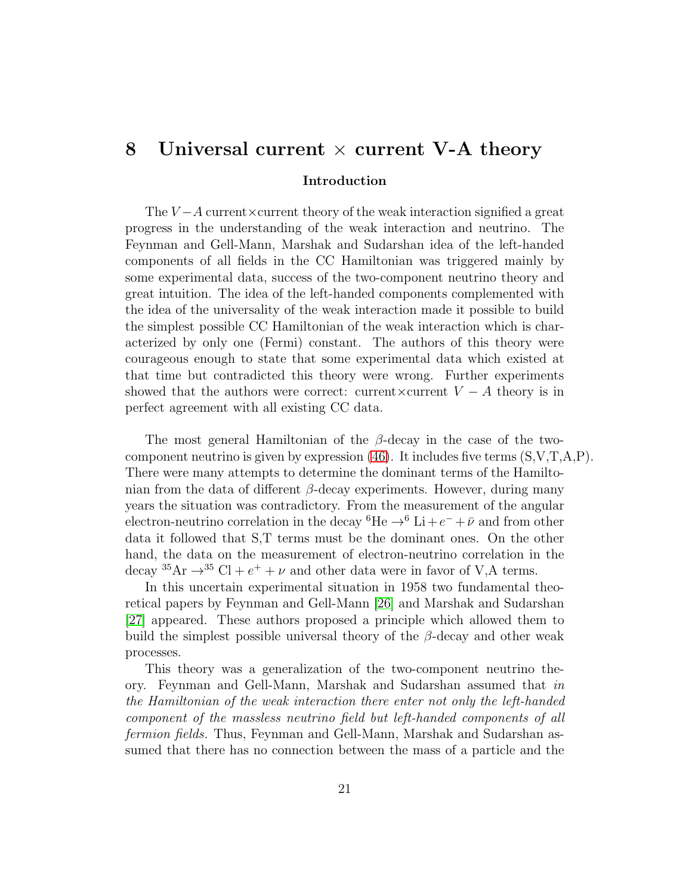# 8 Universal current × current V-A theory

### Introduction

The $V-A$ current×current theory of the weak interaction signified a great progress in the understanding of the weak interaction and neutrino. The Feynman and Gell-Mann, Marshak and Sudarshan idea of the left-handed components of all fields in the CC Hamiltonian was triggered mainly by some experimental data, success of the two-component neutrino theory and great intuition. The idea of the left-handed components complemented with the idea of the universality of the weak interaction made it possible to build the simplest possible CC Hamiltonian of the weak interaction which is characterized by only one (Fermi) constant. The authors of this theory were courageous enough to state that some experimental data which existed at that time but contradicted this theory were wrong. Further experiments showed that the authors were correct: current×current $V-A$ theory is in perfect agreement with all existing CC data.

The most general Hamiltonian of the $\beta$-decay in the case of the two-component neutrino is given by expression (46). It includes five terms (S,V,T,A,P). There were many attempts to determine the dominant terms of the Hamiltonian from the data of different $\beta$-decay experiments. However, during many years the situation was contradictory. From the measurement of the angular electron-neutrino correlation in the decay ${}^{6}\mathrm{He} \to {}^{6}\mathrm{Li} + e^{-} + \bar{\nu}$ and from other data it followed that S,T terms must be the dominant ones. On the other hand, the data on the measurement of electron-neutrino correlation in the decay ${}^{35}\mathrm{Ar} \to {}^{35}\mathrm{Cl} + e^{+} + \nu$ and other data were in favor of V,A terms.

In this uncertain experimental situation in 1958 two fundamental theoretical papers by Feynman and Gell-Mann [26] and Marshak and Sudarshan [27] appeared. These authors proposed a principle which allowed them to build the simplest possible universal theory of the $\beta$-decay and other weak processes.

This theory was a generalization of the two-component neutrino theory. Feynman and Gell-Mann, Marshak and Sudarshan assumed that *in the Hamiltonian of the weak interaction there enter not only the left-handed component of the massless neutrino field but left-handed components of all fermion fields.* Thus, Feynman and Gell-Mann, Marshak and Sudarshan assumed that there has no connection between the mass of a particle and the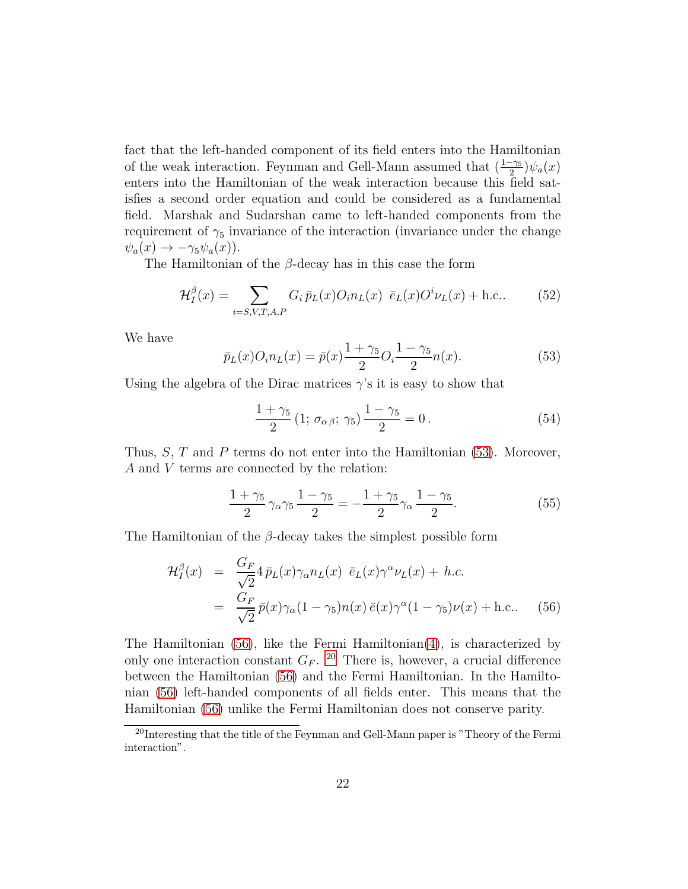fact that the left-handed component of its field enters into the Hamiltonian of the weak interaction. Feynman and Gell-Mann assumed that $(\frac{1-\gamma_5}{2})\psi_a(x)$ enters into the Hamiltonian of the weak interaction because this field satisfies a second order equation and could be considered as a fundamental field. Marshak and Sudarshan came to left-handed components from the requirement of $\gamma_5$ invariance of the interaction (invariance under the change $\psi_a(x) \to -\gamma_5\psi_a(x)$).

The Hamiltonian of the $\beta$-decay has in this case the form

$$\mathcal{H}_I^{\beta}(x) = \sum_{i=S,V,T,A,P} G_i\, \bar p_L(x) O_i n_L(x)\ \ \bar e_L(x) O^i \nu_L(x) + \text{h.c.}. \tag{52}$$

We have

$$\bar p_L(x) O_i n_L(x) = \bar p(x)\frac{1+\gamma_5}{2} O_i \frac{1-\gamma_5}{2} n(x). \tag{53}$$

Using the algebra of the Dirac matrices $\gamma$'s it is easy to show that

$$\frac{1+\gamma_5}{2}\,(1;\, \sigma_{\alpha\,\beta};\, \gamma_5)\,\frac{1-\gamma_5}{2} = 0\,. \tag{54}$$

Thus, $S$, $T$ and $P$ terms do not enter into the Hamiltonian (53). Moreover, $A$ and $V$ terms are connected by the relation:

$$\frac{1+\gamma_5}{2}\,\gamma_\alpha\gamma_5\,\frac{1-\gamma_5}{2} = -\frac{1+\gamma_5}{2}\gamma_\alpha\,\frac{1-\gamma_5}{2}. \tag{55}$$

The Hamiltonian of the $\beta$-decay takes the simplest possible form

$$\begin{aligned}
\mathcal{H}_I^{\beta}(x) &= \frac{G_F}{\sqrt{2}} 4\, \bar p_L(x)\gamma_\alpha n_L(x)\ \ \bar e_L(x)\gamma^\alpha \nu_L(x) + \ h.c. \\
&= \frac{G_F}{\sqrt{2}}\, \bar p(x)\gamma_\alpha(1-\gamma_5) n(x)\, \bar e(x)\gamma^\alpha(1-\gamma_5)\nu(x) + \text{h.c.}.
\end{aligned} \tag{56}$$

The Hamiltonian (56), like the Fermi Hamiltonian(4), is characterized by only one interaction constant $G_F$. [20] There is, however, a crucial difference between the Hamiltonian (56) and the Fermi Hamiltonian. In the Hamiltonian (56) left-handed components of all fields enter. This means that the Hamiltonian (56) unlike the Fermi Hamiltonian does not conserve parity.

[20] Interesting that the title of the Feynman and Gell-Mann paper is "Theory of the Fermi interaction".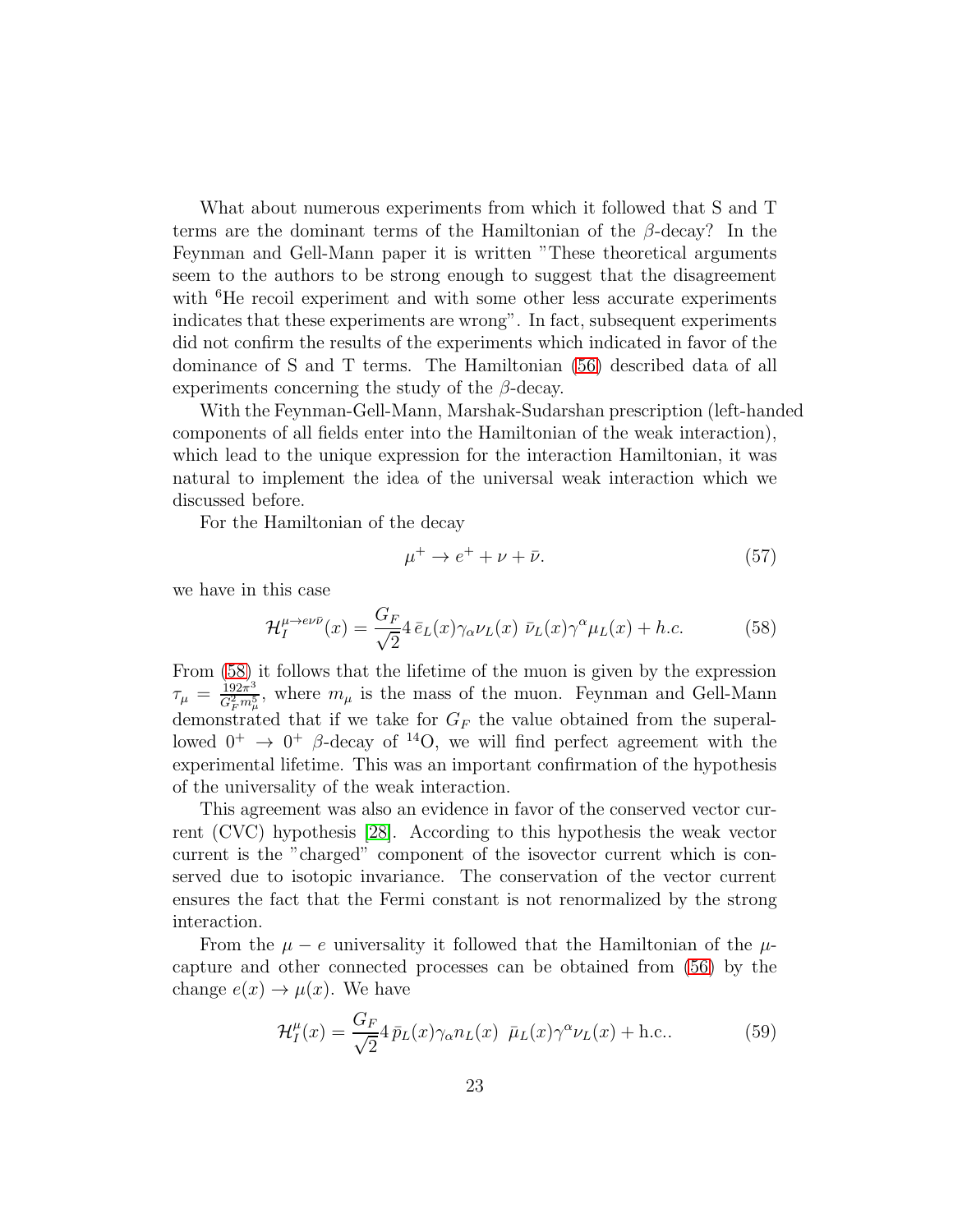What about numerous experiments from which it followed that S and T terms are the dominant terms of the Hamiltonian of the $\beta$-decay? In the Feynman and Gell-Mann paper it is written "These theoretical arguments seem to the authors to be strong enough to suggest that the disagreement with $^{6}$He recoil experiment and with some other less accurate experiments indicates that these experiments are wrong". In fact, subsequent experiments did not confirm the results of the experiments which indicated in favor of the dominance of S and T terms. The Hamiltonian (56) described data of all experiments concerning the study of the $\beta$-decay.

With the Feynman-Gell-Mann, Marshak-Sudarshan prescription (left-handed components of all fields enter into the Hamiltonian of the weak interaction), which lead to the unique expression for the interaction Hamiltonian, it was natural to implement the idea of the universal weak interaction which we discussed before.

For the Hamiltonian of the decay

$$\mu^{+} \to e^{+} + \nu + \bar{\nu}. \tag{57}$$

we have in this case

$$\mathcal{H}_{I}^{\mu\to e\nu\bar{\nu}}(x) = \frac{G_F}{\sqrt{2}} 4\, \bar{e}_L(x)\gamma_{\alpha}\nu_L(x)\ \bar{\nu}_L(x)\gamma^{\alpha}\mu_L(x) + h.c. \tag{58}$$

From (58) it follows that the lifetime of the muon is given by the expression $\tau_{\mu} = \frac{192\pi^3}{G_F^2 m_{\mu}^5}$, where $m_{\mu}$ is the mass of the muon. Feynman and Gell-Mann demonstrated that if we take for $G_F$ the value obtained from the superallowed $0^{+} \to 0^{+}$ $\beta$-decay of $^{14}$O, we will find perfect agreement with the experimental lifetime. This was an important confirmation of the hypothesis of the universality of the weak interaction.

This agreement was also an evidence in favor of the conserved vector current (CVC) hypothesis [28]. According to this hypothesis the weak vector current is the "charged" component of the isovector current which is conserved due to isotopic invariance. The conservation of the vector current ensures the fact that the Fermi constant is not renormalized by the strong interaction.

From the $\mu - e$ universality it followed that the Hamiltonian of the $\mu$-capture and other connected processes can be obtained from (56) by the change $e(x) \to \mu(x)$. We have

$$\mathcal{H}_{I}^{\mu}(x) = \frac{G_F}{\sqrt{2}} 4\, \bar{p}_L(x)\gamma_{\alpha}n_L(x)\ \ \bar{\mu}_L(x)\gamma^{\alpha}\nu_L(x) + \text{h.c.}. \tag{59}$$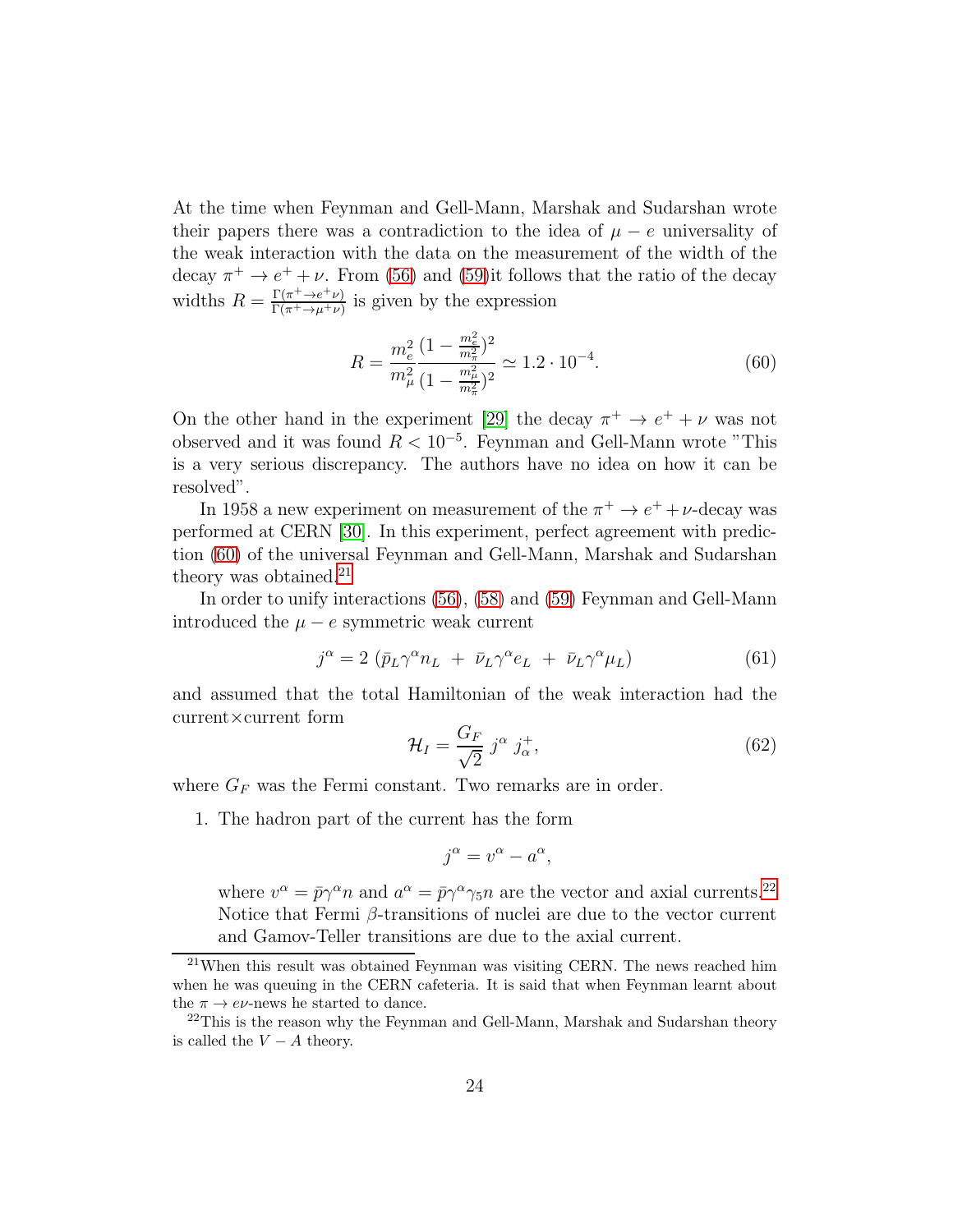At the time when Feynman and Gell-Mann, Marshak and Sudarshan wrote their papers there was a contradiction to the idea of $\mu - e$ universality of the weak interaction with the data on the measurement of the width of the decay $\pi^+ \to e^+ + \nu$. From (56) and (59)it follows that the ratio of the decay widths $R = \frac{\Gamma(\pi^+ \to e^+\nu)}{\Gamma(\pi^+ \to \mu^+\nu)}$ is given by the expression

$$R = \frac{m_e^2}{m_\mu^2} \frac{(1 - \frac{m_e^2}{m_\pi^2})^2}{(1 - \frac{m_\mu^2}{m_\pi^2})^2} \simeq 1.2 \cdot 10^{-4}. \tag{60}$$

On the other hand in the experiment [29] the decay $\pi^+ \to e^+ + \nu$ was not observed and it was found $R < 10^{-5}$. Feynman and Gell-Mann wrote "This is a very serious discrepancy. The authors have no idea on how it can be resolved".

In 1958 a new experiment on measurement of the $\pi^+ \to e^+ + \nu$-decay was performed at CERN [30]. In this experiment, perfect agreement with prediction (60) of the universal Feynman and Gell-Mann, Marshak and Sudarshan theory was obtained.[21]

In order to unify interactions (56), (58) and (59) Feynman and Gell-Mann introduced the $\mu - e$ symmetric weak current

$$j^\alpha = 2\;(\bar{p}_L \gamma^\alpha n_L \;+\; \bar{\nu}_L \gamma^\alpha e_L \;+\; \bar{\nu}_L \gamma^\alpha \mu_L) \tag{61}$$

and assumed that the total Hamiltonian of the weak interaction had the current×current form

$$\mathcal{H}_I = \frac{G_F}{\sqrt{2}}\; j^\alpha\; j^+_\alpha, \tag{62}$$

where $G_F$ was the Fermi constant. Two remarks are in order.

1. The hadron part of the current has the form

   $$j^\alpha = v^\alpha - a^\alpha,$$

   where $v^\alpha = \bar{p}\gamma^\alpha n$ and $a^\alpha = \bar{p}\gamma^\alpha\gamma_5 n$ are the vector and axial currents.[22] Notice that Fermi $\beta$-transitions of nuclei are due to the vector current and Gamov-Teller transitions are due to the axial current.

[21] When this result was obtained Feynman was visiting CERN. The news reached him when he was queuing in the CERN cafeteria. It is said that when Feynman learnt about the $\pi \to e\nu$-news he started to dance.

[22] This is the reason why the Feynman and Gell-Mann, Marshak and Sudarshan theory is called the $V - A$ theory.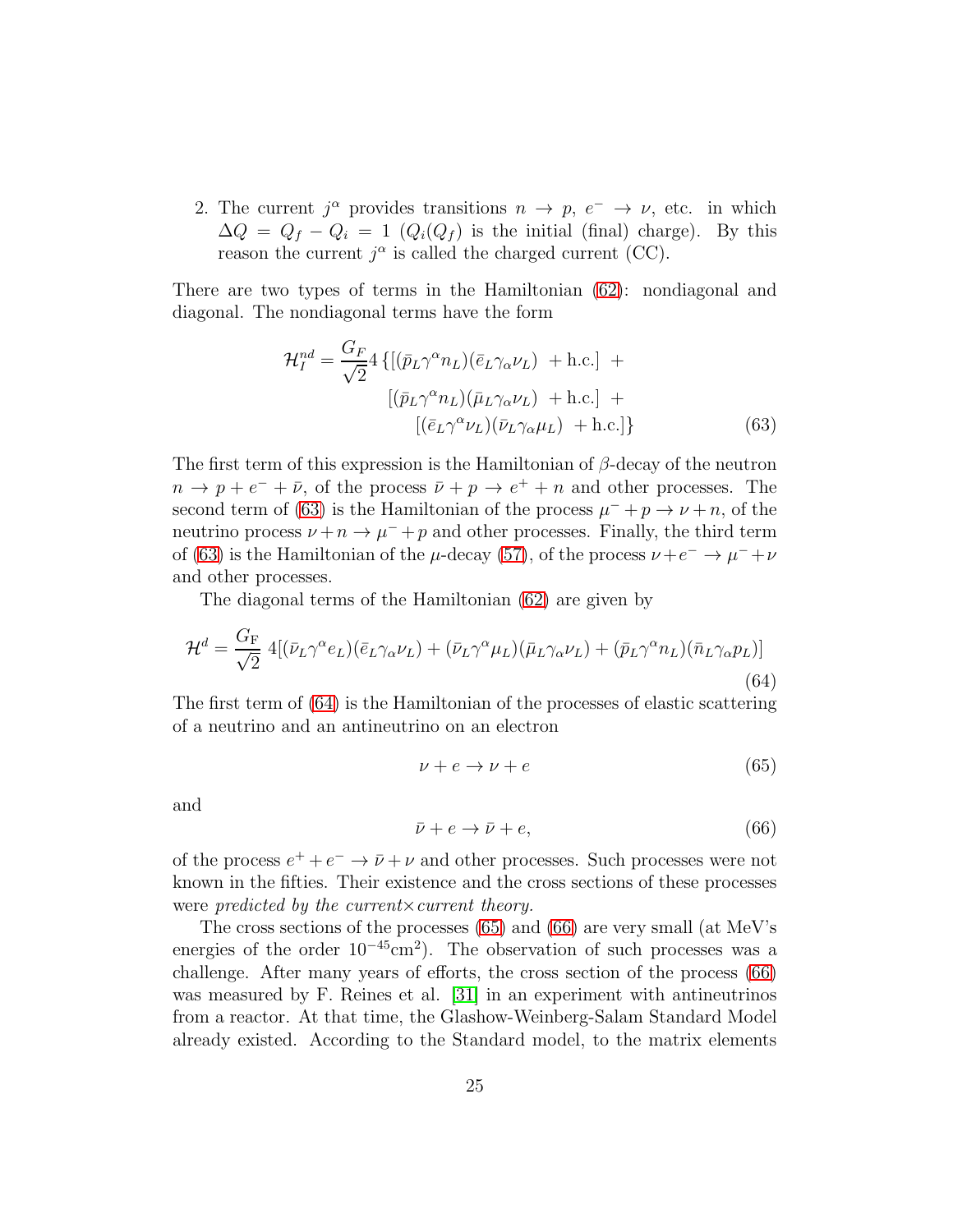2. The current $j^\alpha$ provides transitions $n \to p$, $e^- \to \nu$, etc. in which $\Delta Q = Q_f - Q_i = 1$ ($Q_i(Q_f)$ is the initial (final) charge). By this reason the current $j^\alpha$ is called the charged current (CC).

There are two types of terms in the Hamiltonian (62): nondiagonal and diagonal. The nondiagonal terms have the form

$$
\begin{aligned}
\mathcal{H}_I^{nd} = \frac{G_F}{\sqrt{2}} 4 \{ &[(\bar{p}_L \gamma^\alpha n_L)(\bar{e}_L \gamma_\alpha \nu_L) \ + \text{h.c.}] \ + \\
&[(\bar{p}_L \gamma^\alpha n_L)(\bar{\mu}_L \gamma_\alpha \nu_L) \ + \text{h.c.}] \ + \\
&[(\bar{e}_L \gamma^\alpha \nu_L)(\bar{\nu}_L \gamma_\alpha \mu_L) \ + \text{h.c.}] \}
\end{aligned}
\tag{63}
$$

The first term of this expression is the Hamiltonian of $\beta$-decay of the neutron $n \to p + e^- + \bar{\nu}$, of the process $\bar{\nu} + p \to e^+ + n$ and other processes. The second term of (63) is the Hamiltonian of the process $\mu^- + p \to \nu + n$, of the neutrino process $\nu + n \to \mu^- + p$ and other processes. Finally, the third term of (63) is the Hamiltonian of the $\mu$-decay (57), of the process $\nu + e^- \to \mu^- + \nu$ and other processes.

The diagonal terms of the Hamiltonian (62) are given by

$$
\mathcal{H}^d = \frac{G_\text{F}}{\sqrt{2}} \, 4[(\bar{\nu}_L \gamma^\alpha e_L)(\bar{e}_L \gamma_\alpha \nu_L) + (\bar{\nu}_L \gamma^\alpha \mu_L)(\bar{\mu}_L \gamma_\alpha \nu_L) + (\bar{p}_L \gamma^\alpha n_L)(\bar{n}_L \gamma_\alpha p_L)]
\tag{64}
$$

The first term of (64) is the Hamiltonian of the processes of elastic scattering of a neutrino and an antineutrino on an electron

$$
\nu + e \to \nu + e \tag{65}
$$

and

$$
\bar{\nu} + e \to \bar{\nu} + e, \tag{66}
$$

of the process $e^+ + e^- \to \bar{\nu} + \nu$ and other processes. Such processes were not known in the fifties. Their existence and the cross sections of these processes were *predicted by the current×current theory.*

The cross sections of the processes (65) and (66) are very small (at MeV's energies of the order $10^{-45}\text{cm}^2$). The observation of such processes was a challenge. After many years of efforts, the cross section of the process (66) was measured by F. Reines et al. [31] in an experiment with antineutrinos from a reactor. At that time, the Glashow-Weinberg-Salam Standard Model already existed. According to the Standard model, to the matrix elements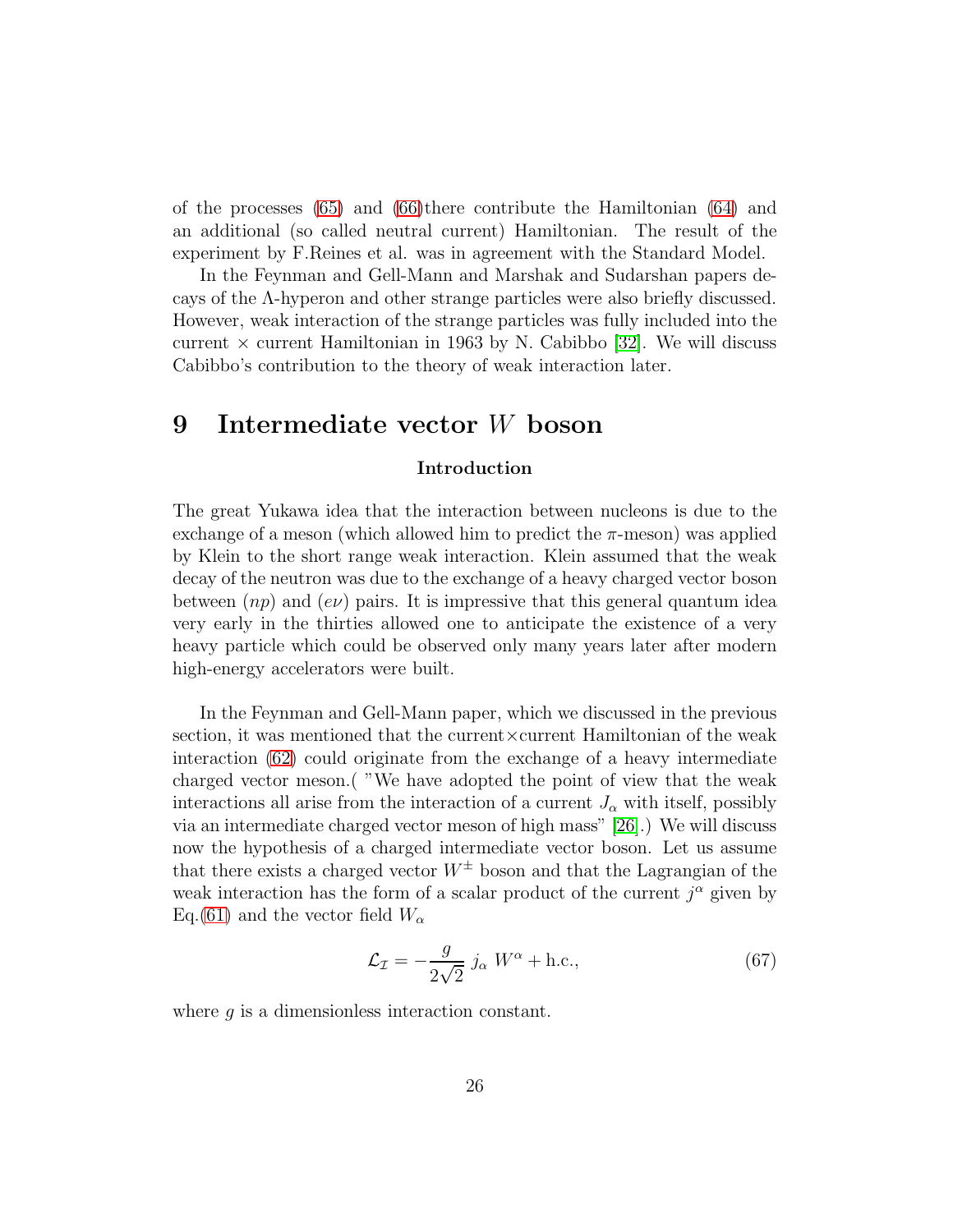of the processes (65) and (66)there contribute the Hamiltonian (64) and an additional (so called neutral current) Hamiltonian. The result of the experiment by F.Reines et al. was in agreement with the Standard Model.

In the Feynman and Gell-Mann and Marshak and Sudarshan papers decays of the $\Lambda$-hyperon and other strange particles were also briefly discussed. However, weak interaction of the strange particles was fully included into the current $\times$ current Hamiltonian in 1963 by N. Cabibbo [32]. We will discuss Cabibbo's contribution to the theory of weak interaction later.

# 9 Intermediate vector $W$ boson

### Introduction

The great Yukawa idea that the interaction between nucleons is due to the exchange of a meson (which allowed him to predict the $\pi$-meson) was applied by Klein to the short range weak interaction. Klein assumed that the weak decay of the neutron was due to the exchange of a heavy charged vector boson between $(np)$ and $(e\nu)$ pairs. It is impressive that this general quantum idea very early in the thirties allowed one to anticipate the existence of a very heavy particle which could be observed only many years later after modern high-energy accelerators were built.

In the Feynman and Gell-Mann paper, which we discussed in the previous section, it was mentioned that the current$\times$current Hamiltonian of the weak interaction (62) could originate from the exchange of a heavy intermediate charged vector meson.( "We have adopted the point of view that the weak interactions all arise from the interaction of a current $J_\alpha$ with itself, possibly via an intermediate charged vector meson of high mass" [26].) We will discuss now the hypothesis of a charged intermediate vector boson. Let us assume that there exists a charged vector $W^{\pm}$ boson and that the Lagrangian of the weak interaction has the form of a scalar product of the current $j^\alpha$ given by Eq.(61) and the vector field $W_\alpha$

$$\mathcal{L}_{\mathcal{I}} = -\frac{g}{2\sqrt{2}}\, j_\alpha\, W^\alpha + \text{h.c.}, \tag{67}$$

where $g$ is a dimensionless interaction constant.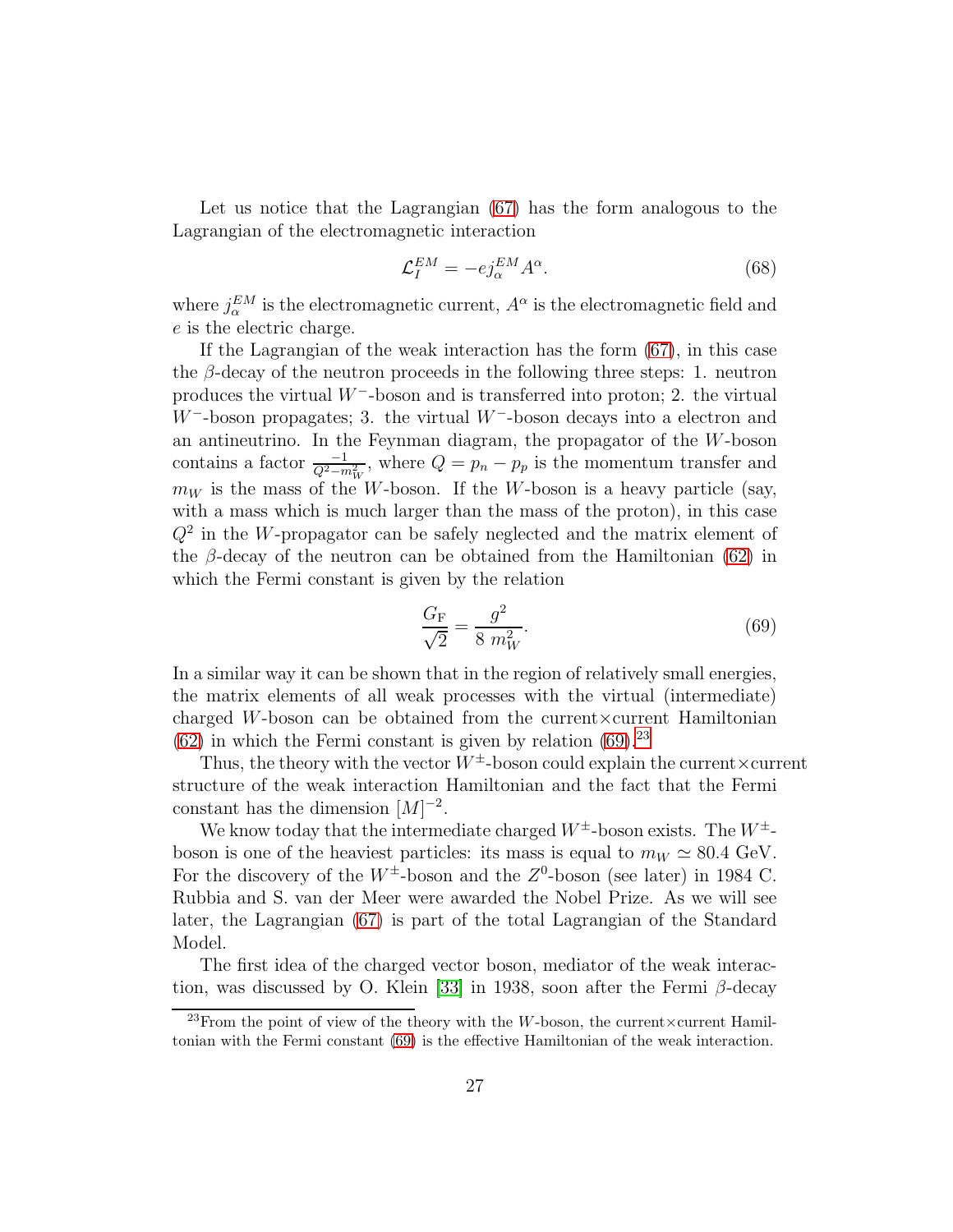Let us notice that the Lagrangian (67) has the form analogous to the Lagrangian of the electromagnetic interaction

$$\mathcal{L}_I^{EM} = -e j_\alpha^{EM} A^\alpha. \tag{68}$$

where $j_\alpha^{EM}$ is the electromagnetic current, $A^\alpha$ is the electromagnetic field and $e$ is the electric charge.

If the Lagrangian of the weak interaction has the form (67), in this case the $\beta$-decay of the neutron proceeds in the following three steps: 1. neutron produces the virtual $W^-$-boson and is transferred into proton; 2. the virtual $W^-$-boson propagates; 3. the virtual $W^-$-boson decays into a electron and an antineutrino. In the Feynman diagram, the propagator of the $W$-boson contains a factor $\frac{-1}{Q^2 - m_W^2}$, where $Q = p_n - p_p$ is the momentum transfer and $m_W$ is the mass of the $W$-boson. If the $W$-boson is a heavy particle (say, with a mass which is much larger than the mass of the proton), in this case $Q^2$ in the $W$-propagator can be safely neglected and the matrix element of the $\beta$-decay of the neutron can be obtained from the Hamiltonian (62) in which the Fermi constant is given by the relation

$$\frac{G_{\mathrm{F}}}{\sqrt{2}} = \frac{g^2}{8\ m_W^2}. \tag{69}$$

In a similar way it can be shown that in the region of relatively small energies, the matrix elements of all weak processes with the virtual (intermediate) charged $W$-boson can be obtained from the current×current Hamiltonian (62) in which the Fermi constant is given by relation (69).[23]

Thus, the theory with the vector $W^\pm$-boson could explain the current×current structure of the weak interaction Hamiltonian and the fact that the Fermi constant has the dimension $[M]^{-2}$.

We know today that the intermediate charged $W^\pm$-boson exists. The $W^\pm$-boson is one of the heaviest particles: its mass is equal to $m_W \simeq 80.4$ GeV. For the discovery of the $W^\pm$-boson and the $Z^0$-boson (see later) in 1984 C. Rubbia and S. van der Meer were awarded the Nobel Prize. As we will see later, the Lagrangian (67) is part of the total Lagrangian of the Standard Model.

The first idea of the charged vector boson, mediator of the weak interaction, was discussed by O. Klein [33] in 1938, soon after the Fermi $\beta$-decay

[23] From the point of view of the theory with the $W$-boson, the current×current Hamiltonian with the Fermi constant (69) is the effective Hamiltonian of the weak interaction.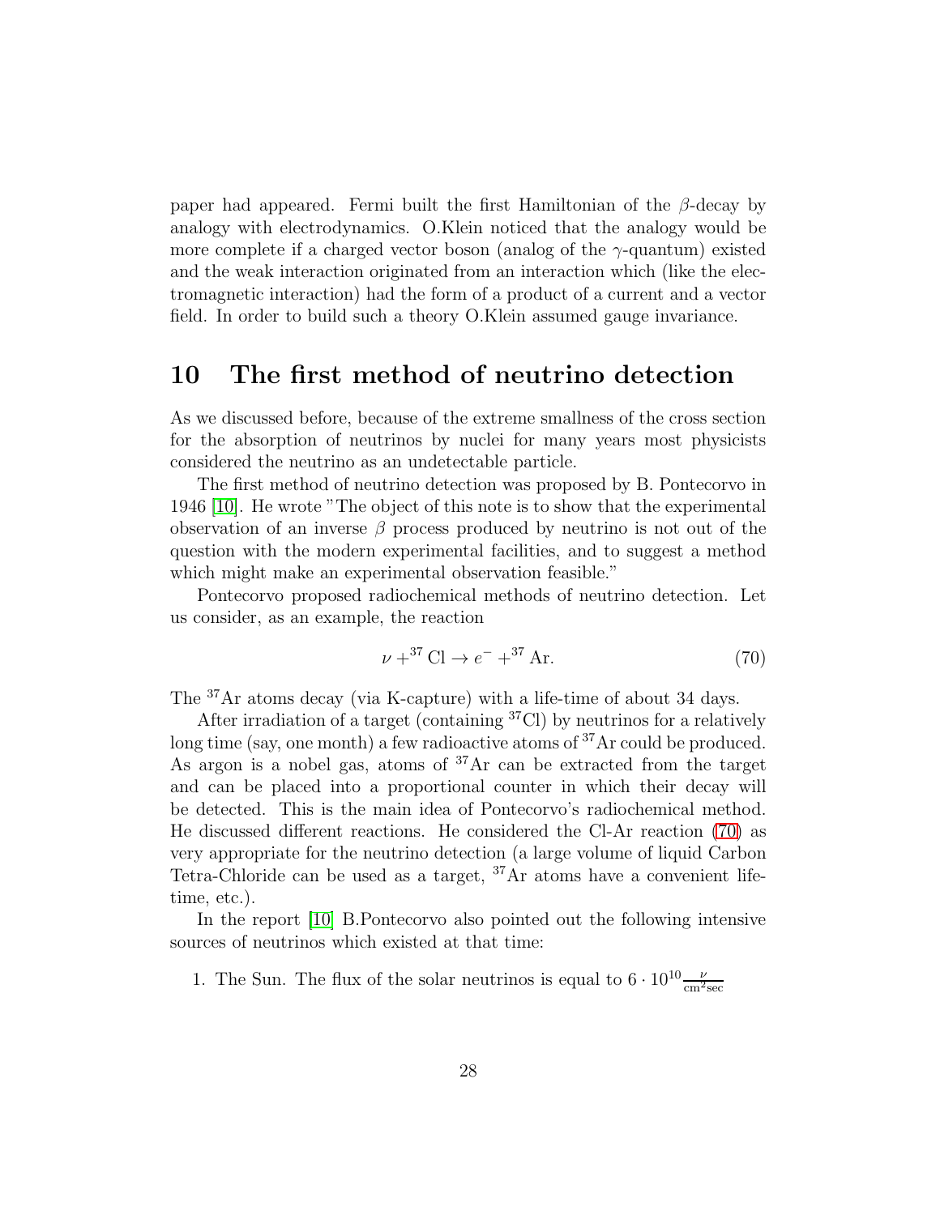paper had appeared. Fermi built the first Hamiltonian of the $\beta$-decay by analogy with electrodynamics. O.Klein noticed that the analogy would be more complete if a charged vector boson (analog of the $\gamma$-quantum) existed and the weak interaction originated from an interaction which (like the electromagnetic interaction) had the form of a product of a current and a vector field. In order to build such a theory O.Klein assumed gauge invariance.

## 10 The first method of neutrino detection

As we discussed before, because of the extreme smallness of the cross section for the absorption of neutrinos by nuclei for many years most physicists considered the neutrino as an undetectable particle.

The first method of neutrino detection was proposed by B. Pontecorvo in 1946 [10]. He wrote "The object of this note is to show that the experimental observation of an inverse $\beta$ process produced by neutrino is not out of the question with the modern experimental facilities, and to suggest a method which might make an experimental observation feasible."

Pontecorvo proposed radiochemical methods of neutrino detection. Let us consider, as an example, the reaction

$$\nu + {}^{37}\mathrm{Cl} \to e^{-} + {}^{37}\mathrm{Ar}. \tag{70}$$

The $^{37}$Ar atoms decay (via K-capture) with a life-time of about 34 days.

After irradiation of a target (containing $^{37}$Cl) by neutrinos for a relatively long time (say, one month) a few radioactive atoms of $^{37}$Ar could be produced. As argon is a nobel gas, atoms of $^{37}$Ar can be extracted from the target and can be placed into a proportional counter in which their decay will be detected. This is the main idea of Pontecorvo's radiochemical method. He discussed different reactions. He considered the Cl-Ar reaction (70) as very appropriate for the neutrino detection (a large volume of liquid Carbon Tetra-Chloride can be used as a target, $^{37}$Ar atoms have a convenient life-time, etc.).

In the report [10] B.Pontecorvo also pointed out the following intensive sources of neutrinos which existed at that time:

1. The Sun. The flux of the solar neutrinos is equal to $6 \cdot 10^{10} \frac{\nu}{\mathrm{cm}^2 \mathrm{sec}}$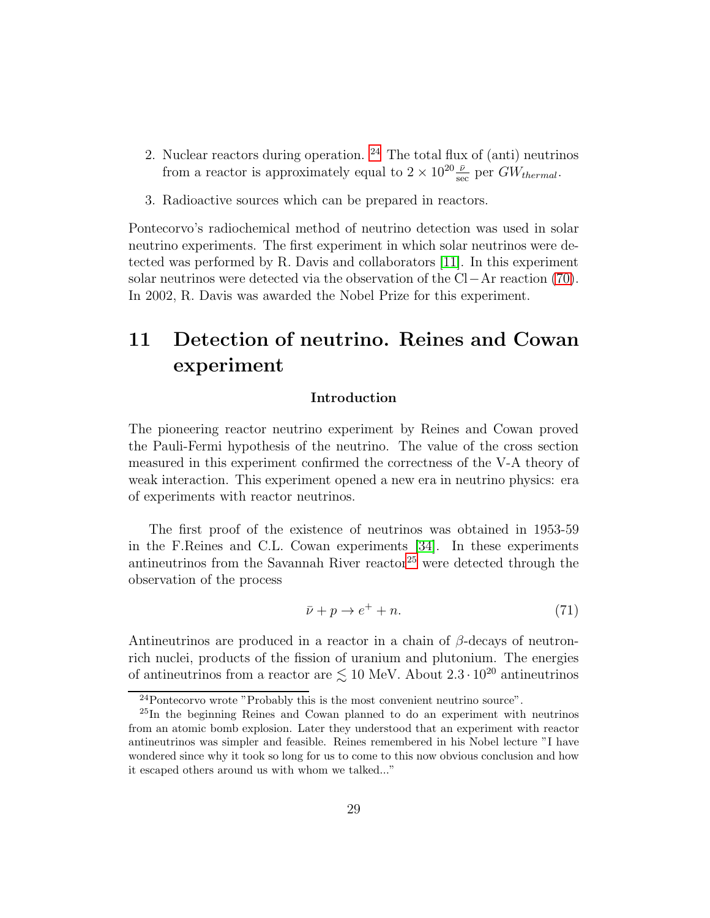2. Nuclear reactors during operation. [24] The total flux of (anti) neutrinos from a reactor is approximately equal to $2 \times 10^{20} \frac{\bar{\nu}}{\text{sec}}$ per $GW_{thermal}$.

3. Radioactive sources which can be prepared in reactors.

Pontecorvo's radiochemical method of neutrino detection was used in solar neutrino experiments. The first experiment in which solar neutrinos were detected was performed by R. Davis and collaborators [11]. In this experiment solar neutrinos were detected via the observation of the Cl−Ar reaction (70). In 2002, R. Davis was awarded the Nobel Prize for this experiment.

# 11 Detection of neutrino. Reines and Cowan experiment

### Introduction

The pioneering reactor neutrino experiment by Reines and Cowan proved the Pauli-Fermi hypothesis of the neutrino. The value of the cross section measured in this experiment confirmed the correctness of the V-A theory of weak interaction. This experiment opened a new era in neutrino physics: era of experiments with reactor neutrinos.

The first proof of the existence of neutrinos was obtained in 1953-59 in the F.Reines and C.L. Cowan experiments [34]. In these experiments antineutrinos from the Savannah River reactor[25] were detected through the observation of the process

$$\bar{\nu} + p \to e^{+} + n. \tag{71}$$

Antineutrinos are produced in a reactor in a chain of $\beta$-decays of neutron-rich nuclei, products of the fission of uranium and plutonium. The energies of antineutrinos from a reactor are $\lesssim 10$ MeV. About $2.3 \cdot 10^{20}$ antineutrinos

---

[24] Pontecorvo wrote "Probably this is the most convenient neutrino source".

[25] In the beginning Reines and Cowan planned to do an experiment with neutrinos from an atomic bomb explosion. Later they understood that an experiment with reactor antineutrinos was simpler and feasible. Reines remembered in his Nobel lecture "I have wondered since why it took so long for us to come to this now obvious conclusion and how it escaped others around us with whom we talked..."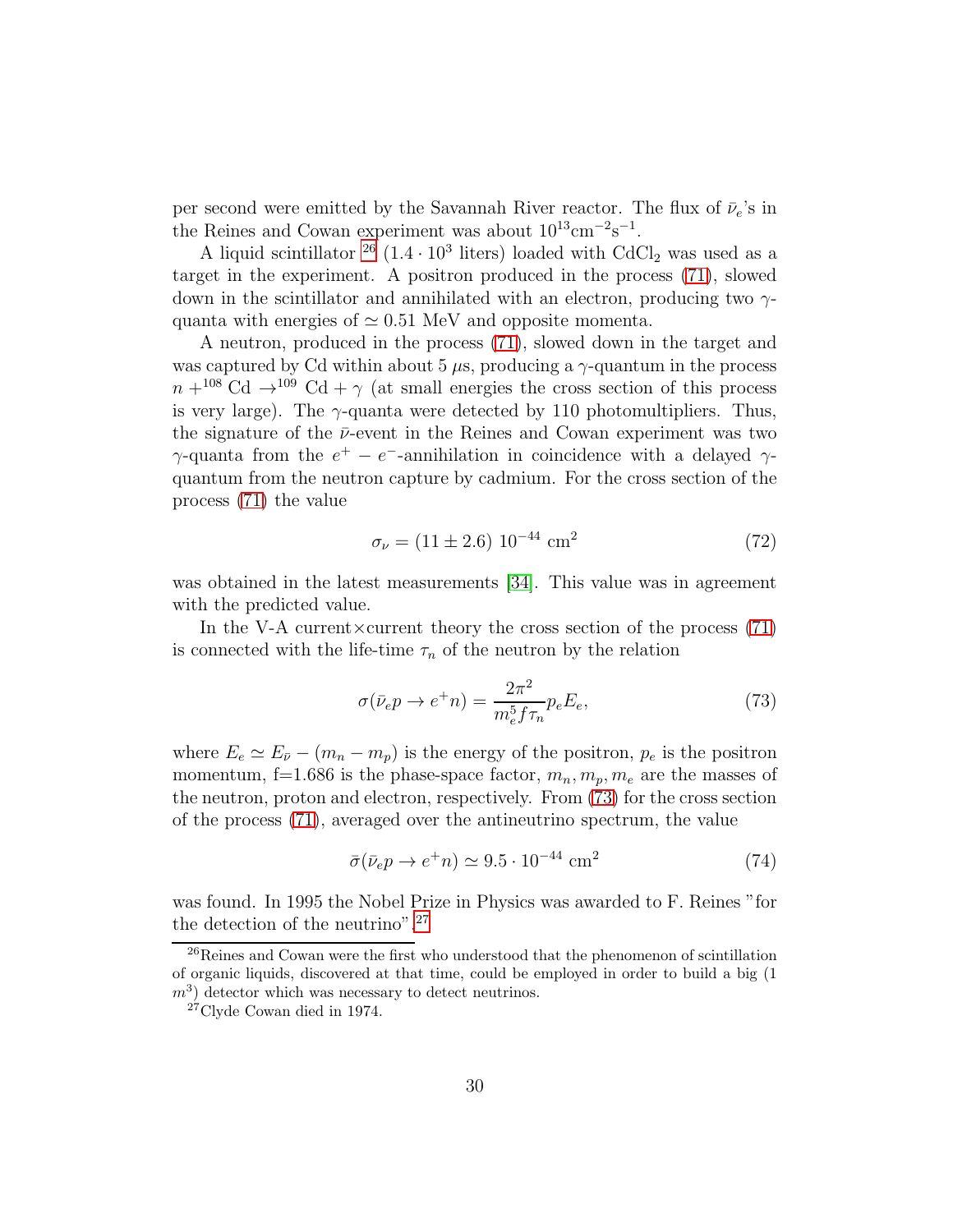per second were emitted by the Savannah River reactor. The flux of $\bar{\nu}_e$'s in the Reines and Cowan experiment was about $10^{13}\text{cm}^{-2}\text{s}^{-1}$.

A liquid scintillator [26] ($1.4 \cdot 10^3$ liters) loaded with $CdCl_2$ was used as a target in the experiment. A positron produced in the process (71), slowed down in the scintillator and annihilated with an electron, producing two $\gamma$-quanta with energies of $\simeq 0.51$ MeV and opposite momenta.

A neutron, produced in the process (71), slowed down in the target and was captured by Cd within about 5 $\mu$s, producing a $\gamma$-quantum in the process $n +^{108}\text{Cd} \to^{109}\text{Cd} + \gamma$ (at small energies the cross section of this process is very large). The $\gamma$-quanta were detected by 110 photomultipliers. Thus, the signature of the $\bar{\nu}$-event in the Reines and Cowan experiment was two $\gamma$-quanta from the $e^+ - e^-$-annihilation in coincidence with a delayed $\gamma$-quantum from the neutron capture by cadmium. For the cross section of the process (71) the value

$$\sigma_\nu = (11 \pm 2.6)\ 10^{-44}\ \text{cm}^2 \tag{72}$$

was obtained in the latest measurements [34]. This value was in agreement with the predicted value.

In the V-A current$\times$current theory the cross section of the process (71) is connected with the life-time $\tau_n$ of the neutron by the relation

$$\sigma(\bar{\nu}_e p \to e^+ n) = \frac{2\pi^2}{m_e^5 f \tau_n} p_e E_e, \tag{73}$$

where $E_e \simeq E_{\bar{\nu}} - (m_n - m_p)$ is the energy of the positron, $p_e$ is the positron momentum, f=1.686 is the phase-space factor, $m_n, m_p, m_e$ are the masses of the neutron, proton and electron, respectively. From (73) for the cross section of the process (71), averaged over the antineutrino spectrum, the value

$$\bar{\sigma}(\bar{\nu}_e p \to e^+ n) \simeq 9.5 \cdot 10^{-44}\ \text{cm}^2 \tag{74}$$

was found. In 1995 the Nobel Prize in Physics was awarded to F. Reines "for the detection of the neutrino".[27]

[26] Reines and Cowan were the first who understood that the phenomenon of scintillation of organic liquids, discovered at that time, could be employed in order to build a big (1 $m^3$) detector which was necessary to detect neutrinos.

[27] Clyde Cowan died in 1974.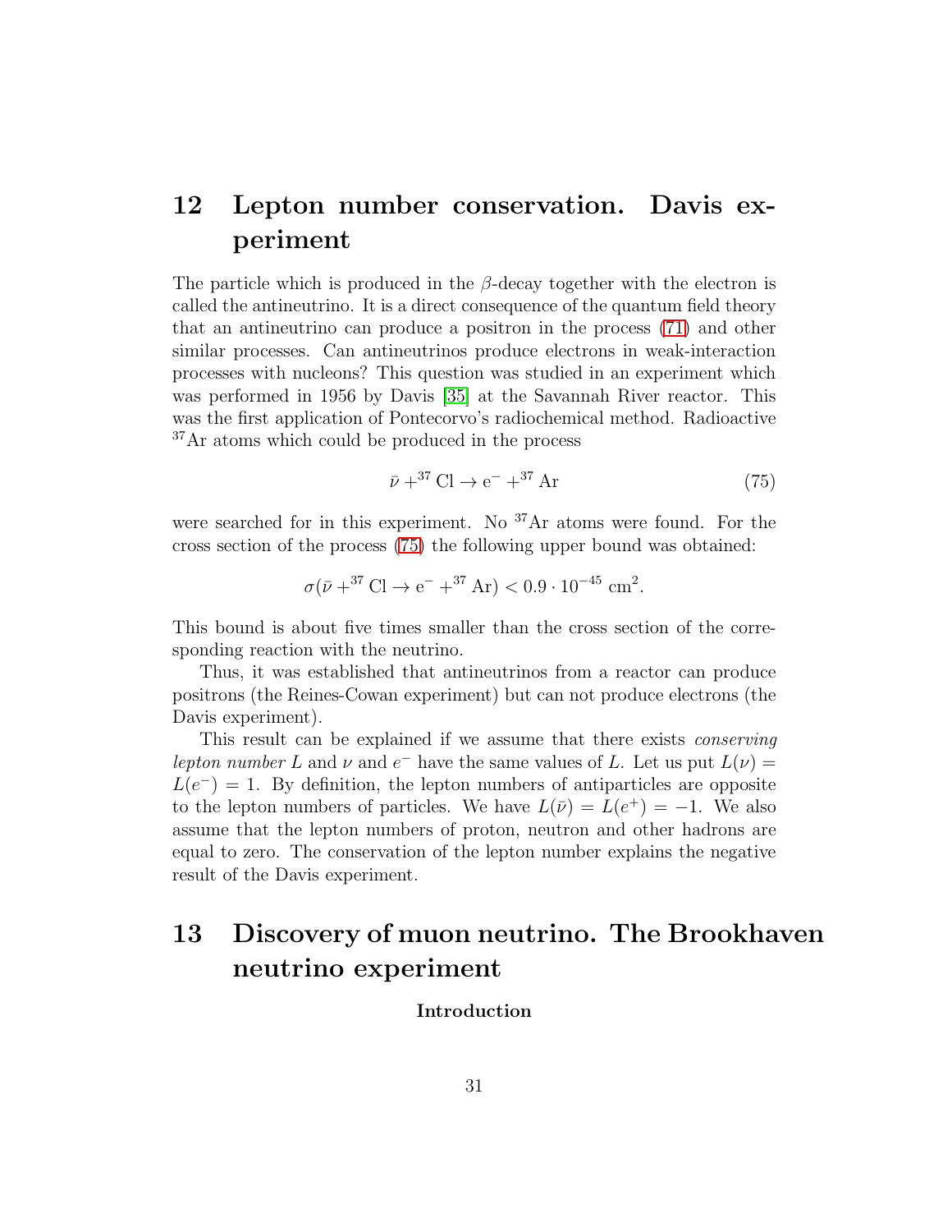## 12 Lepton number conservation. Davis experiment

The particle which is produced in the $\beta$-decay together with the electron is called the antineutrino. It is a direct consequence of the quantum field theory that an antineutrino can produce a positron in the process (71) and other similar processes. Can antineutrinos produce electrons in weak-interaction processes with nucleons? This question was studied in an experiment which was performed in 1956 by Davis [35] at the Savannah River reactor. This was the first application of Pontecorvo's radiochemical method. Radioactive $^{37}$Ar atoms which could be produced in the process

$$\bar{\nu} + ^{37}\mathrm{Cl} \to \mathrm{e}^- + ^{37}\mathrm{Ar} \tag{75}$$

were searched for in this experiment. No $^{37}$Ar atoms were found. For the cross section of the process (75) the following upper bound was obtained:

$$\sigma(\bar{\nu} + ^{37}\mathrm{Cl} \to \mathrm{e}^- + ^{37}\mathrm{Ar}) < 0.9 \cdot 10^{-45}\ \mathrm{cm}^2.$$

This bound is about five times smaller than the cross section of the corresponding reaction with the neutrino.

Thus, it was established that antineutrinos from a reactor can produce positrons (the Reines-Cowan experiment) but can not produce electrons (the Davis experiment).

This result can be explained if we assume that there exists *conserving lepton number* $L$ and $\nu$ and $e^-$ have the same values of $L$. Let us put $L(\nu) = L(e^-) = 1$. By definition, the lepton numbers of antiparticles are opposite to the lepton numbers of particles. We have $L(\bar{\nu}) = L(e^+) = -1$. We also assume that the lepton numbers of proton, neutron and other hadrons are equal to zero. The conservation of the lepton number explains the negative result of the Davis experiment.

## 13 Discovery of muon neutrino. The Brookhaven neutrino experiment

### Introduction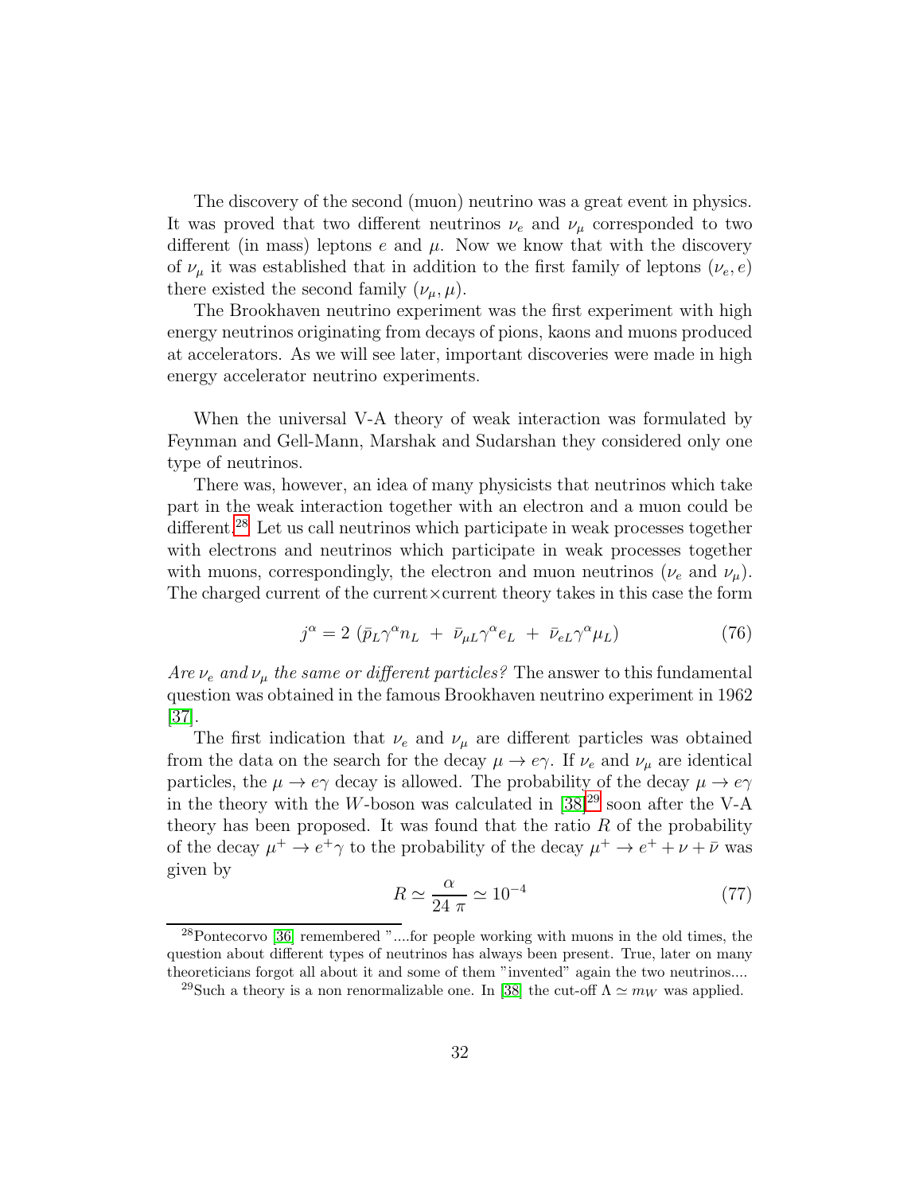The discovery of the second (muon) neutrino was a great event in physics. It was proved that two different neutrinos $\nu_e$ and $\nu_\mu$ corresponded to two different (in mass) leptons $e$ and $\mu$. Now we know that with the discovery of $\nu_\mu$ it was established that in addition to the first family of leptons $(\nu_e, e)$ there existed the second family $(\nu_\mu, \mu)$.

The Brookhaven neutrino experiment was the first experiment with high energy neutrinos originating from decays of pions, kaons and muons produced at accelerators. As we will see later, important discoveries were made in high energy accelerator neutrino experiments.

When the universal V-A theory of weak interaction was formulated by Feynman and Gell-Mann, Marshak and Sudarshan they considered only one type of neutrinos.

There was, however, an idea of many physicists that neutrinos which take part in the weak interaction together with an electron and a muon could be different.[28] Let us call neutrinos which participate in weak processes together with electrons and neutrinos which participate in weak processes together with muons, correspondingly, the electron and muon neutrinos ($\nu_e$ and $\nu_\mu$). The charged current of the current×current theory takes in this case the form

$$j^\alpha = 2\ (\bar{p}_L \gamma^\alpha n_L\ +\ \bar{\nu}_{\mu L} \gamma^\alpha e_L\ +\ \bar{\nu}_{eL} \gamma^\alpha \mu_L) \tag{76}$$

*Are $\nu_e$ and $\nu_\mu$ the same or different particles?* The answer to this fundamental question was obtained in the famous Brookhaven neutrino experiment in 1962 [37].

The first indication that $\nu_e$ and $\nu_\mu$ are different particles was obtained from the data on the search for the decay $\mu \to e\gamma$. If $\nu_e$ and $\nu_\mu$ are identical particles, the $\mu \to e\gamma$ decay is allowed. The probability of the decay $\mu \to e\gamma$ in the theory with the $W$-boson was calculated in [38][29] soon after the V-A theory has been proposed. It was found that the ratio $R$ of the probability of the decay $\mu^+ \to e^+\gamma$ to the probability of the decay $\mu^+ \to e^+ + \nu + \bar{\nu}$ was given by

$$R \simeq \frac{\alpha}{24\ \pi} \simeq 10^{-4} \tag{77}$$

[28] Pontecorvo [36] remembered "....for people working with muons in the old times, the question about different types of neutrinos has always been present. True, later on many theoreticians forgot all about it and some of them "invented" again the two neutrinos....

[29] Such a theory is a non renormalizable one. In [38] the cut-off $\Lambda \simeq m_W$ was applied.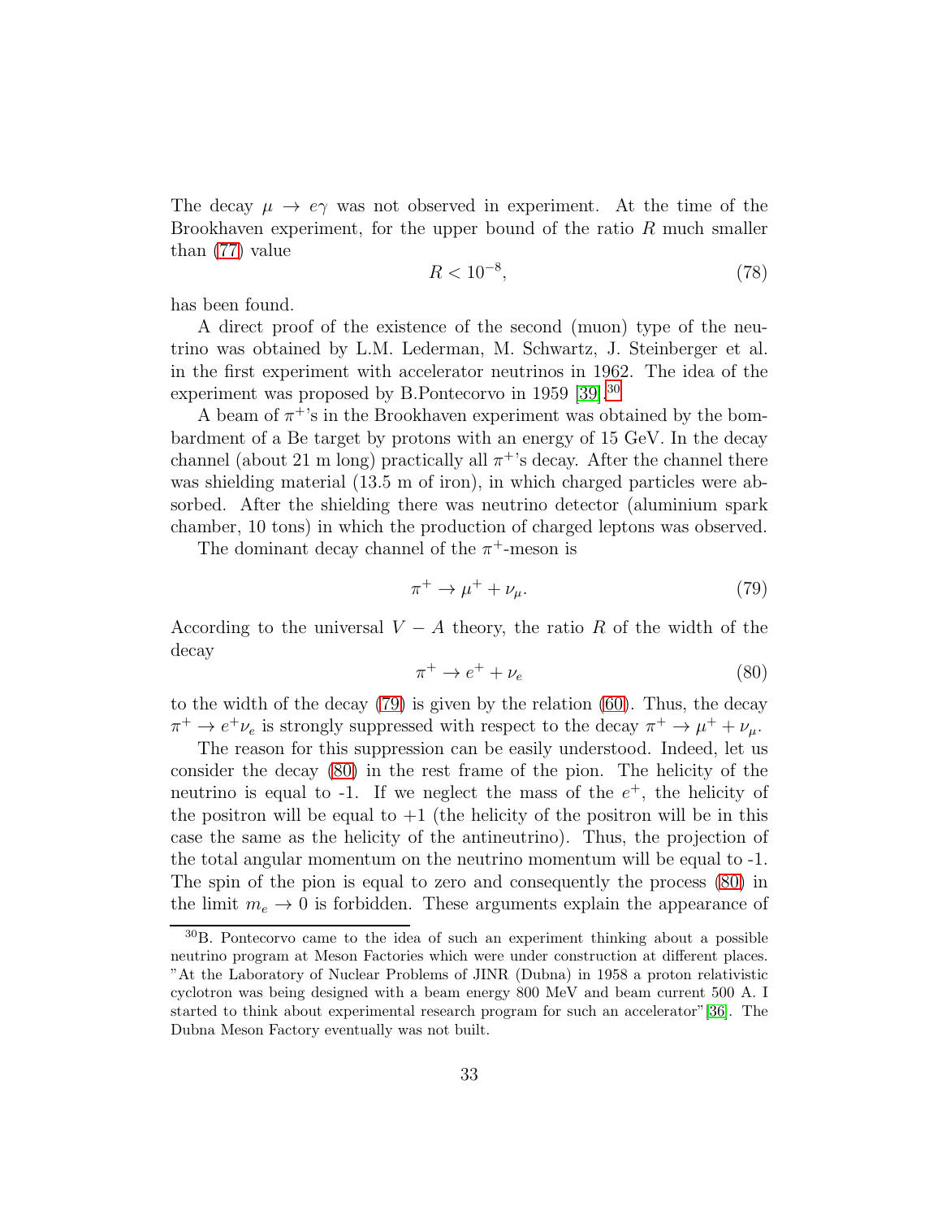The decay $\mu \to e\gamma$ was not observed in experiment. At the time of the Brookhaven experiment, for the upper bound of the ratio $R$ much smaller than (77) value

$$R < 10^{-8}, \tag{78}$$

has been found.

A direct proof of the existence of the second (muon) type of the neutrino was obtained by L.M. Lederman, M. Schwartz, J. Steinberger et al. in the first experiment with accelerator neutrinos in 1962. The idea of the experiment was proposed by B.Pontecorvo in 1959 [39].[30]

A beam of $\pi^+$'s in the Brookhaven experiment was obtained by the bombardment of a Be target by protons with an energy of 15 GeV. In the decay channel (about 21 m long) practically all $\pi^+$'s decay. After the channel there was shielding material (13.5 m of iron), in which charged particles were absorbed. After the shielding there was neutrino detector (aluminium spark chamber, 10 tons) in which the production of charged leptons was observed.

The dominant decay channel of the $\pi^+$-meson is

$$\pi^+ \to \mu^+ + \nu_\mu. \tag{79}$$

According to the universal $V - A$ theory, the ratio $R$ of the width of the decay

$$\pi^+ \to e^+ + \nu_e \tag{80}$$

to the width of the decay (79) is given by the relation (60). Thus, the decay $\pi^+ \to e^+\nu_e$ is strongly suppressed with respect to the decay $\pi^+ \to \mu^+ + \nu_\mu$.

The reason for this suppression can be easily understood. Indeed, let us consider the decay (80) in the rest frame of the pion. The helicity of the neutrino is equal to -1. If we neglect the mass of the $e^+$, the helicity of the positron will be equal to +1 (the helicity of the positron will be in this case the same as the helicity of the antineutrino). Thus, the projection of the total angular momentum on the neutrino momentum will be equal to -1. The spin of the pion is equal to zero and consequently the process (80) in the limit $m_e \to 0$ is forbidden. These arguments explain the appearance of

[30] B. Pontecorvo came to the idea of such an experiment thinking about a possible neutrino program at Meson Factories which were under construction at different places. "At the Laboratory of Nuclear Problems of JINR (Dubna) in 1958 a proton relativistic cyclotron was being designed with a beam energy 800 MeV and beam current 500 A. I started to think about experimental research program for such an accelerator"[36]. The Dubna Meson Factory eventually was not built.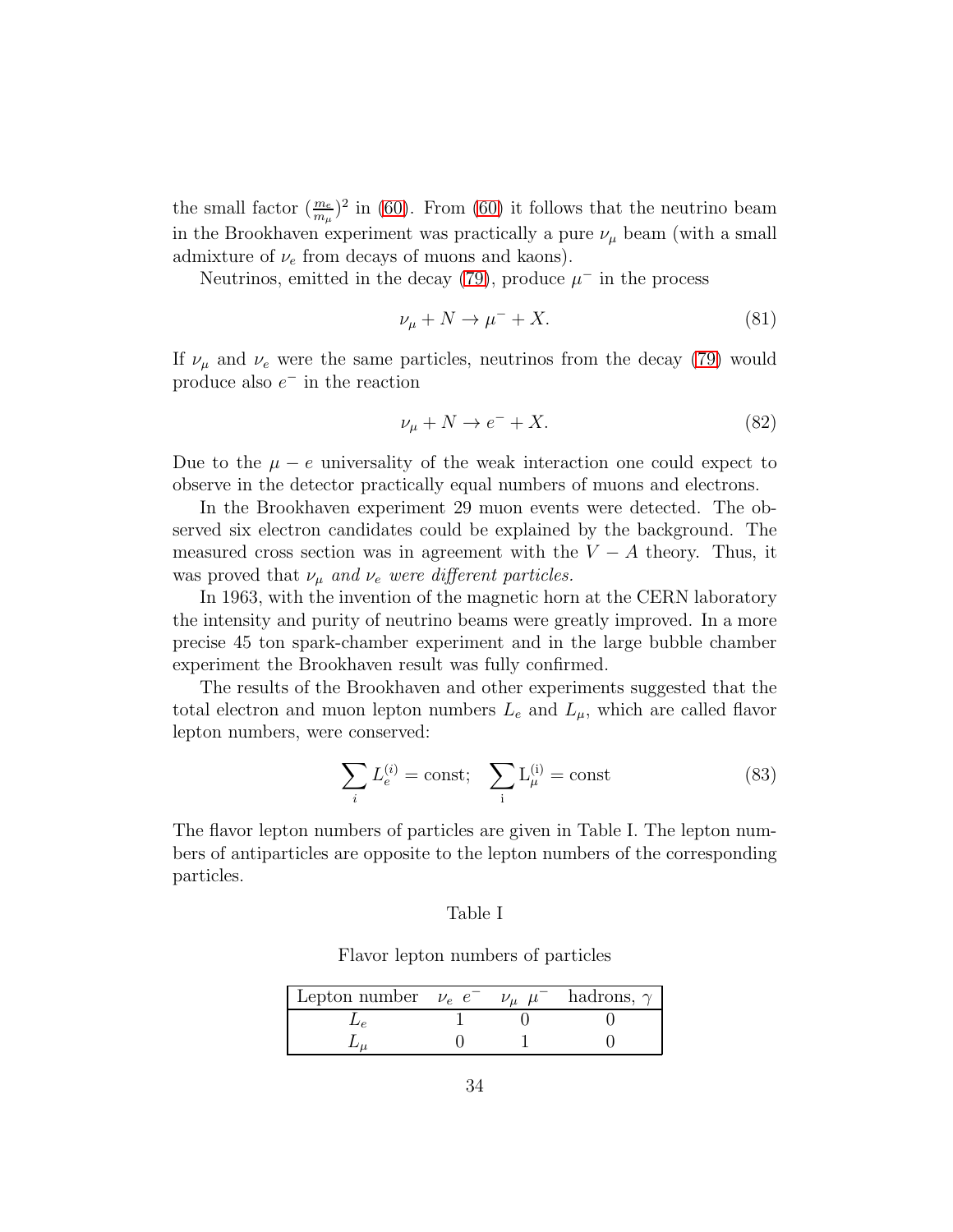the small factor $(\frac{m_e}{m_\mu})^2$ in (60). From (60) it follows that the neutrino beam in the Brookhaven experiment was practically a pure $\nu_\mu$ beam (with a small admixture of $\nu_e$ from decays of muons and kaons).

Neutrinos, emitted in the decay (79), produce $\mu^-$ in the process

$$\nu_\mu + N \to \mu^- + X. \tag{81}$$

If $\nu_\mu$ and $\nu_e$ were the same particles, neutrinos from the decay (79) would produce also $e^-$ in the reaction

$$\nu_\mu + N \to e^- + X. \tag{82}$$

Due to the $\mu - e$ universality of the weak interaction one could expect to observe in the detector practically equal numbers of muons and electrons.

In the Brookhaven experiment 29 muon events were detected. The observed six electron candidates could be explained by the background. The measured cross section was in agreement with the $V - A$ theory. Thus, it was proved that *$\nu_\mu$ and $\nu_e$ were different particles.*

In 1963, with the invention of the magnetic horn at the CERN laboratory the intensity and purity of neutrino beams were greatly improved. In a more precise 45 ton spark-chamber experiment and in the large bubble chamber experiment the Brookhaven result was fully confirmed.

The results of the Brookhaven and other experiments suggested that the total electron and muon lepton numbers $L_e$ and $L_\mu$, which are called flavor lepton numbers, were conserved:

$$\sum_i L_e^{(i)} = \text{const}; \quad \sum_i L_\mu^{(i)} = \text{const} \tag{83}$$

The flavor lepton numbers of particles are given in Table I. The lepton numbers of antiparticles are opposite to the lepton numbers of the corresponding particles.

Table I

Flavor lepton numbers of particles

| Lepton number | $\nu_e$ $e^-$ | $\nu_\mu$ $\mu^-$ | hadrons, $\gamma$ |
|---|---|---|---|
| $L_e$ | 1 | 0 | 0 |
| $L_\mu$ | 0 | 1 | 0 |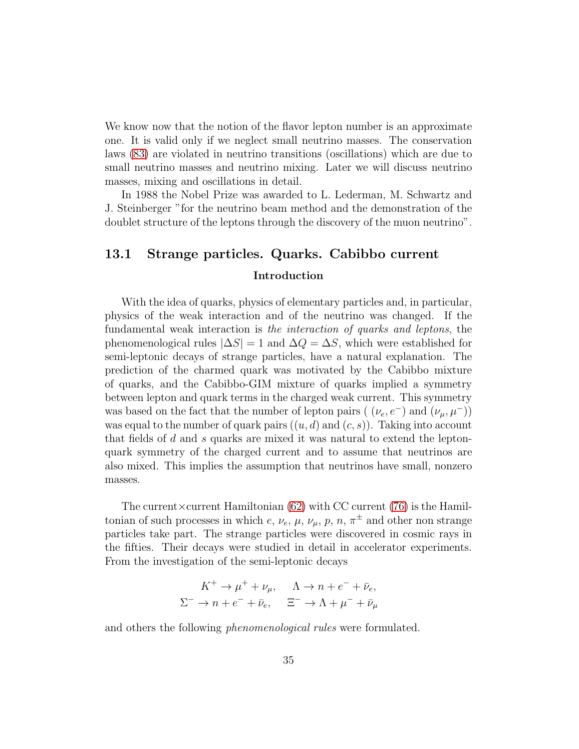We know now that the notion of the flavor lepton number is an approximate one. It is valid only if we neglect small neutrino masses. The conservation laws (83) are violated in neutrino transitions (oscillations) which are due to small neutrino masses and neutrino mixing. Later we will discuss neutrino masses, mixing and oscillations in detail.

In 1988 the Nobel Prize was awarded to L. Lederman, M. Schwartz and J. Steinberger "for the neutrino beam method and the demonstration of the doublet structure of the leptons through the discovery of the muon neutrino".

## 13.1 Strange particles. Quarks. Cabibbo current

**Introduction**

With the idea of quarks, physics of elementary particles and, in particular, physics of the weak interaction and of the neutrino was changed. If the fundamental weak interaction is *the interaction of quarks and leptons*, the phenomenological rules $|\Delta S| = 1$ and $\Delta Q = \Delta S$, which were established for semi-leptonic decays of strange particles, have a natural explanation. The prediction of the charmed quark was motivated by the Cabibbo mixture of quarks, and the Cabibbo-GIM mixture of quarks implied a symmetry between lepton and quark terms in the charged weak current. This symmetry was based on the fact that the number of lepton pairs ( $(\nu_e, e^-)$ and $(\nu_\mu, \mu^-)$) was equal to the number of quark pairs ($(u, d)$ and $(c, s)$). Taking into account that fields of $d$ and $s$ quarks are mixed it was natural to extend the lepton-quark symmetry of the charged current and to assume that neutrinos are also mixed. This implies the assumption that neutrinos have small, nonzero masses.

The current×current Hamiltonian (62) with CC current (76) is the Hamiltonian of such processes in which $e$, $\nu_e$, $\mu$, $\nu_\mu$, $p$, $n$, $\pi^\pm$ and other non strange particles take part. The strange particles were discovered in cosmic rays in the fifties. Their decays were studied in detail in accelerator experiments. From the investigation of the semi-leptonic decays

$$
\begin{aligned}
K^+ \to \mu^+ + \nu_\mu, \quad & \Lambda \to n + e^- + \bar{\nu}_e, \\
\Sigma^- \to n + e^- + \bar{\nu}_e, \quad & \Xi^- \to \Lambda + \mu^- + \bar{\nu}_\mu
\end{aligned}
$$

and others the following *phenomenological rules* were formulated.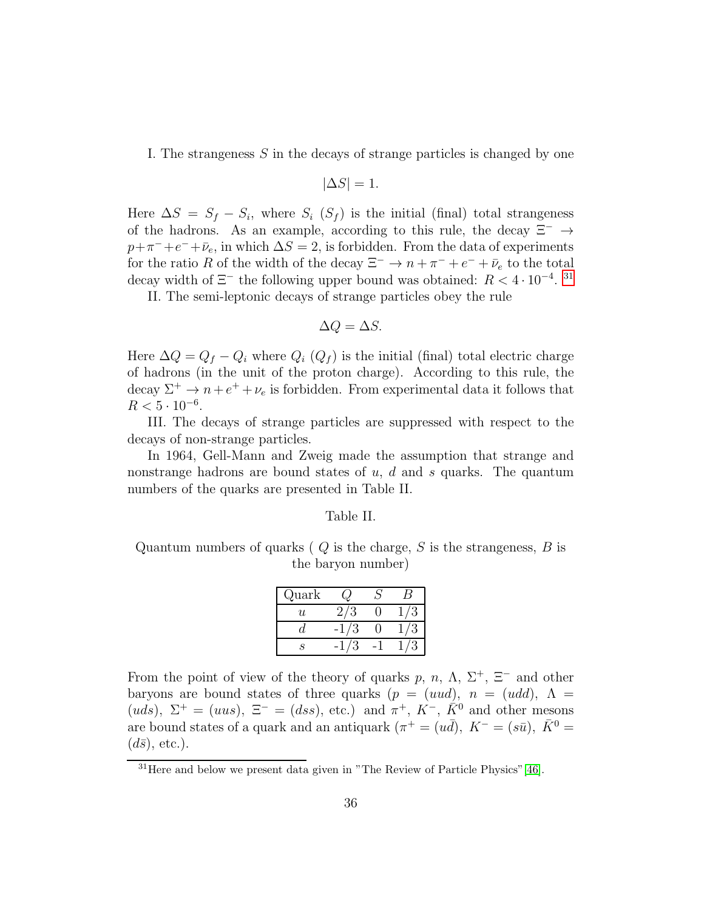I. The strangeness $S$ in the decays of strange particles is changed by one

$$|\Delta S| = 1.$$

Here $\Delta S = S_f - S_i$, where $S_i$ ($S_f$) is the initial (final) total strangeness of the hadrons. As an example, according to this rule, the decay $\Xi^- \to p + \pi^- + e^- + \bar{\nu}_e$, in which $\Delta S = 2$, is forbidden. From the data of experiments for the ratio $R$ of the width of the decay $\Xi^- \to n + \pi^- + e^- + \bar{\nu}_e$ to the total decay width of $\Xi^-$ the following upper bound was obtained: $R < 4 \cdot 10^{-4}$. [31]

II. The semi-leptonic decays of strange particles obey the rule

$$\Delta Q = \Delta S.$$

Here $\Delta Q = Q_f - Q_i$ where $Q_i$ ($Q_f$) is the initial (final) total electric charge of hadrons (in the unit of the proton charge). According to this rule, the decay $\Sigma^+ \to n + e^+ + \nu_e$ is forbidden. From experimental data it follows that $R < 5 \cdot 10^{-6}$.

III. The decays of strange particles are suppressed with respect to the decays of non-strange particles.

In 1964, Gell-Mann and Zweig made the assumption that strange and nonstrange hadrons are bound states of $u$, $d$ and $s$ quarks. The quantum numbers of the quarks are presented in Table II.

Table II.

Quantum numbers of quarks ( $Q$ is the charge, $S$ is the strangeness, $B$ is the baryon number)

| Quark | $Q$ | $S$ | $B$ |
|---|---|---|---|
| $u$ | 2/3 | 0 | 1/3 |
| $d$ | -1/3 | 0 | 1/3 |
| $s$ | -1/3 | -1 | 1/3 |

From the point of view of the theory of quarks $p$, $n$, $\Lambda$, $\Sigma^+$, $\Xi^-$ and other baryons are bound states of three quarks ($p = (uud)$, $n = (udd)$, $\Lambda = (uds)$, $\Sigma^+ = (uus)$, $\Xi^- = (dss)$, etc.) and $\pi^+$, $K^-$, $\bar{K}^0$ and other mesons are bound states of a quark and an antiquark ($\pi^+ = (u\bar{d})$, $K^- = (s\bar{u})$, $\bar{K}^0 = (d\bar{s})$, etc.).

[31] Here and below we present data given in "The Review of Particle Physics" [46].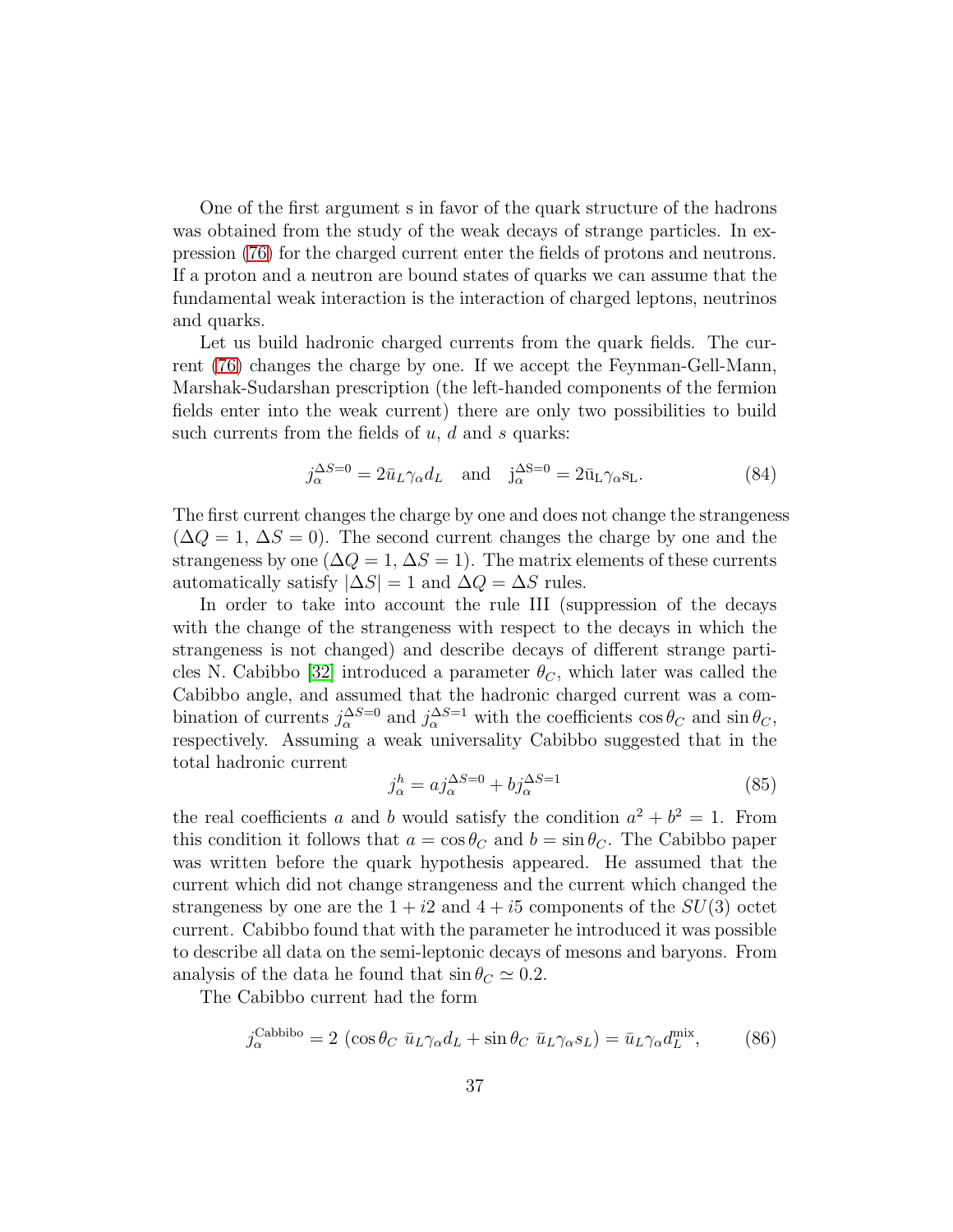One of the first argument s in favor of the quark structure of the hadrons was obtained from the study of the weak decays of strange particles. In expression (76) for the charged current enter the fields of protons and neutrons. If a proton and a neutron are bound states of quarks we can assume that the fundamental weak interaction is the interaction of charged leptons, neutrinos and quarks.

Let us build hadronic charged currents from the quark fields. The current (76) changes the charge by one. If we accept the Feynman-Gell-Mann, Marshak-Sudarshan prescription (the left-handed components of the fermion fields enter into the weak current) there are only two possibilities to build such currents from the fields of $u$, $d$ and $s$ quarks:

$$j^{\Delta S=0}_{\alpha} = 2\bar u_L \gamma_{\alpha} d_L \quad \text{and} \quad \mathrm{j}^{\Delta S=0}_{\alpha} = 2\bar{\mathrm{u}}_{\mathrm{L}} \gamma_{\alpha} \mathrm{s}_{\mathrm{L}}. \tag{84}$$

The first current changes the charge by one and does not change the strangeness ($\Delta Q = 1$, $\Delta S = 0$). The second current changes the charge by one and the strangeness by one ($\Delta Q = 1$, $\Delta S = 1$). The matrix elements of these currents automatically satisfy $|\Delta S| = 1$ and $\Delta Q = \Delta S$ rules.

In order to take into account the rule III (suppression of the decays with the change of the strangeness with respect to the decays in which the strangeness is not changed) and describe decays of different strange particles N. Cabibbo [32] introduced a parameter $\theta_C$, which later was called the Cabibbo angle, and assumed that the hadronic charged current was a combination of currents $j^{\Delta S=0}_{\alpha}$ and $j^{\Delta S=1}_{\alpha}$ with the coefficients $\cos\theta_C$ and $\sin\theta_C$, respectively. Assuming a weak universality Cabibbo suggested that in the total hadronic current

$$j^{h}_{\alpha} = a j^{\Delta S=0}_{\alpha} + b j^{\Delta S=1}_{\alpha} \tag{85}$$

the real coefficients $a$ and $b$ would satisfy the condition $a^2 + b^2 = 1$. From this condition it follows that $a = \cos\theta_C$ and $b = \sin\theta_C$. The Cabibbo paper was written before the quark hypothesis appeared. He assumed that the current which did not change strangeness and the current which changed the strangeness by one are the $1 + i2$ and $4 + i5$ components of the $SU(3)$ octet current. Cabibbo found that with the parameter he introduced it was possible to describe all data on the semi-leptonic decays of mesons and baryons. From analysis of the data he found that $\sin\theta_C \simeq 0.2$.

The Cabibbo current had the form

$$j^{\mathrm{Cabbibo}}_{\alpha} = 2\,\left(\cos\theta_C\ \bar u_L \gamma_{\alpha} d_L + \sin\theta_C\ \bar u_L \gamma_{\alpha} s_L\right) = \bar u_L \gamma_{\alpha} d^{\mathrm{mix}}_L, \tag{86}$$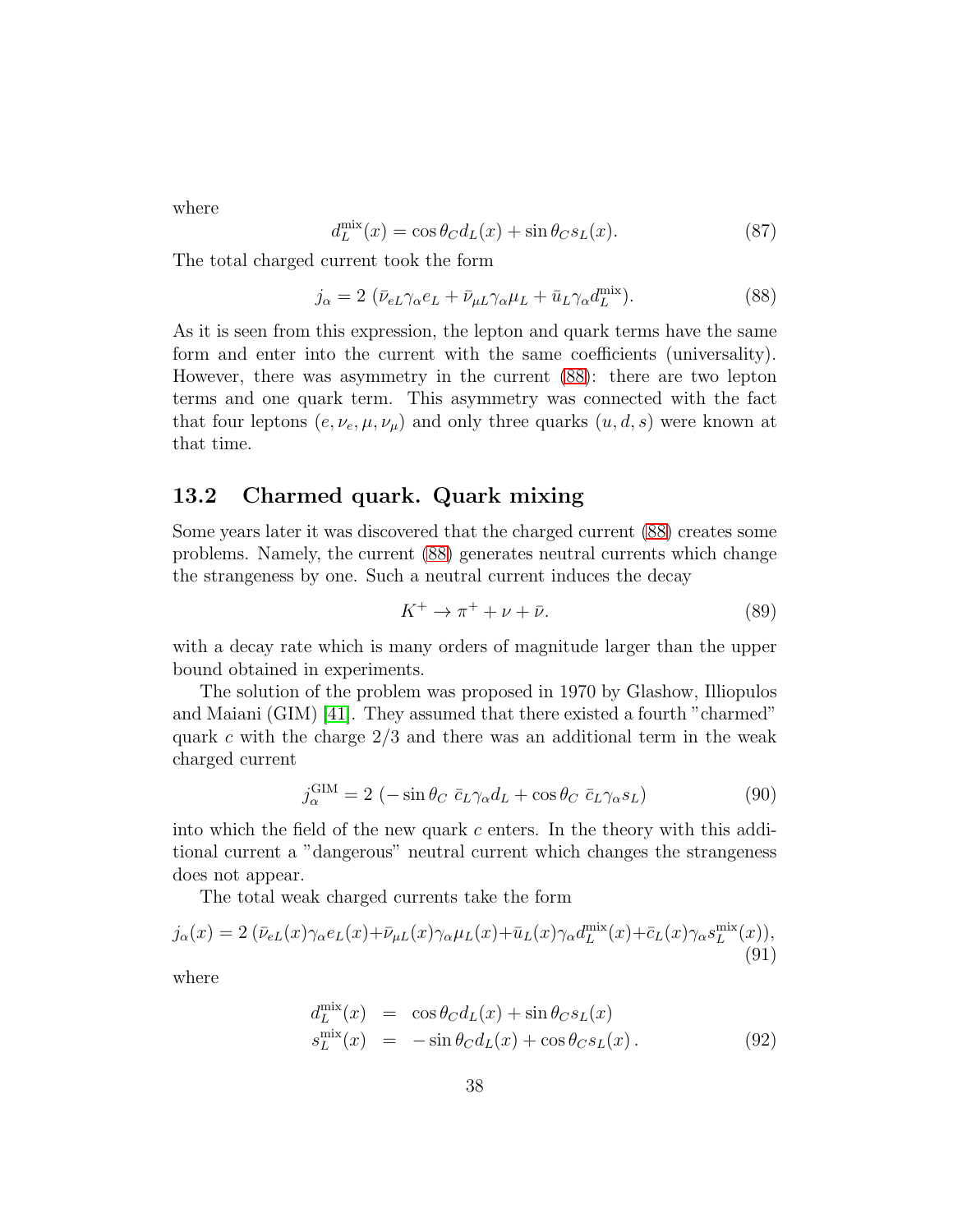where

$$d_L^{\rm mix}(x) = \cos\theta_C d_L(x) + \sin\theta_C s_L(x). \tag{87}$$

The total charged current took the form

$$j_\alpha = 2\,(\bar{\nu}_{eL}\gamma_\alpha e_L + \bar{\nu}_{\mu L}\gamma_\alpha \mu_L + \bar{u}_L\gamma_\alpha d_L^{\rm mix}). \tag{88}$$

As it is seen from this expression, the lepton and quark terms have the same form and enter into the current with the same coefficients (universality). However, there was asymmetry in the current (88): there are two lepton terms and one quark term. This asymmetry was connected with the fact that four leptons $(e, \nu_e, \mu, \nu_\mu)$ and only three quarks $(u, d, s)$ were known at that time.

## 13.2 Charmed quark. Quark mixing

Some years later it was discovered that the charged current (88) creates some problems. Namely, the current (88) generates neutral currents which change the strangeness by one. Such a neutral current induces the decay

$$K^+ \to \pi^+ + \nu + \bar{\nu}. \tag{89}$$

with a decay rate which is many orders of magnitude larger than the upper bound obtained in experiments.

The solution of the problem was proposed in 1970 by Glashow, Illiopulos and Maiani (GIM) [41]. They assumed that there existed a fourth "charmed" quark $c$ with the charge $2/3$ and there was an additional term in the weak charged current

$$j_\alpha^{\rm GIM} = 2\,(-\sin\theta_C\;\bar{c}_L\gamma_\alpha d_L + \cos\theta_C\;\bar{c}_L\gamma_\alpha s_L) \tag{90}$$

into which the field of the new quark $c$ enters. In the theory with this additional current a "dangerous" neutral current which changes the strangeness does not appear.

The total weak charged currents take the form

$$j_\alpha(x) = 2\,(\bar{\nu}_{eL}(x)\gamma_\alpha e_L(x) + \bar{\nu}_{\mu L}(x)\gamma_\alpha \mu_L(x) + \bar{u}_L(x)\gamma_\alpha d_L^{\rm mix}(x) + \bar{c}_L(x)\gamma_\alpha s_L^{\rm mix}(x)), \tag{91}$$

where

$$\begin{aligned} d_L^{\rm mix}(x) &= \cos\theta_C d_L(x) + \sin\theta_C s_L(x) \\ s_L^{\rm mix}(x) &= -\sin\theta_C d_L(x) + \cos\theta_C s_L(x)\,. \end{aligned} \tag{92}$$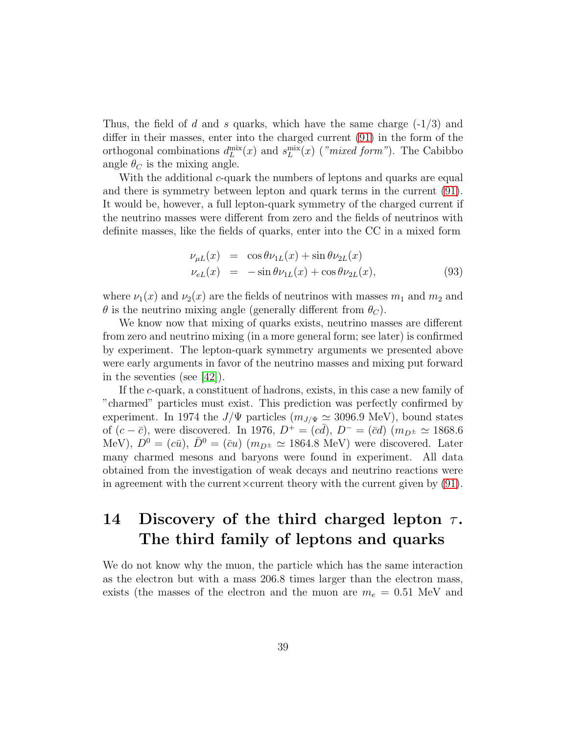Thus, the field of $d$ and $s$ quarks, which have the same charge (-1/3) and differ in their masses, enter into the charged current (91) in the form of the orthogonal combinations $d_L^{\rm mix}(x)$ and $s_L^{\rm mix}(x)$ (*"mixed form"*). The Cabibbo angle $\theta_C$ is the mixing angle.

With the additional $c$-quark the numbers of leptons and quarks are equal and there is symmetry between lepton and quark terms in the current (91). It would be, however, a full lepton-quark symmetry of the charged current if the neutrino masses were different from zero and the fields of neutrinos with definite masses, like the fields of quarks, enter into the CC in a mixed form

$$
\begin{aligned}
\nu_{\mu L}(x) &= \cos\theta \nu_{1L}(x) + \sin\theta \nu_{2L}(x) \\
\nu_{eL}(x) &= -\sin\theta \nu_{1L}(x) + \cos\theta \nu_{2L}(x),
\end{aligned}
\tag{93}
$$

where $\nu_1(x)$ and $\nu_2(x)$ are the fields of neutrinos with masses $m_1$ and $m_2$ and $\theta$ is the neutrino mixing angle (generally different from $\theta_C$).

We know now that mixing of quarks exists, neutrino masses are different from zero and neutrino mixing (in a more general form; see later) is confirmed by experiment. The lepton-quark symmetry arguments we presented above were early arguments in favor of the neutrino masses and mixing put forward in the seventies (see [42]).

If the $c$-quark, a constituent of hadrons, exists, in this case a new family of "charmed" particles must exist. This prediction was perfectly confirmed by experiment. In 1974 the $J/\Psi$ particles ($m_{J/\Psi} \simeq 3096.9$ MeV), bound states of $(c - \bar{c})$, were discovered. In 1976, $D^+ = (c\bar{d})$, $D^- = (\bar{c}d)$ ($m_{D^\pm} \simeq 1868.6$ MeV), $D^0 = (c\bar{u})$, $\bar{D}^0 = (\bar{c}u)$ ($m_{D^\pm} \simeq 1864.8$ MeV) were discovered. Later many charmed mesons and baryons were found in experiment. All data obtained from the investigation of weak decays and neutrino reactions were in agreement with the current×current theory with the current given by (91).

# 14 Discovery of the third charged lepton $\tau$. The third family of leptons and quarks

We do not know why the muon, the particle which has the same interaction as the electron but with a mass 206.8 times larger than the electron mass, exists (the masses of the electron and the muon are $m_e = 0.51$ MeV and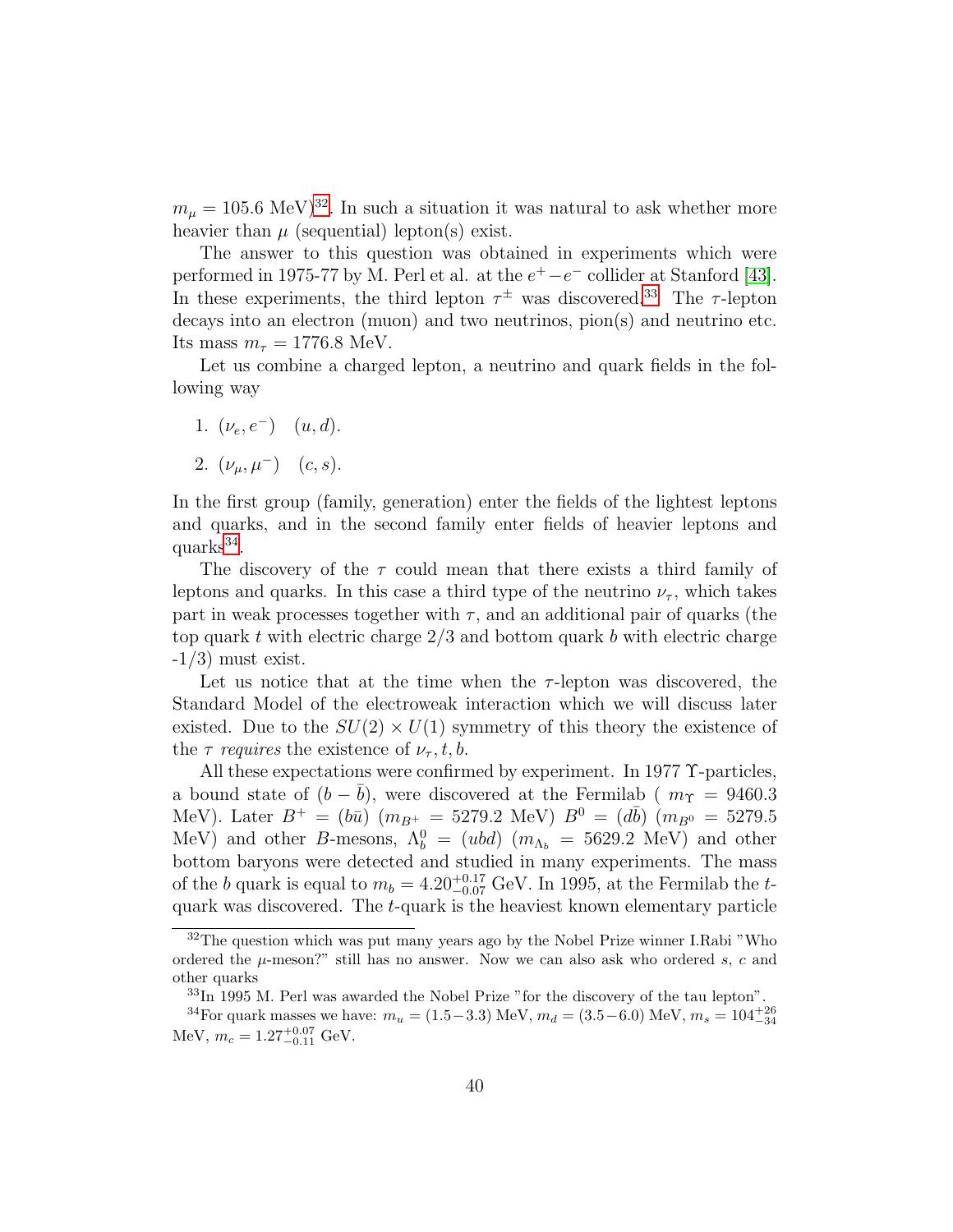$m_\mu = 105.6$ MeV)[32]. In such a situation it was natural to ask whether more heavier than $\mu$ (sequential) lepton(s) exist.

The answer to this question was obtained in experiments which were performed in 1975-77 by M. Perl et al. at the $e^+ - e^-$ collider at Stanford [43]. In these experiments, the third lepton $\tau^\pm$ was discovered.[33] The $\tau$-lepton decays into an electron (muon) and two neutrinos, pion(s) and neutrino etc. Its mass $m_\tau = 1776.8$ MeV.

Let us combine a charged lepton, a neutrino and quark fields in the following way

1. $(\nu_e, e^-)$ $(u, d)$.
2. $(\nu_\mu, \mu^-)$ $(c, s)$.

In the first group (family, generation) enter the fields of the lightest leptons and quarks, and in the second family enter fields of heavier leptons and quarks[34].

The discovery of the $\tau$ could mean that there exists a third family of leptons and quarks. In this case a third type of the neutrino $\nu_\tau$, which takes part in weak processes together with $\tau$, and an additional pair of quarks (the top quark $t$ with electric charge 2/3 and bottom quark $b$ with electric charge -1/3) must exist.

Let us notice that at the time when the $\tau$-lepton was discovered, the Standard Model of the electroweak interaction which we will discuss later existed. Due to the $SU(2) \times U(1)$ symmetry of this theory the existence of the $\tau$ *requires* the existence of $\nu_\tau, t, b$.

All these expectations were confirmed by experiment. In 1977 $\Upsilon$-particles, a bound state of $(b - \bar{b})$, were discovered at the Fermilab ( $m_\Upsilon = 9460.3$ MeV). Later $B^+ = (b\bar{u})$ ($m_{B^+} = 5279.2$ MeV) $B^0 = (d\bar{b})$ ($m_{B^0} = 5279.5$ MeV) and other $B$-mesons, $\Lambda_b^0 = (ubd)$ ($m_{\Lambda_b} = 5629.2$ MeV) and other bottom baryons were detected and studied in many experiments. The mass of the $b$ quark is equal to $m_b = 4.20^{+0.17}_{-0.07}$ GeV. In 1995, at the Fermilab the $t$-quark was discovered. The $t$-quark is the heaviest known elementary particle

---

[32] The question which was put many years ago by the Nobel Prize winner I.Rabi "Who ordered the $\mu$-meson?" still has no answer. Now we can also ask who ordered $s$, $c$ and other quarks

[33] In 1995 M. Perl was awarded the Nobel Prize "for the discovery of the tau lepton".

[34] For quark masses we have: $m_u = (1.5 - 3.3)$ MeV, $m_d = (3.5 - 6.0)$ MeV, $m_s = 104^{+26}_{-34}$ MeV, $m_c = 1.27^{+0.07}_{-0.11}$ GeV.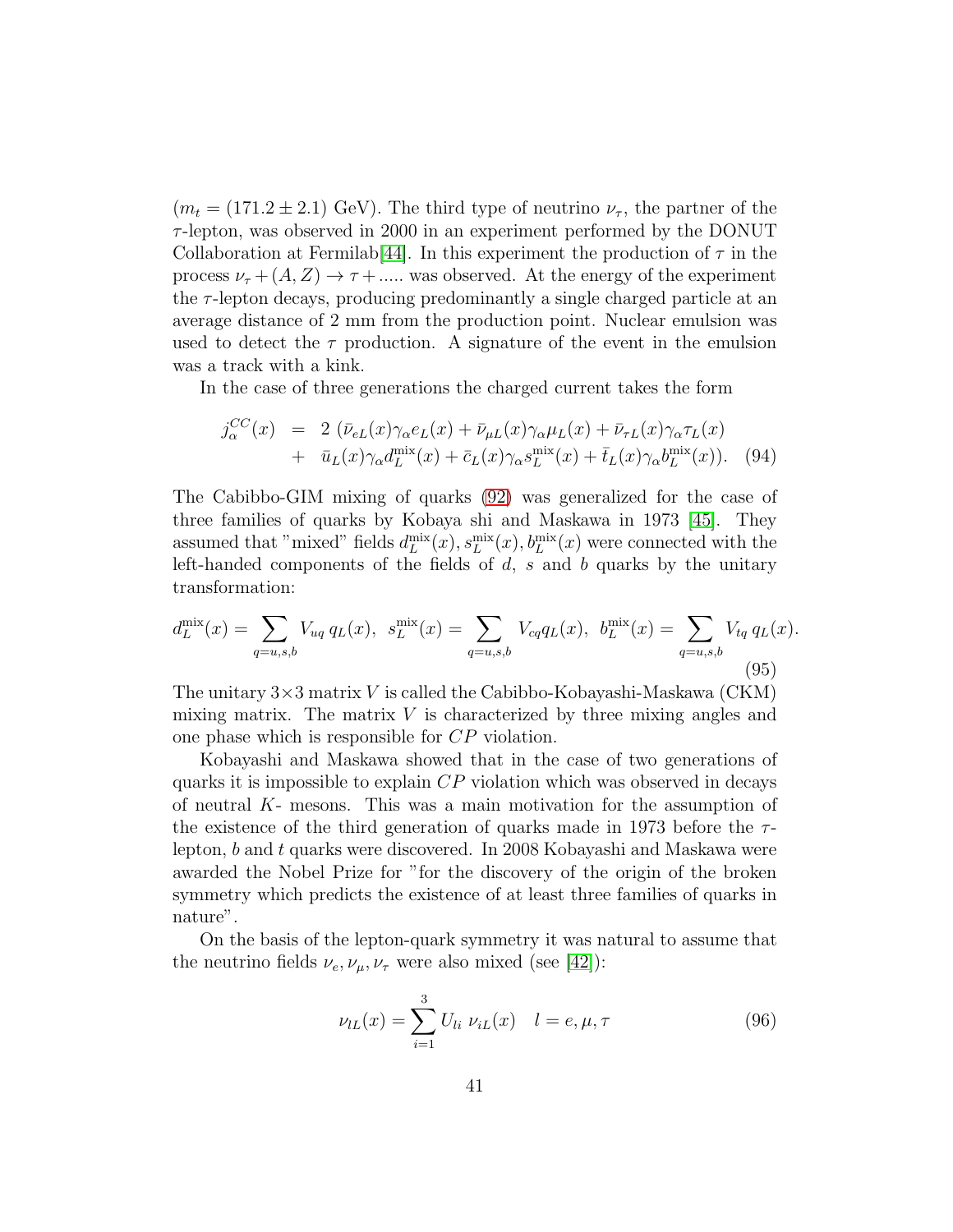($m_t = (171.2 \pm 2.1)$ GeV). The third type of neutrino $\nu_\tau$, the partner of the $\tau$-lepton, was observed in 2000 in an experiment performed by the DONUT Collaboration at Fermilab[44]. In this experiment the production of $\tau$ in the process $\nu_\tau + (A, Z) \to \tau + .....$ was observed. At the energy of the experiment the $\tau$-lepton decays, producing predominantly a single charged particle at an average distance of 2 mm from the production point. Nuclear emulsion was used to detect the $\tau$ production. A signature of the event in the emulsion was a track with a kink.

In the case of three generations the charged current takes the form

$$
\begin{aligned}
j^{CC}_\alpha(x) &= 2\ (\bar{\nu}_{eL}(x)\gamma_\alpha e_L(x) + \bar{\nu}_{\mu L}(x)\gamma_\alpha \mu_L(x) + \bar{\nu}_{\tau L}(x)\gamma_\alpha \tau_L(x) \\
&+ \bar{u}_L(x)\gamma_\alpha d^{\rm mix}_L(x) + \bar{c}_L(x)\gamma_\alpha s^{\rm mix}_L(x) + \bar{t}_L(x)\gamma_\alpha b^{\rm mix}_L(x)). \quad (94)
\end{aligned}
$$

The Cabibbo-GIM mixing of quarks (92) was generalized for the case of three families of quarks by Kobaya shi and Maskawa in 1973 [45]. They assumed that "mixed" fields $d^{\rm mix}_L(x), s^{\rm mix}_L(x), b^{\rm mix}_L(x)$ were connected with the left-handed components of the fields of $d$, $s$ and $b$ quarks by the unitary transformation:

$$
d^{\rm mix}_L(x) = \sum_{q=u,s,b} V_{uq}\, q_L(x),\ \ s^{\rm mix}_L(x) = \sum_{q=u,s,b} V_{cq} q_L(x),\ \ b^{\rm mix}_L(x) = \sum_{q=u,s,b} V_{tq}\, q_L(x). \quad (95)
$$

The unitary $3\times3$ matrix $V$ is called the Cabibbo-Kobayashi-Maskawa (CKM) mixing matrix. The matrix $V$ is characterized by three mixing angles and one phase which is responsible for $CP$ violation.

Kobayashi and Maskawa showed that in the case of two generations of quarks it is impossible to explain $CP$ violation which was observed in decays of neutral $K$- mesons. This was a main motivation for the assumption of the existence of the third generation of quarks made in 1973 before the $\tau$-lepton, $b$ and $t$ quarks were discovered. In 2008 Kobayashi and Maskawa were awarded the Nobel Prize for "for the discovery of the origin of the broken symmetry which predicts the existence of at least three families of quarks in nature".

On the basis of the lepton-quark symmetry it was natural to assume that the neutrino fields $\nu_e, \nu_\mu, \nu_\tau$ were also mixed (see [42]):

$$
\nu_{lL}(x) = \sum_{i=1}^{3} U_{li}\ \nu_{iL}(x) \quad l = e, \mu, \tau \quad (96)
$$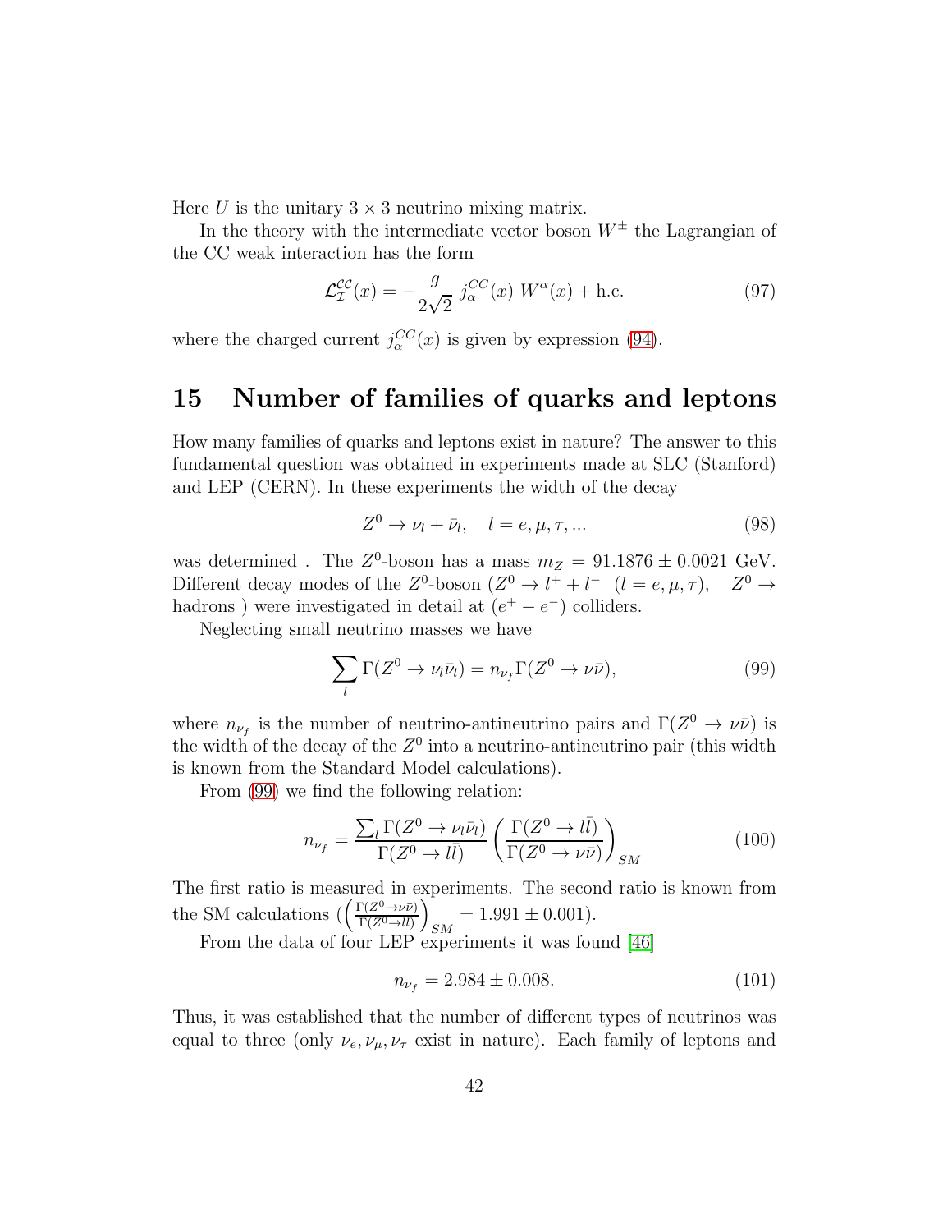Here $U$ is the unitary $3 \times 3$ neutrino mixing matrix.

In the theory with the intermediate vector boson $W^{\pm}$ the Lagrangian of the CC weak interaction has the form

$$\mathcal{L}_{\mathcal{I}}^{\mathcal{CC}}(x) = -\frac{g}{2\sqrt{2}}\, j_{\alpha}^{CC}(x)\; W^{\alpha}(x) + \text{h.c.} \tag{97}$$

where the charged current $j_{\alpha}^{CC}(x)$ is given by expression (94).

# 15 Number of families of quarks and leptons

How many families of quarks and leptons exist in nature? The answer to this fundamental question was obtained in experiments made at SLC (Stanford) and LEP (CERN). In these experiments the width of the decay

$$Z^0 \to \nu_l + \bar{\nu}_l, \quad l = e, \mu, \tau, ... \tag{98}$$

was determined . The $Z^0$-boson has a mass $m_Z = 91.1876 \pm 0.0021$ GeV. Different decay modes of the $Z^0$-boson ($Z^0 \to l^+ + l^- \;\; (l = e, \mu, \tau), \quad Z^0 \to$ hadrons ) were investigated in detail at $(e^+ - e^-)$ colliders.

Neglecting small neutrino masses we have

$$\sum_l \Gamma(Z^0 \to \nu_l \bar{\nu}_l) = n_{\nu_f} \Gamma(Z^0 \to \nu\bar{\nu}), \tag{99}$$

where $n_{\nu_f}$ is the number of neutrino-antineutrino pairs and $\Gamma(Z^0 \to \nu\bar{\nu})$ is the width of the decay of the $Z^0$ into a neutrino-antineutrino pair (this width is known from the Standard Model calculations).

From (99) we find the following relation:

$$n_{\nu_f} = \frac{\sum_l \Gamma(Z^0 \to \nu_l \bar{\nu}_l)}{\Gamma(Z^0 \to l\bar{l})} \left( \frac{\Gamma(Z^0 \to l\bar{l})}{\Gamma(Z^0 \to \nu\bar{\nu})} \right)_{SM} \tag{100}$$

The first ratio is measured in experiments. The second ratio is known from the SM calculations ($\left(\frac{\Gamma(Z^0 \to \nu\bar{\nu})}{\Gamma(Z^0 \to l\bar{l})}\right)_{SM} = 1.991 \pm 0.001$).

From the data of four LEP experiments it was found [46]

$$n_{\nu_f} = 2.984 \pm 0.008. \tag{101}$$

Thus, it was established that the number of different types of neutrinos was equal to three (only $\nu_e, \nu_\mu, \nu_\tau$ exist in nature). Each family of leptons and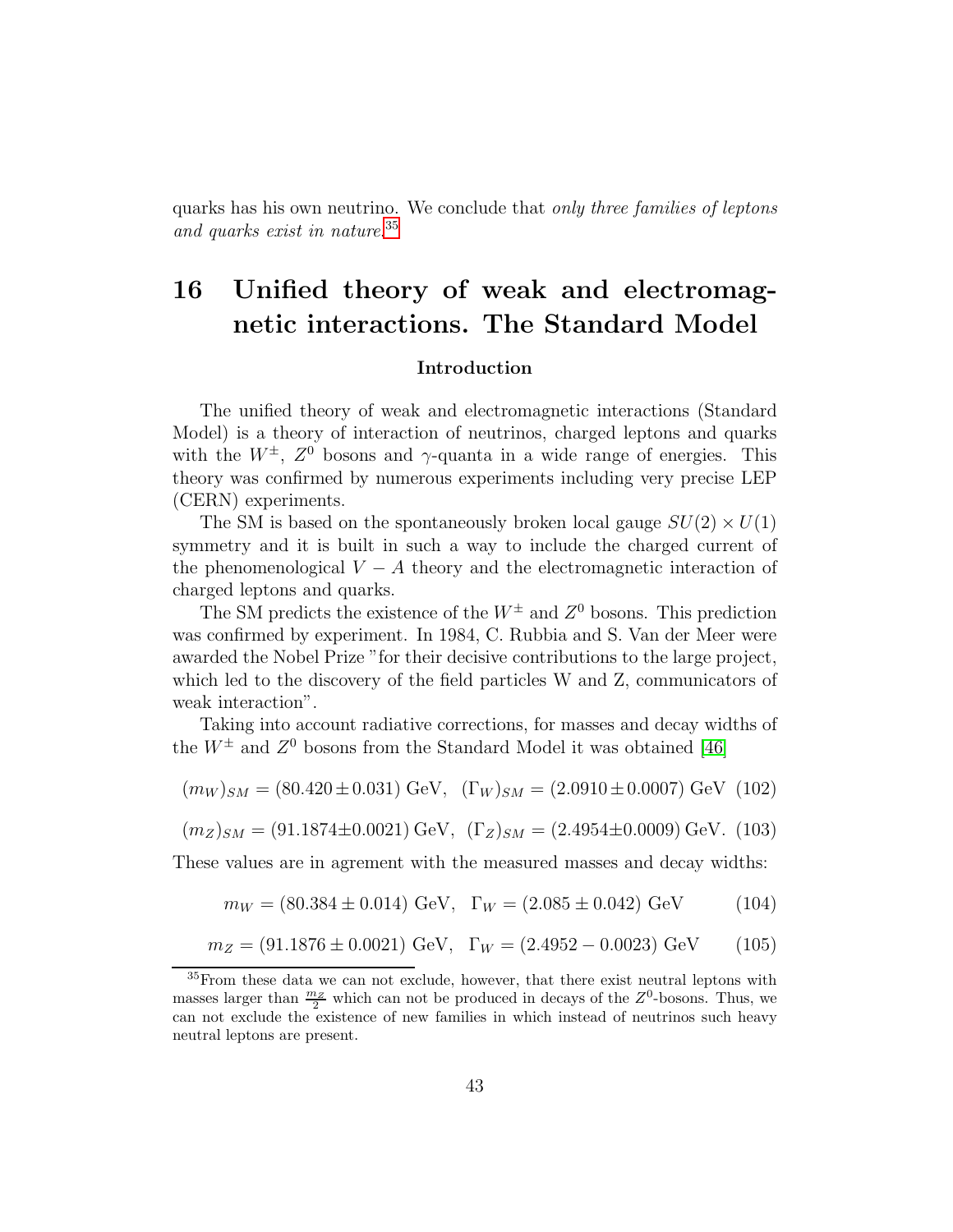quarks has his own neutrino. We conclude that *only three families of leptons and quarks exist in nature.*[35]

# 16 Unified theory of weak and electromagnetic interactions. The Standard Model

### Introduction

The unified theory of weak and electromagnetic interactions (Standard Model) is a theory of interaction of neutrinos, charged leptons and quarks with the $W^{\pm}$, $Z^0$ bosons and $\gamma$-quanta in a wide range of energies. This theory was confirmed by numerous experiments including very precise LEP (CERN) experiments.

The SM is based on the spontaneously broken local gauge $SU(2) \times U(1)$ symmetry and it is built in such a way to include the charged current of the phenomenological $V - A$ theory and the electromagnetic interaction of charged leptons and quarks.

The SM predicts the existence of the $W^{\pm}$ and $Z^0$ bosons. This prediction was confirmed by experiment. In 1984, C. Rubbia and S. Van der Meer were awarded the Nobel Prize "for their decisive contributions to the large project, which led to the discovery of the field particles W and Z, communicators of weak interaction".

Taking into account radiative corrections, for masses and decay widths of the $W^{\pm}$ and $Z^0$ bosons from the Standard Model it was obtained [46]

$$(m_W)_{SM} = (80.420 \pm 0.031)\ \text{GeV}, \quad (\Gamma_W)_{SM} = (2.0910 \pm 0.0007)\ \text{GeV} \quad (102)$$

$$(m_Z)_{SM} = (91.1874 \pm 0.0021)\ \text{GeV}, \quad (\Gamma_Z)_{SM} = (2.4954 \pm 0.0009)\ \text{GeV}. \quad (103)$$

These values are in agrement with the measured masses and decay widths:

$$m_W = (80.384 \pm 0.014)\ \text{GeV}, \quad \Gamma_W = (2.085 \pm 0.042)\ \text{GeV} \quad (104)$$

$$m_Z = (91.1876 \pm 0.0021)\ \text{GeV}, \quad \Gamma_W = (2.4952 - 0.0023)\ \text{GeV} \quad (105)$$

[35] From these data we can not exclude, however, that there exist neutral leptons with masses larger than $\frac{m_Z}{2}$ which can not be produced in decays of the $Z^0$-bosons. Thus, we can not exclude the existence of new families in which instead of neutrinos such heavy neutral leptons are present.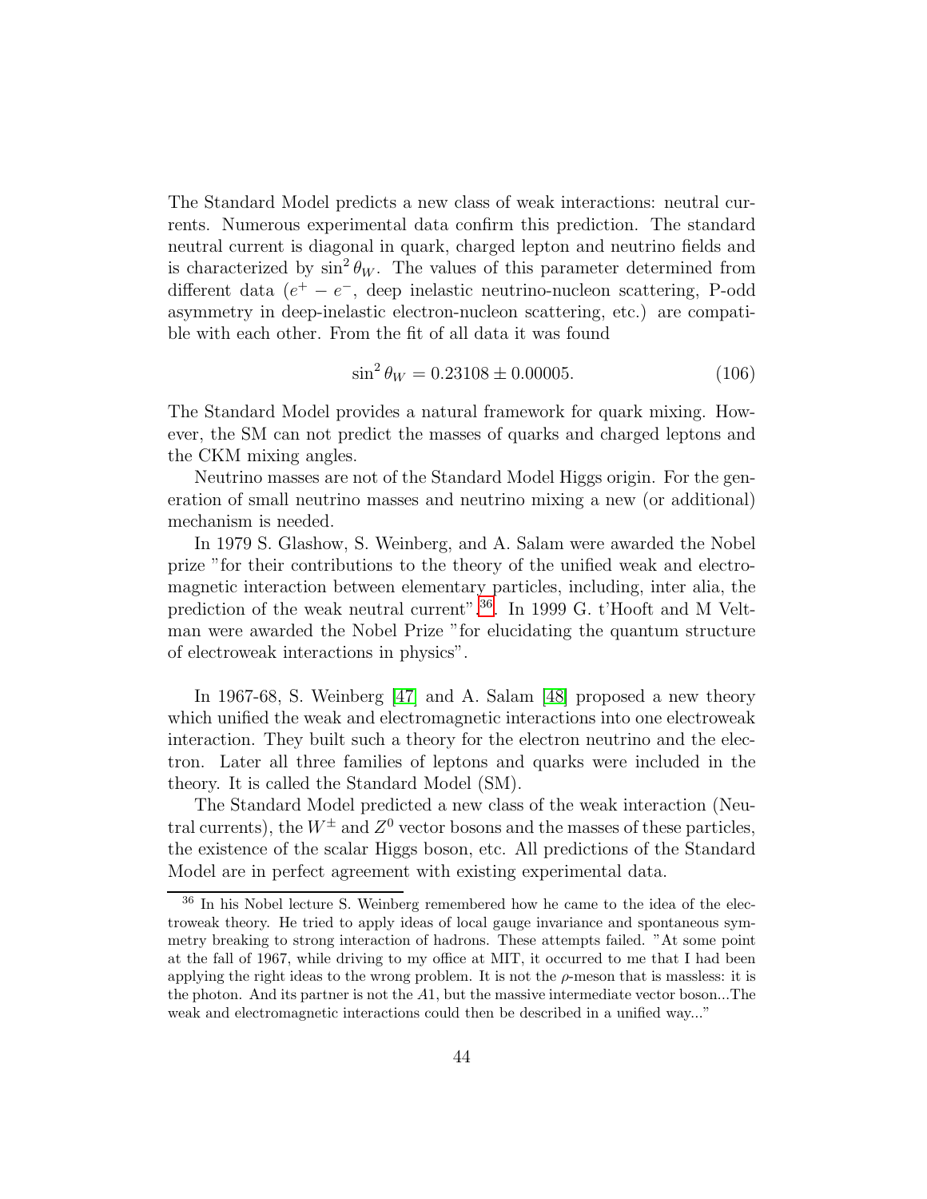The Standard Model predicts a new class of weak interactions: neutral currents. Numerous experimental data confirm this prediction. The standard neutral current is diagonal in quark, charged lepton and neutrino fields and is characterized by $\sin^2\theta_W$. The values of this parameter determined from different data ($e^+ - e^-$, deep inelastic neutrino-nucleon scattering, P-odd asymmetry in deep-inelastic electron-nucleon scattering, etc.) are compatible with each other. From the fit of all data it was found

$$\sin^2\theta_W = 0.23108 \pm 0.00005. \tag{106}$$

The Standard Model provides a natural framework for quark mixing. However, the SM can not predict the masses of quarks and charged leptons and the CKM mixing angles.

Neutrino masses are not of the Standard Model Higgs origin. For the generation of small neutrino masses and neutrino mixing a new (or additional) mechanism is needed.

In 1979 S. Glashow, S. Weinberg, and A. Salam were awarded the Nobel prize "for their contributions to the theory of the unified weak and electromagnetic interaction between elementary particles, including, inter alia, the prediction of the weak neutral current".[36]. In 1999 G. t'Hooft and M Veltman were awarded the Nobel Prize "for elucidating the quantum structure of electroweak interactions in physics".

In 1967-68, S. Weinberg [47] and A. Salam [48] proposed a new theory which unified the weak and electromagnetic interactions into one electroweak interaction. They built such a theory for the electron neutrino and the electron. Later all three families of leptons and quarks were included in the theory. It is called the Standard Model (SM).

The Standard Model predicted a new class of the weak interaction (Neutral currents), the $W^{\pm}$ and $Z^0$ vector bosons and the masses of these particles, the existence of the scalar Higgs boson, etc. All predictions of the Standard Model are in perfect agreement with existing experimental data.

---

[36] In his Nobel lecture S. Weinberg remembered how he came to the idea of the electroweak theory. He tried to apply ideas of local gauge invariance and spontaneous symmetry breaking to strong interaction of hadrons. These attempts failed. "At some point at the fall of 1967, while driving to my office at MIT, it occurred to me that I had been applying the right ideas to the wrong problem. It is not the $\rho$-meson that is massless: it is the photon. And its partner is not the $A1$, but the massive intermediate vector boson...The weak and electromagnetic interactions could then be described in a unified way..."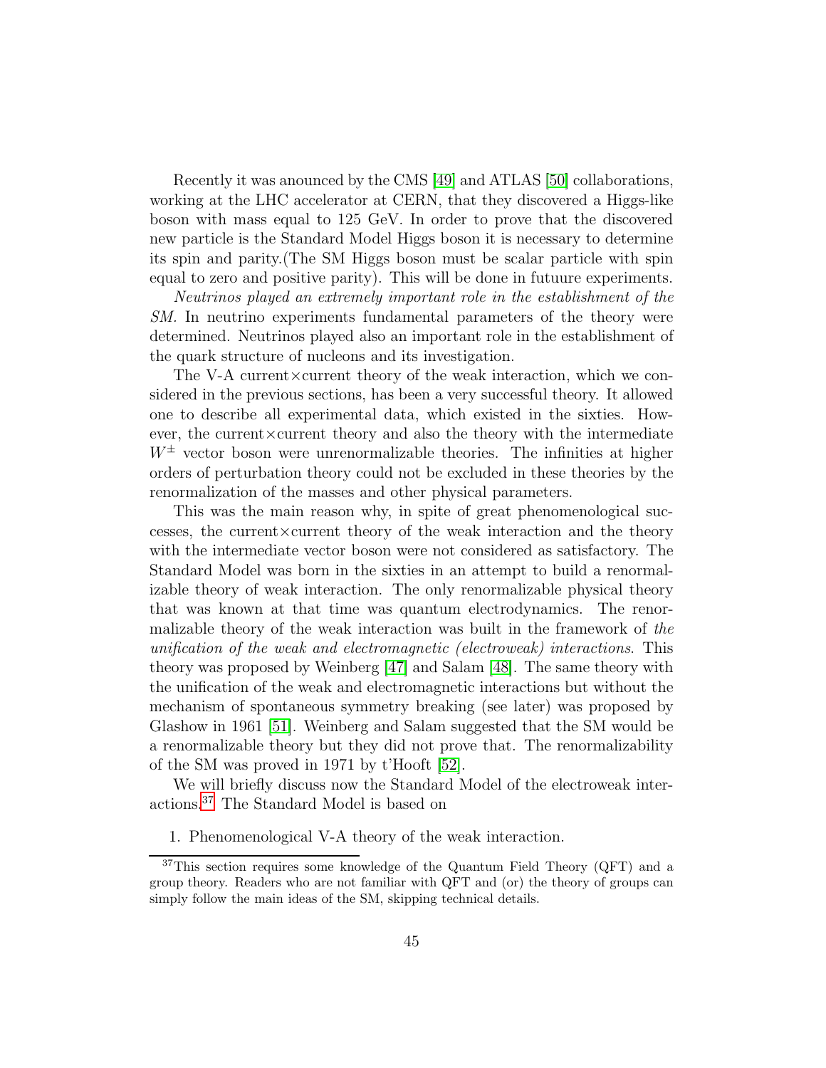Recently it was anounced by the CMS [49] and ATLAS [50] collaborations, working at the LHC accelerator at CERN, that they discovered a Higgs-like boson with mass equal to 125 GeV. In order to prove that the discovered new particle is the Standard Model Higgs boson it is necessary to determine its spin and parity.(The SM Higgs boson must be scalar particle with spin equal to zero and positive parity). This will be done in futuure experiments.

*Neutrinos played an extremely important role in the establishment of the SM.* In neutrino experiments fundamental parameters of the theory were determined. Neutrinos played also an important role in the establishment of the quark structure of nucleons and its investigation.

The V-A current×current theory of the weak interaction, which we considered in the previous sections, has been a very successful theory. It allowed one to describe all experimental data, which existed in the sixties. However, the current×current theory and also the theory with the intermediate $W^{\pm}$ vector boson were unrenormalizable theories. The infinities at higher orders of perturbation theory could not be excluded in these theories by the renormalization of the masses and other physical parameters.

This was the main reason why, in spite of great phenomenological successes, the current×current theory of the weak interaction and the theory with the intermediate vector boson were not considered as satisfactory. The Standard Model was born in the sixties in an attempt to build a renormalizable theory of weak interaction. The only renormalizable physical theory that was known at that time was quantum electrodynamics. The renormalizable theory of the weak interaction was built in the framework of *the unification of the weak and electromagnetic (electroweak) interactions*. This theory was proposed by Weinberg [47] and Salam [48]. The same theory with the unification of the weak and electromagnetic interactions but without the mechanism of spontaneous symmetry breaking (see later) was proposed by Glashow in 1961 [51]. Weinberg and Salam suggested that the SM would be a renormalizable theory but they did not prove that. The renormalizability of the SM was proved in 1971 by t'Hooft [52].

We will briefly discuss now the Standard Model of the electroweak interactions.[37] The Standard Model is based on

1. Phenomenological V-A theory of the weak interaction.

[37] This section requires some knowledge of the Quantum Field Theory (QFT) and a group theory. Readers who are not familiar with QFT and (or) the theory of groups can simply follow the main ideas of the SM, skipping technical details.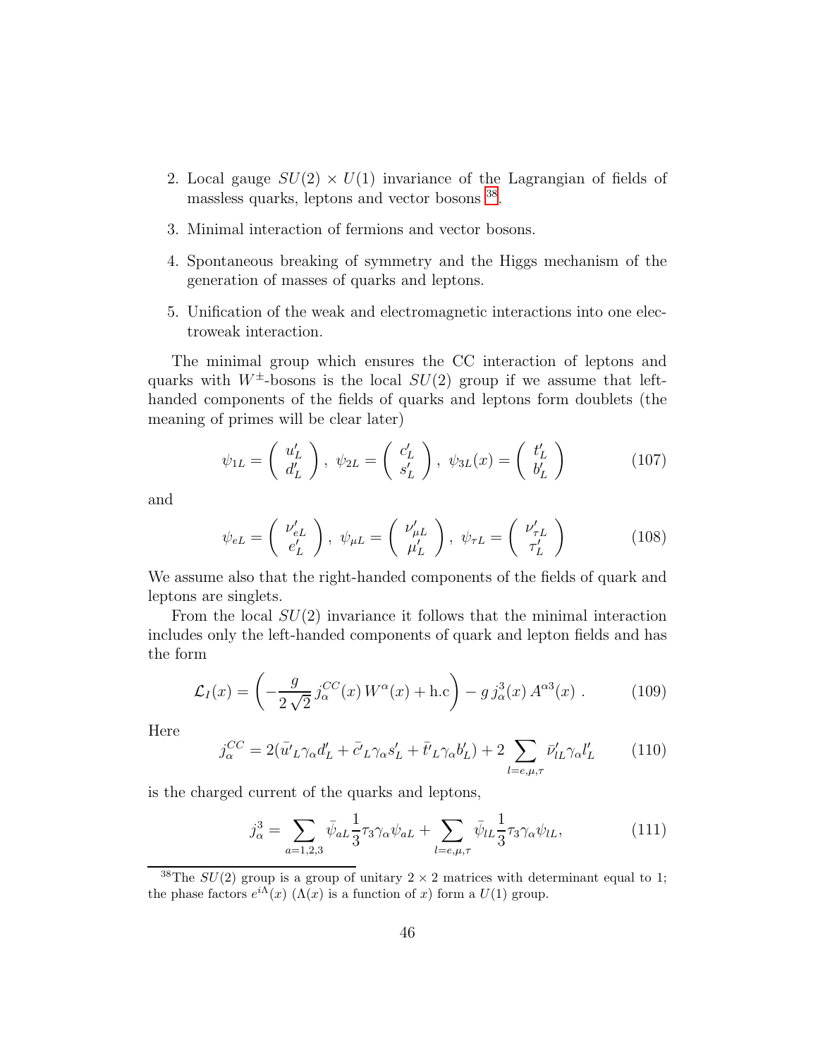2. Local gauge $SU(2) \times U(1)$ invariance of the Lagrangian of fields of massless quarks, leptons and vector bosons [38].

3. Minimal interaction of fermions and vector bosons.

4. Spontaneous breaking of symmetry and the Higgs mechanism of the generation of masses of quarks and leptons.

5. Unification of the weak and electromagnetic interactions into one electroweak interaction.

The minimal group which ensures the CC interaction of leptons and quarks with $W^{\pm}$-bosons is the local $SU(2)$ group if we assume that left-handed components of the fields of quarks and leptons form doublets (the meaning of primes will be clear later)

$$\psi_{1L} = \left( \begin{array}{c} u'_L \\ d'_L \end{array} \right), \ \psi_{2L} = \left( \begin{array}{c} c'_L \\ s'_L \end{array} \right), \ \psi_{3L}(x) = \left( \begin{array}{c} t'_L \\ b'_L \end{array} \right) \tag{107}$$

and

$$\psi_{eL} = \left( \begin{array}{c} \nu'_{eL} \\ e'_L \end{array} \right), \ \psi_{\mu L} = \left( \begin{array}{c} \nu'_{\mu L} \\ \mu'_L \end{array} \right), \ \psi_{\tau L} = \left( \begin{array}{c} \nu'_{\tau L} \\ \tau'_L \end{array} \right) \tag{108}$$

We assume also that the right-handed components of the fields of quark and leptons are singlets.

From the local $SU(2)$ invariance it follows that the minimal interaction includes only the left-handed components of quark and lepton fields and has the form

$$\mathcal{L}_I(x) = \left( -\frac{g}{2\sqrt{2}}\, j^{CC}_{\alpha}(x)\, W^{\alpha}(x) + \mathrm{h.c} \right) - g\, j^3_{\alpha}(x)\, A^{\alpha 3}(x)\ . \tag{109}$$

Here

$$j^{CC}_{\alpha} = 2(\bar{u}'_L \gamma_{\alpha} d'_L + \bar{c}'_L \gamma_{\alpha} s'_L + \bar{t}'_L \gamma_{\alpha} b'_L) + 2 \sum_{l=e,\mu,\tau} \bar{\nu}'_{lL} \gamma_{\alpha} l'_L \tag{110}$$

is the charged current of the quarks and leptons,

$$j^3_{\alpha} = \sum_{a=1,2,3} \bar{\psi}_{aL} \frac{1}{3} \tau_3 \gamma_{\alpha} \psi_{aL} + \sum_{l=e,\mu,\tau} \bar{\psi}_{lL} \frac{1}{3} \tau_3 \gamma_{\alpha} \psi_{lL}, \tag{111}$$

[38] The $SU(2)$ group is a group of unitary $2 \times 2$ matrices with determinant equal to 1; the phase factors $e^{i\Lambda}(x)$ ($\Lambda(x)$ is a function of $x$) form a $U(1)$ group.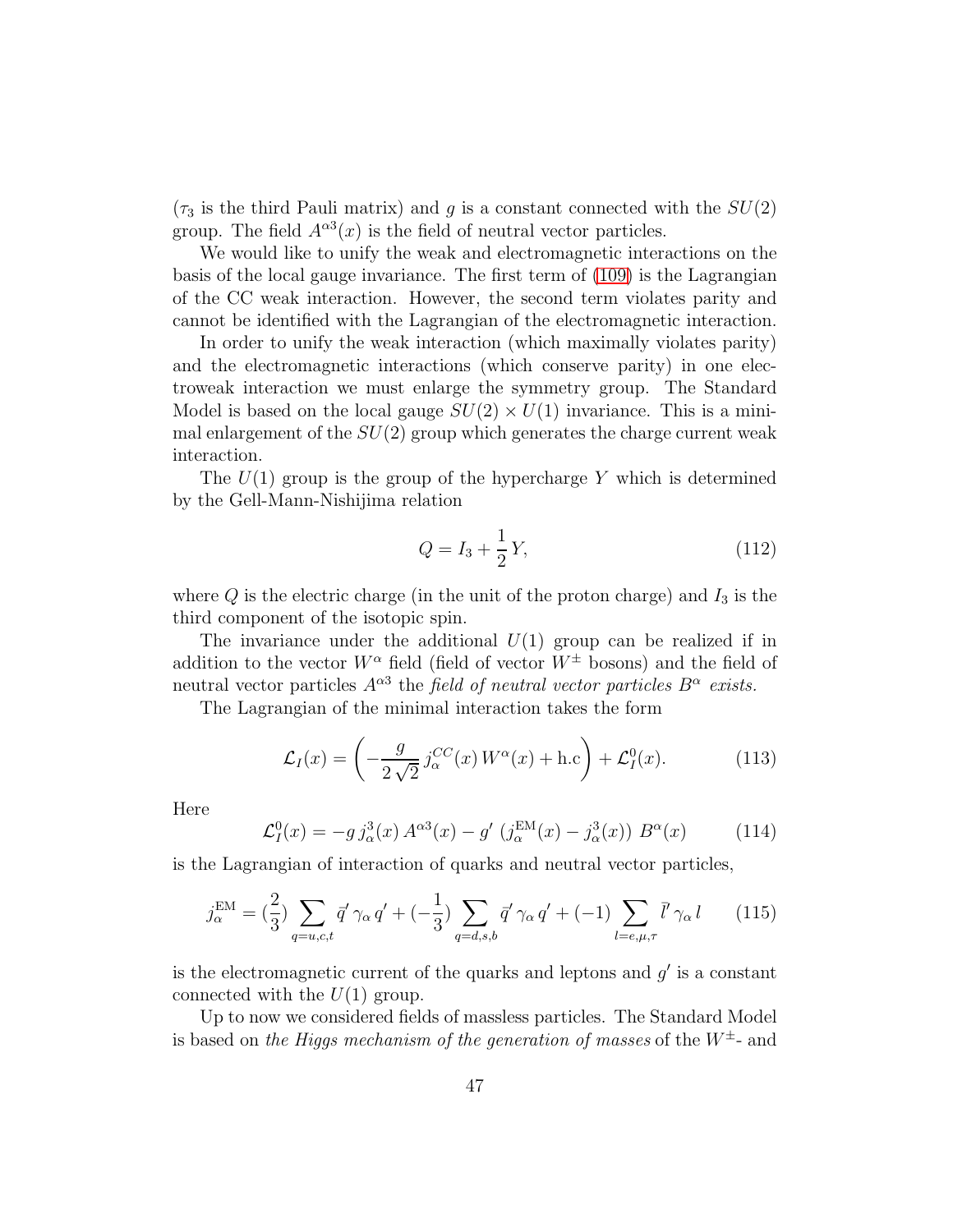($\tau_3$ is the third Pauli matrix) and $g$ is a constant connected with the $SU(2)$ group. The field $A^{\alpha 3}(x)$ is the field of neutral vector particles.

We would like to unify the weak and electromagnetic interactions on the basis of the local gauge invariance. The first term of (109) is the Lagrangian of the CC weak interaction. However, the second term violates parity and cannot be identified with the Lagrangian of the electromagnetic interaction.

In order to unify the weak interaction (which maximally violates parity) and the electromagnetic interactions (which conserve parity) in one electroweak interaction we must enlarge the symmetry group. The Standard Model is based on the local gauge $SU(2) \times U(1)$ invariance. This is a minimal enlargement of the $SU(2)$ group which generates the charge current weak interaction.

The $U(1)$ group is the group of the hypercharge $Y$ which is determined by the Gell-Mann-Nishijima relation

$$Q = I_3 + \frac{1}{2} Y, \tag{112}$$

where $Q$ is the electric charge (in the unit of the proton charge) and $I_3$ is the third component of the isotopic spin.

The invariance under the additional $U(1)$ group can be realized if in addition to the vector $W^\alpha$ field (field of vector $W^\pm$ bosons) and the field of neutral vector particles $A^{\alpha 3}$ the *field of neutral vector particles $B^\alpha$ exists.*

The Lagrangian of the minimal interaction takes the form

$$\mathcal{L}_I(x) = \left( -\frac{g}{2\sqrt{2}}\, j^{CC}_\alpha(x)\, W^\alpha(x) + \text{h.c} \right) + \mathcal{L}^0_I(x). \tag{113}$$

Here

$$\mathcal{L}^0_I(x) = -g\, j^3_\alpha(x)\, A^{\alpha 3}(x) - g'\, \left(j^{\text{EM}}_\alpha(x) - j^3_\alpha(x)\right)\, B^\alpha(x) \tag{114}$$

is the Lagrangian of interaction of quarks and neutral vector particles,

$$j^{\text{EM}}_\alpha = (\frac{2}{3}) \sum_{q=u,c,t} \bar{q}'\, \gamma_\alpha\, q' + (-\frac{1}{3}) \sum_{q=d,s,b} \bar{q}'\, \gamma_\alpha\, q' + (-1) \sum_{l=e,\mu,\tau} \bar{l}'\, \gamma_\alpha\, l \tag{115}$$

is the electromagnetic current of the quarks and leptons and $g'$ is a constant connected with the $U(1)$ group.

Up to now we considered fields of massless particles. The Standard Model is based on *the Higgs mechanism of the generation of masses* of the $W^\pm$- and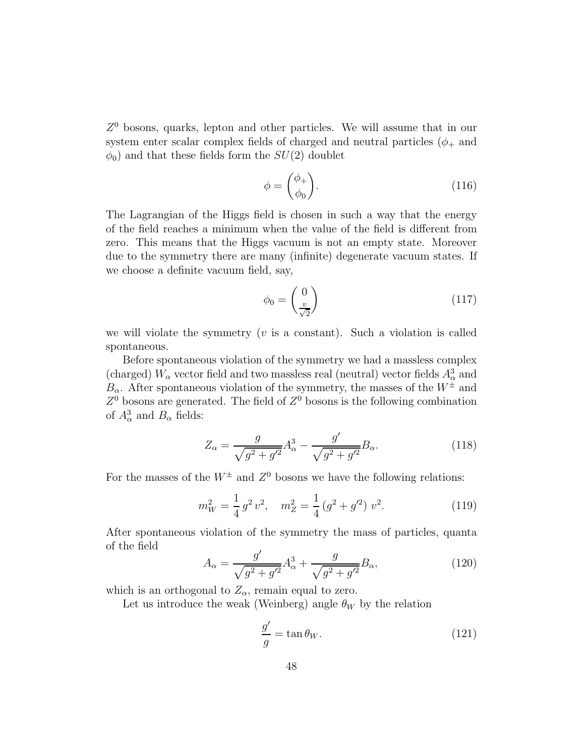$Z^0$ bosons, quarks, lepton and other particles. We will assume that in our system enter scalar complex fields of charged and neutral particles ($\phi_+$ and $\phi_0$) and that these fields form the $SU(2)$ doublet

$$\phi = \begin{pmatrix} \phi_+ \\ \phi_0 \end{pmatrix}. \tag{116}$$

The Lagrangian of the Higgs field is chosen in such a way that the energy of the field reaches a minimum when the value of the field is different from zero. This means that the Higgs vacuum is not an empty state. Moreover due to the symmetry there are many (infinite) degenerate vacuum states. If we choose a definite vacuum field, say,

$$\phi_0 = \begin{pmatrix} 0 \\ \frac{v}{\sqrt{2}} \end{pmatrix} \tag{117}$$

we will violate the symmetry ($v$ is a constant). Such a violation is called spontaneous.

Before spontaneous violation of the symmetry we had a massless complex (charged) $W_\alpha$ vector field and two massless real (neutral) vector fields $A^3_\alpha$ and $B_\alpha$. After spontaneous violation of the symmetry, the masses of the $W^\pm$ and $Z^0$ bosons are generated. The field of $Z^0$ bosons is the following combination of $A^3_\alpha$ and $B_\alpha$ fields:

$$Z_\alpha = \frac{g}{\sqrt{g^2 + g'^2}} A^3_\alpha - \frac{g'}{\sqrt{g^2 + g'^2}} B_\alpha. \tag{118}$$

For the masses of the $W^\pm$ and $Z^0$ bosons we have the following relations:

$$m_W^2 = \frac{1}{4}\, g^2\, v^2, \quad m_Z^2 = \frac{1}{4}\, (g^2 + g'^2)\; v^2. \tag{119}$$

After spontaneous violation of the symmetry the mass of particles, quanta of the field

$$A_\alpha = \frac{g'}{\sqrt{g^2 + g'^2}} A^3_\alpha + \frac{g}{\sqrt{g^2 + g'^2}} B_\alpha, \tag{120}$$

which is an orthogonal to $Z_\alpha$, remain equal to zero.

Let us introduce the weak (Weinberg) angle $\theta_W$ by the relation

$$\frac{g'}{g} = \tan\theta_W. \tag{121}$$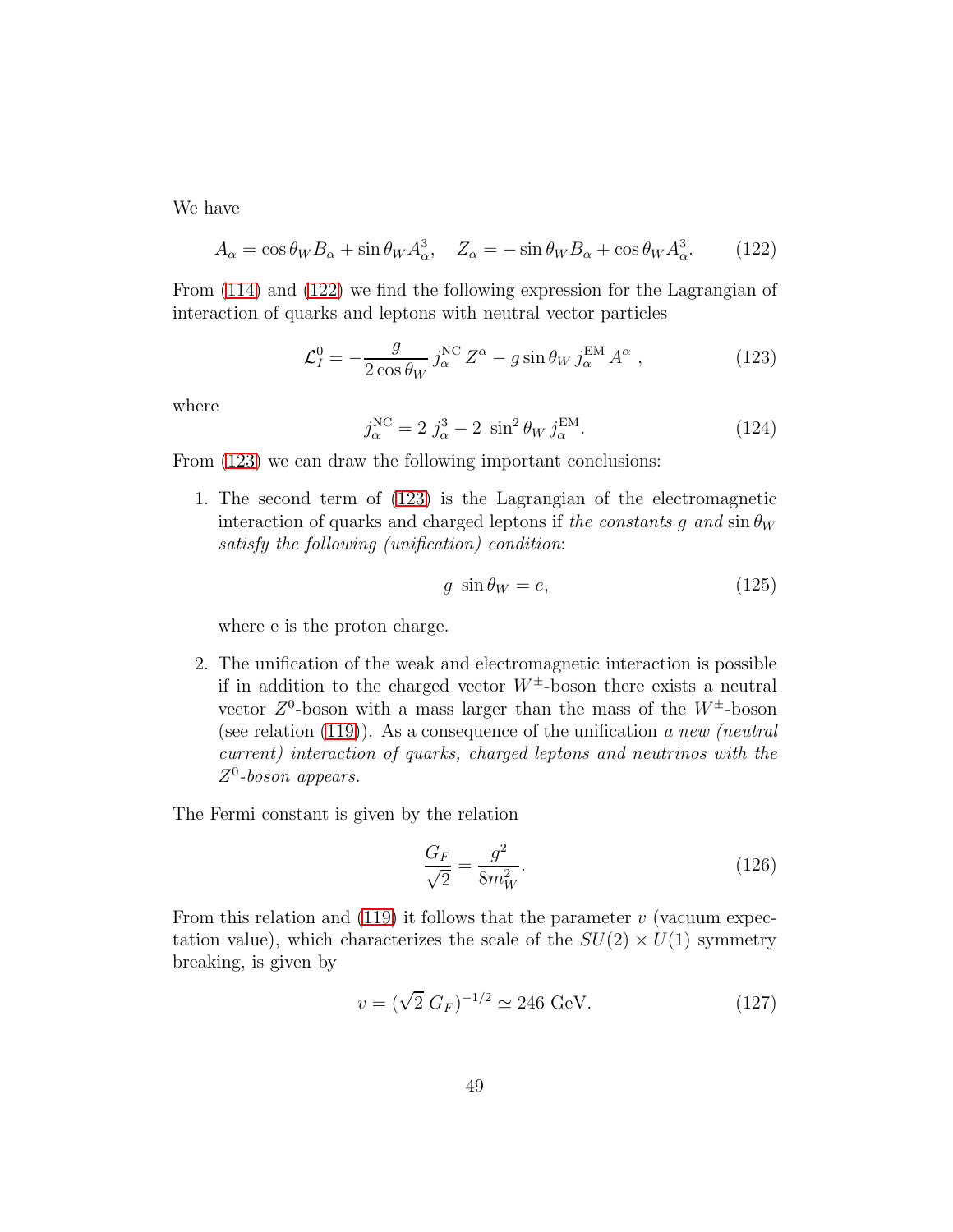We have

$$A_\alpha = \cos\theta_W B_\alpha + \sin\theta_W A^3_\alpha, \quad Z_\alpha = -\sin\theta_W B_\alpha + \cos\theta_W A^3_\alpha. \tag{122}$$

From (114) and (122) we find the following expression for the Lagrangian of interaction of quarks and leptons with neutral vector particles

$$\mathcal{L}^0_I = -\frac{g}{2\cos\theta_W}\, j^{\rm NC}_\alpha\, Z^\alpha - g\sin\theta_W\, j^{\rm EM}_\alpha\, A^\alpha\ , \tag{123}$$

where

$$j^{\rm NC}_\alpha = 2\ j^3_\alpha - 2\ \sin^2\theta_W\, j^{\rm EM}_\alpha. \tag{124}$$

From (123) we can draw the following important conclusions:

1. The second term of (123) is the Lagrangian of the electromagnetic interaction of quarks and charged leptons if *the constants* $g$ *and* $\sin\theta_W$ *satisfy the following (unification) condition*:

$$g\ \sin\theta_W = e, \tag{125}$$

   where e is the proton charge.

2. The unification of the weak and electromagnetic interaction is possible if in addition to the charged vector $W^\pm$-boson there exists a neutral vector $Z^0$-boson with a mass larger than the mass of the $W^\pm$-boson (see relation (119)). As a consequence of the unification *a new (neutral current) interaction of quarks, charged leptons and neutrinos with the $Z^0$-boson appears.*

The Fermi constant is given by the relation

$$\frac{G_F}{\sqrt{2}} = \frac{g^2}{8m^2_W}. \tag{126}$$

From this relation and (119) it follows that the parameter $v$ (vacuum expectation value), which characterizes the scale of the $SU(2)\times U(1)$ symmetry breaking, is given by

$$v = (\sqrt{2}\ G_F)^{-1/2} \simeq 246\ \text{GeV}. \tag{127}$$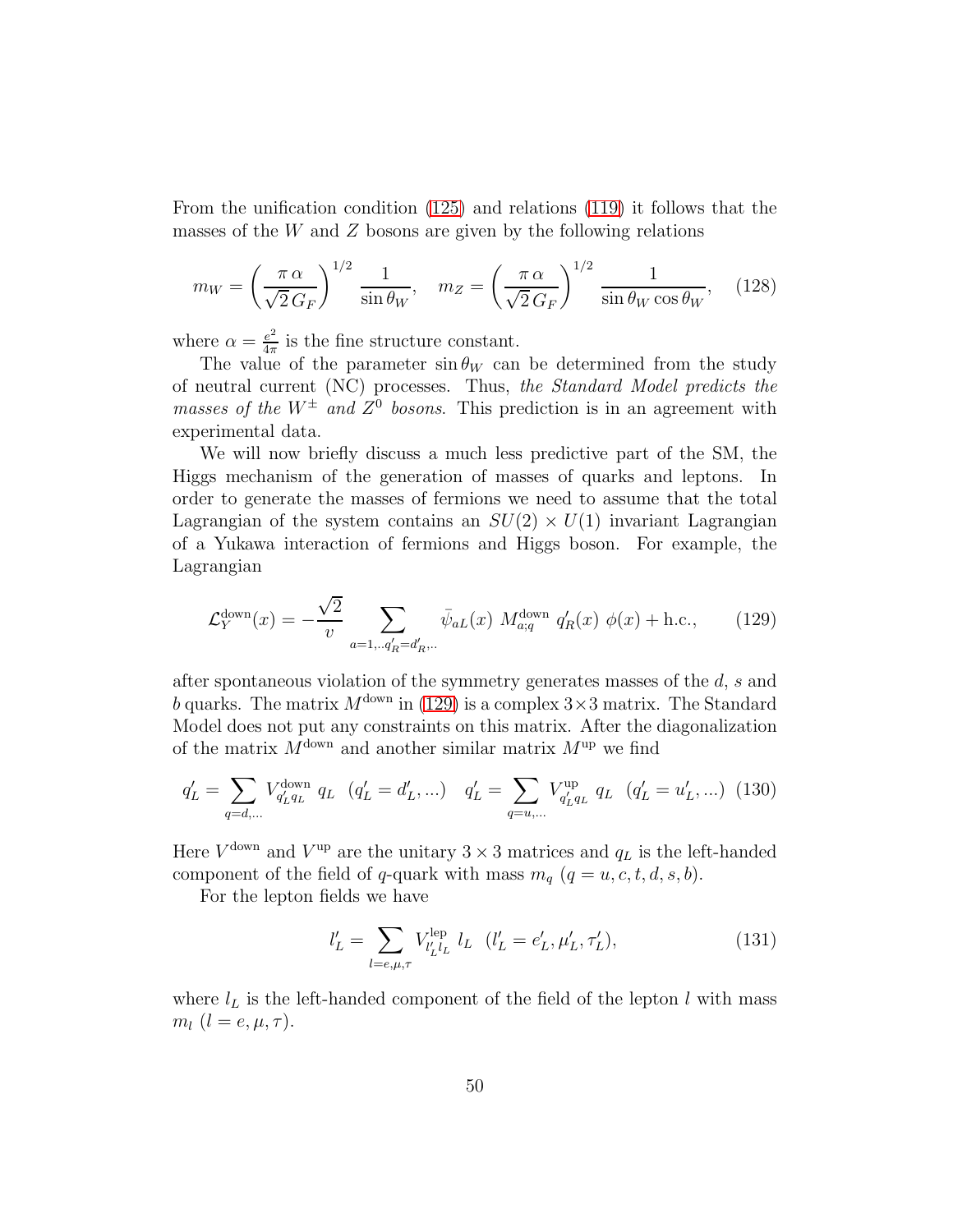From the unification condition (125) and relations (119) it follows that the masses of the $W$ and $Z$ bosons are given by the following relations

$$m_W = \left(\frac{\pi\,\alpha}{\sqrt{2}\,G_F}\right)^{1/2} \frac{1}{\sin\theta_W}, \quad m_Z = \left(\frac{\pi\,\alpha}{\sqrt{2}\,G_F}\right)^{1/2} \frac{1}{\sin\theta_W \cos\theta_W}, \quad (128)$$

where $\alpha = \frac{e^2}{4\pi}$ is the fine structure constant.

The value of the parameter $\sin\theta_W$ can be determined from the study of neutral current (NC) processes. Thus, *the Standard Model predicts the masses of the $W^{\pm}$ and $Z^0$ bosons*. This prediction is in an agreement with experimental data.

We will now briefly discuss a much less predictive part of the SM, the Higgs mechanism of the generation of masses of quarks and leptons. In order to generate the masses of fermions we need to assume that the total Lagrangian of the system contains an $SU(2) \times U(1)$ invariant Lagrangian of a Yukawa interaction of fermions and Higgs boson. For example, the Lagrangian

$$\mathcal{L}_Y^{\mathrm{down}}(x) = -\frac{\sqrt{2}}{v} \sum_{a=1,..q'_R=d'_R,..} \bar{\psi}_{aL}(x)\; M^{\mathrm{down}}_{a;q}\; q'_R(x)\; \phi(x) + \mathrm{h.c.}, \qquad (129)$$

after spontaneous violation of the symmetry generates masses of the $d$, $s$ and $b$ quarks. The matrix $M^{\mathrm{down}}$ in (129) is a complex $3\times 3$ matrix. The Standard Model does not put any constraints on this matrix. After the diagonalization of the matrix $M^{\mathrm{down}}$ and another similar matrix $M^{\mathrm{up}}$ we find

$$q'_L = \sum_{q=d,...} V^{\mathrm{down}}_{q'_L q_L}\; q_L \quad (q'_L = d'_L, ...) \quad q'_L = \sum_{q=u,...} V^{\mathrm{up}}_{q'_L q_L}\; q_L \quad (q'_L = u'_L, ...) \quad (130)$$

Here $V^{\mathrm{down}}$ and $V^{\mathrm{up}}$ are the unitary $3 \times 3$ matrices and $q_L$ is the left-handed component of the field of $q$-quark with mass $m_q$ ($q = u, c, t, d, s, b$).

For the lepton fields we have

$$l'_L = \sum_{l=e,\mu,\tau} V^{\mathrm{lep}}_{l'_L l_L}\; l_L \quad (l'_L = e'_L, \mu'_L, \tau'_L), \qquad (131)$$

where $l_L$ is the left-handed component of the field of the lepton $l$ with mass $m_l$ ($l = e, \mu, \tau$).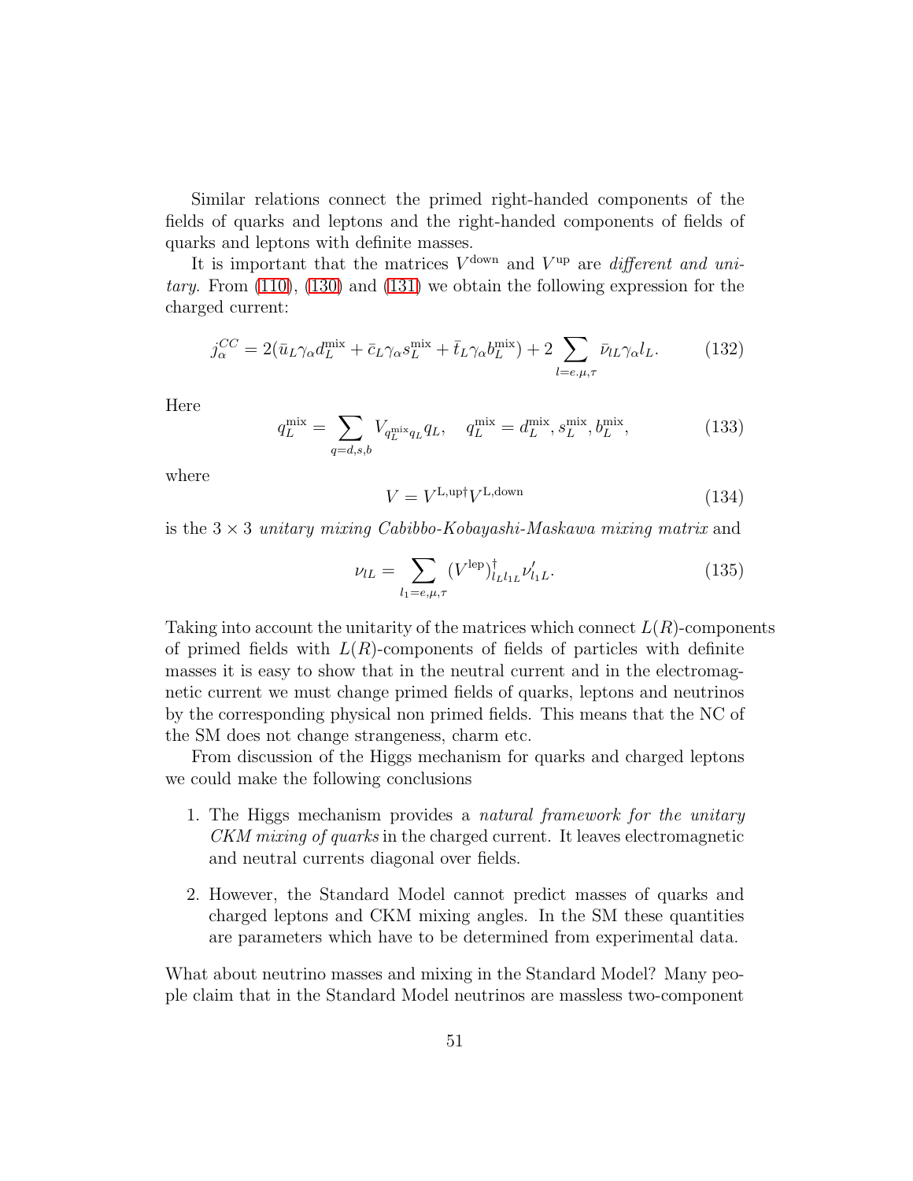Similar relations connect the primed right-handed components of the fields of quarks and leptons and the right-handed components of fields of quarks and leptons with definite masses.

It is important that the matrices $V^{\rm down}$ and $V^{\rm up}$ are *different and unitary*. From (110), (130) and (131) we obtain the following expression for the charged current:

$$j^{CC}_{\alpha} = 2(\bar u_L \gamma_{\alpha} d^{\rm mix}_L + \bar c_L \gamma_{\alpha} s^{\rm mix}_L + \bar t_L \gamma_{\alpha} b^{\rm mix}_L) + 2 \sum_{l=e,\mu,\tau} \bar \nu_{lL} \gamma_{\alpha} l_L. \tag{132}$$

Here

$$q^{\rm mix}_L = \sum_{q=d,s,b} V_{q^{\rm mix}_L q_L} q_L, \quad q^{\rm mix}_L = d^{\rm mix}_L, s^{\rm mix}_L, b^{\rm mix}_L, \tag{133}$$

where

$$V = V^{\rm L,up \dagger} V^{\rm L,down} \tag{134}$$

is the $3 \times 3$ *unitary mixing Cabibbo-Kobayashi-Maskawa mixing matrix* and

$$\nu_{lL} = \sum_{l_1=e,\mu,\tau} (V^{\rm lep})^{\dagger}_{l_L l_{1L}} \nu'_{l_1 L}. \tag{135}$$

Taking into account the unitarity of the matrices which connect $L(R)$-components of primed fields with $L(R)$-components of fields of particles with definite masses it is easy to show that in the neutral current and in the electromagnetic current we must change primed fields of quarks, leptons and neutrinos by the corresponding physical non primed fields. This means that the NC of the SM does not change strangeness, charm etc.

From discussion of the Higgs mechanism for quarks and charged leptons we could make the following conclusions

1. The Higgs mechanism provides a *natural framework for the unitary CKM mixing of quarks* in the charged current. It leaves electromagnetic and neutral currents diagonal over fields.

2. However, the Standard Model cannot predict masses of quarks and charged leptons and CKM mixing angles. In the SM these quantities are parameters which have to be determined from experimental data.

What about neutrino masses and mixing in the Standard Model? Many people claim that in the Standard Model neutrinos are massless two-component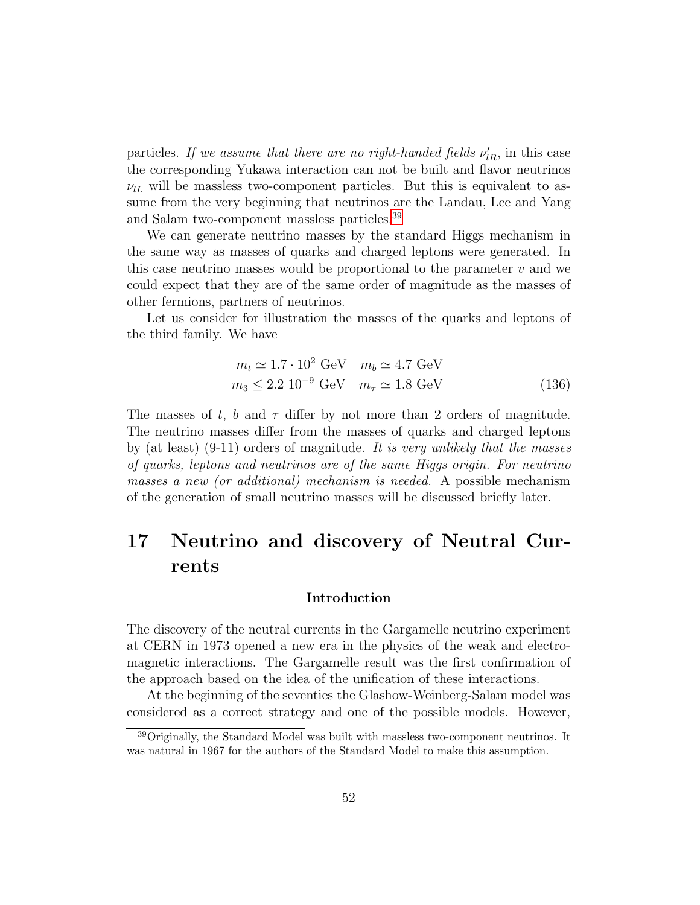particles. *If we assume that there are no right-handed fields $\nu'_{lR}$*, in this case the corresponding Yukawa interaction can not be built and flavor neutrinos $\nu_{lL}$ will be massless two-component particles. But this is equivalent to assume from the very beginning that neutrinos are the Landau, Lee and Yang and Salam two-component massless particles.[39]

We can generate neutrino masses by the standard Higgs mechanism in the same way as masses of quarks and charged leptons were generated. In this case neutrino masses would be proportional to the parameter $v$ and we could expect that they are of the same order of magnitude as the masses of other fermions, partners of neutrinos.

Let us consider for illustration the masses of the quarks and leptons of the third family. We have

$$
\begin{aligned}
m_t \simeq 1.7 \cdot 10^2 \text{ GeV} \quad & m_b \simeq 4.7 \text{ GeV} \\
m_3 \leq 2.2\ 10^{-9} \text{ GeV} \quad & m_\tau \simeq 1.8 \text{ GeV}
\end{aligned}
\tag{136}
$$

The masses of $t$, $b$ and $\tau$ differ by not more than 2 orders of magnitude. The neutrino masses differ from the masses of quarks and charged leptons by (at least) (9-11) orders of magnitude. *It is very unlikely that the masses of quarks, leptons and neutrinos are of the same Higgs origin. For neutrino masses a new (or additional) mechanism is needed.* A possible mechanism of the generation of small neutrino masses will be discussed briefly later.

# 17 Neutrino and discovery of Neutral Currents

### Introduction

The discovery of the neutral currents in the Gargamelle neutrino experiment at CERN in 1973 opened a new era in the physics of the weak and electromagnetic interactions. The Gargamelle result was the first confirmation of the approach based on the idea of the unification of these interactions.

At the beginning of the seventies the Glashow-Weinberg-Salam model was considered as a correct strategy and one of the possible models. However,

[39] Originally, the Standard Model was built with massless two-component neutrinos. It was natural in 1967 for the authors of the Standard Model to make this assumption.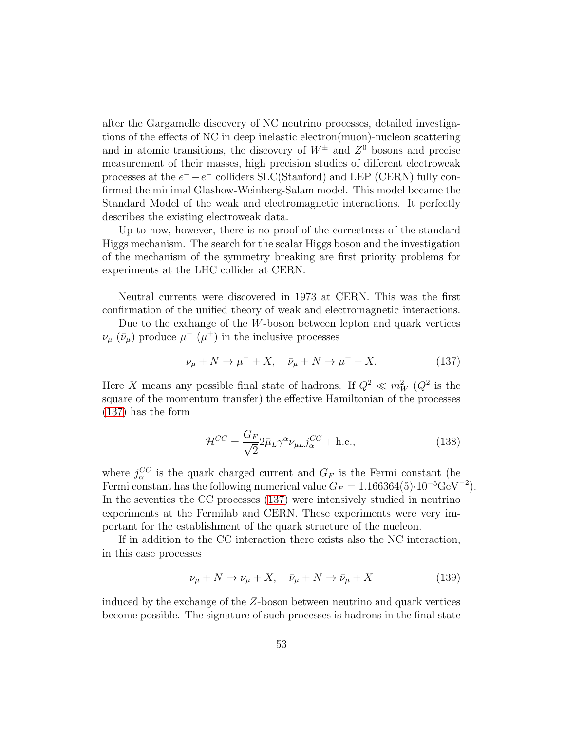after the Gargamelle discovery of NC neutrino processes, detailed investigations of the effects of NC in deep inelastic electron(muon)-nucleon scattering and in atomic transitions, the discovery of $W^{\pm}$ and $Z^0$ bosons and precise measurement of their masses, high precision studies of different electroweak processes at the $e^+ - e^-$ colliders SLC(Stanford) and LEP (CERN) fully confirmed the minimal Glashow-Weinberg-Salam model. This model became the Standard Model of the weak and electromagnetic interactions. It perfectly describes the existing electroweak data.

Up to now, however, there is no proof of the correctness of the standard Higgs mechanism. The search for the scalar Higgs boson and the investigation of the mechanism of the symmetry breaking are first priority problems for experiments at the LHC collider at CERN.

Neutral currents were discovered in 1973 at CERN. This was the first confirmation of the unified theory of weak and electromagnetic interactions.

Due to the exchange of the $W$-boson between lepton and quark vertices $\nu_\mu$ ($\bar{\nu}_\mu$) produce $\mu^-$ ($\mu^+$) in the inclusive processes

$$\nu_\mu + N \to \mu^- + X, \quad \bar{\nu}_\mu + N \to \mu^+ + X. \tag{137}$$

Here $X$ means any possible final state of hadrons. If $Q^2 \ll m_W^2$ ($Q^2$ is the square of the momentum transfer) the effective Hamiltonian of the processes (137) has the form

$$\mathcal{H}^{CC} = \frac{G_F}{\sqrt{2}} 2 \bar{\mu}_L \gamma^\alpha \nu_{\mu L} j_\alpha^{CC} + \text{h.c.}, \tag{138}$$

where $j_\alpha^{CC}$ is the quark charged current and $G_F$ is the Fermi constant (he Fermi constant has the following numerical value $G_F = 1.166364(5) \cdot 10^{-5} \text{GeV}^{-2}$). In the seventies the CC processes (137) were intensively studied in neutrino experiments at the Fermilab and CERN. These experiments were very important for the establishment of the quark structure of the nucleon.

If in addition to the CC interaction there exists also the NC interaction, in this case processes

$$\nu_\mu + N \to \nu_\mu + X, \quad \bar{\nu}_\mu + N \to \bar{\nu}_\mu + X \tag{139}$$

induced by the exchange of the $Z$-boson between neutrino and quark vertices become possible. The signature of such processes is hadrons in the final state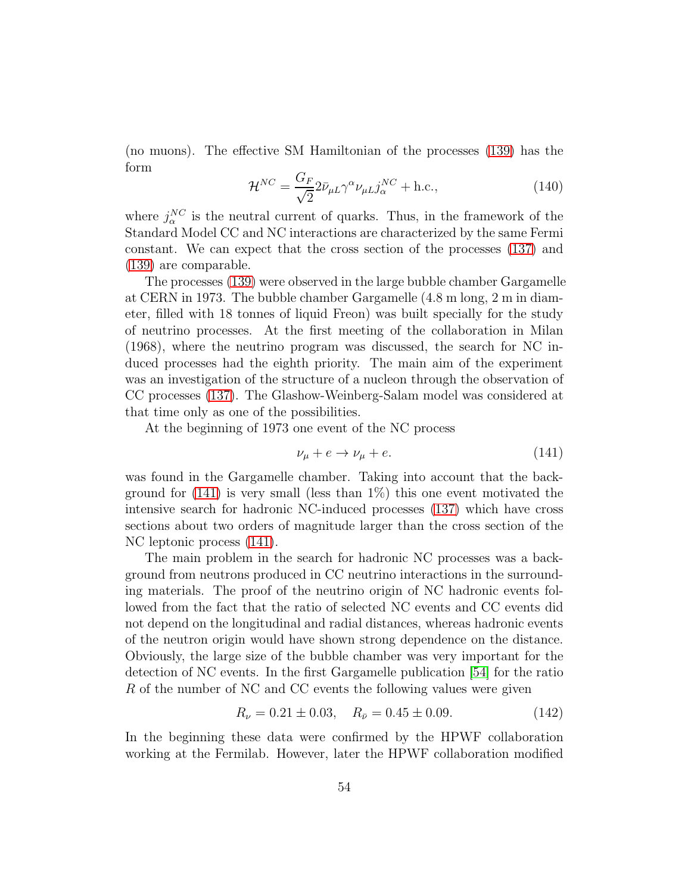(no muons). The effective SM Hamiltonian of the processes (139) has the form

$$\mathcal{H}^{NC} = \frac{G_F}{\sqrt{2}} 2 \bar{\nu}_{\mu L} \gamma^{\alpha} \nu_{\mu L} j^{NC}_{\alpha} + \text{h.c.}, \tag{140}$$

where $j^{NC}_{\alpha}$ is the neutral current of quarks. Thus, in the framework of the Standard Model CC and NC interactions are characterized by the same Fermi constant. We can expect that the cross section of the processes (137) and (139) are comparable.

The processes (139) were observed in the large bubble chamber Gargamelle at CERN in 1973. The bubble chamber Gargamelle (4.8 m long, 2 m in diameter, filled with 18 tonnes of liquid Freon) was built specially for the study of neutrino processes. At the first meeting of the collaboration in Milan (1968), where the neutrino program was discussed, the search for NC induced processes had the eighth priority. The main aim of the experiment was an investigation of the structure of a nucleon through the observation of CC processes (137). The Glashow-Weinberg-Salam model was considered at that time only as one of the possibilities.

At the beginning of 1973 one event of the NC process

$$\nu_{\mu} + e \to \nu_{\mu} + e. \tag{141}$$

was found in the Gargamelle chamber. Taking into account that the background for (141) is very small (less than 1%) this one event motivated the intensive search for hadronic NC-induced processes (137) which have cross sections about two orders of magnitude larger than the cross section of the NC leptonic process (141).

The main problem in the search for hadronic NC processes was a background from neutrons produced in CC neutrino interactions in the surrounding materials. The proof of the neutrino origin of NC hadronic events followed from the fact that the ratio of selected NC events and CC events did not depend on the longitudinal and radial distances, whereas hadronic events of the neutron origin would have shown strong dependence on the distance. Obviously, the large size of the bubble chamber was very important for the detection of NC events. In the first Gargamelle publication [54] for the ratio $R$ of the number of NC and CC events the following values were given

$$R_{\nu} = 0.21 \pm 0.03, \quad R_{\bar{\nu}} = 0.45 \pm 0.09. \tag{142}$$

In the beginning these data were confirmed by the HPWF collaboration working at the Fermilab. However, later the HPWF collaboration modified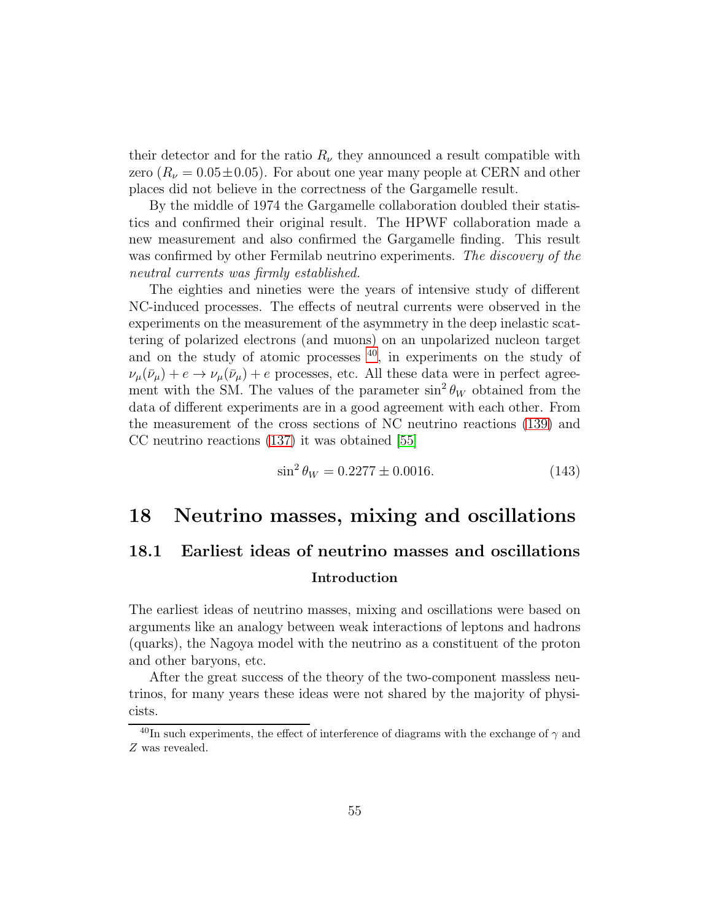their detector and for the ratio $R_\nu$ they announced a result compatible with zero ($R_\nu = 0.05 \pm 0.05$). For about one year many people at CERN and other places did not believe in the correctness of the Gargamelle result.

By the middle of 1974 the Gargamelle collaboration doubled their statistics and confirmed their original result. The HPWF collaboration made a new measurement and also confirmed the Gargamelle finding. This result was confirmed by other Fermilab neutrino experiments. *The discovery of the neutral currents was firmly established.*

The eighties and nineties were the years of intensive study of different NC-induced processes. The effects of neutral currents were observed in the experiments on the measurement of the asymmetry in the deep inelastic scattering of polarized electrons (and muons) on an unpolarized nucleon target and on the study of atomic processes [40], in experiments on the study of $\nu_\mu(\bar{\nu}_\mu) + e \to \nu_\mu(\bar{\nu}_\mu) + e$ processes, etc. All these data were in perfect agreement with the SM. The values of the parameter $\sin^2\theta_W$ obtained from the data of different experiments are in a good agreement with each other. From the measurement of the cross sections of NC neutrino reactions (139) and CC neutrino reactions (137) it was obtained [55]

$$\sin^2\theta_W = 0.2277 \pm 0.0016. \tag{143}$$

# 18 Neutrino masses, mixing and oscillations

## 18.1 Earliest ideas of neutrino masses and oscillations

### Introduction

The earliest ideas of neutrino masses, mixing and oscillations were based on arguments like an analogy between weak interactions of leptons and hadrons (quarks), the Nagoya model with the neutrino as a constituent of the proton and other baryons, etc.

After the great success of the theory of the two-component massless neutrinos, for many years these ideas were not shared by the majority of physicists.

[40] In such experiments, the effect of interference of diagrams with the exchange of $\gamma$ and $Z$ was revealed.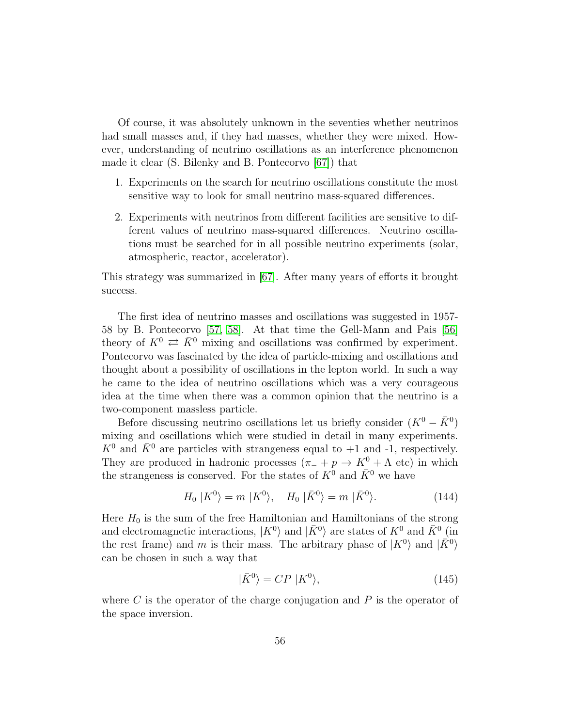Of course, it was absolutely unknown in the seventies whether neutrinos had small masses and, if they had masses, whether they were mixed. However, understanding of neutrino oscillations as an interference phenomenon made it clear (S. Bilenky and B. Pontecorvo [67]) that

1. Experiments on the search for neutrino oscillations constitute the most sensitive way to look for small neutrino mass-squared differences.
2. Experiments with neutrinos from different facilities are sensitive to different values of neutrino mass-squared differences. Neutrino oscillations must be searched for in all possible neutrino experiments (solar, atmospheric, reactor, accelerator).

This strategy was summarized in [67]. After many years of efforts it brought success.

The first idea of neutrino masses and oscillations was suggested in 1957-58 by B. Pontecorvo [57, 58]. At that time the Gell-Mann and Pais [56] theory of $K^0 \rightleftarrows \bar{K}^0$ mixing and oscillations was confirmed by experiment. Pontecorvo was fascinated by the idea of particle-mixing and oscillations and thought about a possibility of oscillations in the lepton world. In such a way he came to the idea of neutrino oscillations which was a very courageous idea at the time when there was a common opinion that the neutrino is a two-component massless particle.

Before discussing neutrino oscillations let us briefly consider $(K^0 - \bar{K}^0)$ mixing and oscillations which were studied in detail in many experiments. $K^0$ and $\bar{K}^0$ are particles with strangeness equal to +1 and -1, respectively. They are produced in hadronic processes ($\pi_- + p \to K^0 + \Lambda$ etc) in which the strangeness is conserved. For the states of $K^0$ and $\bar{K}^0$ we have

$$H_0 \, |K^0\rangle = m \, |K^0\rangle, \quad H_0 \, |\bar{K}^0\rangle = m \, |\bar{K}^0\rangle. \tag{144}$$

Here $H_0$ is the sum of the free Hamiltonian and Hamiltonians of the strong and electromagnetic interactions, $|K^0\rangle$ and $|\bar{K}^0\rangle$ are states of $K^0$ and $\bar{K}^0$ (in the rest frame) and $m$ is their mass. The arbitrary phase of $|K^0\rangle$ and $|\bar{K}^0\rangle$ can be chosen in such a way that

$$|\bar{K}^0\rangle = CP \, |K^0\rangle, \tag{145}$$

where $C$ is the operator of the charge conjugation and $P$ is the operator of the space inversion.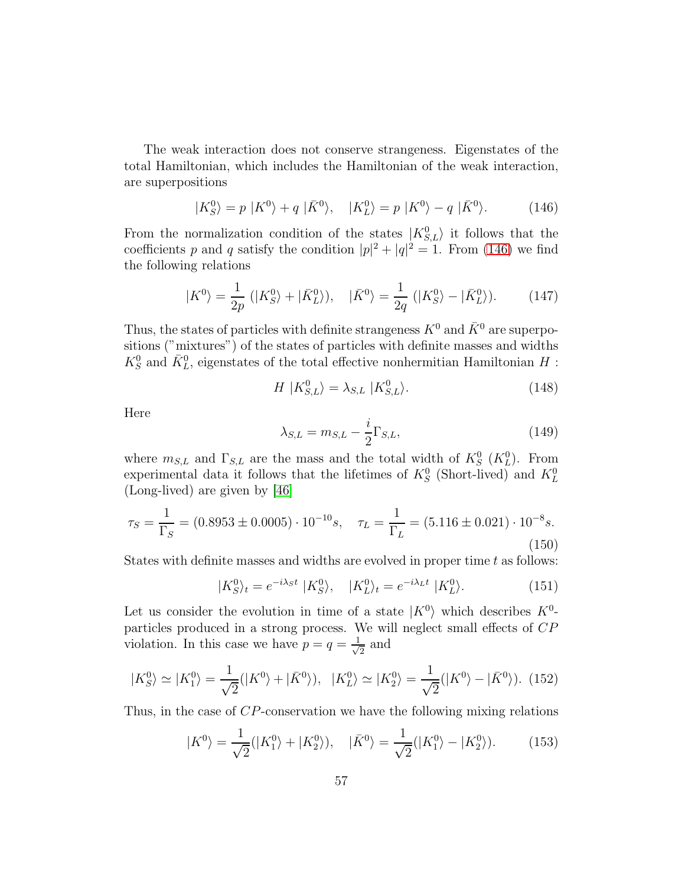The weak interaction does not conserve strangeness. Eigenstates of the total Hamiltonian, which includes the Hamiltonian of the weak interaction, are superpositions

$$|K_S^0\rangle = p\ |K^0\rangle + q\ |\bar{K}^0\rangle, \quad |K_L^0\rangle = p\ |K^0\rangle - q\ |\bar{K}^0\rangle. \tag{146}$$

From the normalization condition of the states $|K_{S,L}^0\rangle$ it follows that the coefficients $p$ and $q$ satisfy the condition $|p|^2 + |q|^2 = 1$. From (146) we find the following relations

$$|K^0\rangle = \frac{1}{2p}\ (|K_S^0\rangle + |\bar{K}_L^0\rangle), \quad |\bar{K}^0\rangle = \frac{1}{2q}\ (|K_S^0\rangle - |\bar{K}_L^0\rangle). \tag{147}$$

Thus, the states of particles with definite strangeness $K^0$ and $\bar{K}^0$ are superpositions ("mixtures") of the states of particles with definite masses and widths $K_S^0$ and $\bar{K}_L^0$, eigenstates of the total effective nonhermitian Hamiltonian $H$ :

$$H\ |K_{S,L}^0\rangle = \lambda_{S,L}\ |K_{S,L}^0\rangle. \tag{148}$$

Here

$$\lambda_{S,L} = m_{S,L} - \frac{i}{2}\Gamma_{S,L}, \tag{149}$$

where $m_{S,L}$ and $\Gamma_{S,L}$ are the mass and the total width of $K_S^0$ ($K_L^0$). From experimental data it follows that the lifetimes of $K_S^0$ (Short-lived) and $K_L^0$ (Long-lived) are given by [46]

$$\tau_S = \frac{1}{\Gamma_S} = (0.8953 \pm 0.0005) \cdot 10^{-10} s, \quad \tau_L = \frac{1}{\Gamma_L} = (5.116 \pm 0.021) \cdot 10^{-8} s. \tag{150}$$

States with definite masses and widths are evolved in proper time $t$ as follows:

$$|K_S^0\rangle_t = e^{-i\lambda_S t}\ |K_S^0\rangle, \quad |\bar{K}_L^0\rangle_t = e^{-i\lambda_L t}\ |K_L^0\rangle. \tag{151}$$

Let us consider the evolution in time of a state $|K^0\rangle$ which describes $K^0$-particles produced in a strong process. We will neglect small effects of $CP$ violation. In this case we have $p = q = \frac{1}{\sqrt{2}}$ and

$$|K_S^0\rangle \simeq |K_1^0\rangle = \frac{1}{\sqrt{2}}(|K^0\rangle + |\bar{K}^0\rangle), \ \ |K_L^0\rangle \simeq |K_2^0\rangle = \frac{1}{\sqrt{2}}(|K^0\rangle - |\bar{K}^0\rangle). \tag{152}$$

Thus, in the case of $CP$-conservation we have the following mixing relations

$$|K^0\rangle = \frac{1}{\sqrt{2}}(|K_1^0\rangle + |K_2^0\rangle), \quad |\bar{K}^0\rangle = \frac{1}{\sqrt{2}}(|K_1^0\rangle - |K_2^0\rangle). \tag{153}$$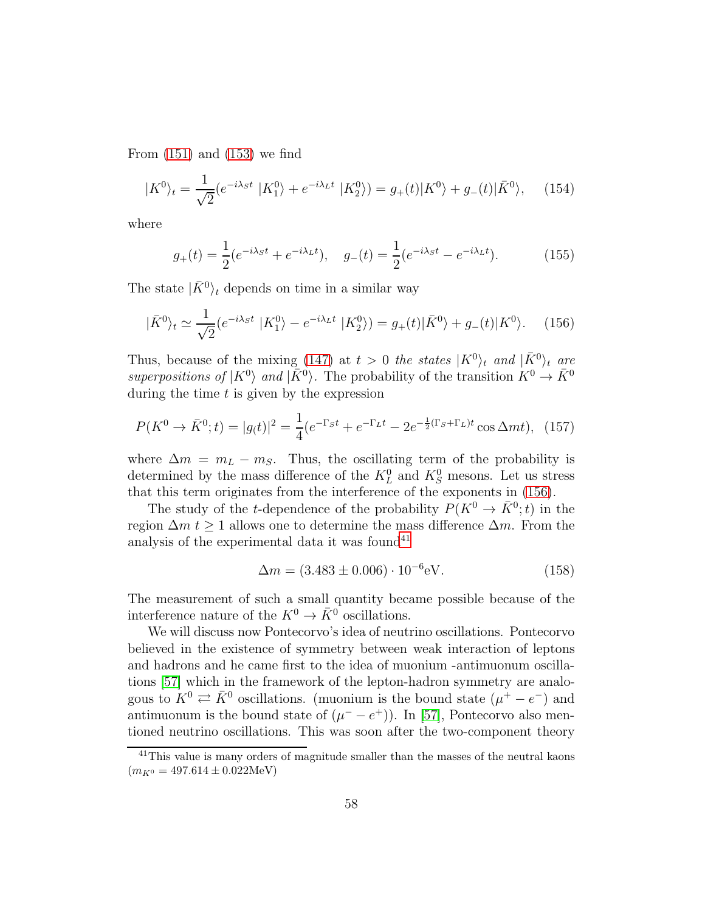From (151) and (153) we find

$$|K^0\rangle_t = \frac{1}{\sqrt{2}}(e^{-i\lambda_S t}\ |K_1^0\rangle + e^{-i\lambda_L t}\ |K_2^0\rangle) = g_+(t)|K^0\rangle + g_-(t)|\bar{K}^0\rangle, \quad (154)$$

where

$$g_+(t) = \frac{1}{2}(e^{-i\lambda_S t} + e^{-i\lambda_L t}), \quad g_-(t) = \frac{1}{2}(e^{-i\lambda_S t} - e^{-i\lambda_L t}). \quad (155)$$

The state $|\bar{K}^0\rangle_t$ depends on time in a similar way

$$|\bar{K}^0\rangle_t \simeq \frac{1}{\sqrt{2}}(e^{-i\lambda_S t}\ |K_1^0\rangle - e^{-i\lambda_L t}\ |K_2^0\rangle) = g_+(t)|\bar{K}^0\rangle + g_-(t)|K^0\rangle. \quad (156)$$

Thus, because of the mixing (147) at $t > 0$ *the states* $|K^0\rangle_t$ *and* $|\bar{K}^0\rangle_t$ *are superpositions of* $|K^0\rangle$ *and* $|\bar{K}^0\rangle$. The probability of the transition $K^0 \to \bar{K}^0$ during the time $t$ is given by the expression

$$P(K^0 \to \bar{K}^0; t) = |g_(t)|^2 = \frac{1}{4}(e^{-\Gamma_S t} + e^{-\Gamma_L t} - 2e^{-\frac{1}{2}(\Gamma_S + \Gamma_L)t}\cos \Delta m t), \quad (157)$$

where $\Delta m = m_L - m_S$. Thus, the oscillating term of the probability is determined by the mass difference of the $K_L^0$ and $K_S^0$ mesons. Let us stress that this term originates from the interference of the exponents in (156).

The study of the $t$-dependence of the probability $P(K^0 \to \bar{K}^0; t)$ in the region $\Delta m\ t \geq 1$ allows one to determine the mass difference $\Delta m$. From the analysis of the experimental data it was found[41]

$$\Delta m = (3.483 \pm 0.006) \cdot 10^{-6}\text{eV}. \quad (158)$$

The measurement of such a small quantity became possible because of the interference nature of the $K^0 \to \bar{K}^0$ oscillations.

We will discuss now Pontecorvo's idea of neutrino oscillations. Pontecorvo believed in the existence of symmetry between weak interaction of leptons and hadrons and he came first to the idea of muonium -antimuonum oscillations [57] which in the framework of the lepton-hadron symmetry are analogous to $K^0 \rightleftarrows \bar{K}^0$ oscillations. (muonium is the bound state $(\mu^+ - e^-)$ and antimuonum is the bound state of $(\mu^- - e^+)$). In [57], Pontecorvo also mentioned neutrino oscillations. This was soon after the two-component theory

[41] This value is many orders of magnitude smaller than the masses of the neutral kaons ($m_{K^0} = 497.614 \pm 0.022$MeV)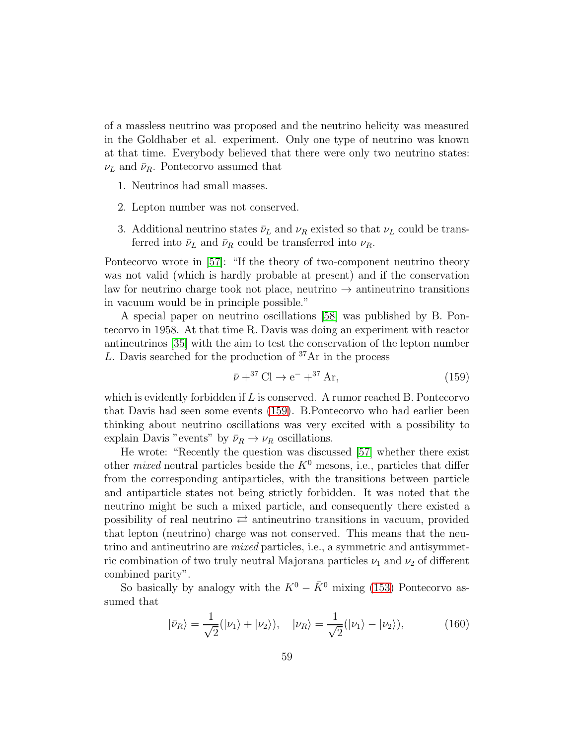of a massless neutrino was proposed and the neutrino helicity was measured in the Goldhaber et al. experiment. Only one type of neutrino was known at that time. Everybody believed that there were only two neutrino states: $\nu_L$ and $\bar{\nu}_R$. Pontecorvo assumed that

1. Neutrinos had small masses.
2. Lepton number was not conserved.
3. Additional neutrino states $\bar{\nu}_L$ and $\nu_R$ existed so that $\nu_L$ could be transferred into $\bar{\nu}_L$ and $\bar{\nu}_R$ could be transferred into $\nu_R$.

Pontecorvo wrote in [57]: "If the theory of two-component neutrino theory was not valid (which is hardly probable at present) and if the conservation law for neutrino charge took not place, neutrino $\to$ antineutrino transitions in vacuum would be in principle possible."

A special paper on neutrino oscillations [58] was published by B. Pontecorvo in 1958. At that time R. Davis was doing an experiment with reactor antineutrinos [35] with the aim to test the conservation of the lepton number $L$. Davis searched for the production of $^{37}\mathrm{Ar}$ in the process

$$\bar{\nu} + {}^{37}\mathrm{Cl} \to \mathrm{e}^- + {}^{37}\mathrm{Ar}, \tag{159}$$

which is evidently forbidden if $L$ is conserved. A rumor reached B. Pontecorvo that Davis had seen some events (159). B.Pontecorvo who had earlier been thinking about neutrino oscillations was very excited with a possibility to explain Davis "events" by $\bar{\nu}_R \to \nu_R$ oscillations.

He wrote: "Recently the question was discussed [57] whether there exist other *mixed* neutral particles beside the $K^0$ mesons, i.e., particles that differ from the corresponding antiparticles, with the transitions between particle and antiparticle states not being strictly forbidden. It was noted that the neutrino might be such a mixed particle, and consequently there existed a possibility of real neutrino $\rightleftarrows$ antineutrino transitions in vacuum, provided that lepton (neutrino) charge was not conserved. This means that the neutrino and antineutrino are *mixed* particles, i.e., a symmetric and antisymmetric combination of two truly neutral Majorana particles $\nu_1$ and $\nu_2$ of different combined parity".

So basically by analogy with the $K^0 - \bar{K}^0$ mixing (153) Pontecorvo assumed that

$$|\bar{\nu}_R\rangle = \frac{1}{\sqrt{2}}(|\nu_1\rangle + |\nu_2\rangle), \quad |\nu_R\rangle = \frac{1}{\sqrt{2}}(|\nu_1\rangle - |\nu_2\rangle), \tag{160}$$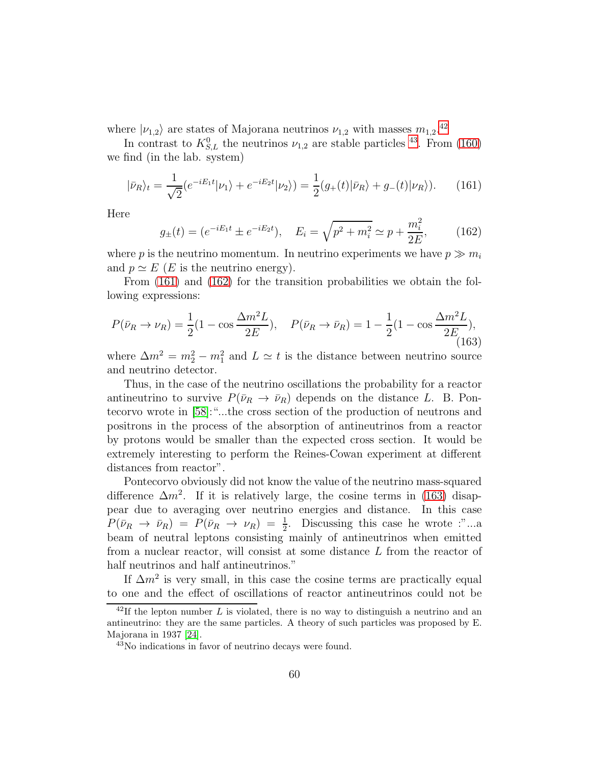where $|\nu_{1,2}\rangle$ are states of Majorana neutrinos $\nu_{1,2}$ with masses $m_{1,2}$.[42]

In contrast to $K^0_{S,L}$ the neutrinos $\nu_{1,2}$ are stable particles [43]. From (160) we find (in the lab. system)

$$|\bar{\nu}_R\rangle_t = \frac{1}{\sqrt{2}}(e^{-iE_1 t}|\nu_1\rangle + e^{-iE_2 t}|\nu_2\rangle) = \frac{1}{2}(g_+(t)|\bar{\nu}_R\rangle + g_-(t)|\nu_R\rangle). \quad (161)$$

Here

$$g_\pm(t) = (e^{-iE_1 t} \pm e^{-iE_2 t}), \quad E_i = \sqrt{p^2 + m_i^2} \simeq p + \frac{m_i^2}{2E}, \quad (162)$$

where $p$ is the neutrino momentum. In neutrino experiments we have $p \gg m_i$ and $p \simeq E$ ($E$ is the neutrino energy).

From (161) and (162) for the transition probabilities we obtain the following expressions:

$$P(\bar{\nu}_R \to \nu_R) = \frac{1}{2}(1 - \cos\frac{\Delta m^2 L}{2E}), \quad P(\bar{\nu}_R \to \bar{\nu}_R) = 1 - \frac{1}{2}(1 - \cos\frac{\Delta m^2 L}{2E}), \quad (163)$$

where $\Delta m^2 = m_2^2 - m_1^2$ and $L \simeq t$ is the distance between neutrino source and neutrino detector.

Thus, in the case of the neutrino oscillations the probability for a reactor antineutrino to survive $P(\bar{\nu}_R \to \bar{\nu}_R)$ depends on the distance $L$. B. Pontecorvo wrote in [58]:"...the cross section of the production of neutrons and positrons in the process of the absorption of antineutrinos from a reactor by protons would be smaller than the expected cross section. It would be extremely interesting to perform the Reines-Cowan experiment at different distances from reactor".

Pontecorvo obviously did not know the value of the neutrino mass-squared difference $\Delta m^2$. If it is relatively large, the cosine terms in (163) disappear due to averaging over neutrino energies and distance. In this case $P(\bar{\nu}_R \to \bar{\nu}_R) = P(\bar{\nu}_R \to \nu_R) = \frac{1}{2}$. Discussing this case he wrote :"...a beam of neutral leptons consisting mainly of antineutrinos when emitted from a nuclear reactor, will consist at some distance $L$ from the reactor of half neutrinos and half antineutrinos."

If $\Delta m^2$ is very small, in this case the cosine terms are practically equal to one and the effect of oscillations of reactor antineutrinos could not be

[42] If the lepton number $L$ is violated, there is no way to distinguish a neutrino and an antineutrino: they are the same particles. A theory of such particles was proposed by E. Majorana in 1937 [24].

[43] No indications in favor of neutrino decays were found.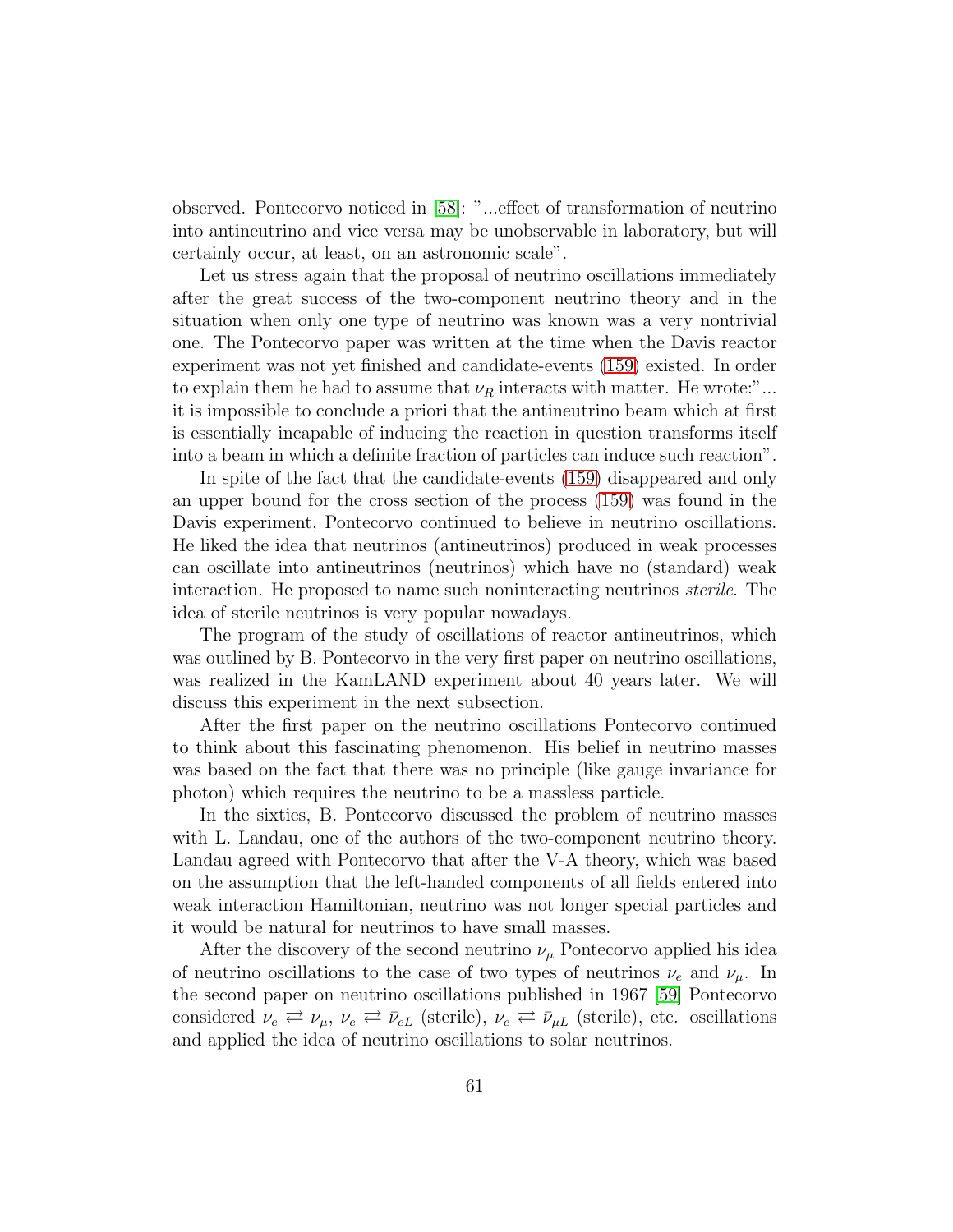observed. Pontecorvo noticed in [58]: "...effect of transformation of neutrino into antineutrino and vice versa may be unobservable in laboratory, but will certainly occur, at least, on an astronomic scale".

Let us stress again that the proposal of neutrino oscillations immediately after the great success of the two-component neutrino theory and in the situation when only one type of neutrino was known was a very nontrivial one. The Pontecorvo paper was written at the time when the Davis reactor experiment was not yet finished and candidate-events (159) existed. In order to explain them he had to assume that $\nu_R$ interacts with matter. He wrote:"... it is impossible to conclude a priori that the antineutrino beam which at first is essentially incapable of inducing the reaction in question transforms itself into a beam in which a definite fraction of particles can induce such reaction".

In spite of the fact that the candidate-events (159) disappeared and only an upper bound for the cross section of the process (159) was found in the Davis experiment, Pontecorvo continued to believe in neutrino oscillations. He liked the idea that neutrinos (antineutrinos) produced in weak processes can oscillate into antineutrinos (neutrinos) which have no (standard) weak interaction. He proposed to name such noninteracting neutrinos *sterile*. The idea of sterile neutrinos is very popular nowadays.

The program of the study of oscillations of reactor antineutrinos, which was outlined by B. Pontecorvo in the very first paper on neutrino oscillations, was realized in the KamLAND experiment about 40 years later. We will discuss this experiment in the next subsection.

After the first paper on the neutrino oscillations Pontecorvo continued to think about this fascinating phenomenon. His belief in neutrino masses was based on the fact that there was no principle (like gauge invariance for photon) which requires the neutrino to be a massless particle.

In the sixties, B. Pontecorvo discussed the problem of neutrino masses with L. Landau, one of the authors of the two-component neutrino theory. Landau agreed with Pontecorvo that after the V-A theory, which was based on the assumption that the left-handed components of all fields entered into weak interaction Hamiltonian, neutrino was not longer special particles and it would be natural for neutrinos to have small masses.

After the discovery of the second neutrino $\nu_\mu$ Pontecorvo applied his idea of neutrino oscillations to the case of two types of neutrinos $\nu_e$ and $\nu_\mu$. In the second paper on neutrino oscillations published in 1967 [59] Pontecorvo considered $\nu_e \rightleftarrows \nu_\mu$, $\nu_e \rightleftarrows \bar\nu_{eL}$ (sterile), $\nu_e \rightleftarrows \bar\nu_{\mu L}$ (sterile), etc. oscillations and applied the idea of neutrino oscillations to solar neutrinos.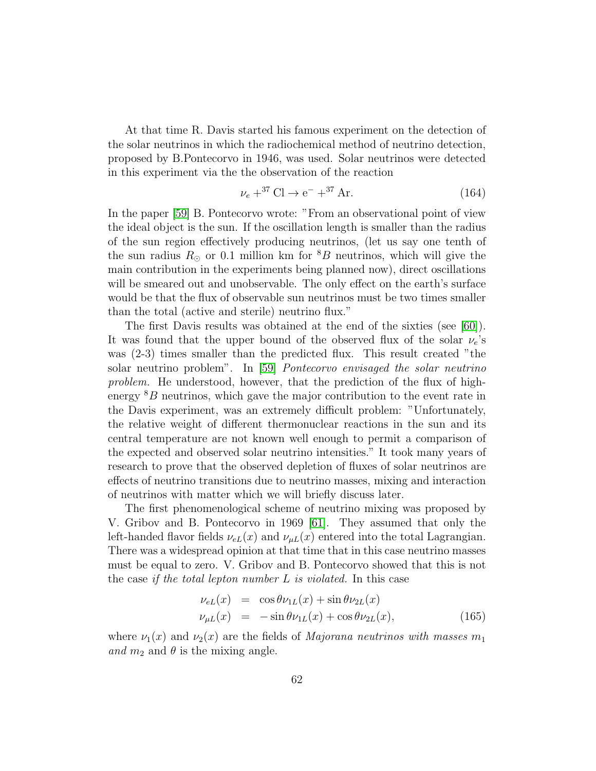At that time R. Davis started his famous experiment on the detection of the solar neutrinos in which the radiochemical method of neutrino detection, proposed by B.Pontecorvo in 1946, was used. Solar neutrinos were detected in this experiment via the the observation of the reaction

$$\nu_e + ^{37}\mathrm{Cl} \to \mathrm{e}^- + ^{37}\mathrm{Ar}. \tag{164}$$

In the paper [59] B. Pontecorvo wrote: "From an observational point of view the ideal object is the sun. If the oscillation length is smaller than the radius of the sun region effectively producing neutrinos, (let us say one tenth of the sun radius $R_\odot$ or 0.1 million km for $^8B$ neutrinos, which will give the main contribution in the experiments being planned now), direct oscillations will be smeared out and unobservable. The only effect on the earth's surface would be that the flux of observable sun neutrinos must be two times smaller than the total (active and sterile) neutrino flux."

The first Davis results was obtained at the end of the sixties (see [60]). It was found that the upper bound of the observed flux of the solar $\nu_e$'s was (2-3) times smaller than the predicted flux. This result created "the solar neutrino problem". In [59] *Pontecorvo envisaged the solar neutrino problem.* He understood, however, that the prediction of the flux of high-energy $^8B$ neutrinos, which gave the major contribution to the event rate in the Davis experiment, was an extremely difficult problem: "Unfortunately, the relative weight of different thermonuclear reactions in the sun and its central temperature are not known well enough to permit a comparison of the expected and observed solar neutrino intensities." It took many years of research to prove that the observed depletion of fluxes of solar neutrinos are effects of neutrino transitions due to neutrino masses, mixing and interaction of neutrinos with matter which we will briefly discuss later.

The first phenomenological scheme of neutrino mixing was proposed by V. Gribov and B. Pontecorvo in 1969 [61]. They assumed that only the left-handed flavor fields $\nu_{eL}(x)$ and $\nu_{\mu L}(x)$ entered into the total Lagrangian. There was a widespread opinion at that time that in this case neutrino masses must be equal to zero. V. Gribov and B. Pontecorvo showed that this is not the case *if the total lepton number $L$ is violated.* In this case

$$\begin{aligned}
\nu_{eL}(x) &= \cos\theta\nu_{1L}(x) + \sin\theta\nu_{2L}(x) \\
\nu_{\mu L}(x) &= -\sin\theta\nu_{1L}(x) + \cos\theta\nu_{2L}(x),
\end{aligned} \tag{165}$$

where $\nu_1(x)$ and $\nu_2(x)$ are the fields of *Majorana neutrinos with masses $m_1$ and $m_2$* and $\theta$ is the mixing angle.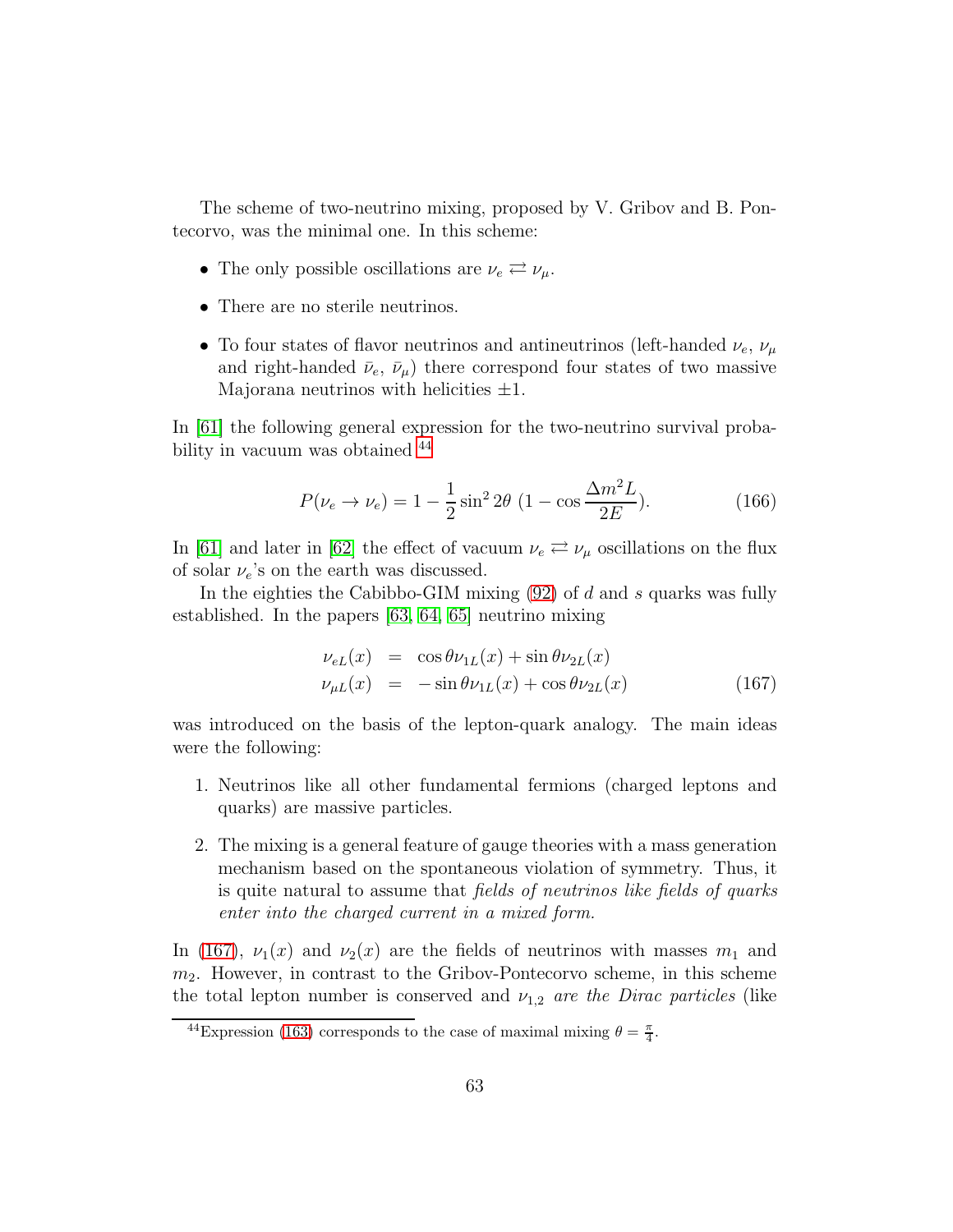The scheme of two-neutrino mixing, proposed by V. Gribov and B. Pontecorvo, was the minimal one. In this scheme:

- The only possible oscillations are $\nu_e \rightleftarrows \nu_\mu$.
- There are no sterile neutrinos.
- To four states of flavor neutrinos and antineutrinos (left-handed $\nu_e$, $\nu_\mu$ and right-handed $\bar{\nu}_e$, $\bar{\nu}_\mu$) there correspond four states of two massive Majorana neutrinos with helicities $\pm 1$.

In [61] the following general expression for the two-neutrino survival probability in vacuum was obtained [44]

$$P(\nu_e \to \nu_e) = 1 - \frac{1}{2}\sin^2 2\theta \; (1 - \cos\frac{\Delta m^2 L}{2E}). \tag{166}$$

In [61] and later in [62] the effect of vacuum $\nu_e \rightleftarrows \nu_\mu$ oscillations on the flux of solar $\nu_e$'s on the earth was discussed.

In the eighties the Cabibbo-GIM mixing (92) of $d$ and $s$ quarks was fully established. In the papers [63, 64, 65] neutrino mixing

$$\begin{aligned} \nu_{eL}(x) &= \cos\theta\nu_{1L}(x) + \sin\theta\nu_{2L}(x) \\ \nu_{\mu L}(x) &= -\sin\theta\nu_{1L}(x) + \cos\theta\nu_{2L}(x) \end{aligned} \tag{167}$$

was introduced on the basis of the lepton-quark analogy. The main ideas were the following:

1. Neutrinos like all other fundamental fermions (charged leptons and quarks) are massive particles.
2. The mixing is a general feature of gauge theories with a mass generation mechanism based on the spontaneous violation of symmetry. Thus, it is quite natural to assume that *fields of neutrinos like fields of quarks enter into the charged current in a mixed form.*

In (167), $\nu_1(x)$ and $\nu_2(x)$ are the fields of neutrinos with masses $m_1$ and $m_2$. However, in contrast to the Gribov-Pontecorvo scheme, in this scheme the total lepton number is conserved and $\nu_{1,2}$ *are the Dirac particles* (like

[44] Expression (163) corresponds to the case of maximal mixing $\theta = \frac{\pi}{4}$.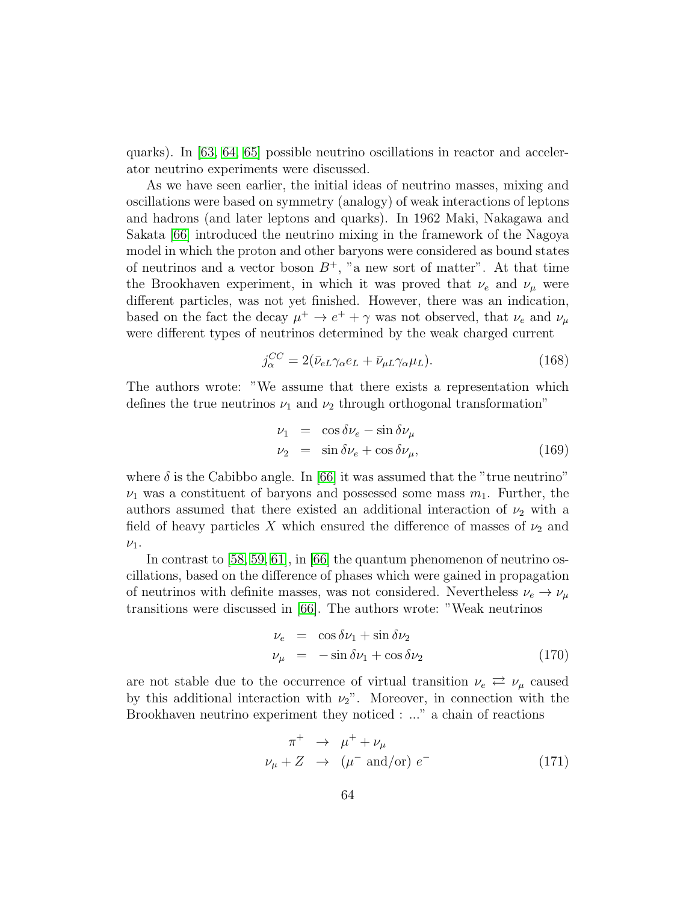quarks). In [63, 64, 65] possible neutrino oscillations in reactor and accelerator neutrino experiments were discussed.

As we have seen earlier, the initial ideas of neutrino masses, mixing and oscillations were based on symmetry (analogy) of weak interactions of leptons and hadrons (and later leptons and quarks). In 1962 Maki, Nakagawa and Sakata [66] introduced the neutrino mixing in the framework of the Nagoya model in which the proton and other baryons were considered as bound states of neutrinos and a vector boson $B^+$, "a new sort of matter". At that time the Brookhaven experiment, in which it was proved that $\nu_e$ and $\nu_\mu$ were different particles, was not yet finished. However, there was an indication, based on the fact the decay $\mu^+ \to e^+ + \gamma$ was not observed, that $\nu_e$ and $\nu_\mu$ were different types of neutrinos determined by the weak charged current

$$j^{CC}_\alpha = 2(\bar{\nu}_{eL}\gamma_\alpha e_L + \bar{\nu}_{\mu L}\gamma_\alpha \mu_L). \tag{168}$$

The authors wrote: "We assume that there exists a representation which defines the true neutrinos $\nu_1$ and $\nu_2$ through orthogonal transformation"

$$\begin{aligned} \nu_1 &= \cos\delta\nu_e - \sin\delta\nu_\mu \\ \nu_2 &= \sin\delta\nu_e + \cos\delta\nu_\mu, \end{aligned} \tag{169}$$

where $\delta$ is the Cabibbo angle. In [66] it was assumed that the "true neutrino" $\nu_1$ was a constituent of baryons and possessed some mass $m_1$. Further, the authors assumed that there existed an additional interaction of $\nu_2$ with a field of heavy particles $X$ which ensured the difference of masses of $\nu_2$ and $\nu_1$.

In contrast to [58, 59, 61], in [66] the quantum phenomenon of neutrino oscillations, based on the difference of phases which were gained in propagation of neutrinos with definite masses, was not considered. Nevertheless $\nu_e \to \nu_\mu$ transitions were discussed in [66]. The authors wrote: "Weak neutrinos

$$\begin{aligned} \nu_e &= \cos\delta\nu_1 + \sin\delta\nu_2 \\ \nu_\mu &= -\sin\delta\nu_1 + \cos\delta\nu_2 \end{aligned} \tag{170}$$

are not stable due to the occurrence of virtual transition $\nu_e \rightleftarrows \nu_\mu$ caused by this additional interaction with $\nu_2$". Moreover, in connection with the Brookhaven neutrino experiment they noticed : ..." a chain of reactions

$$\begin{aligned} \pi^+ &\to \mu^+ + \nu_\mu \\ \nu_\mu + Z &\to (\mu^- \text{ and/or})\ e^- \end{aligned} \tag{171}$$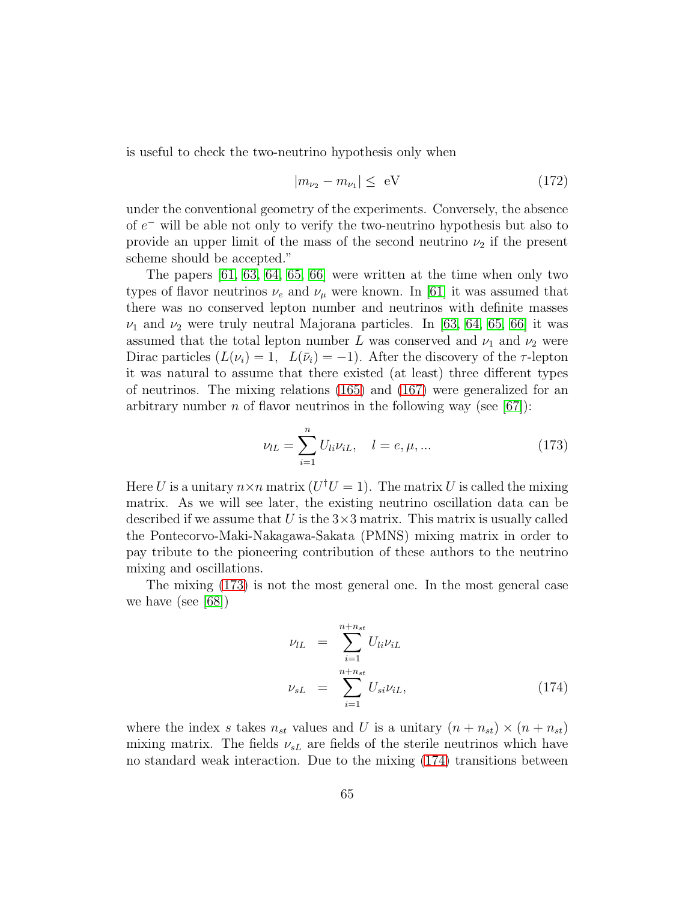is useful to check the two-neutrino hypothesis only when

$$|m_{\nu_2} - m_{\nu_1}| \leq \text{ eV} \tag{172}$$

under the conventional geometry of the experiments. Conversely, the absence of $e^-$ will be able not only to verify the two-neutrino hypothesis but also to provide an upper limit of the mass of the second neutrino $\nu_2$ if the present scheme should be accepted."

The papers [61, 63, 64, 65, 66] were written at the time when only two types of flavor neutrinos $\nu_e$ and $\nu_\mu$ were known. In [61] it was assumed that there was no conserved lepton number and neutrinos with definite masses $\nu_1$ and $\nu_2$ were truly neutral Majorana particles. In [63, 64, 65, 66] it was assumed that the total lepton number $L$ was conserved and $\nu_1$ and $\nu_2$ were Dirac particles ($L(\nu_i) = 1$, $L(\bar{\nu}_i) = -1$). After the discovery of the $\tau$-lepton it was natural to assume that there existed (at least) three different types of neutrinos. The mixing relations (165) and (167) were generalized for an arbitrary number $n$ of flavor neutrinos in the following way (see [67]):

$$\nu_{lL} = \sum_{i=1}^{n} U_{li} \nu_{iL}, \quad l = e, \mu, ... \tag{173}$$

Here $U$ is a unitary $n \times n$ matrix ($U^\dagger U = 1$). The matrix $U$ is called the mixing matrix. As we will see later, the existing neutrino oscillation data can be described if we assume that $U$ is the $3 \times 3$ matrix. This matrix is usually called the Pontecorvo-Maki-Nakagawa-Sakata (PMNS) mixing matrix in order to pay tribute to the pioneering contribution of these authors to the neutrino mixing and oscillations.

The mixing (173) is not the most general one. In the most general case we have (see [68])

$$\begin{aligned}
\nu_{lL} &= \sum_{i=1}^{n+n_{st}} U_{li} \nu_{iL} \\
\nu_{sL} &= \sum_{i=1}^{n+n_{st}} U_{si} \nu_{iL},
\end{aligned} \tag{174}$$

where the index $s$ takes $n_{st}$ values and $U$ is a unitary $(n + n_{st}) \times (n + n_{st})$ mixing matrix. The fields $\nu_{sL}$ are fields of the sterile neutrinos which have no standard weak interaction. Due to the mixing (174) transitions between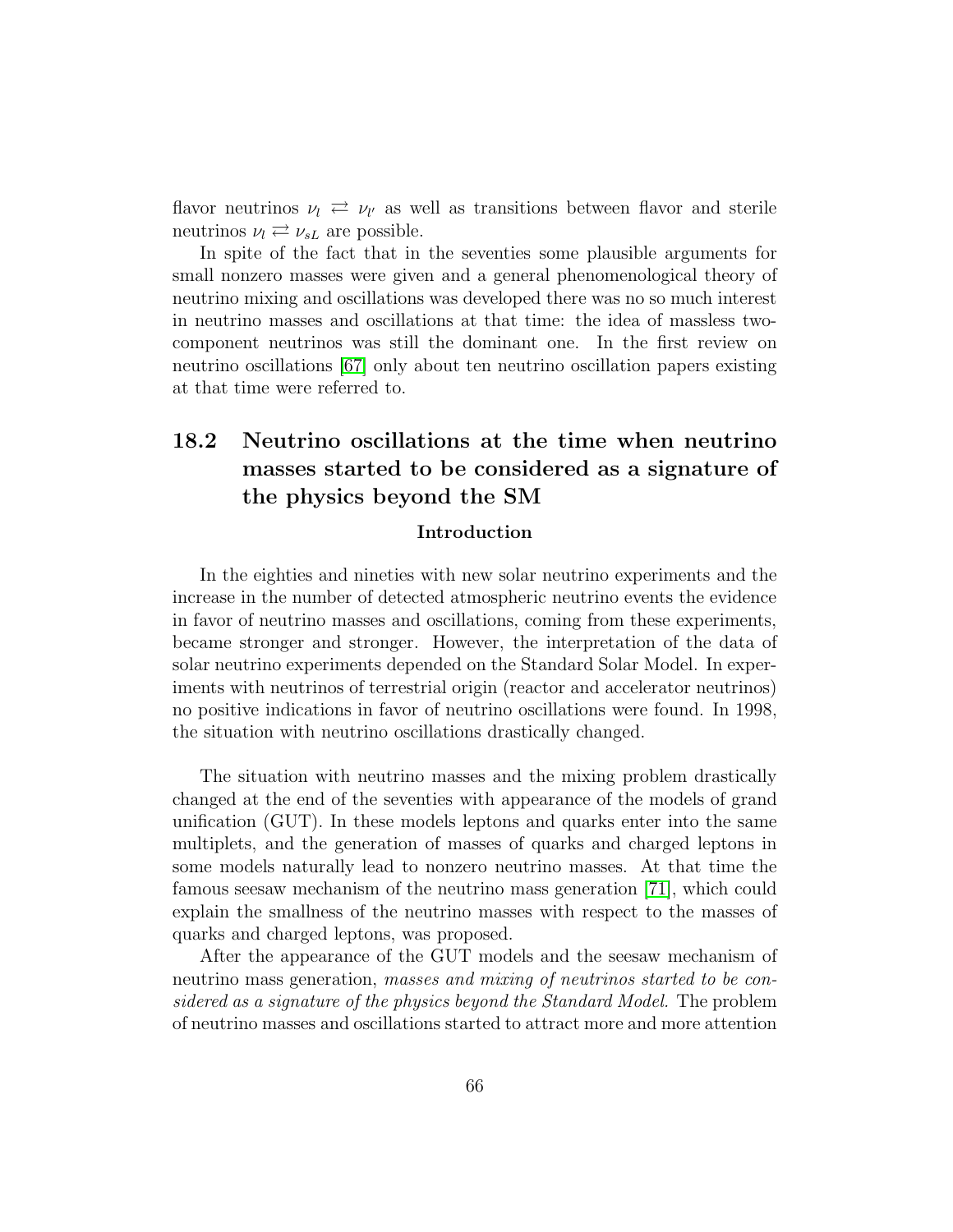flavor neutrinos $\nu_l \rightleftarrows \nu_{l'}$ as well as transitions between flavor and sterile neutrinos $\nu_l \rightleftarrows \nu_{sL}$ are possible.

In spite of the fact that in the seventies some plausible arguments for small nonzero masses were given and a general phenomenological theory of neutrino mixing and oscillations was developed there was no so much interest in neutrino masses and oscillations at that time: the idea of massless two-component neutrinos was still the dominant one. In the first review on neutrino oscillations [67] only about ten neutrino oscillation papers existing at that time were referred to.

## 18.2 Neutrino oscillations at the time when neutrino masses started to be considered as a signature of the physics beyond the SM

**Introduction**

In the eighties and nineties with new solar neutrino experiments and the increase in the number of detected atmospheric neutrino events the evidence in favor of neutrino masses and oscillations, coming from these experiments, became stronger and stronger. However, the interpretation of the data of solar neutrino experiments depended on the Standard Solar Model. In experiments with neutrinos of terrestrial origin (reactor and accelerator neutrinos) no positive indications in favor of neutrino oscillations were found. In 1998, the situation with neutrino oscillations drastically changed.

The situation with neutrino masses and the mixing problem drastically changed at the end of the seventies with appearance of the models of grand unification (GUT). In these models leptons and quarks enter into the same multiplets, and the generation of masses of quarks and charged leptons in some models naturally lead to nonzero neutrino masses. At that time the famous seesaw mechanism of the neutrino mass generation [71], which could explain the smallness of the neutrino masses with respect to the masses of quarks and charged leptons, was proposed.

After the appearance of the GUT models and the seesaw mechanism of neutrino mass generation, *masses and mixing of neutrinos started to be considered as a signature of the physics beyond the Standard Model*. The problem of neutrino masses and oscillations started to attract more and more attention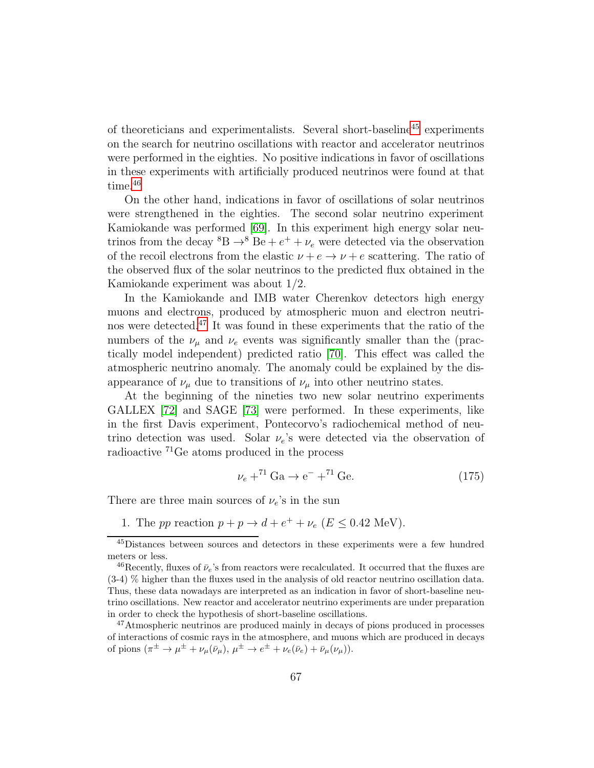of theoreticians and experimentalists. Several short-baseline[45] experiments on the search for neutrino oscillations with reactor and accelerator neutrinos were performed in the eighties. No positive indications in favor of oscillations in these experiments with artificially produced neutrinos were found at that time.[46]

On the other hand, indications in favor of oscillations of solar neutrinos were strengthened in the eighties. The second solar neutrino experiment Kamiokande was performed [69]. In this experiment high energy solar neutrinos from the decay ${}^8\mathrm{B} \to {}^8\mathrm{Be} + e^+ + \nu_e$ were detected via the observation of the recoil electrons from the elastic $\nu + e \to \nu + e$ scattering. The ratio of the observed flux of the solar neutrinos to the predicted flux obtained in the Kamiokande experiment was about 1/2.

In the Kamiokande and IMB water Cherenkov detectors high energy muons and electrons, produced by atmospheric muon and electron neutrinos were detected.[47] It was found in these experiments that the ratio of the numbers of the $\nu_\mu$ and $\nu_e$ events was significantly smaller than the (practically model independent) predicted ratio [70]. This effect was called the atmospheric neutrino anomaly. The anomaly could be explained by the disappearance of $\nu_\mu$ due to transitions of $\nu_\mu$ into other neutrino states.

At the beginning of the nineties two new solar neutrino experiments GALLEX [72] and SAGE [73] were performed. In these experiments, like in the first Davis experiment, Pontecorvo's radiochemical method of neutrino detection was used. Solar $\nu_e$'s were detected via the observation of radioactive ${}^{71}$Ge atoms produced in the process

$$\nu_e + {}^{71}\mathrm{Ga} \to \mathrm{e}^- + {}^{71}\mathrm{Ge}. \tag{175}$$

There are three main sources of $\nu_e$'s in the sun

1. The *pp* reaction $p + p \to d + e^+ + \nu_e$ ($E \leq 0.42$ MeV).

---

[45] Distances between sources and detectors in these experiments were a few hundred meters or less.

[46] Recently, fluxes of $\bar{\nu}_e$'s from reactors were recalculated. It occurred that the fluxes are (3-4) % higher than the fluxes used in the analysis of old reactor neutrino oscillation data. Thus, these data nowadays are interpreted as an indication in favor of short-baseline neutrino oscillations. New reactor and accelerator neutrino experiments are under preparation in order to check the hypothesis of short-baseline oscillations.

[47] Atmospheric neutrinos are produced mainly in decays of pions produced in processes of interactions of cosmic rays in the atmosphere, and muons which are produced in decays of pions ($\pi^\pm \to \mu^\pm + \nu_\mu(\bar{\nu}_\mu)$, $\mu^\pm \to e^\pm + \nu_e(\bar{\nu}_e) + \bar{\nu}_\mu(\nu_\mu)$).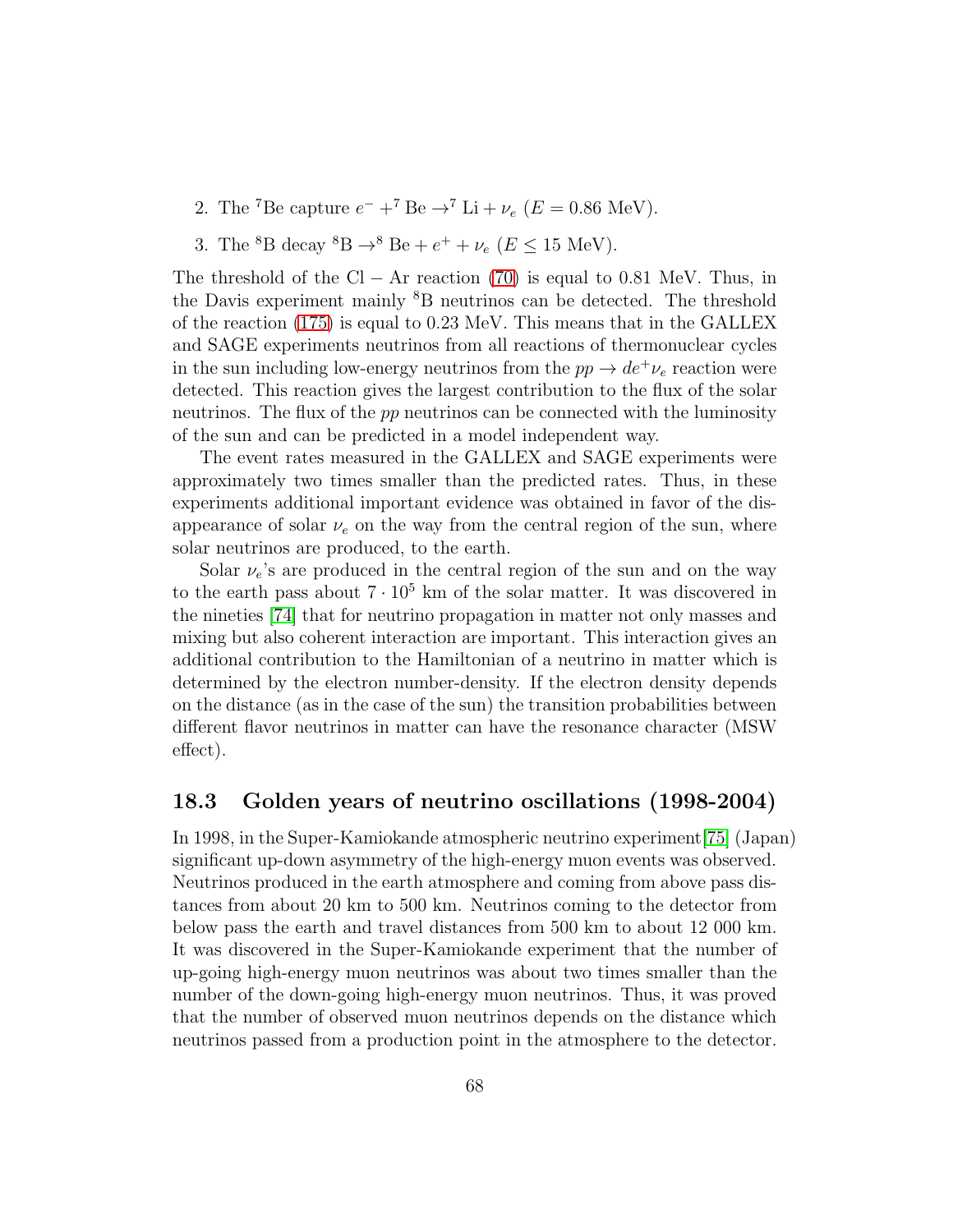2. The $^{7}$Be capture $e^- + ^7\text{Be} \to ^7\text{Li} + \nu_e$ ($E = 0.86$ MeV).

3. The $^{8}$B decay $^8\text{B} \to ^8\text{Be} + e^+ + \nu_e$ ($E \leq 15$ MeV).

The threshold of the Cl − Ar reaction (70) is equal to 0.81 MeV. Thus, in the Davis experiment mainly $^8$B neutrinos can be detected. The threshold of the reaction (175) is equal to 0.23 MeV. This means that in the GALLEX and SAGE experiments neutrinos from all reactions of thermonuclear cycles in the sun including low-energy neutrinos from the $pp \to de^+\nu_e$ reaction were detected. This reaction gives the largest contribution to the flux of the solar neutrinos. The flux of the $pp$ neutrinos can be connected with the luminosity of the sun and can be predicted in a model independent way.

The event rates measured in the GALLEX and SAGE experiments were approximately two times smaller than the predicted rates. Thus, in these experiments additional important evidence was obtained in favor of the disappearance of solar $\nu_e$ on the way from the central region of the sun, where solar neutrinos are produced, to the earth.

Solar $\nu_e$'s are produced in the central region of the sun and on the way to the earth pass about $7 \cdot 10^5$ km of the solar matter. It was discovered in the nineties [74] that for neutrino propagation in matter not only masses and mixing but also coherent interaction are important. This interaction gives an additional contribution to the Hamiltonian of a neutrino in matter which is determined by the electron number-density. If the electron density depends on the distance (as in the case of the sun) the transition probabilities between different flavor neutrinos in matter can have the resonance character (MSW effect).

### 18.3 Golden years of neutrino oscillations (1998-2004)

In 1998, in the Super-Kamiokande atmospheric neutrino experiment[75] (Japan) significant up-down asymmetry of the high-energy muon events was observed. Neutrinos produced in the earth atmosphere and coming from above pass distances from about 20 km to 500 km. Neutrinos coming to the detector from below pass the earth and travel distances from 500 km to about 12 000 km. It was discovered in the Super-Kamiokande experiment that the number of up-going high-energy muon neutrinos was about two times smaller than the number of the down-going high-energy muon neutrinos. Thus, it was proved that the number of observed muon neutrinos depends on the distance which neutrinos passed from a production point in the atmosphere to the detector.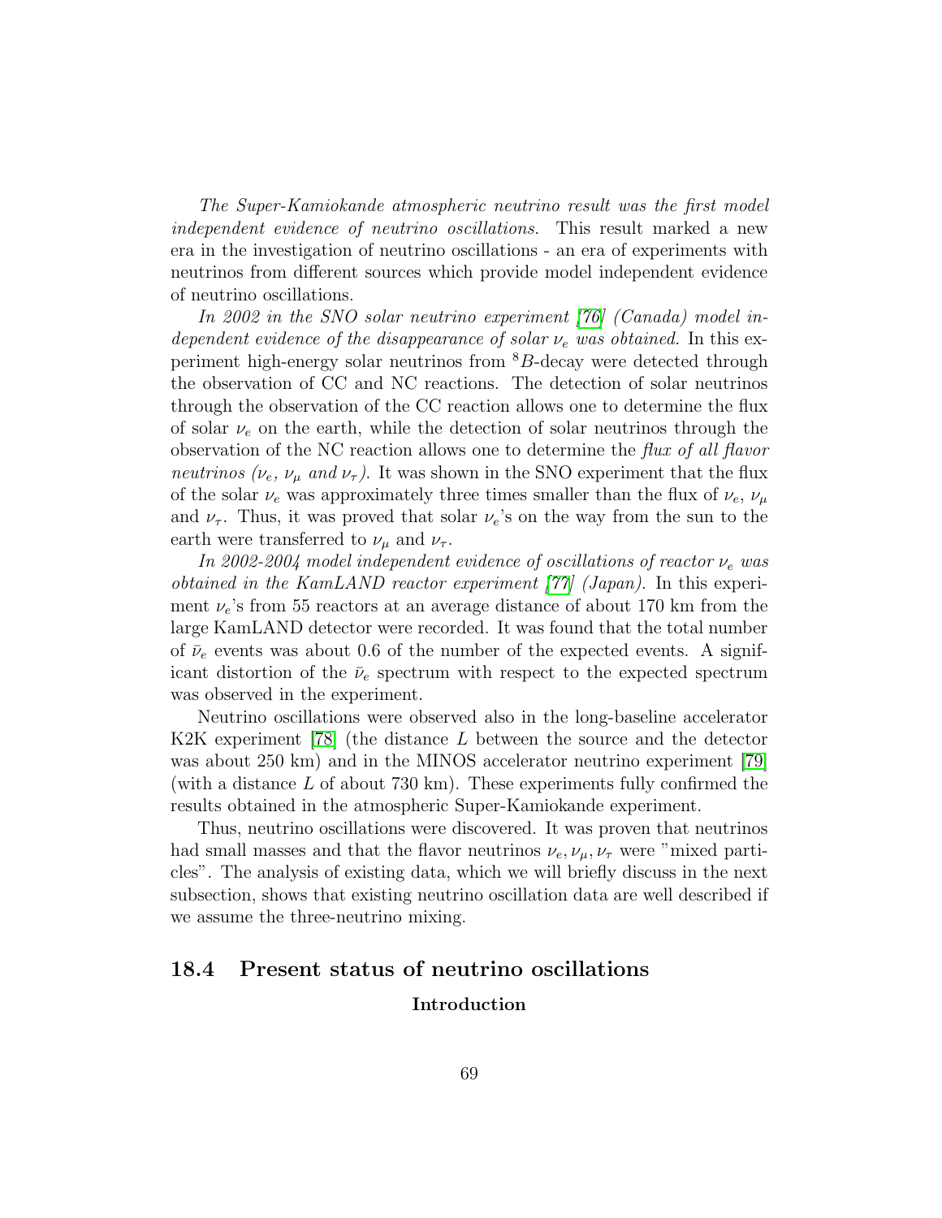*The Super-Kamiokande atmospheric neutrino result was the first model independent evidence of neutrino oscillations.* This result marked a new era in the investigation of neutrino oscillations - an era of experiments with neutrinos from different sources which provide model independent evidence of neutrino oscillations.

*In 2002 in the SNO solar neutrino experiment [76] (Canada) model independent evidence of the disappearance of solar $\nu_e$ was obtained.* In this experiment high-energy solar neutrinos from $^8B$-decay were detected through the observation of CC and NC reactions. The detection of solar neutrinos through the observation of the CC reaction allows one to determine the flux of solar $\nu_e$ on the earth, while the detection of solar neutrinos through the observation of the NC reaction allows one to determine the *flux of all flavor neutrinos ($\nu_e$, $\nu_\mu$ and $\nu_\tau$).* It was shown in the SNO experiment that the flux of the solar $\nu_e$ was approximately three times smaller than the flux of $\nu_e$, $\nu_\mu$ and $\nu_\tau$. Thus, it was proved that solar $\nu_e$'s on the way from the sun to the earth were transferred to $\nu_\mu$ and $\nu_\tau$.

*In 2002-2004 model independent evidence of oscillations of reactor $\nu_e$ was obtained in the KamLAND reactor experiment [77] (Japan).* In this experiment $\nu_e$'s from 55 reactors at an average distance of about 170 km from the large KamLAND detector were recorded. It was found that the total number of $\bar{\nu}_e$ events was about 0.6 of the number of the expected events. A significant distortion of the $\bar{\nu}_e$ spectrum with respect to the expected spectrum was observed in the experiment.

Neutrino oscillations were observed also in the long-baseline accelerator K2K experiment [78] (the distance $L$ between the source and the detector was about 250 km) and in the MINOS accelerator neutrino experiment [79] (with a distance $L$ of about 730 km). These experiments fully confirmed the results obtained in the atmospheric Super-Kamiokande experiment.

Thus, neutrino oscillations were discovered. It was proven that neutrinos had small masses and that the flavor neutrinos $\nu_e, \nu_\mu, \nu_\tau$ were "mixed particles". The analysis of existing data, which we will briefly discuss in the next subsection, shows that existing neutrino oscillation data are well described if we assume the three-neutrino mixing.

## 18.4 Present status of neutrino oscillations

**Introduction**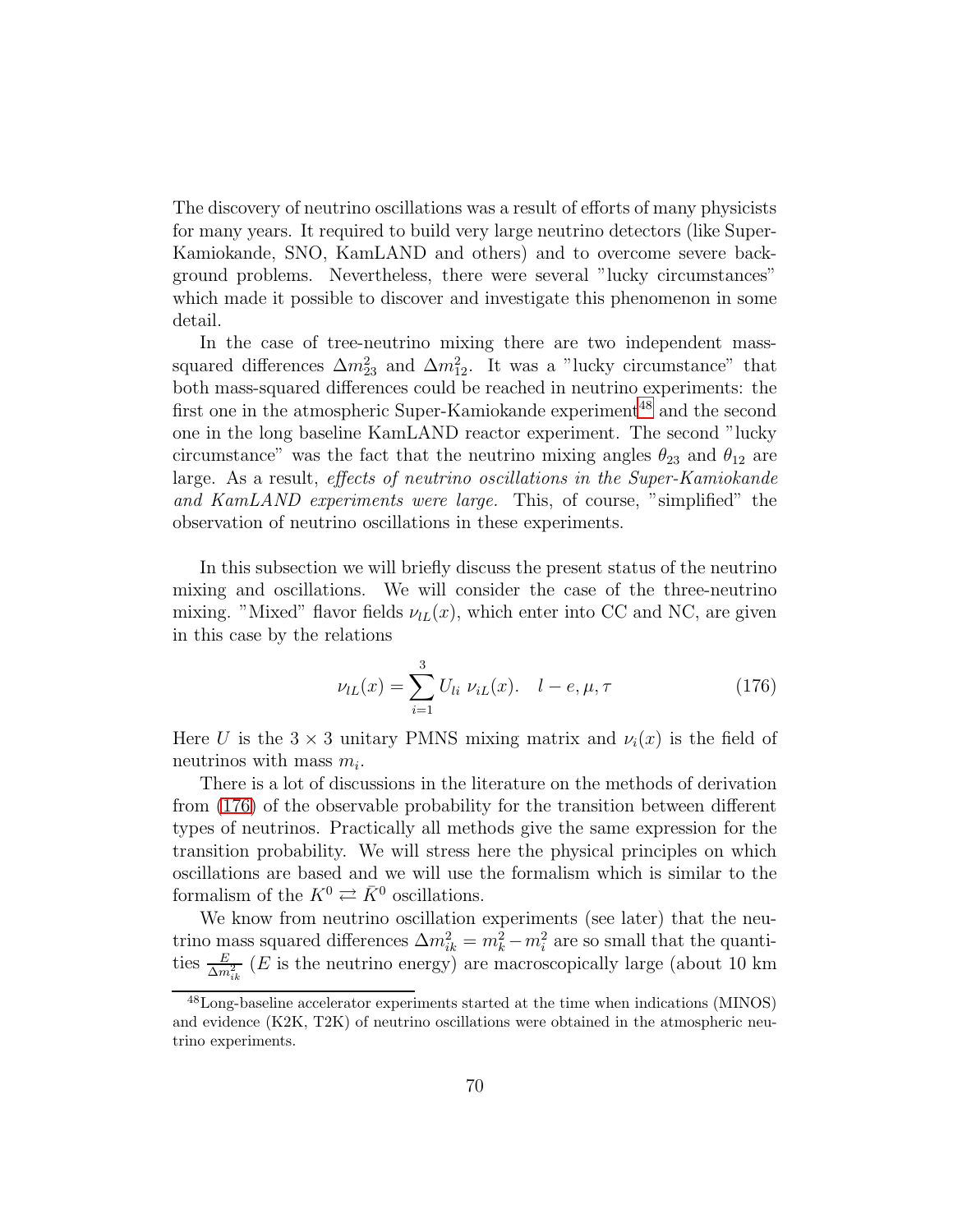The discovery of neutrino oscillations was a result of efforts of many physicists for many years. It required to build very large neutrino detectors (like Super-Kamiokande, SNO, KamLAND and others) and to overcome severe background problems. Nevertheless, there were several "lucky circumstances" which made it possible to discover and investigate this phenomenon in some detail.

In the case of tree-neutrino mixing there are two independent mass-squared differences $\Delta m^2_{23}$ and $\Delta m^2_{12}$. It was a "lucky circumstance" that both mass-squared differences could be reached in neutrino experiments: the first one in the atmospheric Super-Kamiokande experiment[48] and the second one in the long baseline KamLAND reactor experiment. The second "lucky circumstance" was the fact that the neutrino mixing angles $\theta_{23}$ and $\theta_{12}$ are large. As a result, *effects of neutrino oscillations in the Super-Kamiokande and KamLAND experiments were large.* This, of course, "simplified" the observation of neutrino oscillations in these experiments.

In this subsection we will briefly discuss the present status of the neutrino mixing and oscillations. We will consider the case of the three-neutrino mixing. "Mixed" flavor fields $\nu_{lL}(x)$, which enter into CC and NC, are given in this case by the relations

$$\nu_{lL}(x) = \sum_{i=1}^{3} U_{li}\ \nu_{iL}(x). \quad l - e, \mu, \tau \tag{176}$$

Here $U$ is the $3 \times 3$ unitary PMNS mixing matrix and $\nu_i(x)$ is the field of neutrinos with mass $m_i$.

There is a lot of discussions in the literature on the methods of derivation from (176) of the observable probability for the transition between different types of neutrinos. Practically all methods give the same expression for the transition probability. We will stress here the physical principles on which oscillations are based and we will use the formalism which is similar to the formalism of the $K^0 \rightleftarrows \bar{K}^0$ oscillations.

We know from neutrino oscillation experiments (see later) that the neutrino mass squared differences $\Delta m^2_{ik} = m^2_k - m^2_i$ are so small that the quantities $\frac{E}{\Delta m^2_{ik}}$ ($E$ is the neutrino energy) are macroscopically large (about 10 km

[48] Long-baseline accelerator experiments started at the time when indications (MINOS) and evidence (K2K, T2K) of neutrino oscillations were obtained in the atmospheric neutrino experiments.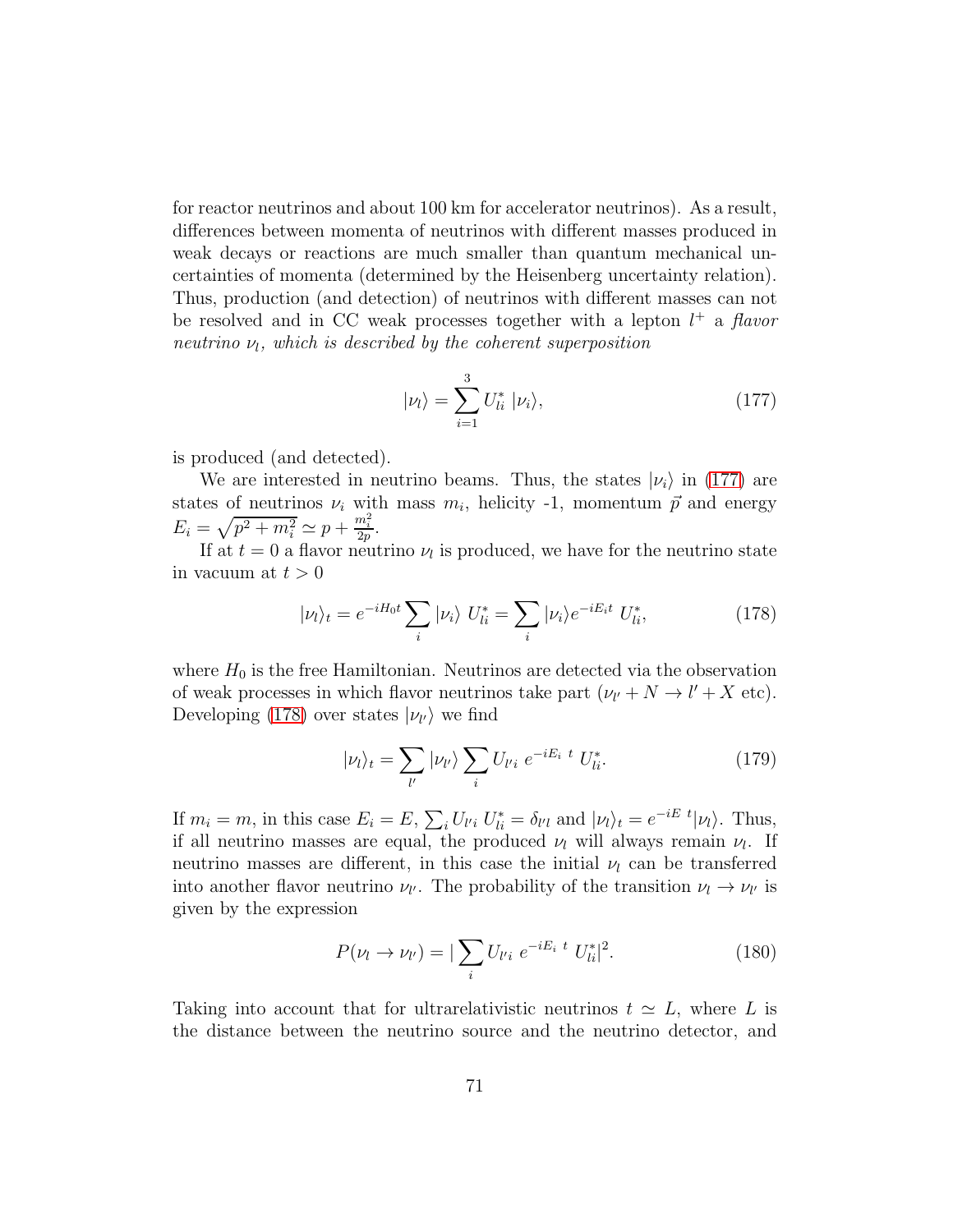for reactor neutrinos and about 100 km for accelerator neutrinos). As a result, differences between momenta of neutrinos with different masses produced in weak decays or reactions are much smaller than quantum mechanical uncertainties of momenta (determined by the Heisenberg uncertainty relation). Thus, production (and detection) of neutrinos with different masses can not be resolved and in CC weak processes together with a lepton $l^+$ a *flavor neutrino* $\nu_l$, *which is described by the coherent superposition*

$$|\nu_l\rangle = \sum_{i=1}^{3} U_{li}^* \; |\nu_i\rangle, \tag{177}$$

is produced (and detected).

We are interested in neutrino beams. Thus, the states $|\nu_i\rangle$ in (177) are states of neutrinos $\nu_i$ with mass $m_i$, helicity -1, momentum $\vec{p}$ and energy $E_i = \sqrt{p^2 + m_i^2} \simeq p + \frac{m_i^2}{2p}$.

If at $t = 0$ a flavor neutrino $\nu_l$ is produced, we have for the neutrino state in vacuum at $t > 0$

$$|\nu_l\rangle_t = e^{-iH_0 t} \sum_i |\nu_i\rangle \; U_{li}^* = \sum_i |\nu_i\rangle e^{-iE_i t} \; U_{li}^*, \tag{178}$$

where $H_0$ is the free Hamiltonian. Neutrinos are detected via the observation of weak processes in which flavor neutrinos take part ($\nu_{l'} + N \to l' + X$ etc). Developing (178) over states $|\nu_{l'}\rangle$ we find

$$|\nu_l\rangle_t = \sum_{l'} |\nu_{l'}\rangle \sum_i U_{l'i} \; e^{-iE_i \; t} \; U_{li}^*. \tag{179}$$

If $m_i = m$, in this case $E_i = E$, $\sum_i U_{l'i} \; U_{li}^* = \delta_{l'l}$ and $|\nu_l\rangle_t = e^{-iE \; t}|\nu_l\rangle$. Thus, if all neutrino masses are equal, the produced $\nu_l$ will always remain $\nu_l$. If neutrino masses are different, in this case the initial $\nu_l$ can be transferred into another flavor neutrino $\nu_{l'}$. The probability of the transition $\nu_l \to \nu_{l'}$ is given by the expression

$$P(\nu_l \to \nu_{l'}) = |\sum_i U_{l'i} \; e^{-iE_i \; t} \; U_{li}^*|^2. \tag{180}$$

Taking into account that for ultrarelativistic neutrinos $t \simeq L$, where $L$ is the distance between the neutrino source and the neutrino detector, and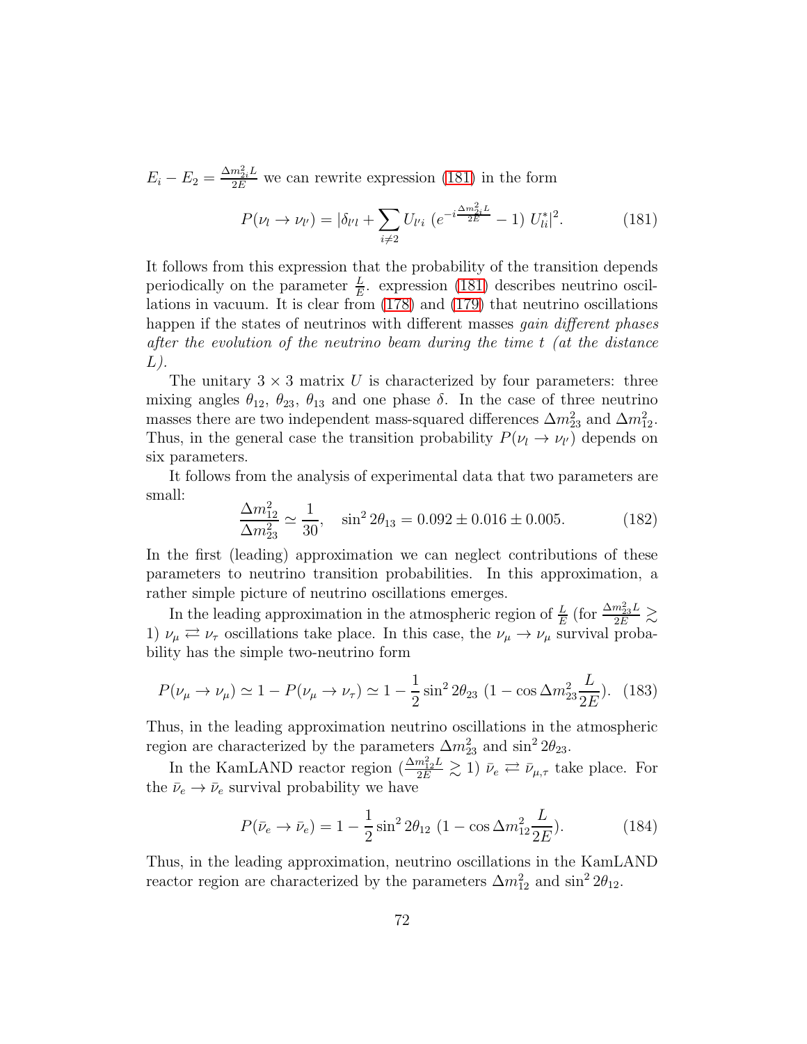$E_i - E_2 = \frac{\Delta m^2_{2i} L}{2E}$ we can rewrite expression (181) in the form

$$P(\nu_l \to \nu_{l'}) = |\delta_{l'l} + \sum_{i \neq 2} U_{l'i} \; (e^{-i\frac{\Delta m^2_{2i} L}{2E}} - 1) \; U^*_{li}|^2. \tag{181}$$

It follows from this expression that the probability of the transition depends periodically on the parameter $\frac{L}{E}$. expression (181) describes neutrino oscillations in vacuum. It is clear from (178) and (179) that neutrino oscillations happen if the states of neutrinos with different masses *gain different phases after the evolution of the neutrino beam during the time t (at the distance L).*

The unitary $3 \times 3$ matrix $U$ is characterized by four parameters: three mixing angles $\theta_{12}$, $\theta_{23}$, $\theta_{13}$ and one phase $\delta$. In the case of three neutrino masses there are two independent mass-squared differences $\Delta m^2_{23}$ and $\Delta m^2_{12}$. Thus, in the general case the transition probability $P(\nu_l \to \nu_{l'})$ depends on six parameters.

It follows from the analysis of experimental data that two parameters are small:

$$\frac{\Delta m^2_{12}}{\Delta m^2_{23}} \simeq \frac{1}{30}, \quad \sin^2 2\theta_{13} = 0.092 \pm 0.016 \pm 0.005. \tag{182}$$

In the first (leading) approximation we can neglect contributions of these parameters to neutrino transition probabilities. In this approximation, a rather simple picture of neutrino oscillations emerges.

In the leading approximation in the atmospheric region of $\frac{L}{E}$ (for $\frac{\Delta m^2_{23} L}{2E} \gtrsim 1$) $\nu_\mu \rightleftarrows \nu_\tau$ oscillations take place. In this case, the $\nu_\mu \to \nu_\mu$ survival probability has the simple two-neutrino form

$$P(\nu_\mu \to \nu_\mu) \simeq 1 - P(\nu_\mu \to \nu_\tau) \simeq 1 - \frac{1}{2} \sin^2 2\theta_{23} \; (1 - \cos \Delta m^2_{23} \frac{L}{2E}). \tag{183}$$

Thus, in the leading approximation neutrino oscillations in the atmospheric region are characterized by the parameters $\Delta m^2_{23}$ and $\sin^2 2\theta_{23}$.

In the KamLAND reactor region ($\frac{\Delta m^2_{12} L}{2E} \gtrsim 1$) $\bar{\nu}_e \rightleftarrows \bar{\nu}_{\mu,\tau}$ take place. For the $\bar{\nu}_e \to \bar{\nu}_e$ survival probability we have

$$P(\bar{\nu}_e \to \bar{\nu}_e) = 1 - \frac{1}{2} \sin^2 2\theta_{12} \; (1 - \cos \Delta m^2_{12} \frac{L}{2E}). \tag{184}$$

Thus, in the leading approximation, neutrino oscillations in the KamLAND reactor region are characterized by the parameters $\Delta m^2_{12}$ and $\sin^2 2\theta_{12}$.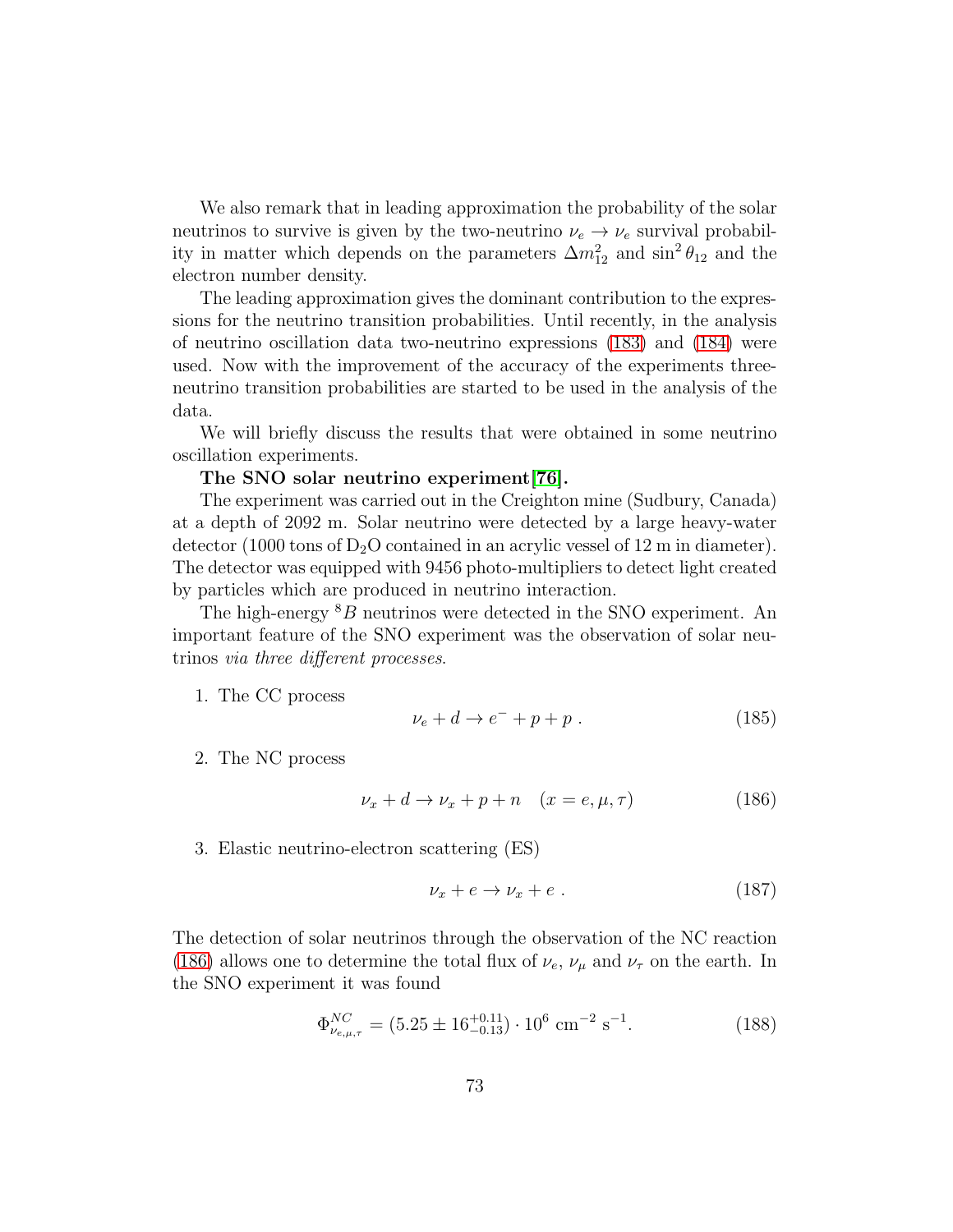We also remark that in leading approximation the probability of the solar neutrinos to survive is given by the two-neutrino $\nu_e \to \nu_e$ survival probability in matter which depends on the parameters $\Delta m^2_{12}$ and $\sin^2\theta_{12}$ and the electron number density.

The leading approximation gives the dominant contribution to the expressions for the neutrino transition probabilities. Until recently, in the analysis of neutrino oscillation data two-neutrino expressions (183) and (184) were used. Now with the improvement of the accuracy of the experiments three-neutrino transition probabilities are started to be used in the analysis of the data.

We will briefly discuss the results that were obtained in some neutrino oscillation experiments.

**The SNO solar neutrino experiment[76].**

The experiment was carried out in the Creighton mine (Sudbury, Canada) at a depth of 2092 m. Solar neutrino were detected by a large heavy-water detector (1000 tons of $D_2O$ contained in an acrylic vessel of 12 m in diameter). The detector was equipped with 9456 photo-multipliers to detect light created by particles which are produced in neutrino interaction.

The high-energy $^8B$ neutrinos were detected in the SNO experiment. An important feature of the SNO experiment was the observation of solar neutrinos *via three different processes*.

1. The CC process

$$\nu_e + d \to e^- + p + p\ . \tag{185}$$

2. The NC process

$$\nu_x + d \to \nu_x + p + n \quad (x = e, \mu, \tau) \tag{186}$$

3. Elastic neutrino-electron scattering (ES)

$$\nu_x + e \to \nu_x + e\ . \tag{187}$$

The detection of solar neutrinos through the observation of the NC reaction (186) allows one to determine the total flux of $\nu_e$, $\nu_\mu$ and $\nu_\tau$ on the earth. In the SNO experiment it was found

$$\Phi^{NC}_{\nu_{e,\mu,\tau}} = (5.25 \pm 16^{+0.11}_{-0.13}) \cdot 10^6\ \mathrm{cm}^{-2}\ \mathrm{s}^{-1}. \tag{188}$$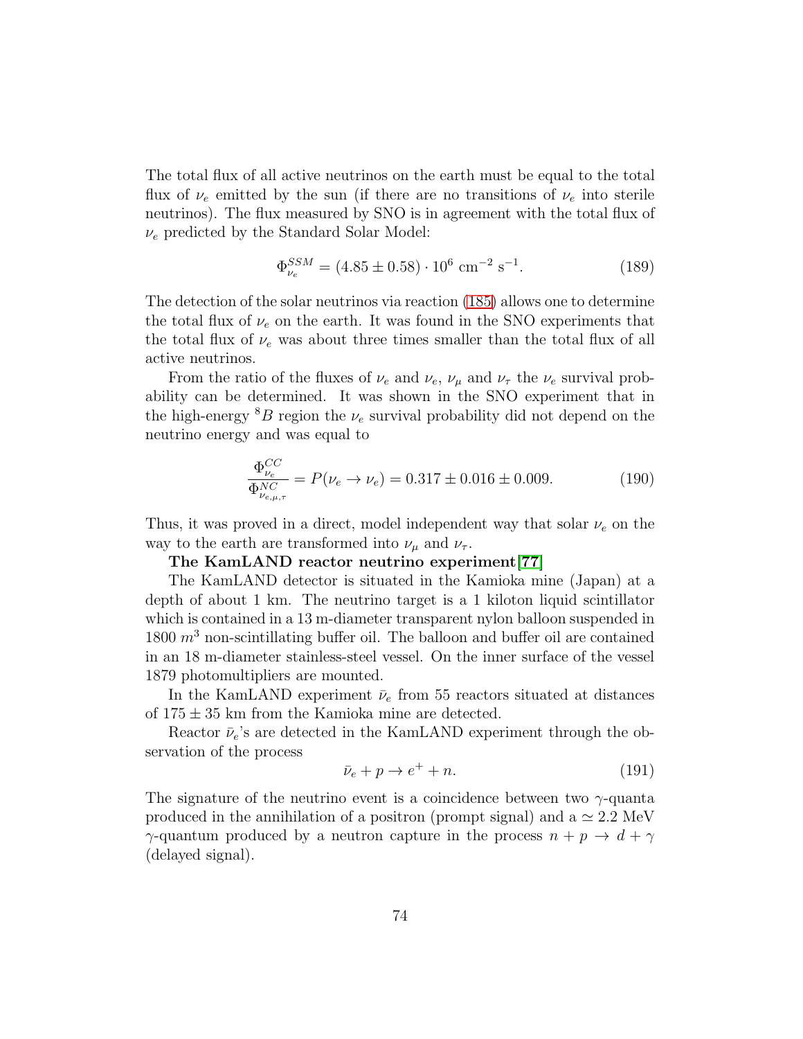The total flux of all active neutrinos on the earth must be equal to the total flux of $\nu_e$ emitted by the sun (if there are no transitions of $\nu_e$ into sterile neutrinos). The flux measured by SNO is in agreement with the total flux of $\nu_e$ predicted by the Standard Solar Model:

$$\Phi_{\nu_e}^{SSM} = (4.85 \pm 0.58) \cdot 10^6 \text{ cm}^{-2} \text{ s}^{-1}. \tag{189}$$

The detection of the solar neutrinos via reaction (185) allows one to determine the total flux of $\nu_e$ on the earth. It was found in the SNO experiments that the total flux of $\nu_e$ was about three times smaller than the total flux of all active neutrinos.

From the ratio of the fluxes of $\nu_e$ and $\nu_e$, $\nu_\mu$ and $\nu_\tau$ the $\nu_e$ survival probability can be determined. It was shown in the SNO experiment that in the high-energy $^8B$ region the $\nu_e$ survival probability did not depend on the neutrino energy and was equal to

$$\frac{\Phi_{\nu_e}^{CC}}{\Phi_{\nu_{e,\mu,\tau}}^{NC}} = P(\nu_e \to \nu_e) = 0.317 \pm 0.016 \pm 0.009. \tag{190}$$

Thus, it was proved in a direct, model independent way that solar $\nu_e$ on the way to the earth are transformed into $\nu_\mu$ and $\nu_\tau$.

**The KamLAND reactor neutrino experiment[77]**

The KamLAND detector is situated in the Kamioka mine (Japan) at a depth of about 1 km. The neutrino target is a 1 kiloton liquid scintillator which is contained in a 13 m-diameter transparent nylon balloon suspended in 1800 $m^3$ non-scintillating buffer oil. The balloon and buffer oil are contained in an 18 m-diameter stainless-steel vessel. On the inner surface of the vessel 1879 photomultipliers are mounted.

In the KamLAND experiment $\bar{\nu}_e$ from 55 reactors situated at distances of $175 \pm 35$ km from the Kamioka mine are detected.

Reactor $\bar{\nu}_e$'s are detected in the KamLAND experiment through the observation of the process

$$\bar{\nu}_e + p \to e^+ + n. \tag{191}$$

The signature of the neutrino event is a coincidence between two $\gamma$-quanta produced in the annihilation of a positron (prompt signal) and a $\simeq 2.2$ MeV $\gamma$-quantum produced by a neutron capture in the process $n + p \to d + \gamma$ (delayed signal).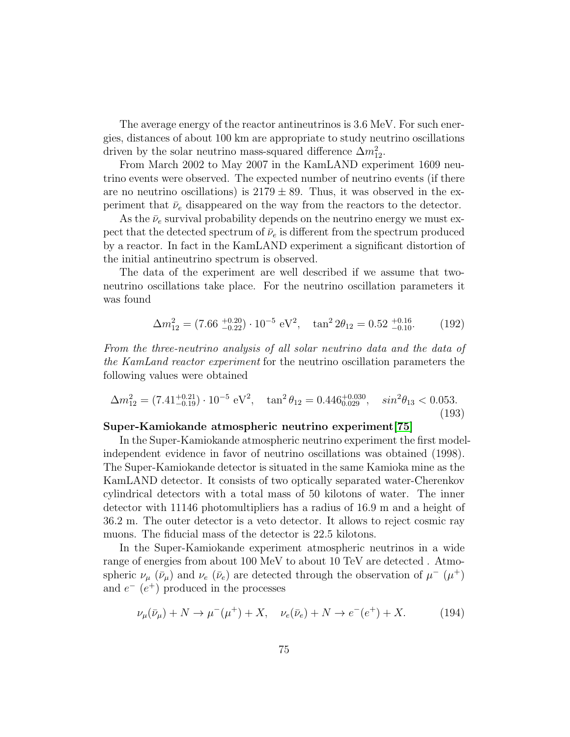The average energy of the reactor antineutrinos is 3.6 MeV. For such energies, distances of about 100 km are appropriate to study neutrino oscillations driven by the solar neutrino mass-squared difference $\Delta m^2_{12}$.

From March 2002 to May 2007 in the KamLAND experiment 1609 neutrino events were observed. The expected number of neutrino events (if there are no neutrino oscillations) is $2179 \pm 89$. Thus, it was observed in the experiment that $\bar{\nu}_e$ disappeared on the way from the reactors to the detector.

As the $\bar{\nu}_e$ survival probability depends on the neutrino energy we must expect that the detected spectrum of $\bar{\nu}_e$ is different from the spectrum produced by a reactor. In fact in the KamLAND experiment a significant distortion of the initial antineutrino spectrum is observed.

The data of the experiment are well described if we assume that two-neutrino oscillations take place. For the neutrino oscillation parameters it was found

$$\Delta m^2_{12} = (7.66\ ^{+0.20}_{-0.22}) \cdot 10^{-5}\ \mathrm{eV}^2, \quad \tan^2 2\theta_{12} = 0.52\ ^{+0.16}_{-0.10}. \tag{192}$$

*From the three-neutrino analysis of all solar neutrino data and the data of the KamLand reactor experiment* for the neutrino oscillation parameters the following values were obtained

$$\Delta m^2_{12} = (7.41^{+0.21}_{-0.19}) \cdot 10^{-5}\ \mathrm{eV}^2, \quad \tan^2 \theta_{12} = 0.446^{+0.030}_{0.029}, \quad sin^2\theta_{13} < 0.053. \tag{193}$$

**Super-Kamiokande atmospheric neutrino experiment[75]**

In the Super-Kamiokande atmospheric neutrino experiment the first model-independent evidence in favor of neutrino oscillations was obtained (1998). The Super-Kamiokande detector is situated in the same Kamioka mine as the KamLAND detector. It consists of two optically separated water-Cherenkov cylindrical detectors with a total mass of 50 kilotons of water. The inner detector with 11146 photomultipliers has a radius of 16.9 m and a height of 36.2 m. The outer detector is a veto detector. It allows to reject cosmic ray muons. The fiducial mass of the detector is 22.5 kilotons.

In the Super-Kamiokande experiment atmospheric neutrinos in a wide range of energies from about 100 MeV to about 10 TeV are detected . Atmospheric $\nu_\mu$ ($\bar{\nu}_\mu$) and $\nu_e$ ($\bar{\nu}_e$) are detected through the observation of $\mu^-$ ($\mu^+$) and $e^-$ ($e^+$) produced in the processes

$$\nu_\mu(\bar{\nu}_\mu) + N \to \mu^-(\mu^+) + X, \quad \nu_e(\bar{\nu}_e) + N \to e^-(e^+) + X. \tag{194}$$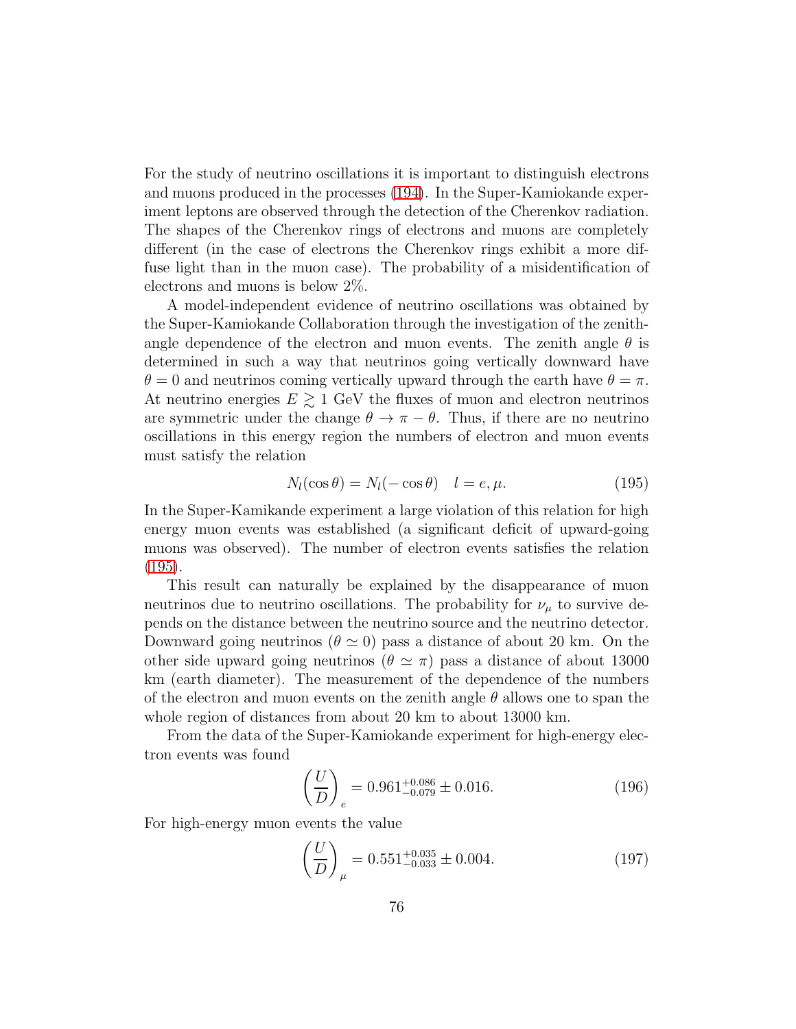For the study of neutrino oscillations it is important to distinguish electrons and muons produced in the processes (194). In the Super-Kamiokande experiment leptons are observed through the detection of the Cherenkov radiation. The shapes of the Cherenkov rings of electrons and muons are completely different (in the case of electrons the Cherenkov rings exhibit a more diffuse light than in the muon case). The probability of a misidentification of electrons and muons is below 2%.

A model-independent evidence of neutrino oscillations was obtained by the Super-Kamiokande Collaboration through the investigation of the zenith-angle dependence of the electron and muon events. The zenith angle $\theta$ is determined in such a way that neutrinos going vertically downward have $\theta = 0$ and neutrinos coming vertically upward through the earth have $\theta = \pi$. At neutrino energies $E \gtrsim 1$ GeV the fluxes of muon and electron neutrinos are symmetric under the change $\theta \to \pi - \theta$. Thus, if there are no neutrino oscillations in this energy region the numbers of electron and muon events must satisfy the relation

$$N_l(\cos\theta) = N_l(-\cos\theta) \quad l = e, \mu. \tag{195}$$

In the Super-Kamikande experiment a large violation of this relation for high energy muon events was established (a significant deficit of upward-going muons was observed). The number of electron events satisfies the relation (195).

This result can naturally be explained by the disappearance of muon neutrinos due to neutrino oscillations. The probability for $\nu_\mu$ to survive depends on the distance between the neutrino source and the neutrino detector. Downward going neutrinos ($\theta \simeq 0$) pass a distance of about 20 km. On the other side upward going neutrinos ($\theta \simeq \pi$) pass a distance of about 13000 km (earth diameter). The measurement of the dependence of the numbers of the electron and muon events on the zenith angle $\theta$ allows one to span the whole region of distances from about 20 km to about 13000 km.

From the data of the Super-Kamiokande experiment for high-energy electron events was found

$$\left(\frac{U}{D}\right)_e = 0.961^{+0.086}_{-0.079} \pm 0.016. \tag{196}$$

For high-energy muon events the value

$$\left(\frac{U}{D}\right)_\mu = 0.551^{+0.035}_{-0.033} \pm 0.004. \tag{197}$$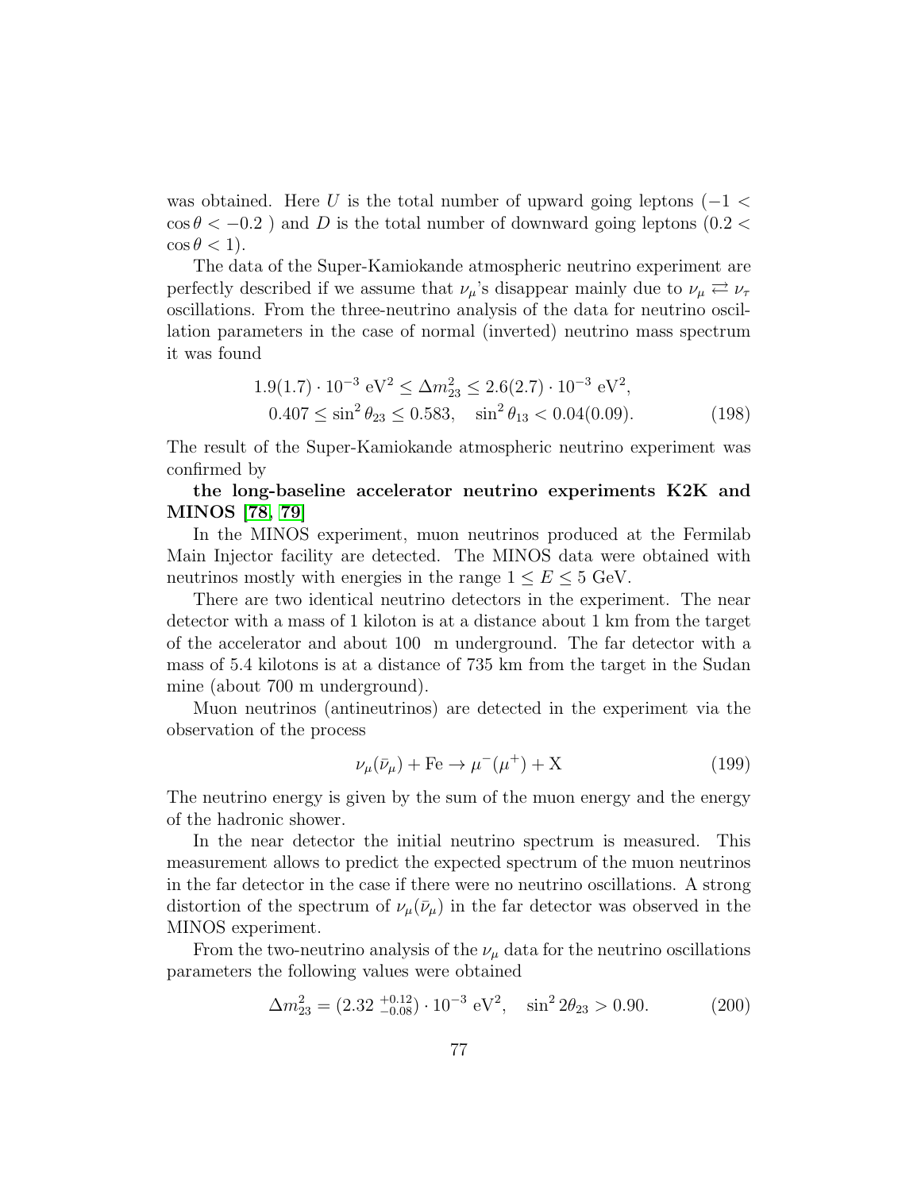was obtained. Here $U$ is the total number of upward going leptons ($-1 < \cos\theta < -0.2$ ) and $D$ is the total number of downward going leptons ($0.2 < \cos\theta < 1$).

The data of the Super-Kamiokande atmospheric neutrino experiment are perfectly described if we assume that $\nu_\mu$'s disappear mainly due to $\nu_\mu \rightleftarrows \nu_\tau$ oscillations. From the three-neutrino analysis of the data for neutrino oscillation parameters in the case of normal (inverted) neutrino mass spectrum it was found

$$
\begin{aligned}
&1.9(1.7)\cdot 10^{-3}\ \mathrm{eV}^2 \leq \Delta m^2_{23} \leq 2.6(2.7)\cdot 10^{-3}\ \mathrm{eV}^2,\\
&0.407 \leq \sin^2\theta_{23} \leq 0.583, \quad \sin^2\theta_{13} < 0.04(0.09).
\end{aligned}
\tag{198}
$$

The result of the Super-Kamiokande atmospheric neutrino experiment was confirmed by

**the long-baseline accelerator neutrino experiments K2K and MINOS [78, 79]**

In the MINOS experiment, muon neutrinos produced at the Fermilab Main Injector facility are detected. The MINOS data were obtained with neutrinos mostly with energies in the range $1 \leq E \leq 5$ GeV.

There are two identical neutrino detectors in the experiment. The near detector with a mass of 1 kiloton is at a distance about 1 km from the target of the accelerator and about 100 m underground. The far detector with a mass of 5.4 kilotons is at a distance of 735 km from the target in the Sudan mine (about 700 m underground).

Muon neutrinos (antineutrinos) are detected in the experiment via the observation of the process

$$
\nu_\mu(\bar\nu_\mu) + \mathrm{Fe} \to \mu^-(\mu^+) + \mathrm{X}
\tag{199}
$$

The neutrino energy is given by the sum of the muon energy and the energy of the hadronic shower.

In the near detector the initial neutrino spectrum is measured. This measurement allows to predict the expected spectrum of the muon neutrinos in the far detector in the case if there were no neutrino oscillations. A strong distortion of the spectrum of $\nu_\mu(\bar\nu_\mu)$ in the far detector was observed in the MINOS experiment.

From the two-neutrino analysis of the $\nu_\mu$ data for the neutrino oscillations parameters the following values were obtained

$$
\Delta m^2_{23} = (2.32\ ^{+0.12}_{-0.08})\cdot 10^{-3}\ \mathrm{eV}^2, \quad \sin^2 2\theta_{23} > 0.90.
\tag{200}
$$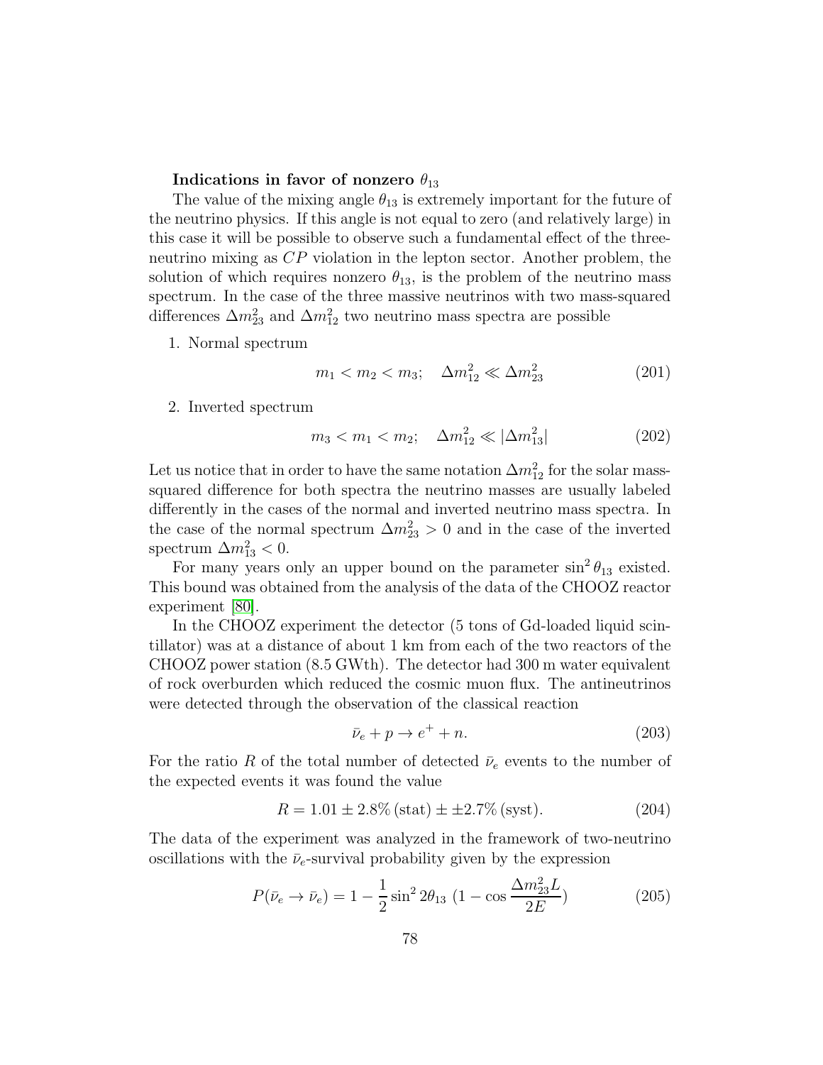**Indications in favor of nonzero $\theta_{13}$**

The value of the mixing angle $\theta_{13}$ is extremely important for the future of the neutrino physics. If this angle is not equal to zero (and relatively large) in this case it will be possible to observe such a fundamental effect of the three-neutrino mixing as $CP$ violation in the lepton sector. Another problem, the solution of which requires nonzero $\theta_{13}$, is the problem of the neutrino mass spectrum. In the case of the three massive neutrinos with two mass-squared differences $\Delta m^2_{23}$ and $\Delta m^2_{12}$ two neutrino mass spectra are possible

1. Normal spectrum

$$m_1 < m_2 < m_3; \quad \Delta m^2_{12} \ll \Delta m^2_{23} \tag{201}$$

2. Inverted spectrum

$$m_3 < m_1 < m_2; \quad \Delta m^2_{12} \ll |\Delta m^2_{13}| \tag{202}$$

Let us notice that in order to have the same notation $\Delta m^2_{12}$ for the solar mass-squared difference for both spectra the neutrino masses are usually labeled differently in the cases of the normal and inverted neutrino mass spectra. In the case of the normal spectrum $\Delta m^2_{23} > 0$ and in the case of the inverted spectrum $\Delta m^2_{13} < 0$.

For many years only an upper bound on the parameter $\sin^2\theta_{13}$ existed. This bound was obtained from the analysis of the data of the CHOOZ reactor experiment [80].

In the CHOOZ experiment the detector (5 tons of Gd-loaded liquid scintillator) was at a distance of about 1 km from each of the two reactors of the CHOOZ power station (8.5 GWth). The detector had 300 m water equivalent of rock overburden which reduced the cosmic muon flux. The antineutrinos were detected through the observation of the classical reaction

$$\bar{\nu}_e + p \to e^+ + n. \tag{203}$$

For the ratio $R$ of the total number of detected $\bar{\nu}_e$ events to the number of the expected events it was found the value

$$R = 1.01 \pm 2.8\% \, (\text{stat}) \pm \pm 2.7\% \, (\text{syst}). \tag{204}$$

The data of the experiment was analyzed in the framework of two-neutrino oscillations with the $\bar{\nu}_e$-survival probability given by the expression

$$P(\bar{\nu}_e \to \bar{\nu}_e) = 1 - \frac{1}{2}\sin^2 2\theta_{13} \; (1 - \cos\frac{\Delta m^2_{23} L}{2E}) \tag{205}$$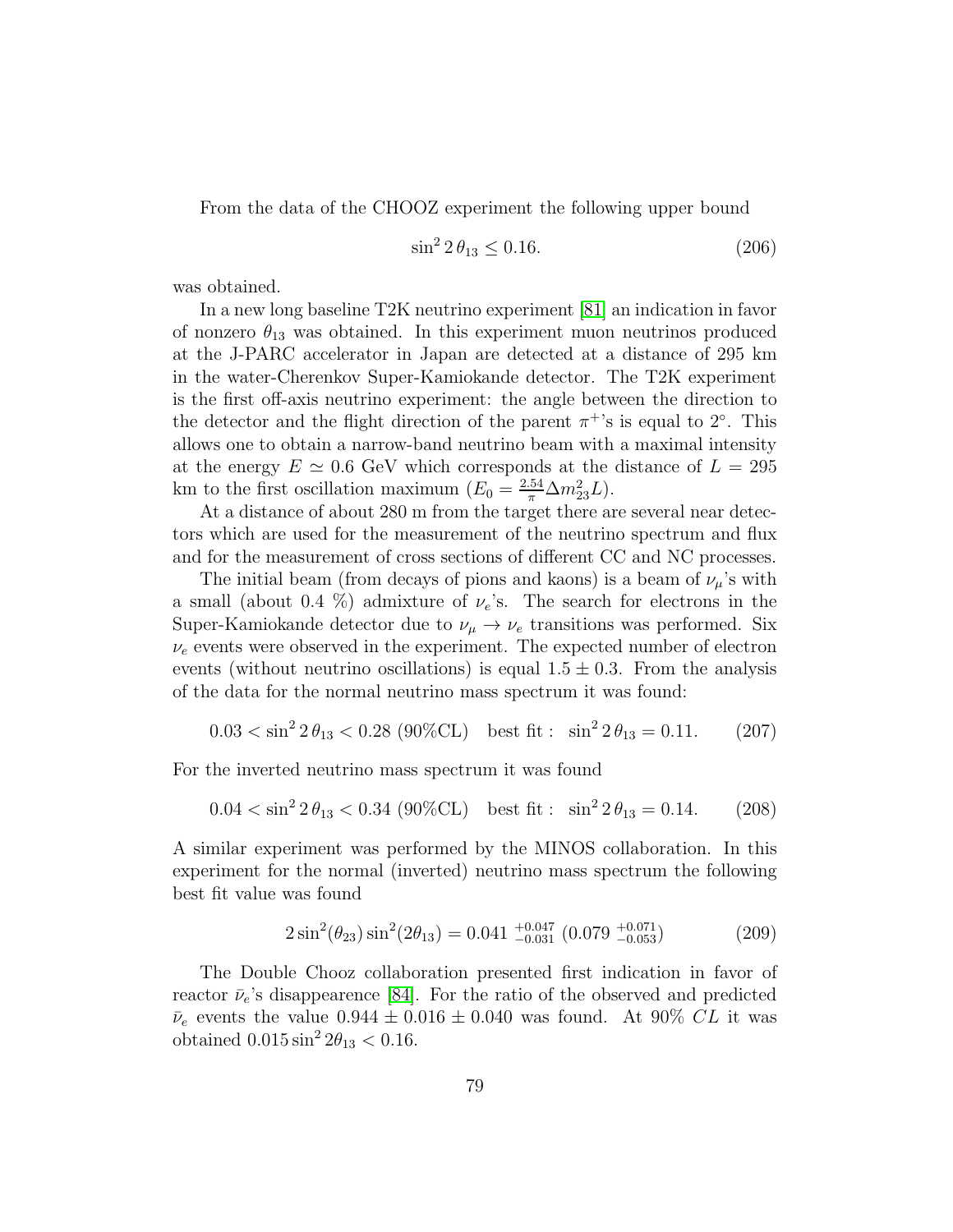From the data of the CHOOZ experiment the following upper bound

$$\sin^2 2\,\theta_{13} \leq 0.16. \tag{206}$$

was obtained.

In a new long baseline T2K neutrino experiment [81] an indication in favor of nonzero $\theta_{13}$ was obtained. In this experiment muon neutrinos produced at the J-PARC accelerator in Japan are detected at a distance of 295 km in the water-Cherenkov Super-Kamiokande detector. The T2K experiment is the first off-axis neutrino experiment: the angle between the direction to the detector and the flight direction of the parent $\pi^+$'s is equal to $2^\circ$. This allows one to obtain a narrow-band neutrino beam with a maximal intensity at the energy $E \simeq 0.6$ GeV which corresponds at the distance of $L = 295$ km to the first oscillation maximum ($E_0 = \frac{2.54}{\pi} \Delta m^2_{23} L$).

At a distance of about 280 m from the target there are several near detectors which are used for the measurement of the neutrino spectrum and flux and for the measurement of cross sections of different CC and NC processes.

The initial beam (from decays of pions and kaons) is a beam of $\nu_\mu$'s with a small (about 0.4 %) admixture of $\nu_e$'s. The search for electrons in the Super-Kamiokande detector due to $\nu_\mu \to \nu_e$ transitions was performed. Six $\nu_e$ events were observed in the experiment. The expected number of electron events (without neutrino oscillations) is equal $1.5 \pm 0.3$. From the analysis of the data for the normal neutrino mass spectrum it was found:

$$0.03 < \sin^2 2\,\theta_{13} < 0.28 \ (90\%\text{CL}) \quad \text{best fit}: \ \ \sin^2 2\,\theta_{13} = 0.11. \tag{207}$$

For the inverted neutrino mass spectrum it was found

$$0.04 < \sin^2 2\,\theta_{13} < 0.34 \ (90\%\text{CL}) \quad \text{best fit}: \ \ \sin^2 2\,\theta_{13} = 0.14. \tag{208}$$

A similar experiment was performed by the MINOS collaboration. In this experiment for the normal (inverted) neutrino mass spectrum the following best fit value was found

$$2\sin^2(\theta_{23})\sin^2(2\theta_{13}) = 0.041\ ^{+0.047}_{-0.031}\ (0.079\ ^{+0.071}_{-0.053}) \tag{209}$$

The Double Chooz collaboration presented first indication in favor of reactor $\bar\nu_e$'s disappearence [84]. For the ratio of the observed and predicted $\bar\nu_e$ events the value $0.944 \pm 0.016 \pm 0.040$ was found. At 90% $CL$ it was obtained $0.015 \sin^2 2\theta_{13} < 0.16$.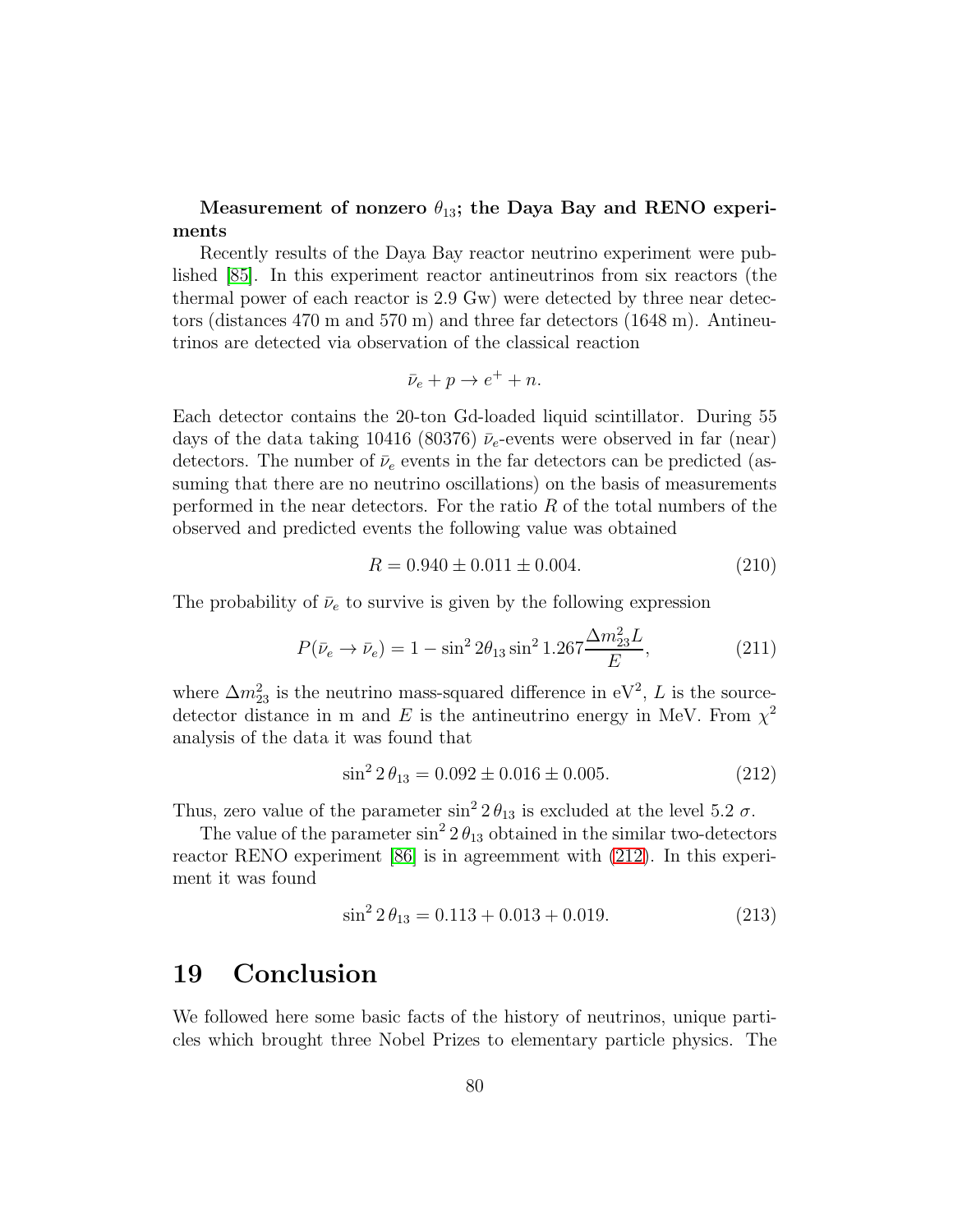**Measurement of nonzero $\theta_{13}$; the Daya Bay and RENO experiments**

Recently results of the Daya Bay reactor neutrino experiment were published [85]. In this experiment reactor antineutrinos from six reactors (the thermal power of each reactor is 2.9 Gw) were detected by three near detectors (distances 470 m and 570 m) and three far detectors (1648 m). Antineutrinos are detected via observation of the classical reaction

$$\bar{\nu}_e + p \to e^+ + n.$$

Each detector contains the 20-ton Gd-loaded liquid scintillator. During 55 days of the data taking 10416 (80376) $\bar{\nu}_e$-events were observed in far (near) detectors. The number of $\bar{\nu}_e$ events in the far detectors can be predicted (assuming that there are no neutrino oscillations) on the basis of measurements performed in the near detectors. For the ratio $R$ of the total numbers of the observed and predicted events the following value was obtained

$$R = 0.940 \pm 0.011 \pm 0.004. \tag{210}$$

The probability of $\bar{\nu}_e$ to survive is given by the following expression

$$P(\bar{\nu}_e \to \bar{\nu}_e) = 1 - \sin^2 2\theta_{13} \sin^2 1.267 \frac{\Delta m^2_{23} L}{E}, \tag{211}$$

where $\Delta m^2_{23}$ is the neutrino mass-squared difference in $\mathrm{eV}^2$, $L$ is the source-detector distance in m and $E$ is the antineutrino energy in MeV. From $\chi^2$ analysis of the data it was found that

$$\sin^2 2\,\theta_{13} = 0.092 \pm 0.016 \pm 0.005. \tag{212}$$

Thus, zero value of the parameter $\sin^2 2\,\theta_{13}$ is excluded at the level 5.2 $\sigma$.

The value of the parameter $\sin^2 2\,\theta_{13}$ obtained in the similar two-detectors reactor RENO experiment [86] is in agreemment with (212). In this experiment it was found

$$\sin^2 2\,\theta_{13} = 0.113 + 0.013 + 0.019. \tag{213}$$

# 19 Conclusion

We followed here some basic facts of the history of neutrinos, unique particles which brought three Nobel Prizes to elementary particle physics. The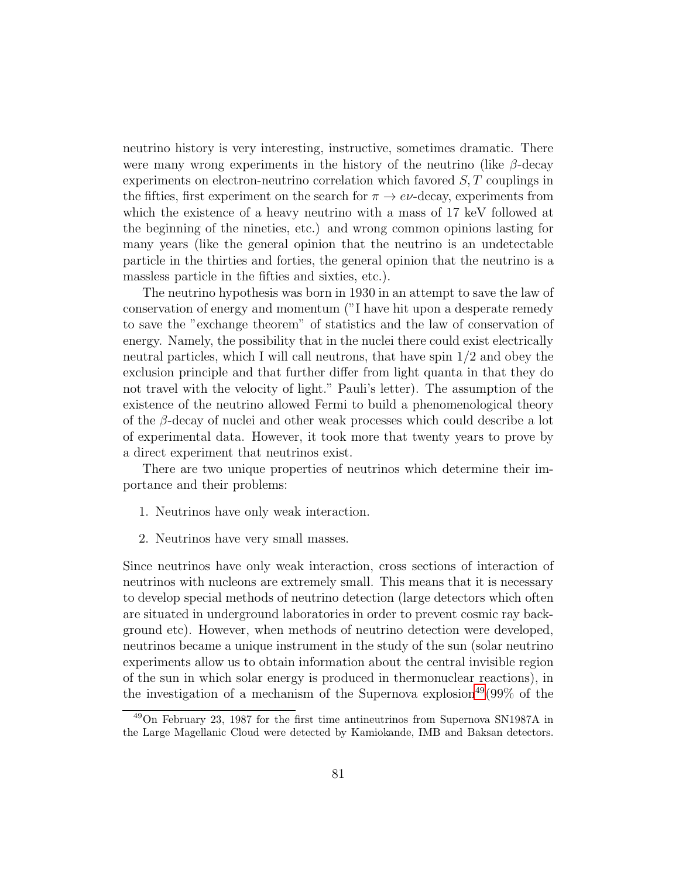neutrino history is very interesting, instructive, sometimes dramatic. There were many wrong experiments in the history of the neutrino (like $\beta$-decay experiments on electron-neutrino correlation which favored $S, T$ couplings in the fifties, first experiment on the search for $\pi \to e\nu$-decay, experiments from which the existence of a heavy neutrino with a mass of 17 keV followed at the beginning of the nineties, etc.) and wrong common opinions lasting for many years (like the general opinion that the neutrino is an undetectable particle in the thirties and forties, the general opinion that the neutrino is a massless particle in the fifties and sixties, etc.).

The neutrino hypothesis was born in 1930 in an attempt to save the law of conservation of energy and momentum ("I have hit upon a desperate remedy to save the "exchange theorem" of statistics and the law of conservation of energy. Namely, the possibility that in the nuclei there could exist electrically neutral particles, which I will call neutrons, that have spin 1/2 and obey the exclusion principle and that further differ from light quanta in that they do not travel with the velocity of light." Pauli's letter). The assumption of the existence of the neutrino allowed Fermi to build a phenomenological theory of the $\beta$-decay of nuclei and other weak processes which could describe a lot of experimental data. However, it took more that twenty years to prove by a direct experiment that neutrinos exist.

There are two unique properties of neutrinos which determine their importance and their problems:

1. Neutrinos have only weak interaction.
2. Neutrinos have very small masses.

Since neutrinos have only weak interaction, cross sections of interaction of neutrinos with nucleons are extremely small. This means that it is necessary to develop special methods of neutrino detection (large detectors which often are situated in underground laboratories in order to prevent cosmic ray background etc). However, when methods of neutrino detection were developed, neutrinos became a unique instrument in the study of the sun (solar neutrino experiments allow us to obtain information about the central invisible region of the sun in which solar energy is produced in thermonuclear reactions), in the investigation of a mechanism of the Supernova explosion[49] (99% of the

[49] On February 23, 1987 for the first time antineutrinos from Supernova SN1987A in the Large Magellanic Cloud were detected by Kamiokande, IMB and Baksan detectors.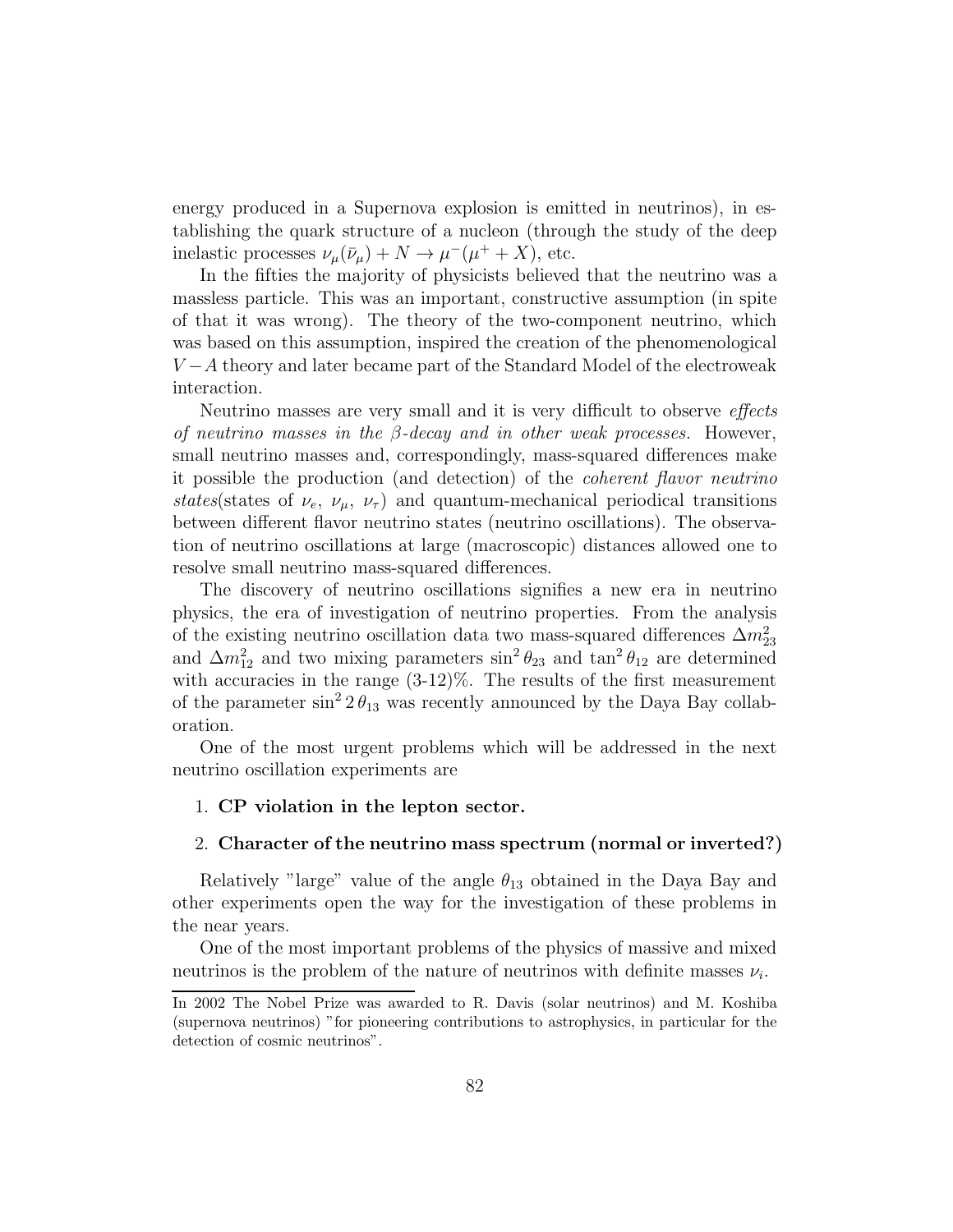energy produced in a Supernova explosion is emitted in neutrinos), in establishing the quark structure of a nucleon (through the study of the deep inelastic processes $\nu_\mu(\bar{\nu}_\mu) + N \to \mu^-(\mu^+ + X)$, etc.

In the fifties the majority of physicists believed that the neutrino was a massless particle. This was an important, constructive assumption (in spite of that it was wrong). The theory of the two-component neutrino, which was based on this assumption, inspired the creation of the phenomenological $V - A$ theory and later became part of the Standard Model of the electroweak interaction.

Neutrino masses are very small and it is very difficult to observe *effects of neutrino masses in the β-decay and in other weak processes.* However, small neutrino masses and, correspondingly, mass-squared differences make it possible the production (and detection) of the *coherent flavor neutrino states*(states of $\nu_e,\ \nu_\mu,\ \nu_\tau$) and quantum-mechanical periodical transitions between different flavor neutrino states (neutrino oscillations). The observation of neutrino oscillations at large (macroscopic) distances allowed one to resolve small neutrino mass-squared differences.

The discovery of neutrino oscillations signifies a new era in neutrino physics, the era of investigation of neutrino properties. From the analysis of the existing neutrino oscillation data two mass-squared differences $\Delta m^2_{23}$ and $\Delta m^2_{12}$ and two mixing parameters $\sin^2\theta_{23}$ and $\tan^2\theta_{12}$ are determined with accuracies in the range (3-12)%. The results of the first measurement of the parameter $\sin^2 2\,\theta_{13}$ was recently announced by the Daya Bay collaboration.

One of the most urgent problems which will be addressed in the next neutrino oscillation experiments are

1. **CP violation in the lepton sector.**
2. **Character of the neutrino mass spectrum (normal or inverted?)**

Relatively "large" value of the angle $\theta_{13}$ obtained in the Daya Bay and other experiments open the way for the investigation of these problems in the near years.

One of the most important problems of the physics of massive and mixed neutrinos is the problem of the nature of neutrinos with definite masses $\nu_i$.

In 2002 The Nobel Prize was awarded to R. Davis (solar neutrinos) and M. Koshiba (supernova neutrinos) "for pioneering contributions to astrophysics, in particular for the detection of cosmic neutrinos".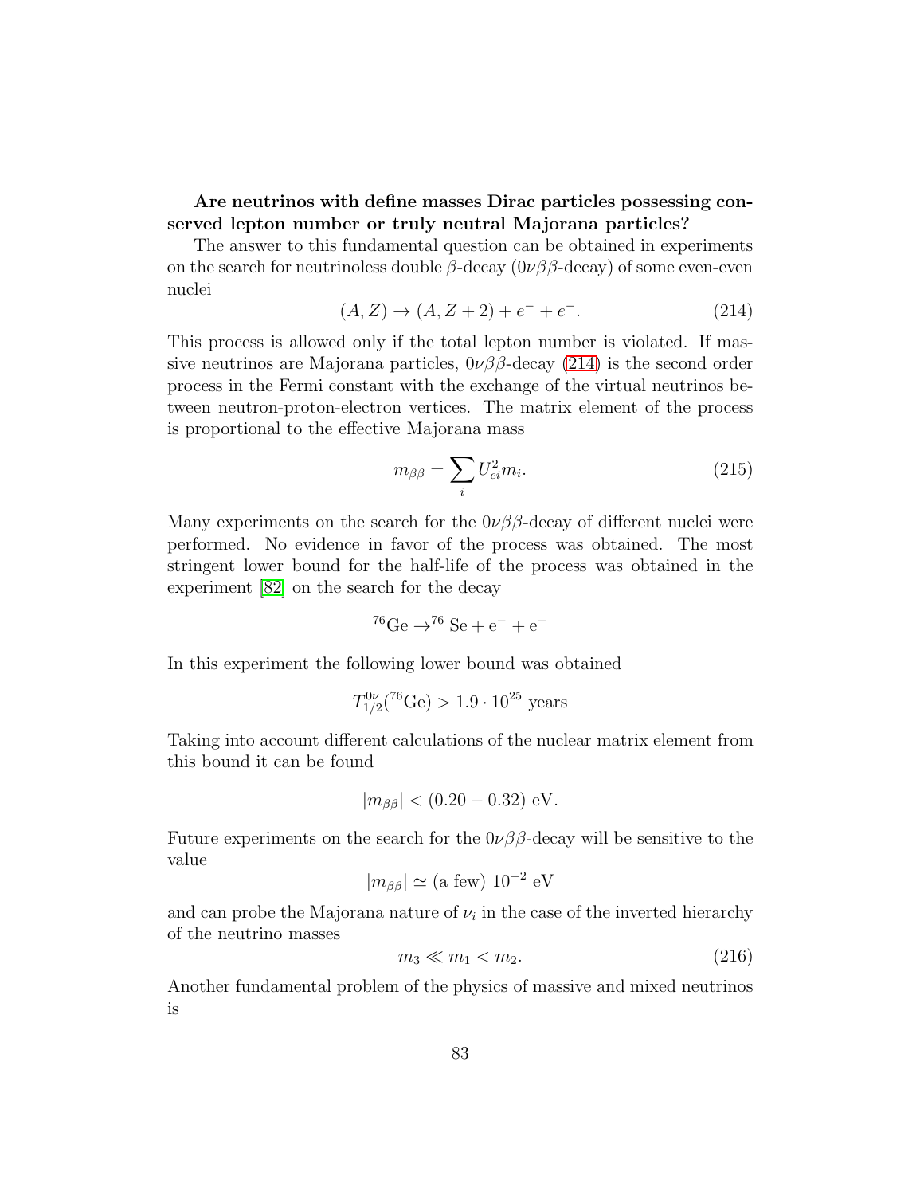**Are neutrinos with define masses Dirac particles possessing conserved lepton number or truly neutral Majorana particles?**

The answer to this fundamental question can be obtained in experiments on the search for neutrinoless double $\beta$-decay ($0\nu\beta\beta$-decay) of some even-even nuclei

$$(A, Z) \to (A, Z + 2) + e^- + e^-. \tag{214}$$

This process is allowed only if the total lepton number is violated. If massive neutrinos are Majorana particles, $0\nu\beta\beta$-decay (214) is the second order process in the Fermi constant with the exchange of the virtual neutrinos between neutron-proton-electron vertices. The matrix element of the process is proportional to the effective Majorana mass

$$m_{\beta\beta} = \sum_i U_{ei}^2 m_i. \tag{215}$$

Many experiments on the search for the $0\nu\beta\beta$-decay of different nuclei were performed. No evidence in favor of the process was obtained. The most stringent lower bound for the half-life of the process was obtained in the experiment [82] on the search for the decay

$$^{76}\mathrm{Ge} \to ^{76}\mathrm{Se} + \mathrm{e}^- + \mathrm{e}^-$$

In this experiment the following lower bound was obtained

$$T_{1/2}^{0\nu}(^{76}\mathrm{Ge}) > 1.9 \cdot 10^{25} \text{ years}$$

Taking into account different calculations of the nuclear matrix element from this bound it can be found

$$|m_{\beta\beta}| < (0.20 - 0.32) \text{ eV}.$$

Future experiments on the search for the $0\nu\beta\beta$-decay will be sensitive to the value

$$|m_{\beta\beta}| \simeq (\text{a few}) \ 10^{-2} \text{ eV}$$

and can probe the Majorana nature of $\nu_i$ in the case of the inverted hierarchy of the neutrino masses

$$m_3 \ll m_1 < m_2. \tag{216}$$

Another fundamental problem of the physics of massive and mixed neutrinos is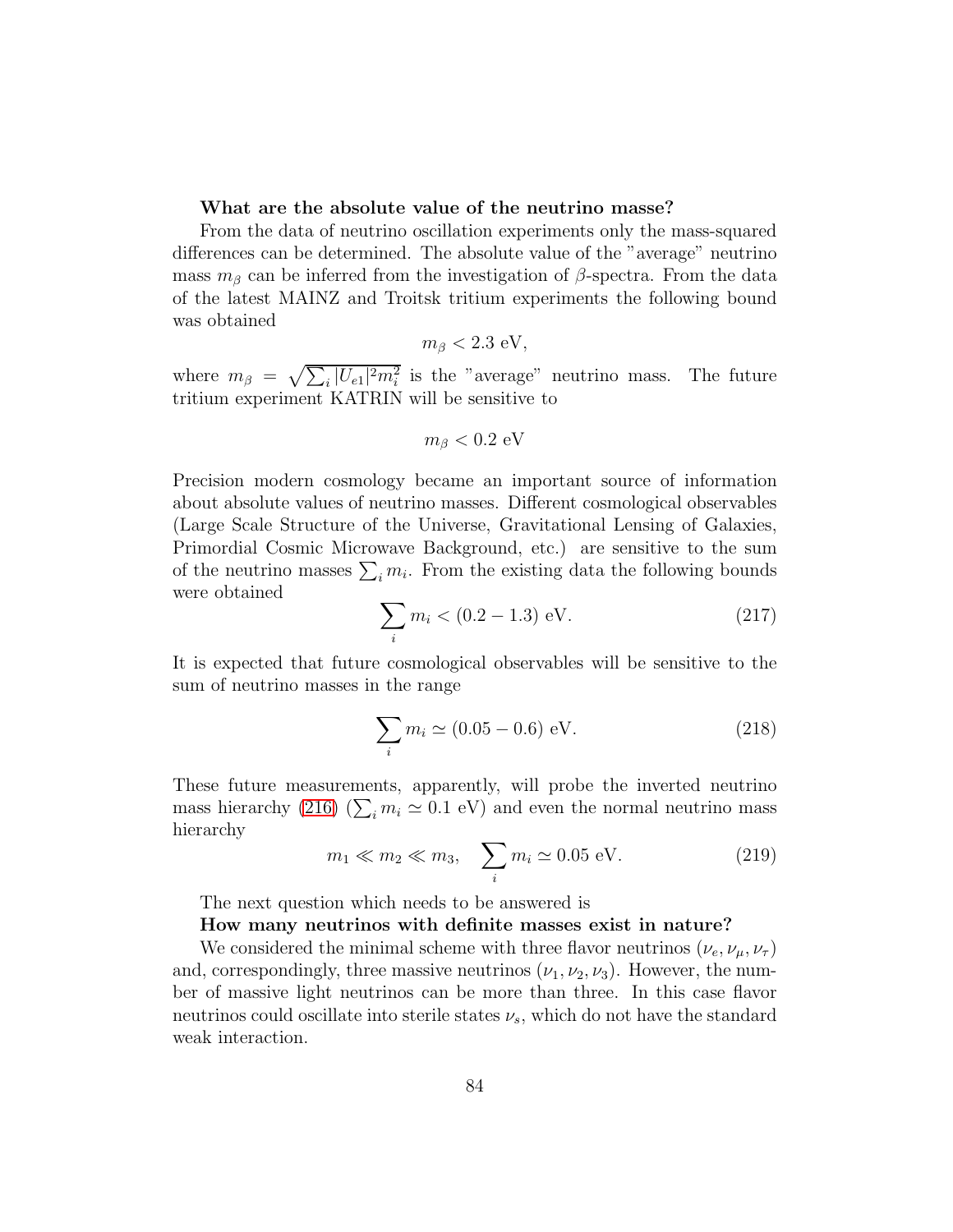**What are the absolute value of the neutrino masse?**

From the data of neutrino oscillation experiments only the mass-squared differences can be determined. The absolute value of the "average" neutrino mass $m_\beta$ can be inferred from the investigation of $\beta$-spectra. From the data of the latest MAINZ and Troitsk tritium experiments the following bound was obtained

$$m_\beta < 2.3 \text{ eV},$$

where $m_\beta = \sqrt{\sum_i |U_{e1}|^2 m_i^2}$ is the "average" neutrino mass. The future tritium experiment KATRIN will be sensitive to

$$m_\beta < 0.2 \text{ eV}$$

Precision modern cosmology became an important source of information about absolute values of neutrino masses. Different cosmological observables (Large Scale Structure of the Universe, Gravitational Lensing of Galaxies, Primordial Cosmic Microwave Background, etc.) are sensitive to the sum of the neutrino masses $\sum_i m_i$. From the existing data the following bounds were obtained

$$\sum_i m_i < (0.2 - 1.3) \text{ eV}. \tag{217}$$

It is expected that future cosmological observables will be sensitive to the sum of neutrino masses in the range

$$\sum_i m_i \simeq (0.05 - 0.6) \text{ eV}. \tag{218}$$

These future measurements, apparently, will probe the inverted neutrino mass hierarchy (216) ($\sum_i m_i \simeq 0.1$ eV) and even the normal neutrino mass hierarchy

$$m_1 \ll m_2 \ll m_3, \quad \sum_i m_i \simeq 0.05 \text{ eV}. \tag{219}$$

The next question which needs to be answered is

**How many neutrinos with definite masses exist in nature?**

We considered the minimal scheme with three flavor neutrinos ($\nu_e, \nu_\mu, \nu_\tau$) and, correspondingly, three massive neutrinos ($\nu_1, \nu_2, \nu_3$). However, the number of massive light neutrinos can be more than three. In this case flavor neutrinos could oscillate into sterile states $\nu_s$, which do not have the standard weak interaction.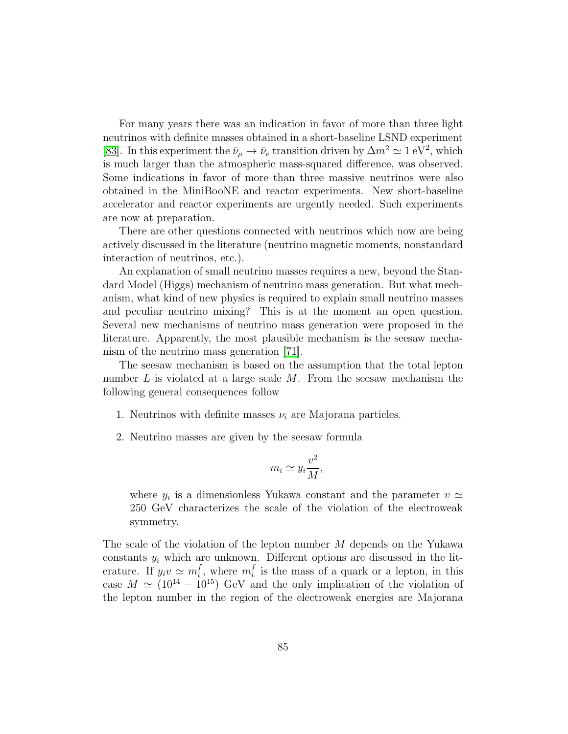For many years there was an indication in favor of more than three light neutrinos with definite masses obtained in a short-baseline LSND experiment [83]. In this experiment the $\bar{\nu}_\mu \to \bar{\nu}_e$ transition driven by $\Delta m^2 \simeq 1\ \text{eV}^2$, which is much larger than the atmospheric mass-squared difference, was observed. Some indications in favor of more than three massive neutrinos were also obtained in the MiniBooNE and reactor experiments. New short-baseline accelerator and reactor experiments are urgently needed. Such experiments are now at preparation.

There are other questions connected with neutrinos which now are being actively discussed in the literature (neutrino magnetic moments, nonstandard interaction of neutrinos, etc.).

An explanation of small neutrino masses requires a new, beyond the Standard Model (Higgs) mechanism of neutrino mass generation. But what mechanism, what kind of new physics is required to explain small neutrino masses and peculiar neutrino mixing? This is at the moment an open question. Several new mechanisms of neutrino mass generation were proposed in the literature. Apparently, the most plausible mechanism is the seesaw mechanism of the neutrino mass generation [71].

The seesaw mechanism is based on the assumption that the total lepton number $L$ is violated at a large scale $M$. From the seesaw mechanism the following general consequences follow

1. Neutrinos with definite masses $\nu_i$ are Majorana particles.
2. Neutrino masses are given by the seesaw formula

$$m_i \simeq y_i \frac{v^2}{M},$$

where $y_i$ is a dimensionless Yukawa constant and the parameter $v \simeq 250$ GeV characterizes the scale of the violation of the electroweak symmetry.

The scale of the violation of the lepton number $M$ depends on the Yukawa constants $y_i$ which are unknown. Different options are discussed in the literature. If $y_i v \simeq m_i^f$, where $m_i^f$ is the mass of a quark or a lepton, in this case $M \simeq (10^{14} - 10^{15})$ GeV and the only implication of the violation of the lepton number in the region of the electroweak energies are Majorana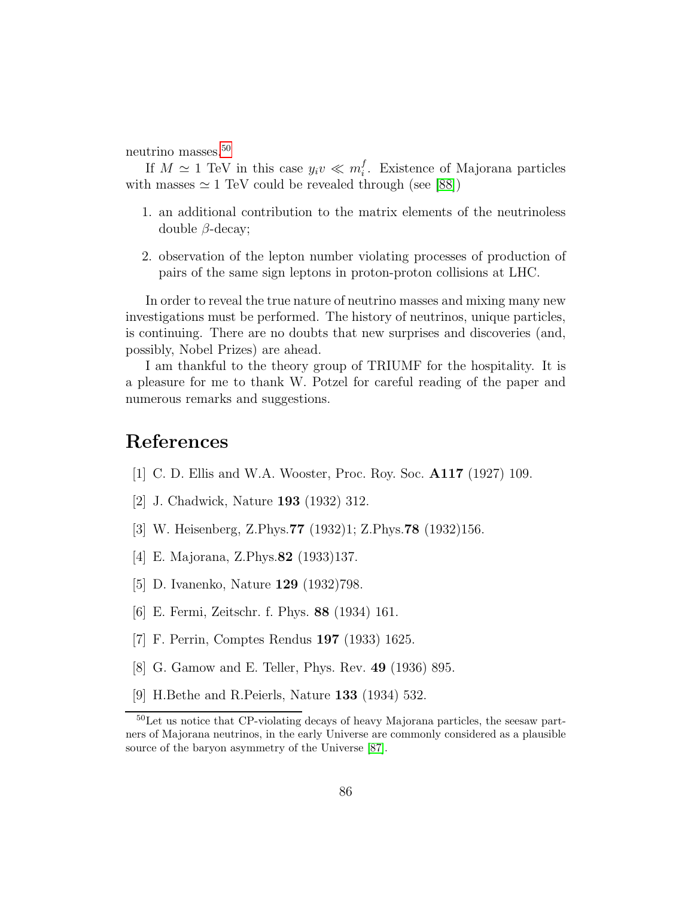neutrino masses.[50]

If $M \simeq 1$ TeV in this case $y_i v \ll m_i^f$. Existence of Majorana particles with masses $\simeq 1$ TeV could be revealed through (see [88])

1. an additional contribution to the matrix elements of the neutrinoless double $\beta$-decay;
2. observation of the lepton number violating processes of production of pairs of the same sign leptons in proton-proton collisions at LHC.

In order to reveal the true nature of neutrino masses and mixing many new investigations must be performed. The history of neutrinos, unique particles, is continuing. There are no doubts that new surprises and discoveries (and, possibly, Nobel Prizes) are ahead.

I am thankful to the theory group of TRIUMF for the hospitality. It is a pleasure for me to thank W. Potzel for careful reading of the paper and numerous remarks and suggestions.

# References

[1] C. D. Ellis and W.A. Wooster, Proc. Roy. Soc. **A117** (1927) 109.

[2] J. Chadwick, Nature **193** (1932) 312.

[3] W. Heisenberg, Z.Phys.**77** (1932)1; Z.Phys.**78** (1932)156.

[4] E. Majorana, Z.Phys.**82** (1933)137.

[5] D. Ivanenko, Nature **129** (1932)798.

[6] E. Fermi, Zeitschr. f. Phys. **88** (1934) 161.

[7] F. Perrin, Comptes Rendus **197** (1933) 1625.

[8] G. Gamow and E. Teller, Phys. Rev. **49** (1936) 895.

[9] H.Bethe and R.Peierls, Nature **133** (1934) 532.

[50] Let us notice that CP-violating decays of heavy Majorana particles, the seesaw partners of Majorana neutrinos, in the early Universe are commonly considered as a plausible source of the baryon asymmetry of the Universe [87].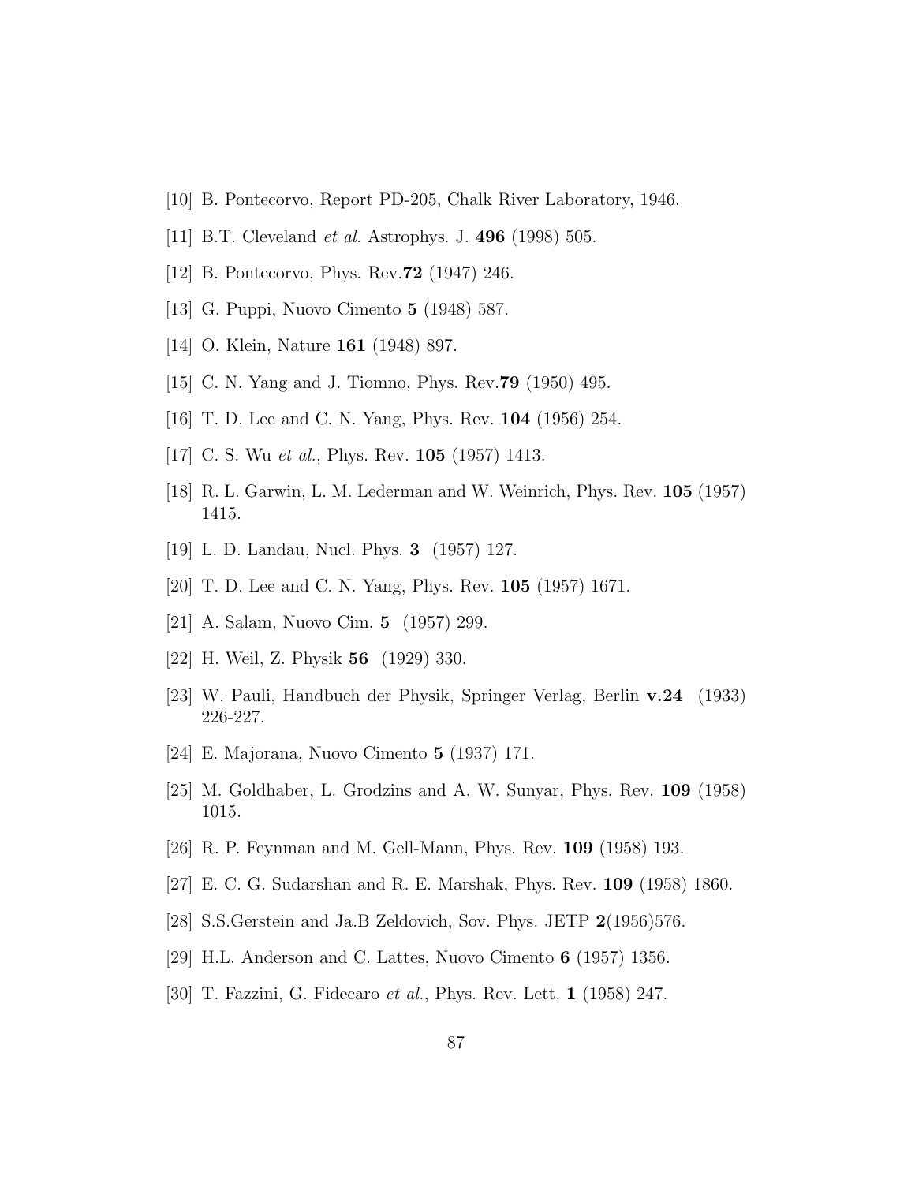[10] B. Pontecorvo, Report PD-205, Chalk River Laboratory, 1946.

[11] B.T. Cleveland *et al.* Astrophys. J. **496** (1998) 505.

[12] B. Pontecorvo, Phys. Rev.**72** (1947) 246.

[13] G. Puppi, Nuovo Cimento **5** (1948) 587.

[14] O. Klein, Nature **161** (1948) 897.

[15] C. N. Yang and J. Tiomno, Phys. Rev.**79** (1950) 495.

[16] T. D. Lee and C. N. Yang, Phys. Rev. **104** (1956) 254.

[17] C. S. Wu *et al.*, Phys. Rev. **105** (1957) 1413.

[18] R. L. Garwin, L. M. Lederman and W. Weinrich, Phys. Rev. **105** (1957) 1415.

[19] L. D. Landau, Nucl. Phys. **3** (1957) 127.

[20] T. D. Lee and C. N. Yang, Phys. Rev. **105** (1957) 1671.

[21] A. Salam, Nuovo Cim. **5** (1957) 299.

[22] H. Weil, Z. Physik **56** (1929) 330.

[23] W. Pauli, Handbuch der Physik, Springer Verlag, Berlin **v.24** (1933) 226-227.

[24] E. Majorana, Nuovo Cimento **5** (1937) 171.

[25] M. Goldhaber, L. Grodzins and A. W. Sunyar, Phys. Rev. **109** (1958) 1015.

[26] R. P. Feynman and M. Gell-Mann, Phys. Rev. **109** (1958) 193.

[27] E. C. G. Sudarshan and R. E. Marshak, Phys. Rev. **109** (1958) 1860.

[28] S.S.Gerstein and Ja.B Zeldovich, Sov. Phys. JETP **2**(1956)576.

[29] H.L. Anderson and C. Lattes, Nuovo Cimento **6** (1957) 1356.

[30] T. Fazzini, G. Fidecaro *et al.*, Phys. Rev. Lett. **1** (1958) 247.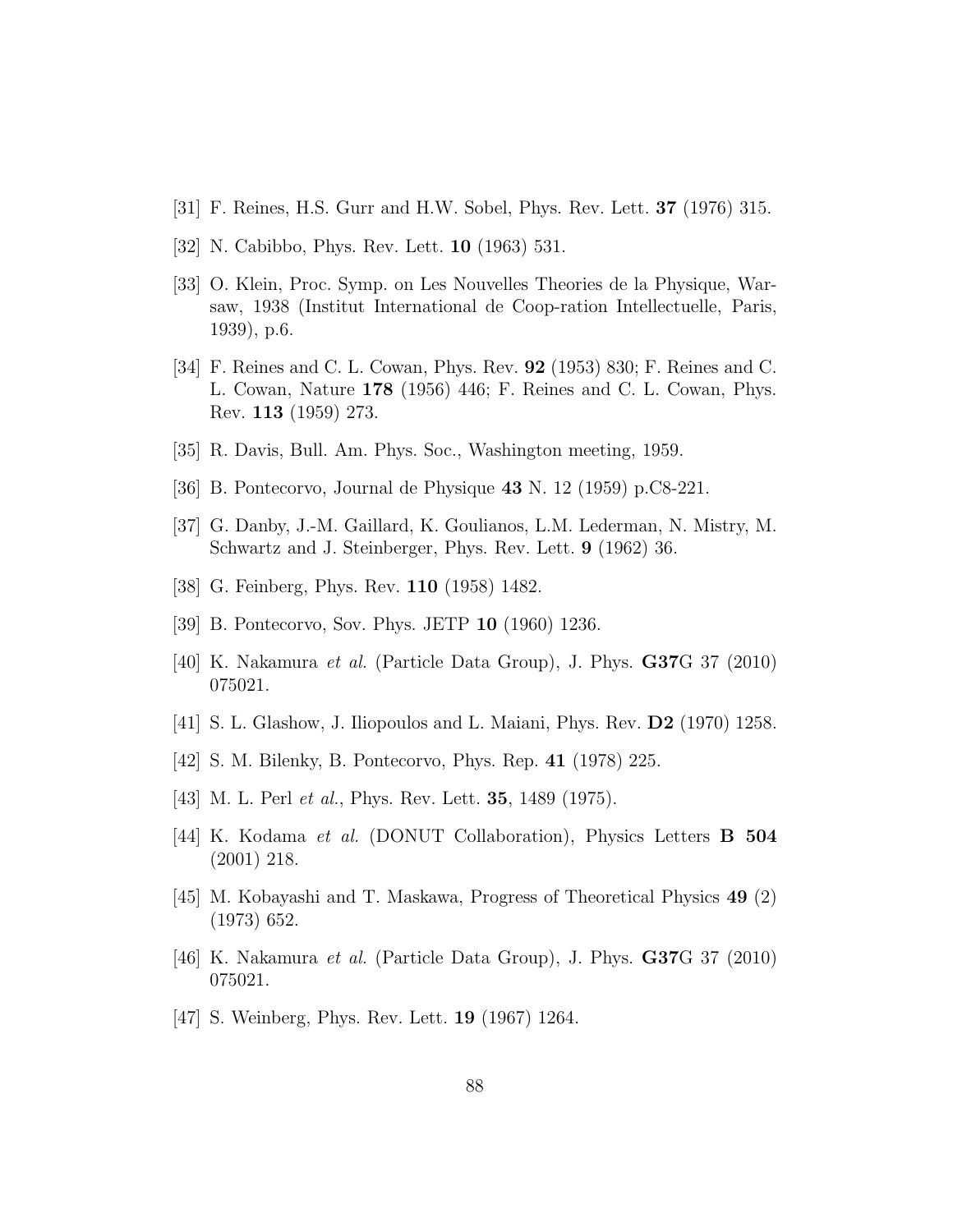[31] F. Reines, H.S. Gurr and H.W. Sobel, Phys. Rev. Lett. **37** (1976) 315.

[32] N. Cabibbo, Phys. Rev. Lett. **10** (1963) 531.

[33] O. Klein, Proc. Symp. on Les Nouvelles Theories de la Physique, Warsaw, 1938 (Institut International de Coop-ration Intellectuelle, Paris, 1939), p.6.

[34] F. Reines and C. L. Cowan, Phys. Rev. **92** (1953) 830; F. Reines and C. L. Cowan, Nature **178** (1956) 446; F. Reines and C. L. Cowan, Phys. Rev. **113** (1959) 273.

[35] R. Davis, Bull. Am. Phys. Soc., Washington meeting, 1959.

[36] B. Pontecorvo, Journal de Physique **43** N. 12 (1959) p.C8-221.

[37] G. Danby, J.-M. Gaillard, K. Goulianos, L.M. Lederman, N. Mistry, M. Schwartz and J. Steinberger, Phys. Rev. Lett. **9** (1962) 36.

[38] G. Feinberg, Phys. Rev. **110** (1958) 1482.

[39] B. Pontecorvo, Sov. Phys. JETP **10** (1960) 1236.

[40] K. Nakamura *et al.* (Particle Data Group), J. Phys. **G37**G 37 (2010) 075021.

[41] S. L. Glashow, J. Iliopoulos and L. Maiani, Phys. Rev. **D2** (1970) 1258.

[42] S. M. Bilenky, B. Pontecorvo, Phys. Rep. **41** (1978) 225.

[43] M. L. Perl *et al.*, Phys. Rev. Lett. **35**, 1489 (1975).

[44] K. Kodama *et al.* (DONUT Collaboration), Physics Letters **B 504** (2001) 218.

[45] M. Kobayashi and T. Maskawa, Progress of Theoretical Physics **49** (2) (1973) 652.

[46] K. Nakamura *et al.* (Particle Data Group), J. Phys. **G37**G 37 (2010) 075021.

[47] S. Weinberg, Phys. Rev. Lett. **19** (1967) 1264.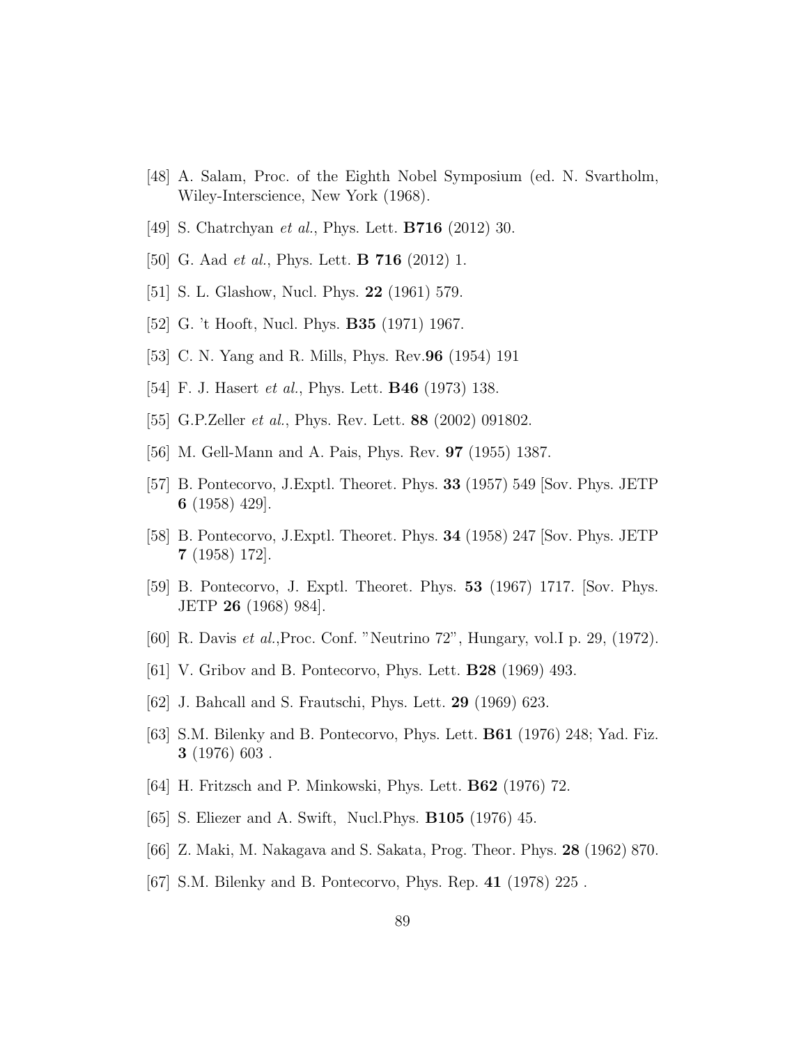[48] A. Salam, Proc. of the Eighth Nobel Symposium (ed. N. Svartholm, Wiley-Interscience, New York (1968).

[49] S. Chatrchyan *et al.*, Phys. Lett. **B716** (2012) 30.

[50] G. Aad *et al.*, Phys. Lett. **B 716** (2012) 1.

[51] S. L. Glashow, Nucl. Phys. **22** (1961) 579.

[52] G. 't Hooft, Nucl. Phys. **B35** (1971) 1967.

[53] C. N. Yang and R. Mills, Phys. Rev.**96** (1954) 191

[54] F. J. Hasert *et al.*, Phys. Lett. **B46** (1973) 138.

[55] G.P.Zeller *et al.*, Phys. Rev. Lett. **88** (2002) 091802.

[56] M. Gell-Mann and A. Pais, Phys. Rev. **97** (1955) 1387.

[57] B. Pontecorvo, J.Exptl. Theoret. Phys. **33** (1957) 549 [Sov. Phys. JETP **6** (1958) 429].

[58] B. Pontecorvo, J.Exptl. Theoret. Phys. **34** (1958) 247 [Sov. Phys. JETP **7** (1958) 172].

[59] B. Pontecorvo, J. Exptl. Theoret. Phys. **53** (1967) 1717. [Sov. Phys. JETP **26** (1968) 984].

[60] R. Davis *et al.*,Proc. Conf. "Neutrino 72", Hungary, vol.I p. 29, (1972).

[61] V. Gribov and B. Pontecorvo, Phys. Lett. **B28** (1969) 493.

[62] J. Bahcall and S. Frautschi, Phys. Lett. **29** (1969) 623.

[63] S.M. Bilenky and B. Pontecorvo, Phys. Lett. **B61** (1976) 248; Yad. Fiz. **3** (1976) 603 .

[64] H. Fritzsch and P. Minkowski, Phys. Lett. **B62** (1976) 72.

[65] S. Eliezer and A. Swift, Nucl.Phys. **B105** (1976) 45.

[66] Z. Maki, M. Nakagava and S. Sakata, Prog. Theor. Phys. **28** (1962) 870.

[67] S.M. Bilenky and B. Pontecorvo, Phys. Rep. **41** (1978) 225 .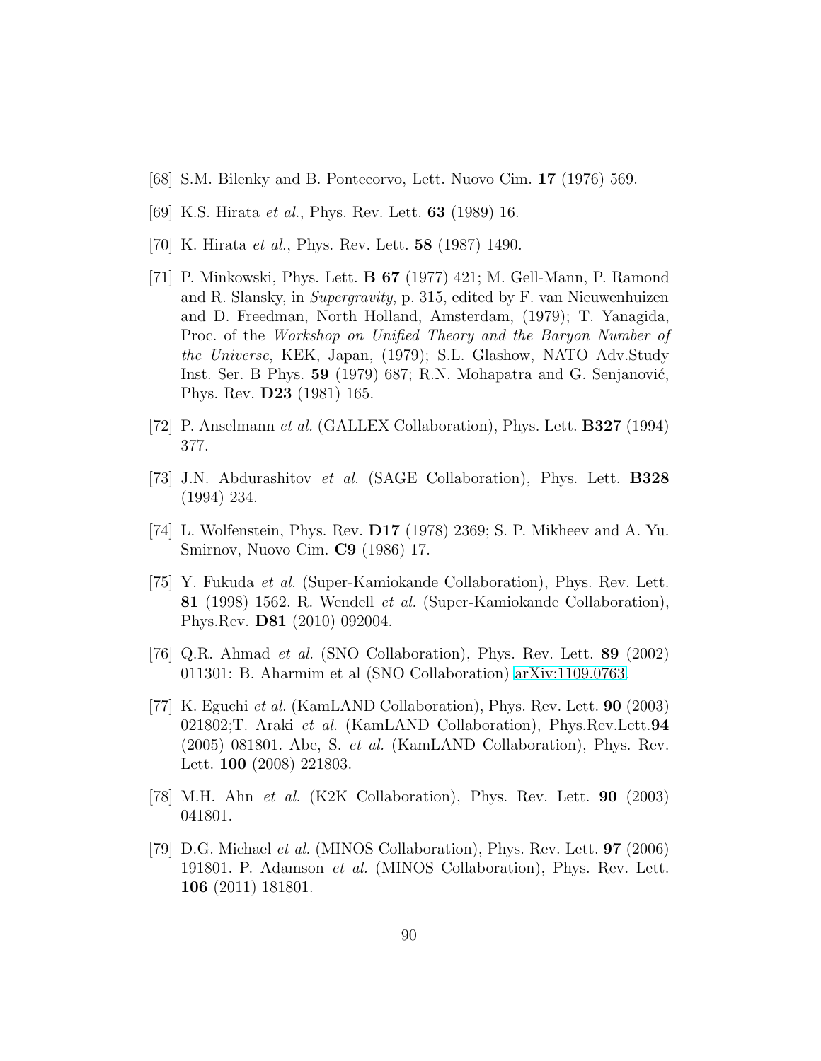[68] S.M. Bilenky and B. Pontecorvo, Lett. Nuovo Cim. **17** (1976) 569.

[69] K.S. Hirata *et al.*, Phys. Rev. Lett. **63** (1989) 16.

[70] K. Hirata *et al.*, Phys. Rev. Lett. **58** (1987) 1490.

[71] P. Minkowski, Phys. Lett. **B 67** (1977) 421; M. Gell-Mann, P. Ramond and R. Slansky, in *Supergravity*, p. 315, edited by F. van Nieuwenhuizen and D. Freedman, North Holland, Amsterdam, (1979); T. Yanagida, Proc. of the *Workshop on Unified Theory and the Baryon Number of the Universe*, KEK, Japan, (1979); S.L. Glashow, NATO Adv.Study Inst. Ser. B Phys. **59** (1979) 687; R.N. Mohapatra and G. Senjanović, Phys. Rev. **D23** (1981) 165.

[72] P. Anselmann *et al.* (GALLEX Collaboration), Phys. Lett. **B327** (1994) 377.

[73] J.N. Abdurashitov *et al.* (SAGE Collaboration), Phys. Lett. **B328** (1994) 234.

[74] L. Wolfenstein, Phys. Rev. **D17** (1978) 2369; S. P. Mikheev and A. Yu. Smirnov, Nuovo Cim. **C9** (1986) 17.

[75] Y. Fukuda *et al.* (Super-Kamiokande Collaboration), Phys. Rev. Lett. **81** (1998) 1562. R. Wendell *et al.* (Super-Kamiokande Collaboration), Phys.Rev. **D81** (2010) 092004.

[76] Q.R. Ahmad *et al.* (SNO Collaboration), Phys. Rev. Lett. **89** (2002) 011301: B. Aharmim et al (SNO Collaboration) arXiv:1109.0763.

[77] K. Eguchi *et al.* (KamLAND Collaboration), Phys. Rev. Lett. **90** (2003) 021802;T. Araki *et al.* (KamLAND Collaboration), Phys.Rev.Lett.**94** (2005) 081801. Abe, S. *et al.* (KamLAND Collaboration), Phys. Rev. Lett. **100** (2008) 221803.

[78] M.H. Ahn *et al.* (K2K Collaboration), Phys. Rev. Lett. **90** (2003) 041801.

[79] D.G. Michael *et al.* (MINOS Collaboration), Phys. Rev. Lett. **97** (2006) 191801. P. Adamson *et al.* (MINOS Collaboration), Phys. Rev. Lett. **106** (2011) 181801.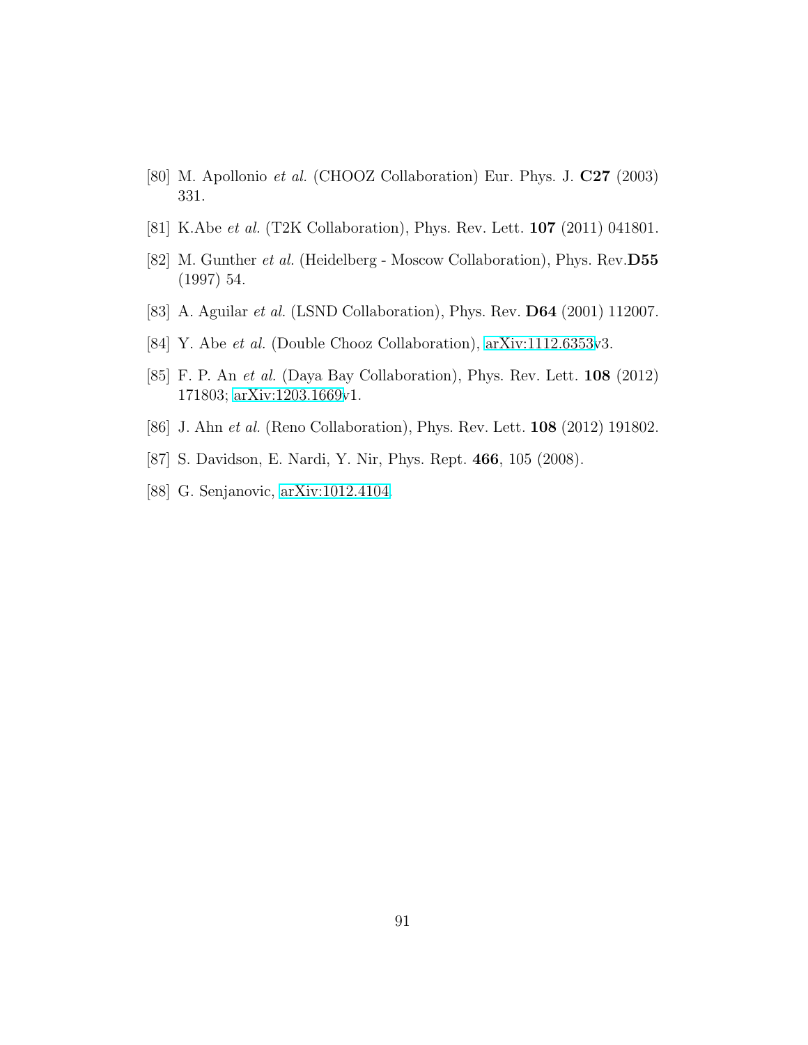[80] M. Apollonio *et al.* (CHOOZ Collaboration) Eur. Phys. J. **C27** (2003) 331.

[81] K.Abe *et al.* (T2K Collaboration), Phys. Rev. Lett. **107** (2011) 041801.

[82] M. Gunther *et al.* (Heidelberg - Moscow Collaboration), Phys. Rev.**D55** (1997) 54.

[83] A. Aguilar *et al.* (LSND Collaboration), Phys. Rev. **D64** (2001) 112007.

[84] Y. Abe *et al.* (Double Chooz Collaboration), arXiv:1112.6353v3.

[85] F. P. An *et al.* (Daya Bay Collaboration), Phys. Rev. Lett. **108** (2012) 171803; arXiv:1203.1669v1.

[86] J. Ahn *et al.* (Reno Collaboration), Phys. Rev. Lett. **108** (2012) 191802.

[87] S. Davidson, E. Nardi, Y. Nir, Phys. Rept. **466**, 105 (2008).

[88] G. Senjanovic, arXiv:1012.4104.